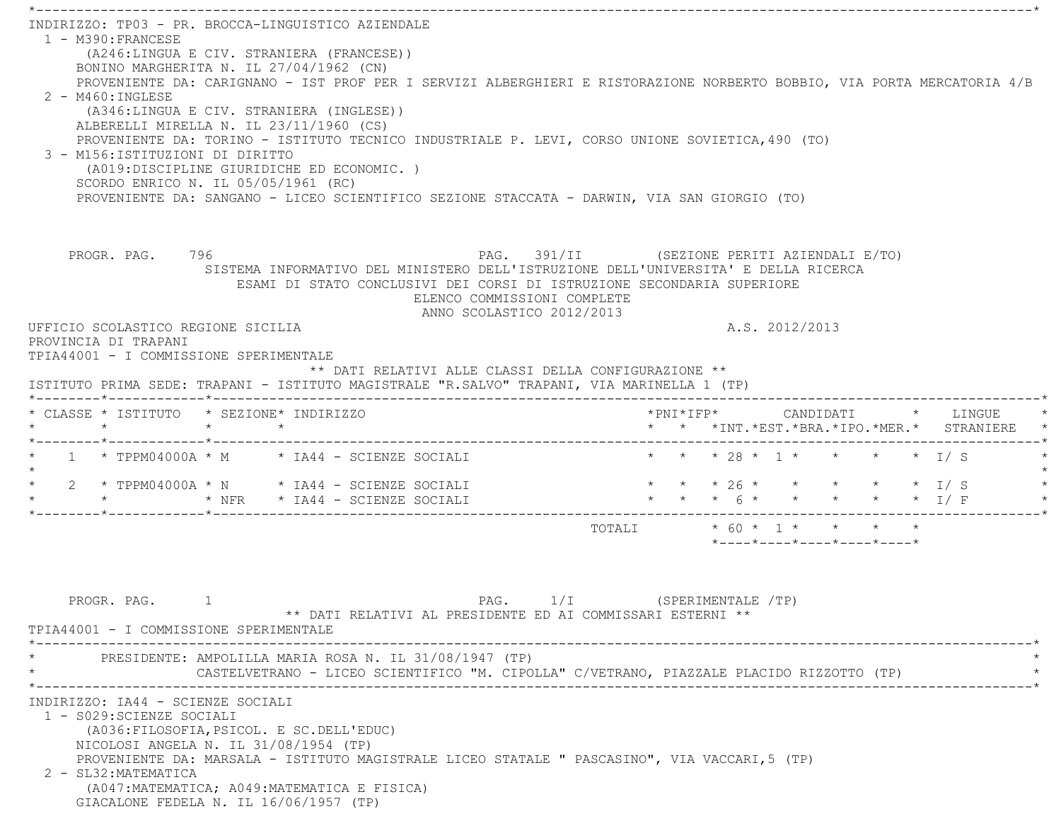INDIRIZZO: TP03 - PR. BROCCA-LINGUISTICO AZIENDALE

1 - M390:FRANCESE
  (A246:LINGUA E CIV. STRANIERA (FRANCESE))
  BONINO MARGHERITA N. IL 27/04/1962 (CN)
  PROVENIENTE DA: CARIGNANO - IST PROF PER I SERVIZI ALBERGHIERI E RISTORAZIONE NORBERTO BOBBIO, VIA PORTA MERCATORIA 4/B
2 - M460:INGLESE
  (A346:LINGUA E CIV. STRANIERA (INGLESE))
  ALBERELLI MIRELLA N. IL 23/11/1960 (CS)
  PROVENIENTE DA: TORINO - ISTITUTO TECNICO INDUSTRIALE P. LEVI, CORSO UNIONE SOVIETICA,490 (TO)
3 - M156:ISTITUZIONI DI DIRITTO
  (A019:DISCIPLINE GIURIDICHE ED ECONOMIC. )
  SCORDO ENRICO N. IL 05/05/1961 (RC)
  PROVENIENTE DA: SANGANO - LICEO SCIENTIFICO SEZIONE STACCATA - DARWIN, VIA SAN GIORGIO (TO)

PROGR. PAG. 796 PAG. 391/II (SEZIONE PERITI AZIENDALI E/TO)

SISTEMA INFORMATIVO DEL MINISTERO DELL'ISTRUZIONE DELL'UNIVERSITA' E DELLA RICERCA
ESAMI DI STATO CONCLUSIVI DEI CORSI DI ISTRUZIONE SECONDARIA SUPERIORE
ELENCO COMMISSIONI COMPLETE
ANNO SCOLASTICO 2012/2013

UFFICIO SCOLASTICO REGIONE SICILIA A.S. 2012/2013
PROVINCIA DI TRAPANI
TPIA44001 - I COMMISSIONE SPERIMENTALE

** DATI RELATIVI ALLE CLASSI DELLA CONFIGURAZIONE **

ISTITUTO PRIMA SEDE: TRAPANI - ISTITUTO MAGISTRALE "R.SALVO" TRAPANI, VIA MARINELLA 1 (TP)

| CLASSE | ISTITUTO | SEZIONE | INDIRIZZO | PNI | IFP | CANDIDATI INT. | CANDIDATI EST. | CANDIDATI BRA. | CANDIDATI IPO. | CANDIDATI MER. | LINGUE STRANIERE |
|---|---|---|---|---|---|---|---|---|---|---|---|
| 1 | TPPM04000A | M | IA44 - SCIENZE SOCIALI | | | 28 | 1 | | | | I/ S |
| 2 | TPPM04000A | N | IA44 - SCIENZE SOCIALI | | | 26 | | | | | I/ S |
| | | NFR | IA44 - SCIENZE SOCIALI | | | 6 | | | | | I/ F |
| | | | TOTALI | | | 60 | 1 | | | | |

PROGR. PAG. 1 PAG. 1/I (SPERIMENTALE /TP)

** DATI RELATIVI AL PRESIDENTE ED AI COMMISSARI ESTERNI **

TPIA44001 - I COMMISSIONE SPERIMENTALE

PRESIDENTE: AMPOLILLA MARIA ROSA N. IL 31/08/1947 (TP)
CASTELVETRANO - LICEO SCIENTIFICO "M. CIPOLLA" C/VETRANO, PIAZZALE PLACIDO RIZZOTTO (TP)

INDIRIZZO: IA44 - SCIENZE SOCIALI

1 - S029:SCIENZE SOCIALI
  (A036:FILOSOFIA,PSICOL. E SC.DELL'EDUC)
  NICOLOSI ANGELA N. IL 31/08/1954 (TP)
  PROVENIENTE DA: MARSALA - ISTITUTO MAGISTRALE LICEO STATALE " PASCASINO", VIA VACCARI,5 (TP)
2 - SL32:MATEMATICA
  (A047:MATEMATICA; A049:MATEMATICA E FISICA)
  GIACALONE FEDELA N. IL 16/06/1957 (TP)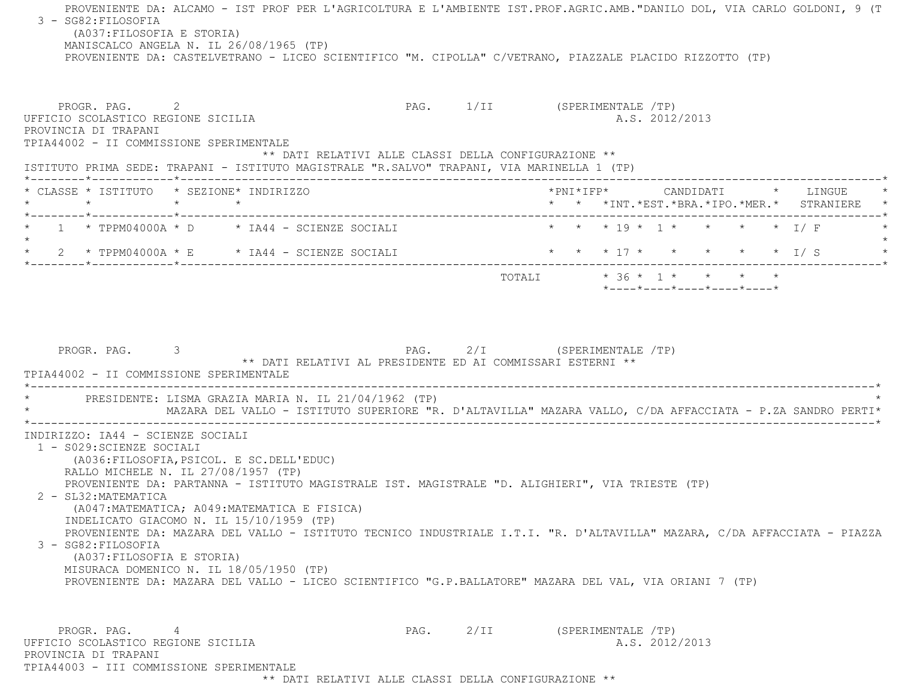PROVENIENTE DA: ALCAMO - IST PROF PER L'AGRICOLTURA E L'AMBIENTE IST.PROF.AGRIC.AMB."DANILO DOL, VIA CARLO GOLDONI, 9 (T

3 - SG82:FILOSOFIA
(A037:FILOSOFIA E STORIA)
MANISCALCO ANGELA N. IL 26/08/1965 (TP)
PROVENIENTE DA: CASTELVETRANO - LICEO SCIENTIFICO "M. CIPOLLA" C/VETRANO, PIAZZALE PLACIDO RIZZOTTO (TP)

PROGR. PAG. 2 PAG. 1/II (SPERIMENTALE /TP)

UFFICIO SCOLASTICO REGIONE SICILIA A.S. 2012/2013
PROVINCIA DI TRAPANI
TPIA44002 - II COMMISSIONE SPERIMENTALE

** DATI RELATIVI ALLE CLASSI DELLA CONFIGURAZIONE **

ISTITUTO PRIMA SEDE: TRAPANI - ISTITUTO MAGISTRALE "R.SALVO" TRAPANI, VIA MARINELLA 1 (TP)

| CLASSE | ISTITUTO | SEZIONE | INDIRIZZO | PNI | IFP | CANDIDATI INT. | EST. | BRA. | IPO. | MER. | LINGUE STRANIERE |
|---|---|---|---|---|---|---|---|---|---|---|---|
| 1 | TPPM04000A | D | IA44 - SCIENZE SOCIALI | | | 19 | 1 | | | | I/ F |
| 2 | TPPM04000A | E | IA44 - SCIENZE SOCIALI | | | 17 | | | | | I/ S |
| | | | TOTALI | | | 36 | 1 | | | | |

PROGR. PAG. 3 PAG. 2/I (SPERIMENTALE /TP)

** DATI RELATIVI AL PRESIDENTE ED AI COMMISSARI ESTERNI **

TPIA44002 - II COMMISSIONE SPERIMENTALE

PRESIDENTE: LISMA GRAZIA MARIA N. IL 21/04/1962 (TP)
MAZARA DEL VALLO - ISTITUTO SUPERIORE "R. D'ALTAVILLA" MAZARA VALLO, C/DA AFFACCIATA - P.ZA SANDRO PERTI

INDIRIZZO: IA44 - SCIENZE SOCIALI

1 - S029:SCIENZE SOCIALI
(A036:FILOSOFIA,PSICOL. E SC.DELL'EDUC)
RALLO MICHELE N. IL 27/08/1957 (TP)
PROVENIENTE DA: PARTANNA - ISTITUTO MAGISTRALE IST. MAGISTRALE "D. ALIGHIERI", VIA TRIESTE (TP)

2 - SL32:MATEMATICA
(A047:MATEMATICA; A049:MATEMATICA E FISICA)
INDELICATO GIACOMO N. IL 15/10/1959 (TP)
PROVENIENTE DA: MAZARA DEL VALLO - ISTITUTO TECNICO INDUSTRIALE I.T.I. "R. D'ALTAVILLA" MAZARA, C/DA AFFACCIATA - PIAZZA

3 - SG82:FILOSOFIA
(A037:FILOSOFIA E STORIA)
MISURACA DOMENICO N. IL 18/05/1950 (TP)
PROVENIENTE DA: MAZARA DEL VALLO - LICEO SCIENTIFICO "G.P.BALLATORE" MAZARA DEL VAL, VIA ORIANI 7 (TP)

PROGR. PAG. 4 PAG. 2/II (SPERIMENTALE /TP)

UFFICIO SCOLASTICO REGIONE SICILIA A.S. 2012/2013
PROVINCIA DI TRAPANI
TPIA44003 - III COMMISSIONE SPERIMENTALE

** DATI RELATIVI ALLE CLASSI DELLA CONFIGURAZIONE **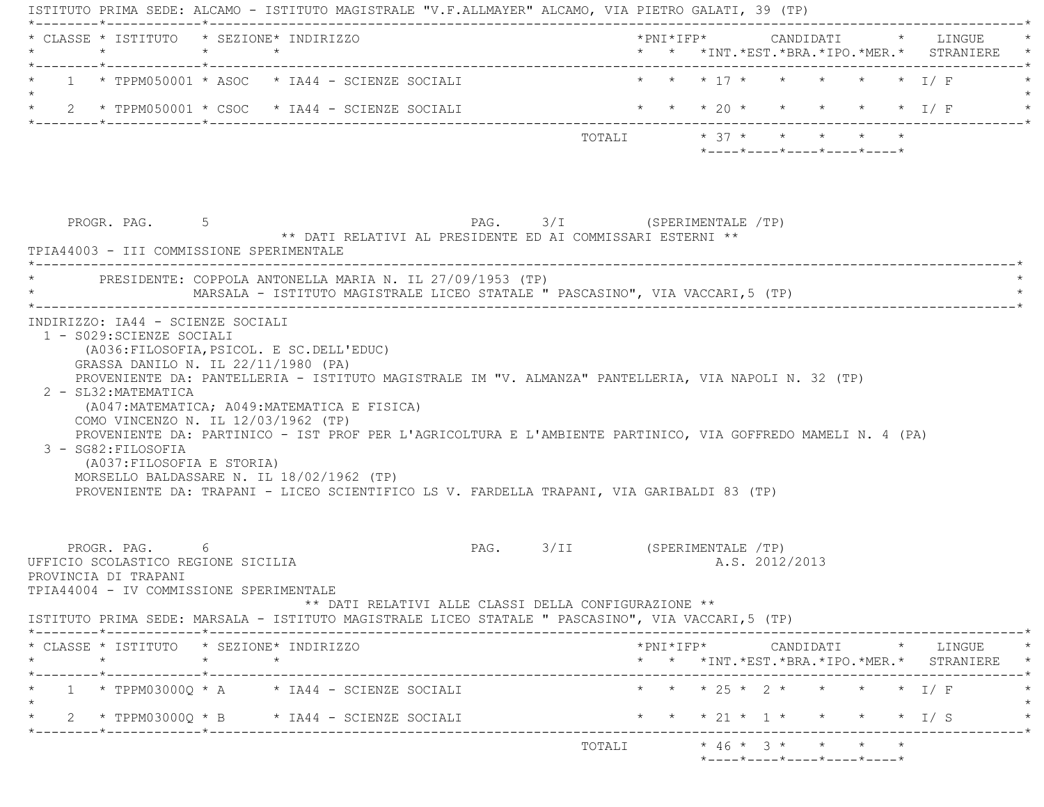ISTITUTO PRIMA SEDE: ALCAMO - ISTITUTO MAGISTRALE "V.F.ALLMAYER" ALCAMO, VIA PIETRO GALATI, 39 (TP)

| CLASSE | ISTITUTO | SEZIONE | INDIRIZZO | PNI | IFP | CANDIDATI INT. | EST. | BRA. | IPO. | MER. | LINGUE STRANIERE |
|---|---|---|---|---|---|---|---|---|---|---|---|
| 1 | TPPM050001 | ASOC | IA44 - SCIENZE SOCIALI | | | 17 | | | | | I/ F |
| 2 | TPPM050001 | CSOC | IA44 - SCIENZE SOCIALI | | | 20 | | | | | I/ F |
| | | | TOTALI | | | 37 | | | | | |

PROGR. PAG. 5 PAG. 3/I (SPERIMENTALE /TP)

** DATI RELATIVI AL PRESIDENTE ED AI COMMISSARI ESTERNI **

TPIA44003 - III COMMISSIONE SPERIMENTALE

PRESIDENTE: COPPOLA ANTONELLA MARIA N. IL 27/09/1953 (TP)
MARSALA - ISTITUTO MAGISTRALE LICEO STATALE " PASCASINO", VIA VACCARI,5 (TP)

INDIRIZZO: IA44 - SCIENZE SOCIALI

1 - S029:SCIENZE SOCIALI
(A036:FILOSOFIA,PSICOL. E SC.DELL'EDUC)
GRASSA DANILO N. IL 22/11/1980 (PA)
PROVENIENTE DA: PANTELLERIA - ISTITUTO MAGISTRALE IM "V. ALMANZA" PANTELLERIA, VIA NAPOLI N. 32 (TP)

2 - SL32:MATEMATICA
(A047:MATEMATICA; A049:MATEMATICA E FISICA)
COMO VINCENZO N. IL 12/03/1962 (TP)
PROVENIENTE DA: PARTINICO - IST PROF PER L'AGRICOLTURA E L'AMBIENTE PARTINICO, VIA GOFFREDO MAMELI N. 4 (PA)

3 - SG82:FILOSOFIA
(A037:FILOSOFIA E STORIA)
MORSELLO BALDASSARE N. IL 18/02/1962 (TP)
PROVENIENTE DA: TRAPANI - LICEO SCIENTIFICO LS V. FARDELLA TRAPANI, VIA GARIBALDI 83 (TP)

PROGR. PAG. 6 PAG. 3/II (SPERIMENTALE /TP)

UFFICIO SCOLASTICO REGIONE SICILIA A.S. 2012/2013
PROVINCIA DI TRAPANI
TPIA44004 - IV COMMISSIONE SPERIMENTALE

** DATI RELATIVI ALLE CLASSI DELLA CONFIGURAZIONE **

ISTITUTO PRIMA SEDE: MARSALA - ISTITUTO MAGISTRALE LICEO STATALE " PASCASINO", VIA VACCARI,5 (TP)

| CLASSE | ISTITUTO | SEZIONE | INDIRIZZO | PNI | IFP | CANDIDATI INT. | EST. | BRA. | IPO. | MER. | LINGUE STRANIERE |
|---|---|---|---|---|---|---|---|---|---|---|---|
| 1 | TPPM03000Q | A | IA44 - SCIENZE SOCIALI | | | 25 | 2 | | | | I/ F |
| 2 | TPPM03000Q | B | IA44 - SCIENZE SOCIALI | | | 21 | 1 | | | | I/ S |
| | | | TOTALI | | | 46 | 3 | | | | |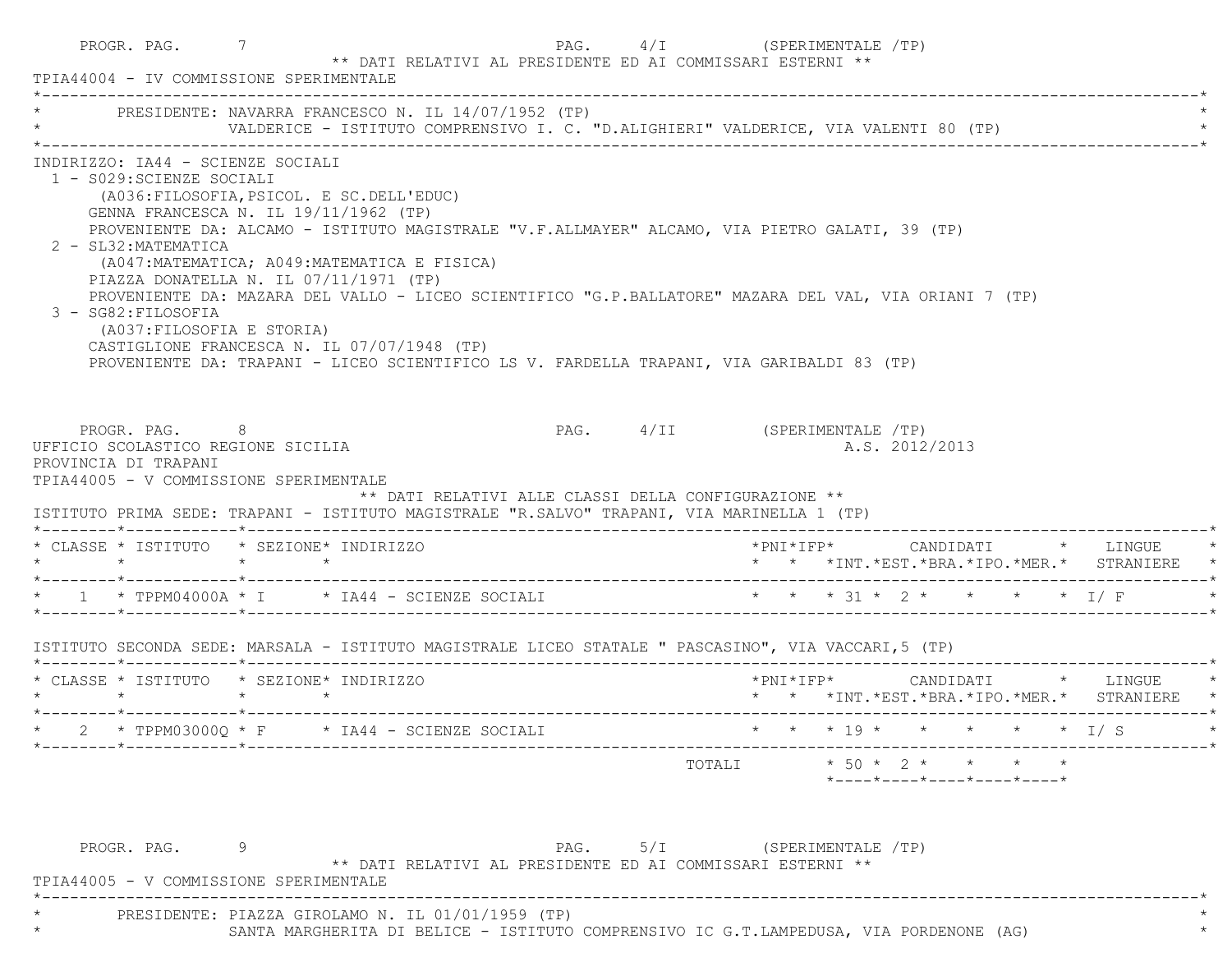PROGR. PAG. 7 — PAG. 4/I (SPERIMENTALE /TP)

** DATI RELATIVI AL PRESIDENTE ED AI COMMISSARI ESTERNI **

TPIA44004 - IV COMMISSIONE SPERIMENTALE

PRESIDENTE: NAVARRA FRANCESCO N. IL 14/07/1952 (TP)
VALDERICE - ISTITUTO COMPRENSIVO I. C. "D.ALIGHIERI" VALDERICE, VIA VALENTI 80 (TP)

INDIRIZZO: IA44 - SCIENZE SOCIALI

1 - S029:SCIENZE SOCIALI
(A036:FILOSOFIA,PSICOL. E SC.DELL'EDUC)
GENNA FRANCESCA N. IL 19/11/1962 (TP)
PROVENIENTE DA: ALCAMO - ISTITUTO MAGISTRALE "V.F.ALLMAYER" ALCAMO, VIA PIETRO GALATI, 39 (TP)

2 - SL32:MATEMATICA
(A047:MATEMATICA; A049:MATEMATICA E FISICA)
PIAZZA DONATELLA N. IL 07/11/1971 (TP)
PROVENIENTE DA: MAZARA DEL VALLO - LICEO SCIENTIFICO "G.P.BALLATORE" MAZARA DEL VAL, VIA ORIANI 7 (TP)

3 - SG82:FILOSOFIA
(A037:FILOSOFIA E STORIA)
CASTIGLIONE FRANCESCA N. IL 07/07/1948 (TP)
PROVENIENTE DA: TRAPANI - LICEO SCIENTIFICO LS V. FARDELLA TRAPANI, VIA GARIBALDI 83 (TP)

PROGR. PAG. 8 — PAG. 4/II (SPERIMENTALE /TP)

UFFICIO SCOLASTICO REGIONE SICILIA — A.S. 2012/2013
PROVINCIA DI TRAPANI
TPIA44005 - V COMMISSIONE SPERIMENTALE

** DATI RELATIVI ALLE CLASSI DELLA CONFIGURAZIONE **

ISTITUTO PRIMA SEDE: TRAPANI - ISTITUTO MAGISTRALE "R.SALVO" TRAPANI, VIA MARINELLA 1 (TP)

| CLASSE | ISTITUTO | SEZIONE | INDIRIZZO | PNI | IFP | CANDIDATI INT. | EST. | BRA. | IPO. | MER. | LINGUE STRANIERE |
|---|---|---|---|---|---|---|---|---|---|---|---|
| 1 | TPPM04000A | I | IA44 - SCIENZE SOCIALI | | | 31 | 2 | | | | I/ F |

ISTITUTO SECONDA SEDE: MARSALA - ISTITUTO MAGISTRALE LICEO STATALE " PASCASINO", VIA VACCARI,5 (TP)

| CLASSE | ISTITUTO | SEZIONE | INDIRIZZO | PNI | IFP | CANDIDATI INT. | EST. | BRA. | IPO. | MER. | LINGUE STRANIERE |
|---|---|---|---|---|---|---|---|---|---|---|---|
| 2 | TPPM03000Q | F | IA44 - SCIENZE SOCIALI | | | 19 | | | | | I/ S |
| | | | TOTALI | | | 50 | 2 | | | | |

PROGR. PAG. 9 — PAG. 5/I (SPERIMENTALE /TP)

** DATI RELATIVI AL PRESIDENTE ED AI COMMISSARI ESTERNI **

TPIA44005 - V COMMISSIONE SPERIMENTALE

PRESIDENTE: PIAZZA GIROLAMO N. IL 01/01/1959 (TP)
SANTA MARGHERITA DI BELICE - ISTITUTO COMPRENSIVO IC G.T.LAMPEDUSA, VIA PORDENONE (AG)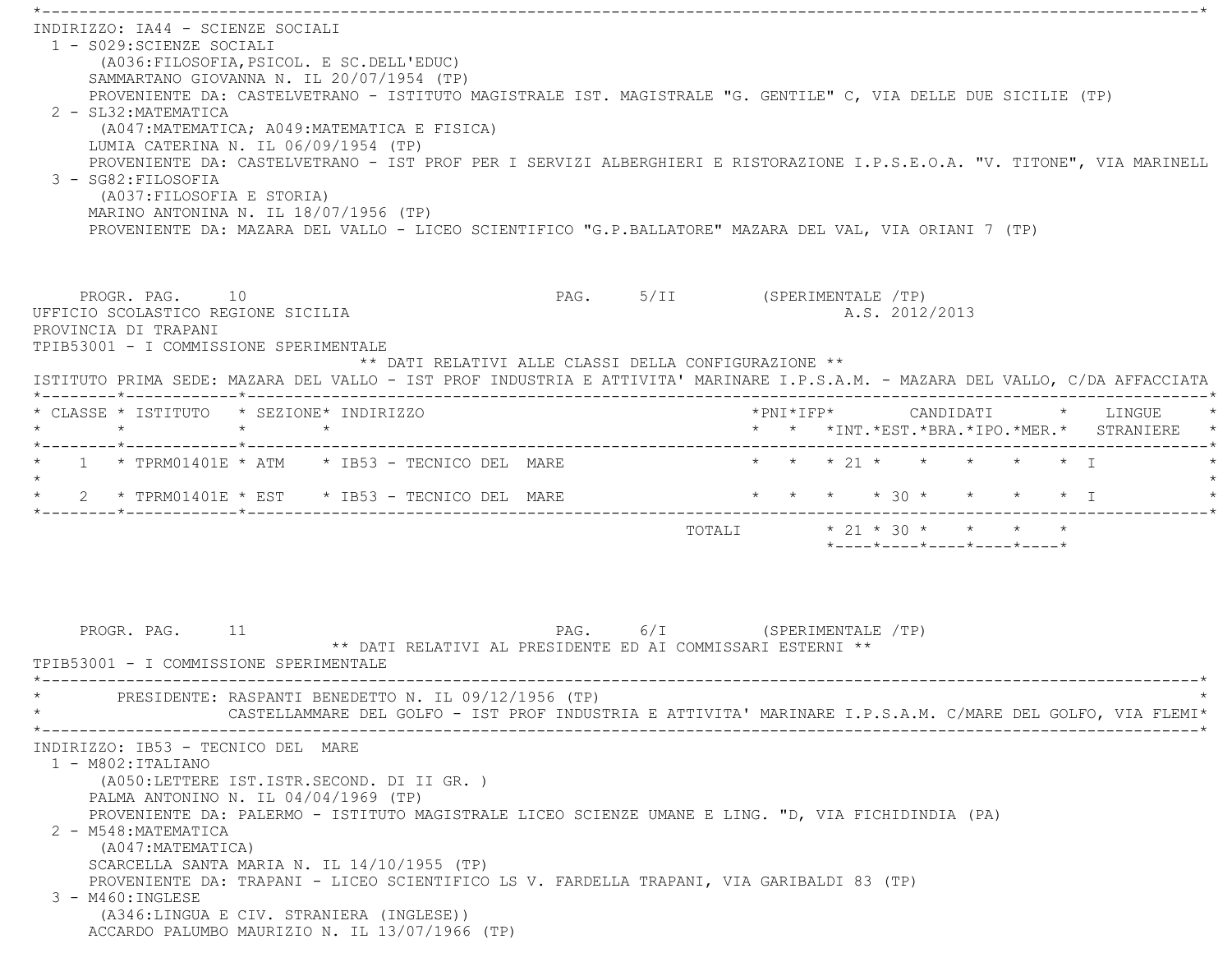INDIRIZZO: IA44 - SCIENZE SOCIALI

1 - S029:SCIENZE SOCIALI
   (A036:FILOSOFIA,PSICOL. E SC.DELL'EDUC)
   SAMMARTANO GIOVANNA N. IL 20/07/1954 (TP)
   PROVENIENTE DA: CASTELVETRANO - ISTITUTO MAGISTRALE IST. MAGISTRALE "G. GENTILE" C, VIA DELLE DUE SICILIE (TP)
2 - SL32:MATEMATICA
   (A047:MATEMATICA; A049:MATEMATICA E FISICA)
   LUMIA CATERINA N. IL 06/09/1954 (TP)
   PROVENIENTE DA: CASTELVETRANO - IST PROF PER I SERVIZI ALBERGHIERI E RISTORAZIONE I.P.S.E.O.A. "V. TITONE", VIA MARINELL
3 - SG82:FILOSOFIA
   (A037:FILOSOFIA E STORIA)
   MARINO ANTONINA N. IL 18/07/1956 (TP)
   PROVENIENTE DA: MAZARA DEL VALLO - LICEO SCIENTIFICO "G.P.BALLATORE" MAZARA DEL VAL, VIA ORIANI 7 (TP)

PROGR. PAG. 10 PAG. 5/II (SPERIMENTALE /TP)

UFFICIO SCOLASTICO REGIONE SICILIA A.S. 2012/2013
PROVINCIA DI TRAPANI
TPIB53001 - I COMMISSIONE SPERIMENTALE

** DATI RELATIVI ALLE CLASSI DELLA CONFIGURAZIONE **

ISTITUTO PRIMA SEDE: MAZARA DEL VALLO - IST PROF INDUSTRIA E ATTIVITA' MARINARE I.P.S.A.M. - MAZARA DEL VALLO, C/DA AFFACCIATA

| CLASSE | ISTITUTO | SEZIONE | INDIRIZZO | PNI | IFP | CANDIDATI INT. | CANDIDATI EST. | CANDIDATI BRA. | CANDIDATI IPO. | CANDIDATI MER. | LINGUE STRANIERE |
|---|---|---|---|---|---|---|---|---|---|---|---|
| 1 | TPRM01401E | ATM | IB53 - TECNICO DEL MARE | | | 21 | | | | | I |
| 2 | TPRM01401E | EST | IB53 - TECNICO DEL MARE | | | | 30 | | | | I |
| | | | TOTALI | | | 21 | 30 | | | | |

PROGR. PAG. 11 PAG. 6/I (SPERIMENTALE /TP)

** DATI RELATIVI AL PRESIDENTE ED AI COMMISSARI ESTERNI **

TPIB53001 - I COMMISSIONE SPERIMENTALE

PRESIDENTE: RASPANTI BENEDETTO N. IL 09/12/1956 (TP)
CASTELLAMMARE DEL GOLFO - IST PROF INDUSTRIA E ATTIVITA' MARINARE I.P.S.A.M. C/MARE DEL GOLFO, VIA FLEMI

INDIRIZZO: IB53 - TECNICO DEL MARE

1 - M802:ITALIANO
   (A050:LETTERE IST.ISTR.SECOND. DI II GR. )
   PALMA ANTONINO N. IL 04/04/1969 (TP)
   PROVENIENTE DA: PALERMO - ISTITUTO MAGISTRALE LICEO SCIENZE UMANE E LING. "D, VIA FICHIDINDIA (PA)
2 - M548:MATEMATICA
   (A047:MATEMATICA)
   SCARCELLA SANTA MARIA N. IL 14/10/1955 (TP)
   PROVENIENTE DA: TRAPANI - LICEO SCIENTIFICO LS V. FARDELLA TRAPANI, VIA GARIBALDI 83 (TP)
3 - M460:INGLESE
   (A346:LINGUA E CIV. STRANIERA (INGLESE))
   ACCARDO PALUMBO MAURIZIO N. IL 13/07/1966 (TP)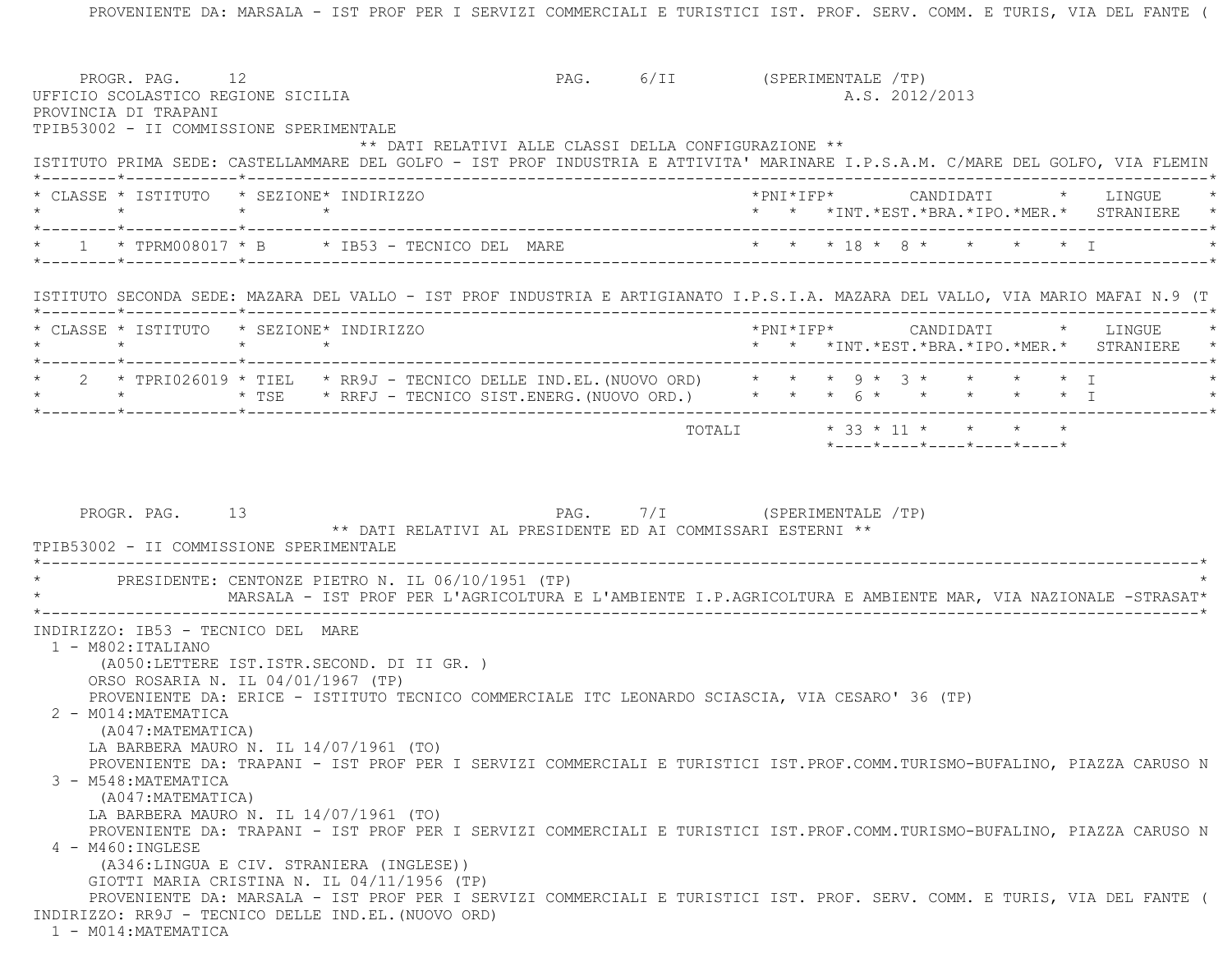PROVENIENTE DA: MARSALA - IST PROF PER I SERVIZI COMMERCIALI E TURISTICI IST. PROF. SERV. COMM. E TURIS, VIA DEL FANTE (

PROGR. PAG. 12 PAG. 6/II (SPERIMENTALE /TP)

UFFICIO SCOLASTICO REGIONE SICILIA A.S. 2012/2013

PROVINCIA DI TRAPANI

TPIB53002 - II COMMISSIONE SPERIMENTALE

** DATI RELATIVI ALLE CLASSI DELLA CONFIGURAZIONE **

ISTITUTO PRIMA SEDE: CASTELLAMMARE DEL GOLFO - IST PROF INDUSTRIA E ATTIVITA' MARINARE I.P.S.A.M. C/MARE DEL GOLFO, VIA FLEMIN

| CLASSE | ISTITUTO | SEZIONE | INDIRIZZO | PNI | IFP | CANDIDATI INT. | EST. | BRA. | IPO. | MER. | LINGUE STRANIERE |
|---|---|---|---|---|---|---|---|---|---|---|---|
| 1 | TPRM008017 | B | IB53 - TECNICO DEL MARE | | | 18 | 8 | | | | I |

ISTITUTO SECONDA SEDE: MAZARA DEL VALLO - IST PROF INDUSTRIA E ARTIGIANATO I.P.S.I.A. MAZARA DEL VALLO, VIA MARIO MAFAI N.9 (T

| CLASSE | ISTITUTO | SEZIONE | INDIRIZZO | PNI | IFP | CANDIDATI INT. | EST. | BRA. | IPO. | MER. | LINGUE STRANIERE |
|---|---|---|---|---|---|---|---|---|---|---|---|
| 2 | TPRI026019 | TIEL | RR9J - TECNICO DELLE IND.EL.(NUOVO ORD) | | | 9 | 3 | | | | I |
| | | TSE | RRFJ - TECNICO SIST.ENERG.(NUOVO ORD.) | | | 6 | | | | | I |
| | | | TOTALI | | | 33 | 11 | | | | |

PROGR. PAG. 13 PAG. 7/I (SPERIMENTALE /TP)

** DATI RELATIVI AL PRESIDENTE ED AI COMMISSARI ESTERNI **

TPIB53002 - II COMMISSIONE SPERIMENTALE

PRESIDENTE: CENTONZE PIETRO N. IL 06/10/1951 (TP)
MARSALA - IST PROF PER L'AGRICOLTURA E L'AMBIENTE I.P.AGRICOLTURA E AMBIENTE MAR, VIA NAZIONALE -STRASAT

INDIRIZZO: IB53 - TECNICO DEL MARE

1 - M802:ITALIANO
 (A050:LETTERE IST.ISTR.SECOND. DI II GR. )
 ORSO ROSARIA N. IL 04/01/1967 (TP)
 PROVENIENTE DA: ERICE - ISTITUTO TECNICO COMMERCIALE ITC LEONARDO SCIASCIA, VIA CESARO' 36 (TP)

2 - M014:MATEMATICA
 (A047:MATEMATICA)
 LA BARBERA MAURO N. IL 14/07/1961 (TO)
 PROVENIENTE DA: TRAPANI - IST PROF PER I SERVIZI COMMERCIALI E TURISTICI IST.PROF.COMM.TURISMO-BUFALINO, PIAZZA CARUSO N

3 - M548:MATEMATICA
 (A047:MATEMATICA)
 LA BARBERA MAURO N. IL 14/07/1961 (TO)
 PROVENIENTE DA: TRAPANI - IST PROF PER I SERVIZI COMMERCIALI E TURISTICI IST.PROF.COMM.TURISMO-BUFALINO, PIAZZA CARUSO N

4 - M460:INGLESE
 (A346:LINGUA E CIV. STRANIERA (INGLESE))
 GIOTTI MARIA CRISTINA N. IL 04/11/1956 (TP)
 PROVENIENTE DA: MARSALA - IST PROF PER I SERVIZI COMMERCIALI E TURISTICI IST. PROF. SERV. COMM. E TURIS, VIA DEL FANTE (

INDIRIZZO: RR9J - TECNICO DELLE IND.EL.(NUOVO ORD)

1 - M014:MATEMATICA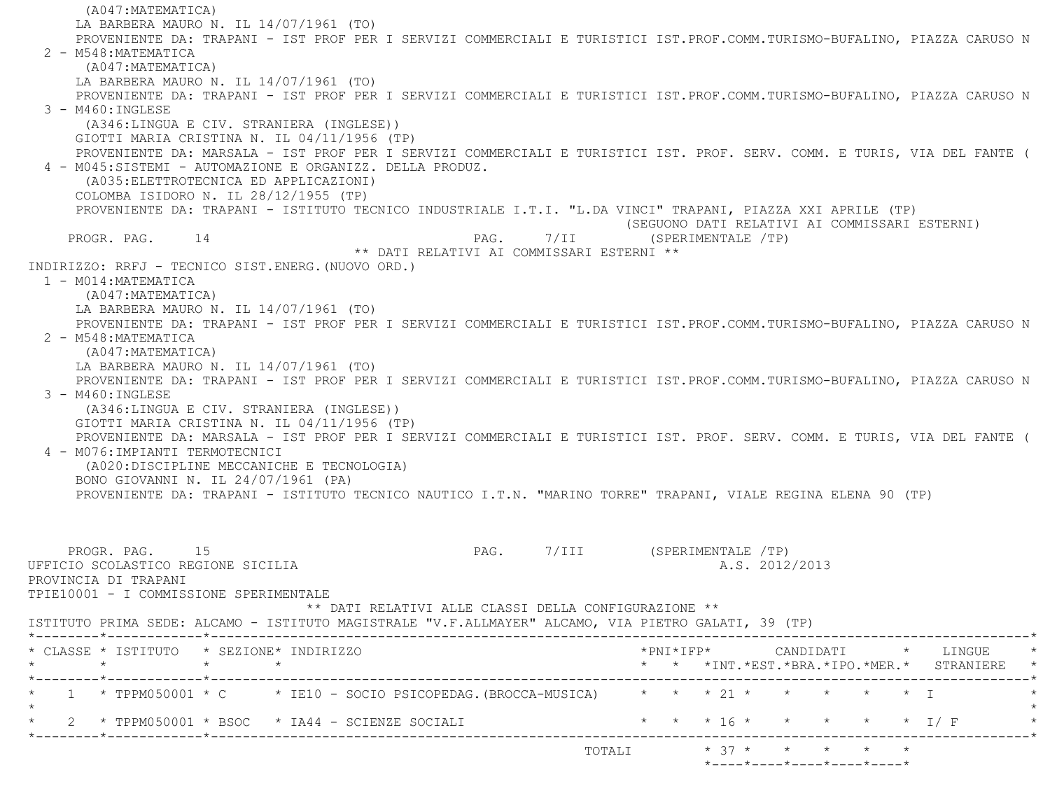(A047:MATEMATICA)
LA BARBERA MAURO N. IL 14/07/1961 (TO)
PROVENIENTE DA: TRAPANI - IST PROF PER I SERVIZI COMMERCIALI E TURISTICI IST.PROF.COMM.TURISMO-BUFALINO, PIAZZA CARUSO N

2 - M548:MATEMATICA
(A047:MATEMATICA)
LA BARBERA MAURO N. IL 14/07/1961 (TO)
PROVENIENTE DA: TRAPANI - IST PROF PER I SERVIZI COMMERCIALI E TURISTICI IST.PROF.COMM.TURISMO-BUFALINO, PIAZZA CARUSO N

3 - M460:INGLESE
(A346:LINGUA E CIV. STRANIERA (INGLESE))
GIOTTI MARIA CRISTINA N. IL 04/11/1956 (TP)
PROVENIENTE DA: MARSALA - IST PROF PER I SERVIZI COMMERCIALI E TURISTICI IST. PROF. SERV. COMM. E TURIS, VIA DEL FANTE (

4 - M045:SISTEMI - AUTOMAZIONE E ORGANIZZ. DELLA PRODUZ.
(A035:ELETTROTECNICA ED APPLICAZIONI)
COLOMBA ISIDORO N. IL 28/12/1955 (TP)
PROVENIENTE DA: TRAPANI - ISTITUTO TECNICO INDUSTRIALE I.T.I. "L.DA VINCI" TRAPANI, PIAZZA XXI APRILE (TP)

(SEGUONO DATI RELATIVI AI COMMISSARI ESTERNI)

PROGR. PAG. 14 PAG. 7/II (SPERIMENTALE /TP)

** DATI RELATIVI AI COMMISSARI ESTERNI **

INDIRIZZO: RRFJ - TECNICO SIST.ENERG.(NUOVO ORD.)

1 - M014:MATEMATICA
(A047:MATEMATICA)
LA BARBERA MAURO N. IL 14/07/1961 (TO)
PROVENIENTE DA: TRAPANI - IST PROF PER I SERVIZI COMMERCIALI E TURISTICI IST.PROF.COMM.TURISMO-BUFALINO, PIAZZA CARUSO N

2 - M548:MATEMATICA
(A047:MATEMATICA)
LA BARBERA MAURO N. IL 14/07/1961 (TO)
PROVENIENTE DA: TRAPANI - IST PROF PER I SERVIZI COMMERCIALI E TURISTICI IST.PROF.COMM.TURISMO-BUFALINO, PIAZZA CARUSO N

3 - M460:INGLESE
(A346:LINGUA E CIV. STRANIERA (INGLESE))
GIOTTI MARIA CRISTINA N. IL 04/11/1956 (TP)
PROVENIENTE DA: MARSALA - IST PROF PER I SERVIZI COMMERCIALI E TURISTICI IST. PROF. SERV. COMM. E TURIS, VIA DEL FANTE (

4 - M076:IMPIANTI TERMOTECNICI
(A020:DISCIPLINE MECCANICHE E TECNOLOGIA)
BONO GIOVANNI N. IL 24/07/1961 (PA)
PROVENIENTE DA: TRAPANI - ISTITUTO TECNICO NAUTICO I.T.N. "MARINO TORRE" TRAPANI, VIALE REGINA ELENA 90 (TP)

PROGR. PAG. 15 PAG. 7/III (SPERIMENTALE /TP)

UFFICIO SCOLASTICO REGIONE SICILIA A.S. 2012/2013
PROVINCIA DI TRAPANI
TPIE10001 - I COMMISSIONE SPERIMENTALE

** DATI RELATIVI ALLE CLASSI DELLA CONFIGURAZIONE **

ISTITUTO PRIMA SEDE: ALCAMO - ISTITUTO MAGISTRALE "V.F.ALLMAYER" ALCAMO, VIA PIETRO GALATI, 39 (TP)

| CLASSE | ISTITUTO | SEZIONE | INDIRIZZO | PNI | IFP | CANDIDATI INT. | EST. | BRA. | IPO. | MER. | LINGUE STRANIERE |
|---|---|---|---|---|---|---|---|---|---|---|---|
| 1 | TPPM050001 | C | IE10 - SOCIO PSICOPEDAG.(BROCCA-MUSICA) | | | 21 | | | | | I |
| 2 | TPPM050001 | BSOC | IA44 - SCIENZE SOCIALI | | | 16 | | | | | I/ F |
| | | | TOTALI | | | 37 | | | | | |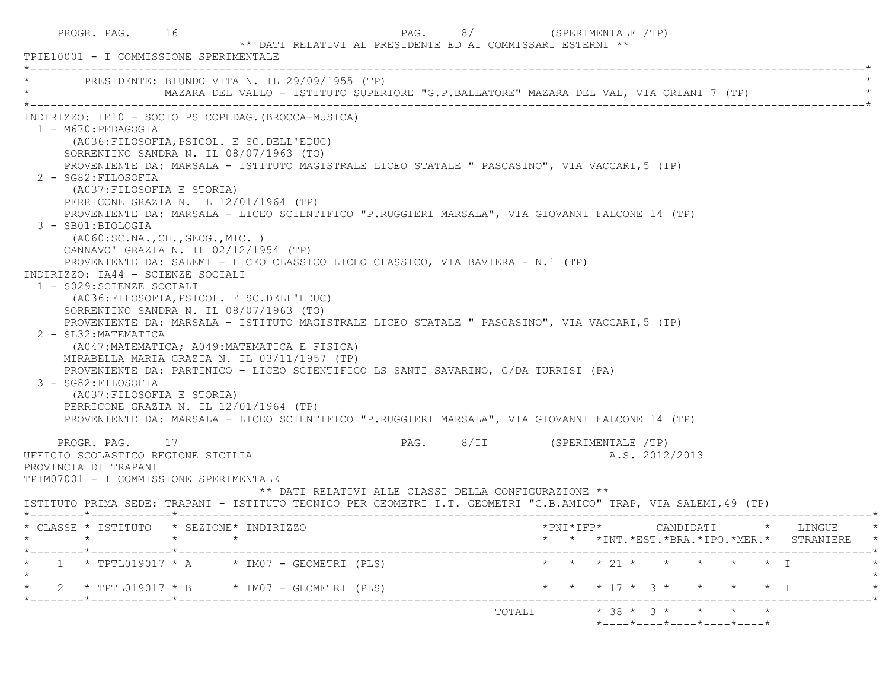PROGR. PAG. 16 PAG. 8/I (SPERIMENTALE /TP)

** DATI RELATIVI AL PRESIDENTE ED AI COMMISSARI ESTERNI **

TPIE10001 - I COMMISSIONE SPERIMENTALE

PRESIDENTE: BIUNDO VITA N. IL 29/09/1955 (TP)
MAZARA DEL VALLO - ISTITUTO SUPERIORE "G.P.BALLATORE" MAZARA DEL VAL, VIA ORIANI 7 (TP)

INDIRIZZO: IE10 - SOCIO PSICOPEDAG.(BROCCA-MUSICA)

1 - M670:PEDAGOGIA
(A036:FILOSOFIA,PSICOL. E SC.DELL'EDUC)
SORRENTINO SANDRA N. IL 08/07/1963 (TO)
PROVENIENTE DA: MARSALA - ISTITUTO MAGISTRALE LICEO STATALE " PASCASINO", VIA VACCARI,5 (TP)

2 - SG82:FILOSOFIA
(A037:FILOSOFIA E STORIA)
PERRICONE GRAZIA N. IL 12/01/1964 (TP)
PROVENIENTE DA: MARSALA - LICEO SCIENTIFICO "P.RUGGIERI MARSALA", VIA GIOVANNI FALCONE 14 (TP)

3 - SB01:BIOLOGIA
(A060:SC.NA.,CH.,GEOG.,MIC. )
CANNAVO' GRAZIA N. IL 02/12/1954 (TP)
PROVENIENTE DA: SALEMI - LICEO CLASSICO LICEO CLASSICO, VIA BAVIERA - N.1 (TP)

INDIRIZZO: IA44 - SCIENZE SOCIALI

1 - S029:SCIENZE SOCIALI
(A036:FILOSOFIA,PSICOL. E SC.DELL'EDUC)
SORRENTINO SANDRA N. IL 08/07/1963 (TO)
PROVENIENTE DA: MARSALA - ISTITUTO MAGISTRALE LICEO STATALE " PASCASINO", VIA VACCARI,5 (TP)

2 - SL32:MATEMATICA
(A047:MATEMATICA; A049:MATEMATICA E FISICA)
MIRABELLA MARIA GRAZIA N. IL 03/11/1957 (TP)
PROVENIENTE DA: PARTINICO - LICEO SCIENTIFICO LS SANTI SAVARINO, C/DA TURRISI (PA)

3 - SG82:FILOSOFIA
(A037:FILOSOFIA E STORIA)
PERRICONE GRAZIA N. IL 12/01/1964 (TP)
PROVENIENTE DA: MARSALA - LICEO SCIENTIFICO "P.RUGGIERI MARSALA", VIA GIOVANNI FALCONE 14 (TP)

PROGR. PAG. 17 PAG. 8/II (SPERIMENTALE /TP)

UFFICIO SCOLASTICO REGIONE SICILIA A.S. 2012/2013

PROVINCIA DI TRAPANI

TPIM07001 - I COMMISSIONE SPERIMENTALE

** DATI RELATIVI ALLE CLASSI DELLA CONFIGURAZIONE **

ISTITUTO PRIMA SEDE: TRAPANI - ISTITUTO TECNICO PER GEOMETRI I.T. GEOMETRI "G.B.AMICO" TRAP, VIA SALEMI,49 (TP)

| CLASSE | ISTITUTO | SEZIONE | INDIRIZZO | PNI | IFP | CANDIDATI INT. | CANDIDATI EST. | CANDIDATI BRA. | CANDIDATI IPO. | CANDIDATI MER. | LINGUE STRANIERE |
|---|---|---|---|---|---|---|---|---|---|---|---|
| 1 | TPTL019017 | A | IM07 - GEOMETRI (PLS) | | | 21 | | | | | I |
| 2 | TPTL019017 | B | IM07 - GEOMETRI (PLS) | | | 17 | 3 | | | | I |
| | | | TOTALI | | | 38 | 3 | | | | |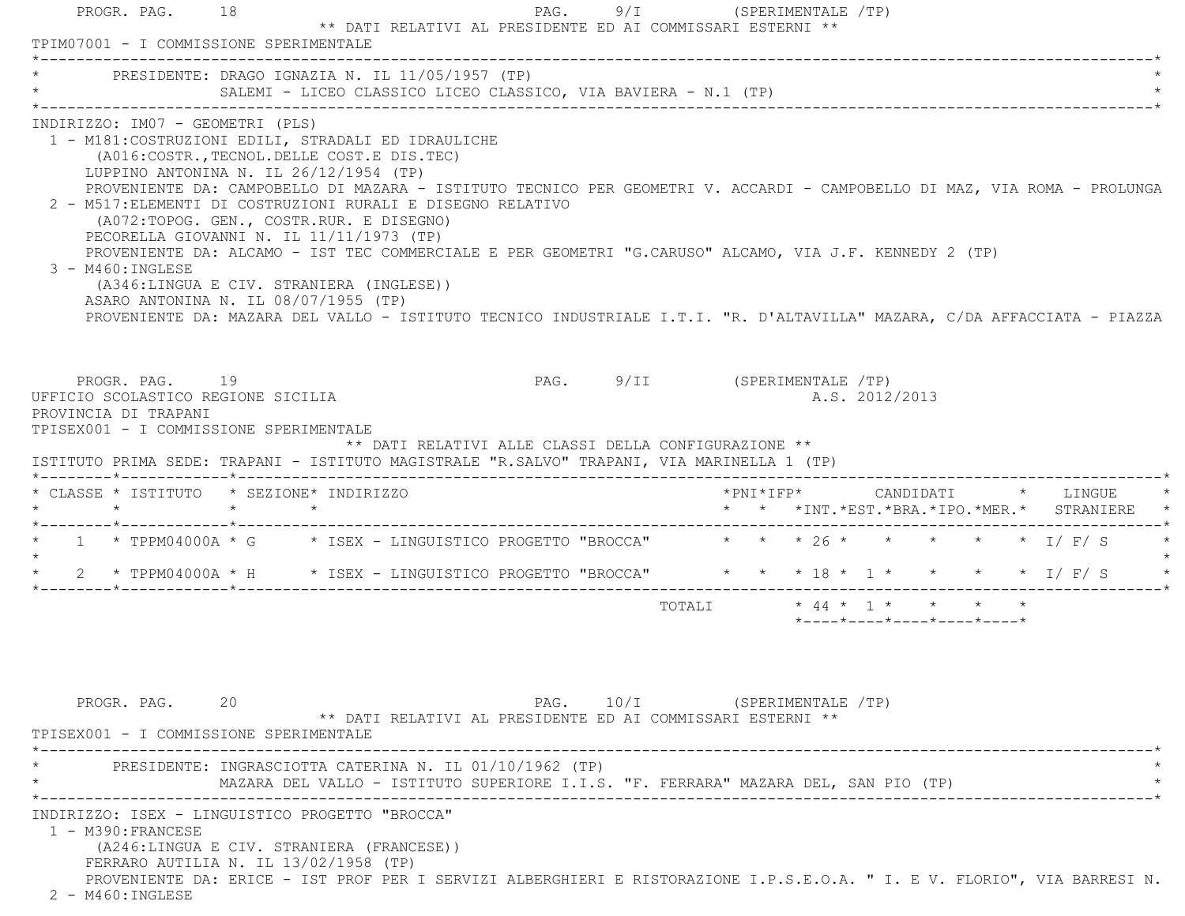** DATI RELATIVI AL PRESIDENTE ED AI COMMISSARI ESTERNI **

TPIM07001 - I COMMISSIONE SPERIMENTALE

PRESIDENTE: DRAGO IGNAZIA N. IL 11/05/1957 (TP)
SALEMI - LICEO CLASSICO LICEO CLASSICO, VIA BAVIERA - N.1 (TP)

INDIRIZZO: IM07 - GEOMETRI (PLS)

1 - M181:COSTRUZIONI EDILI, STRADALI ED IDRAULICHE
(A016:COSTR.,TECNOL.DELLE COST.E DIS.TEC)
LUPPINO ANTONINA N. IL 26/12/1954 (TP)
PROVENIENTE DA: CAMPOBELLO DI MAZARA - ISTITUTO TECNICO PER GEOMETRI V. ACCARDI - CAMPOBELLO DI MAZ, VIA ROMA - PROLUNGA

2 - M517:ELEMENTI DI COSTRUZIONI RURALI E DISEGNO RELATIVO
(A072:TOPOG. GEN., COSTR.RUR. E DISEGNO)
PECORELLA GIOVANNI N. IL 11/11/1973 (TP)
PROVENIENTE DA: ALCAMO - IST TEC COMMERCIALE E PER GEOMETRI "G.CARUSO" ALCAMO, VIA J.F. KENNEDY 2 (TP)

3 - M460:INGLESE
(A346:LINGUA E CIV. STRANIERA (INGLESE))
ASARO ANTONINA N. IL 08/07/1955 (TP)
PROVENIENTE DA: MAZARA DEL VALLO - ISTITUTO TECNICO INDUSTRIALE I.T.I. "R. D'ALTAVILLA" MAZARA, C/DA AFFACCIATA - PIAZZA

UFFICIO SCOLASTICO REGIONE SICILIA
PROVINCIA DI TRAPANI
A.S. 2012/2013

TPISEX001 - I COMMISSIONE SPERIMENTALE

** DATI RELATIVI ALLE CLASSI DELLA CONFIGURAZIONE **

ISTITUTO PRIMA SEDE: TRAPANI - ISTITUTO MAGISTRALE "R.SALVO" TRAPANI, VIA MARINELLA 1 (TP)

| CLASSE | ISTITUTO | SEZIONE | INDIRIZZO | PNI | IFP | CANDIDATI INT. | CANDIDATI EST. | CANDIDATI BRA. | CANDIDATI IPO. | CANDIDATI MER. | LINGUE STRANIERE |
|---|---|---|---|---|---|---|---|---|---|---|---|
| 1 | TPPM04000A | G | ISEX - LINGUISTICO PROGETTO "BROCCA" | | | 26 | | | | | I/ F/ S |
| 2 | TPPM04000A | H | ISEX - LINGUISTICO PROGETTO "BROCCA" | | | 18 | 1 | | | | I/ F/ S |
| | | | TOTALI | | | 44 | 1 | | | | |

** DATI RELATIVI AL PRESIDENTE ED AI COMMISSARI ESTERNI **

TPISEX001 - I COMMISSIONE SPERIMENTALE

PRESIDENTE: INGRASCIOTTA CATERINA N. IL 01/10/1962 (TP)
MAZARA DEL VALLO - ISTITUTO SUPERIORE I.I.S. "F. FERRARA" MAZARA DEL, SAN PIO (TP)

INDIRIZZO: ISEX - LINGUISTICO PROGETTO "BROCCA"

1 - M390:FRANCESE
(A246:LINGUA E CIV. STRANIERA (FRANCESE))
FERRARO AUTILIA N. IL 13/02/1958 (TP)
PROVENIENTE DA: ERICE - IST PROF PER I SERVIZI ALBERGHIERI E RISTORAZIONE I.P.S.E.O.A. " I. E V. FLORIO", VIA BARRESI N.

2 - M460:INGLESE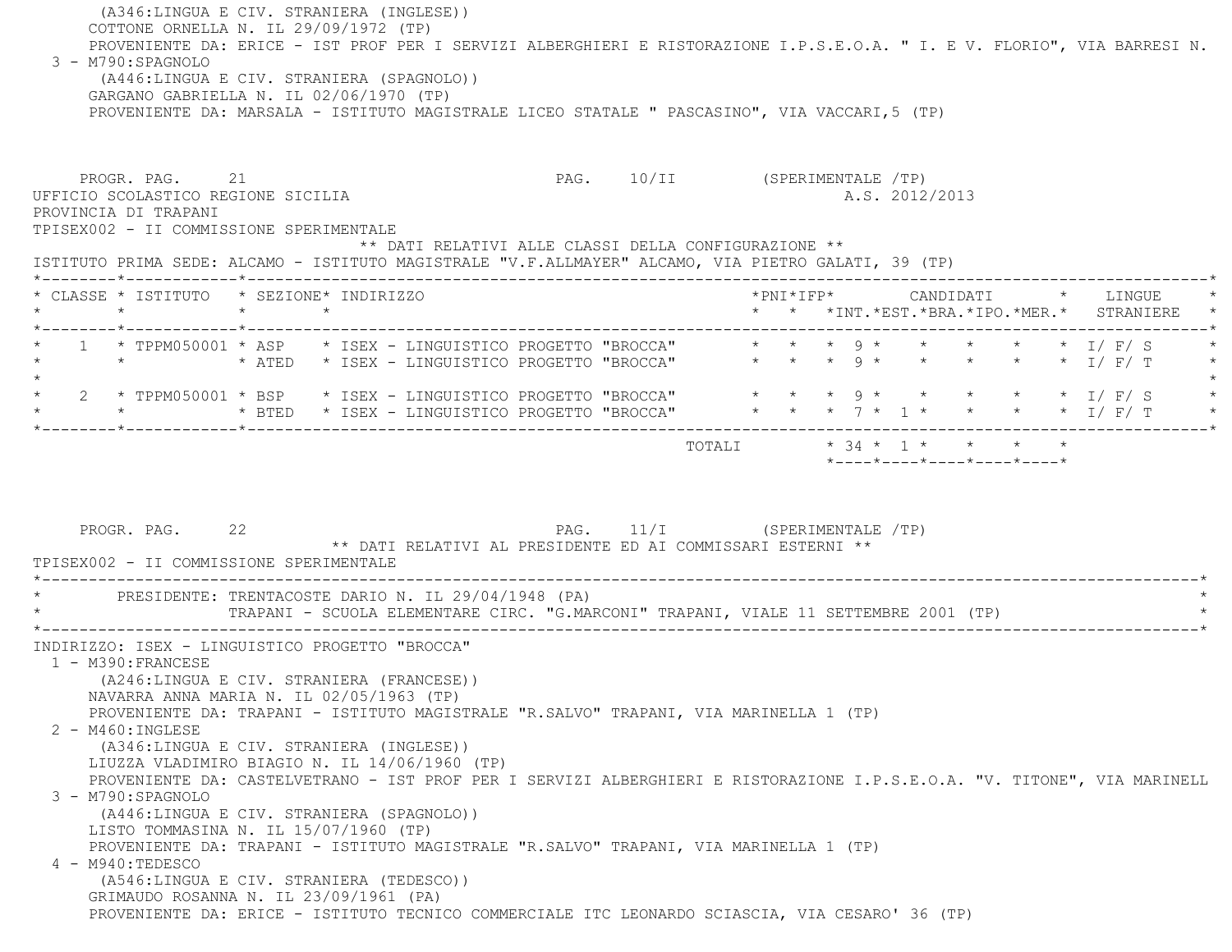(A346:LINGUA E CIV. STRANIERA (INGLESE))
COTTONE ORNELLA N. IL 29/09/1972 (TP)
PROVENIENTE DA: ERICE - IST PROF PER I SERVIZI ALBERGHIERI E RISTORAZIONE I.P.S.E.O.A. " I. E V. FLORIO", VIA BARRESI N.

3 - M790:SPAGNOLO
(A446:LINGUA E CIV. STRANIERA (SPAGNOLO))
GARGANO GABRIELLA N. IL 02/06/1970 (TP)
PROVENIENTE DA: MARSALA - ISTITUTO MAGISTRALE LICEO STATALE " PASCASINO", VIA VACCARI,5 (TP)

PROGR. PAG. 21 PAG. 10/II (SPERIMENTALE /TP)

UFFICIO SCOLASTICO REGIONE SICILIA A.S. 2012/2013
PROVINCIA DI TRAPANI
TPISEX002 - II COMMISSIONE SPERIMENTALE

** DATI RELATIVI ALLE CLASSI DELLA CONFIGURAZIONE **

ISTITUTO PRIMA SEDE: ALCAMO - ISTITUTO MAGISTRALE "V.F.ALLMAYER" ALCAMO, VIA PIETRO GALATI, 39 (TP)

| CLASSE | ISTITUTO | SEZIONE | INDIRIZZO | PNI | IFP | CANDIDATI INT. | EST. | BRA. | IPO. | MER. | LINGUE STRANIERE |
|---|---|---|---|---|---|---|---|---|---|---|---|
| 1 | TPPM050001 | ASP | ISEX - LINGUISTICO PROGETTO "BROCCA" | | | 9 | | | | | I/ F/ S |
| | | ATED | ISEX - LINGUISTICO PROGETTO "BROCCA" | | | 9 | | | | | I/ F/ T |
| 2 | TPPM050001 | BSP | ISEX - LINGUISTICO PROGETTO "BROCCA" | | | 9 | | | | | I/ F/ S |
| | | BTED | ISEX - LINGUISTICO PROGETTO "BROCCA" | | | 7 | 1 | | | | I/ F/ T |
| | | | TOTALI | | | 34 | 1 | | | | |

PROGR. PAG. 22 PAG. 11/I (SPERIMENTALE /TP)

** DATI RELATIVI AL PRESIDENTE ED AI COMMISSARI ESTERNI **

TPISEX002 - II COMMISSIONE SPERIMENTALE

PRESIDENTE: TRENTACOSTE DARIO N. IL 29/04/1948 (PA)
TRAPANI - SCUOLA ELEMENTARE CIRC. "G.MARCONI" TRAPANI, VIALE 11 SETTEMBRE 2001 (TP)

INDIRIZZO: ISEX - LINGUISTICO PROGETTO "BROCCA"

1 - M390:FRANCESE
(A246:LINGUA E CIV. STRANIERA (FRANCESE))
NAVARRA ANNA MARIA N. IL 02/05/1963 (TP)
PROVENIENTE DA: TRAPANI - ISTITUTO MAGISTRALE "R.SALVO" TRAPANI, VIA MARINELLA 1 (TP)

2 - M460:INGLESE
(A346:LINGUA E CIV. STRANIERA (INGLESE))
LIUZZA VLADIMIRO BIAGIO N. IL 14/06/1960 (TP)
PROVENIENTE DA: CASTELVETRANO - IST PROF PER I SERVIZI ALBERGHIERI E RISTORAZIONE I.P.S.E.O.A. "V. TITONE", VIA MARINELL

3 - M790:SPAGNOLO
(A446:LINGUA E CIV. STRANIERA (SPAGNOLO))
LISTO TOMMASINA N. IL 15/07/1960 (TP)
PROVENIENTE DA: TRAPANI - ISTITUTO MAGISTRALE "R.SALVO" TRAPANI, VIA MARINELLA 1 (TP)

4 - M940:TEDESCO
(A546:LINGUA E CIV. STRANIERA (TEDESCO))
GRIMAUDO ROSANNA N. IL 23/09/1961 (PA)
PROVENIENTE DA: ERICE - ISTITUTO TECNICO COMMERCIALE ITC LEONARDO SCIASCIA, VIA CESARO' 36 (TP)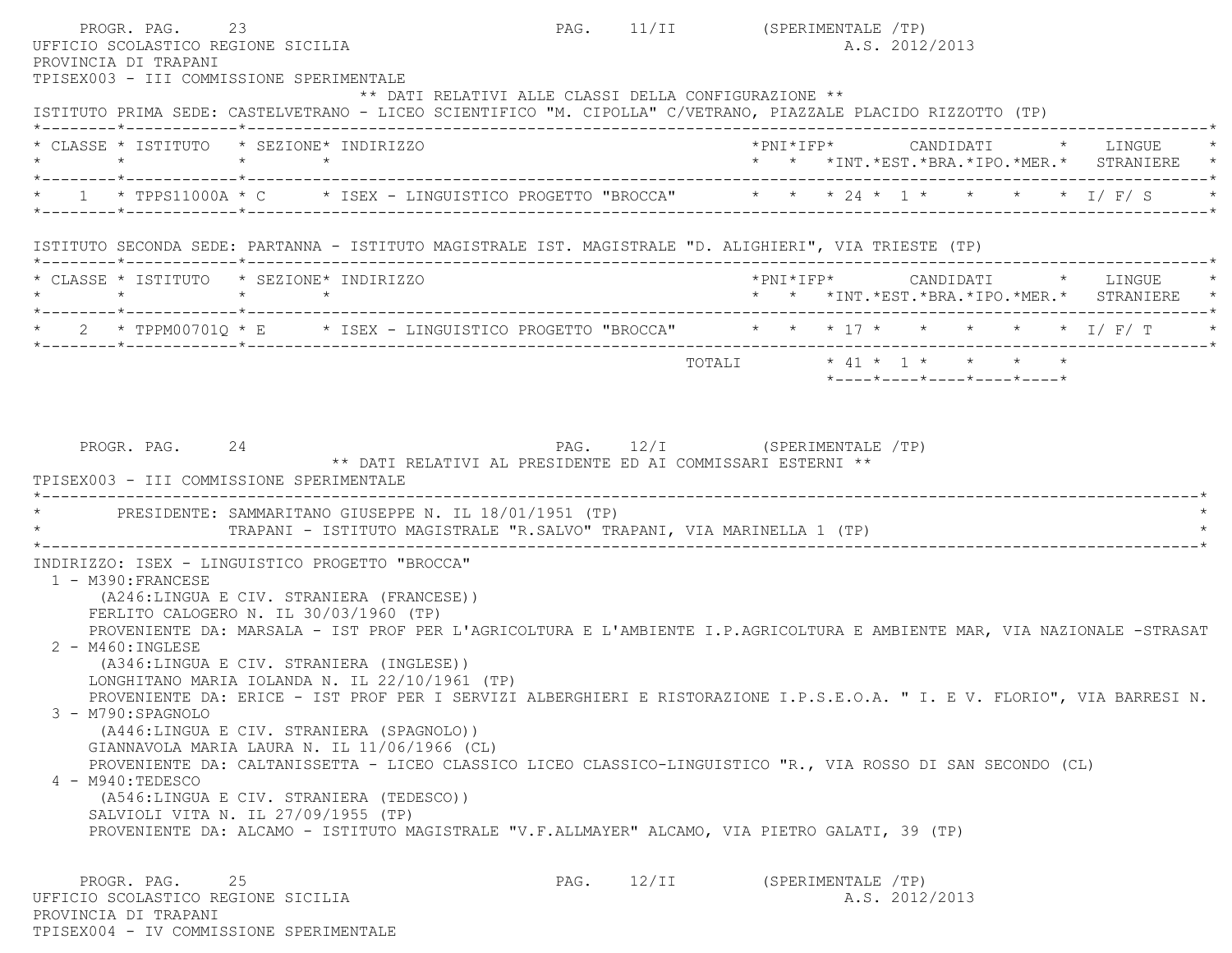UFFICIO SCOLASTICO REGIONE SICILIA

PROVINCIA DI TRAPANI

TPISEX003 - III COMMISSIONE SPERIMENTALE

A.S. 2012/2013

** DATI RELATIVI ALLE CLASSI DELLA CONFIGURAZIONE **

ISTITUTO PRIMA SEDE: CASTELVETRANO - LICEO SCIENTIFICO "M. CIPOLLA" C/VETRANO, PIAZZALE PLACIDO RIZZOTTO (TP)

| CLASSE | ISTITUTO | SEZIONE | INDIRIZZO | PNI | IFP | CANDIDATI INT. | CANDIDATI EST. | CANDIDATI BRA. | CANDIDATI IPO. | CANDIDATI MER. | LINGUE STRANIERE |
|---|---|---|---|---|---|---|---|---|---|---|---|
| 1 | TPPS11000A | C | ISEX - LINGUISTICO PROGETTO "BROCCA" | | | 24 | 1 | | | | I/ F/ S |

ISTITUTO SECONDA SEDE: PARTANNA - ISTITUTO MAGISTRALE IST. MAGISTRALE "D. ALIGHIERI", VIA TRIESTE (TP)

| CLASSE | ISTITUTO | SEZIONE | INDIRIZZO | PNI | IFP | CANDIDATI INT. | CANDIDATI EST. | CANDIDATI BRA. | CANDIDATI IPO. | CANDIDATI MER. | LINGUE STRANIERE |
|---|---|---|---|---|---|---|---|---|---|---|---|
| 2 | TPPM00701Q | E | ISEX - LINGUISTICO PROGETTO "BROCCA" | | | 17 | | | | | I/ F/ T |
| | | | TOTALI | | | 41 | 1 | | | | |

** DATI RELATIVI AL PRESIDENTE ED AI COMMISSARI ESTERNI **

TPISEX003 - III COMMISSIONE SPERIMENTALE

PRESIDENTE: SAMMARITANO GIUSEPPE N. IL 18/01/1951 (TP)
TRAPANI - ISTITUTO MAGISTRALE "R.SALVO" TRAPANI, VIA MARINELLA 1 (TP)

INDIRIZZO: ISEX - LINGUISTICO PROGETTO "BROCCA"

1 - M390:FRANCESE
(A246:LINGUA E CIV. STRANIERA (FRANCESE))
FERLITO CALOGERO N. IL 30/03/1960 (TP)
PROVENIENTE DA: MARSALA - IST PROF PER L'AGRICOLTURA E L'AMBIENTE I.P.AGRICOLTURA E AMBIENTE MAR, VIA NAZIONALE -STRASAT

2 - M460:INGLESE
(A346:LINGUA E CIV. STRANIERA (INGLESE))
LONGHITANO MARIA IOLANDA N. IL 22/10/1961 (TP)
PROVENIENTE DA: ERICE - IST PROF PER I SERVIZI ALBERGHIERI E RISTORAZIONE I.P.S.E.O.A. " I. E V. FLORIO", VIA BARRESI N.

3 - M790:SPAGNOLO
(A446:LINGUA E CIV. STRANIERA (SPAGNOLO))
GIANNAVOLA MARIA LAURA N. IL 11/06/1966 (CL)
PROVENIENTE DA: CALTANISSETTA - LICEO CLASSICO LICEO CLASSICO-LINGUISTICO "R., VIA ROSSO DI SAN SECONDO (CL)

4 - M940:TEDESCO
(A546:LINGUA E CIV. STRANIERA (TEDESCO))
SALVIOLI VITA N. IL 27/09/1955 (TP)
PROVENIENTE DA: ALCAMO - ISTITUTO MAGISTRALE "V.F.ALLMAYER" ALCAMO, VIA PIETRO GALATI, 39 (TP)

UFFICIO SCOLASTICO REGIONE SICILIA

PROVINCIA DI TRAPANI

TPISEX004 - IV COMMISSIONE SPERIMENTALE

A.S. 2012/2013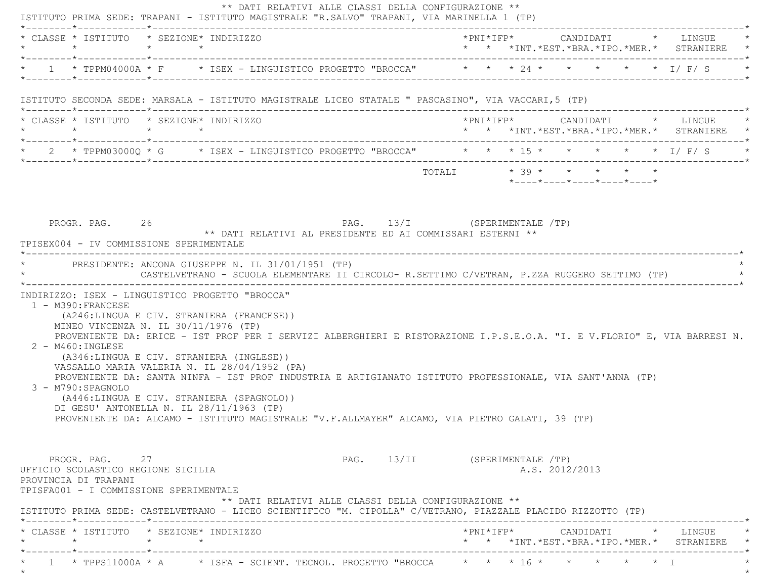** DATI RELATIVI ALLE CLASSI DELLA CONFIGURAZIONE **

ISTITUTO PRIMA SEDE: TRAPANI - ISTITUTO MAGISTRALE "R.SALVO" TRAPANI, VIA MARINELLA 1 (TP)

| CLASSE | ISTITUTO | SEZIONE | INDIRIZZO | PNI | IFP | CANDIDATI INT. | EST. | BRA. | IPO. | MER. | LINGUE STRANIERE |
|---|---|---|---|---|---|---|---|---|---|---|---|
| 1 | TPPM04000A | F | ISEX - LINGUISTICO PROGETTO "BROCCA" | | | 24 | | | | | I/ F/ S |

ISTITUTO SECONDA SEDE: MARSALA - ISTITUTO MAGISTRALE LICEO STATALE " PASCASINO", VIA VACCARI,5 (TP)

| CLASSE | ISTITUTO | SEZIONE | INDIRIZZO | PNI | IFP | CANDIDATI INT. | EST. | BRA. | IPO. | MER. | LINGUE STRANIERE |
|---|---|---|---|---|---|---|---|---|---|---|---|
| 2 | TPPM03000Q | G | ISEX - LINGUISTICO PROGETTO "BROCCA" | | | 15 | | | | | I/ F/ S |
| | | | TOTALI | | | 39 | | | | | |

PROGR. PAG. 26 PAG. 13/I (SPERIMENTALE /TP)

** DATI RELATIVI AL PRESIDENTE ED AI COMMISSARI ESTERNI **

TPISEX004 - IV COMMISSIONE SPERIMENTALE

PRESIDENTE: ANCONA GIUSEPPE N. IL 31/01/1951 (TP)
CASTELVETRANO - SCUOLA ELEMENTARE II CIRCOLO- R.SETTIMO C/VETRAN, P.ZZA RUGGERO SETTIMO (TP)

INDIRIZZO: ISEX - LINGUISTICO PROGETTO "BROCCA"

1 - M390:FRANCESE
(A246:LINGUA E CIV. STRANIERA (FRANCESE))
MINEO VINCENZA N. IL 30/11/1976 (TP)
PROVENIENTE DA: ERICE - IST PROF PER I SERVIZI ALBERGHIERI E RISTORAZIONE I.P.S.E.O.A. "I. E V.FLORIO" E, VIA BARRESI N.

2 - M460:INGLESE
(A346:LINGUA E CIV. STRANIERA (INGLESE))
VASSALLO MARIA VALERIA N. IL 28/04/1952 (PA)
PROVENIENTE DA: SANTA NINFA - IST PROF INDUSTRIA E ARTIGIANATO ISTITUTO PROFESSIONALE, VIA SANT'ANNA (TP)

3 - M790:SPAGNOLO
(A446:LINGUA E CIV. STRANIERA (SPAGNOLO))
DI GESU' ANTONELLA N. IL 28/11/1963 (TP)
PROVENIENTE DA: ALCAMO - ISTITUTO MAGISTRALE "V.F.ALLMAYER" ALCAMO, VIA PIETRO GALATI, 39 (TP)

PROGR. PAG. 27 PAG. 13/II (SPERIMENTALE /TP)

UFFICIO SCOLASTICO REGIONE SICILIA A.S. 2012/2013
PROVINCIA DI TRAPANI
TPISFA001 - I COMMISSIONE SPERIMENTALE

** DATI RELATIVI ALLE CLASSI DELLA CONFIGURAZIONE **

ISTITUTO PRIMA SEDE: CASTELVETRANO - LICEO SCIENTIFICO "M. CIPOLLA" C/VETRANO, PIAZZALE PLACIDO RIZZOTTO (TP)

| CLASSE | ISTITUTO | SEZIONE | INDIRIZZO | PNI | IFP | CANDIDATI INT. | EST. | BRA. | IPO. | MER. | LINGUE STRANIERE |
|---|---|---|---|---|---|---|---|---|---|---|---|
| 1 | TPPS11000A | A | ISFA - SCIENT. TECNOL. PROGETTO "BROCCA | | | 16 | | | | | I |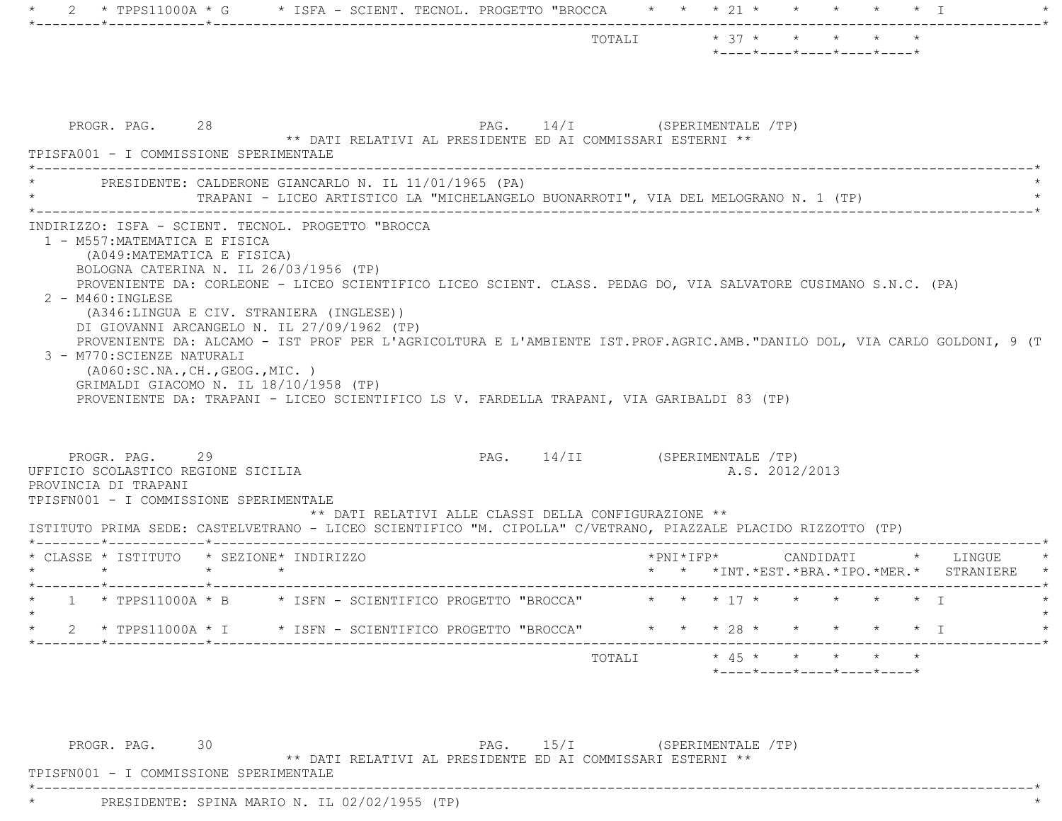| CLASSE | ISTITUTO | SEZIONE | INDIRIZZO | PNI | IFP | INT. | EST. | BRA. | IPO. | MER. | LINGUE STRANIERE |
|---|---|---|---|---|---|---|---|---|---|---|---|
| 2 | TPPS11000A | G | ISFA - SCIENT. TECNOL. PROGETTO "BROCCA | | | 21 | | | | | I |
| | | | TOTALI | | | 37 | | | | | |

PROGR. PAG. 28 PAG. 14/I (SPERIMENTALE /TP)

** DATI RELATIVI AL PRESIDENTE ED AI COMMISSARI ESTERNI **

TPISFA001 - I COMMISSIONE SPERIMENTALE

PRESIDENTE: CALDERONE GIANCARLO N. IL 11/01/1965 (PA)
TRAPANI - LICEO ARTISTICO LA "MICHELANGELO BUONARROTI", VIA DEL MELOGRANO N. 1 (TP)

INDIRIZZO: ISFA - SCIENT. TECNOL. PROGETTO "BROCCA

1 - M557:MATEMATICA E FISICA
(A049:MATEMATICA E FISICA)
BOLOGNA CATERINA N. IL 26/03/1956 (TP)
PROVENIENTE DA: CORLEONE - LICEO SCIENTIFICO LICEO SCIENT. CLASS. PEDAG DO, VIA SALVATORE CUSIMANO S.N.C. (PA)

2 - M460:INGLESE
(A346:LINGUA E CIV. STRANIERA (INGLESE))
DI GIOVANNI ARCANGELO N. IL 27/09/1962 (TP)
PROVENIENTE DA: ALCAMO - IST PROF PER L'AGRICOLTURA E L'AMBIENTE IST.PROF.AGRIC.AMB."DANILO DOL, VIA CARLO GOLDONI, 9 (T

3 - M770:SCIENZE NATURALI
(A060:SC.NA.,CH.,GEOG.,MIC. )
GRIMALDI GIACOMO N. IL 18/10/1958 (TP)
PROVENIENTE DA: TRAPANI - LICEO SCIENTIFICO LS V. FARDELLA TRAPANI, VIA GARIBALDI 83 (TP)

PROGR. PAG. 29 PAG. 14/II (SPERIMENTALE /TP)

UFFICIO SCOLASTICO REGIONE SICILIA A.S. 2012/2013

PROVINCIA DI TRAPANI

TPISFN001 - I COMMISSIONE SPERIMENTALE

** DATI RELATIVI ALLE CLASSI DELLA CONFIGURAZIONE **

ISTITUTO PRIMA SEDE: CASTELVETRANO - LICEO SCIENTIFICO "M. CIPOLLA" C/VETRANO, PIAZZALE PLACIDO RIZZOTTO (TP)

| CLASSE | ISTITUTO | SEZIONE | INDIRIZZO | PNI | IFP | INT. | EST. | BRA. | IPO. | MER. | LINGUE STRANIERE |
|---|---|---|---|---|---|---|---|---|---|---|---|
| 1 | TPPS11000A | B | ISFN - SCIENTIFICO PROGETTO "BROCCA" | | | 17 | | | | | I |
| 2 | TPPS11000A | I | ISFN - SCIENTIFICO PROGETTO "BROCCA" | | | 28 | | | | | I |
| | | | TOTALI | | | 45 | | | | | |

PROGR. PAG. 30 PAG. 15/I (SPERIMENTALE /TP)

** DATI RELATIVI AL PRESIDENTE ED AI COMMISSARI ESTERNI **

TPISFN001 - I COMMISSIONE SPERIMENTALE

PRESIDENTE: SPINA MARIO N. IL 02/02/1955 (TP)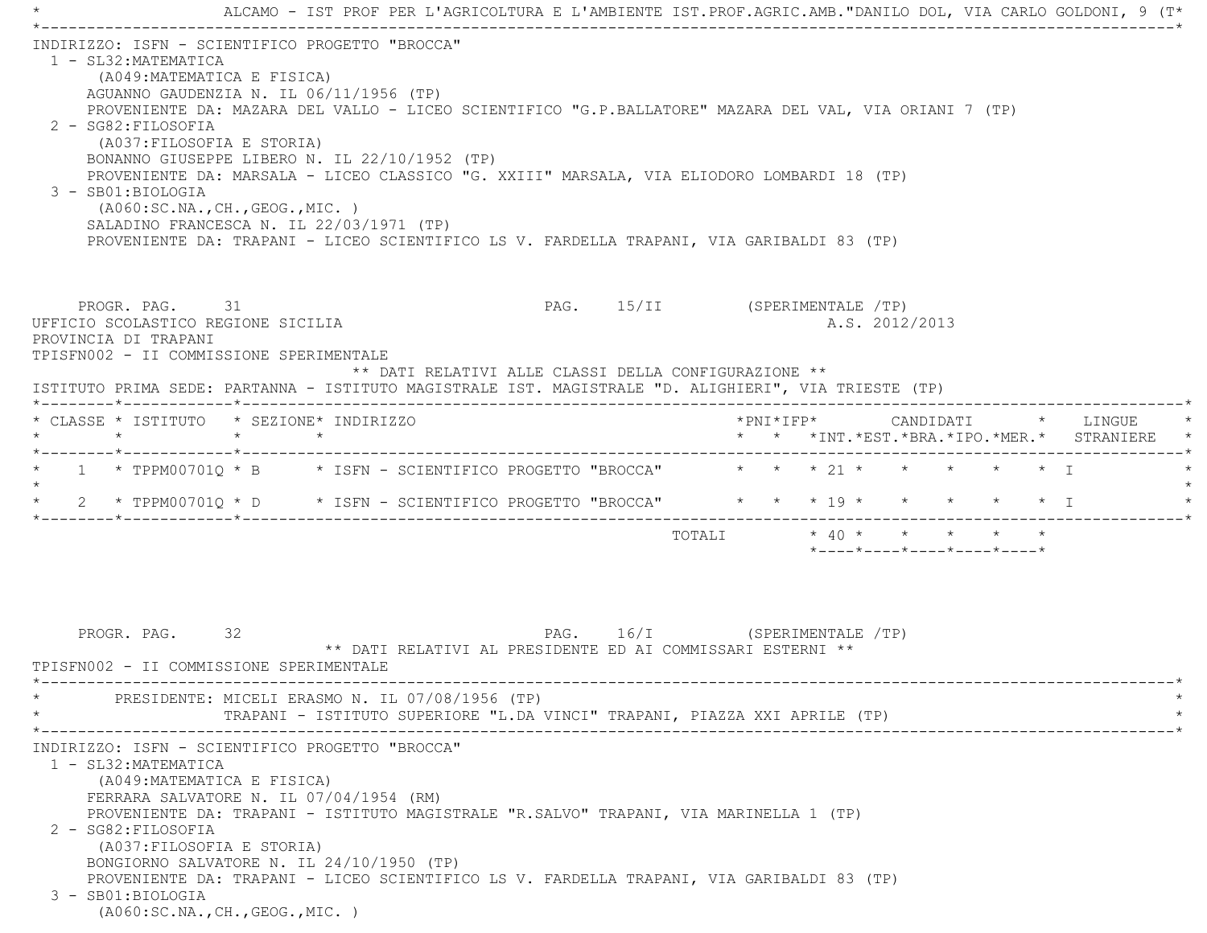ALCAMO - IST PROF PER L'AGRICOLTURA E L'AMBIENTE IST.PROF.AGRIC.AMB."DANILO DOL, VIA CARLO GOLDONI, 9 (T*

INDIRIZZO: ISFN - SCIENTIFICO PROGETTO "BROCCA"

1 - SL32:MATEMATICA
   (A049:MATEMATICA E FISICA)
   AGUANNO GAUDENZIA N. IL 06/11/1956 (TP)
   PROVENIENTE DA: MAZARA DEL VALLO - LICEO SCIENTIFICO "G.P.BALLATORE" MAZARA DEL VAL, VIA ORIANI 7 (TP)

2 - SG82:FILOSOFIA
   (A037:FILOSOFIA E STORIA)
   BONANNO GIUSEPPE LIBERO N. IL 22/10/1952 (TP)
   PROVENIENTE DA: MARSALA - LICEO CLASSICO "G. XXIII" MARSALA, VIA ELIODORO LOMBARDI 18 (TP)

3 - SB01:BIOLOGIA
   (A060:SC.NA.,CH.,GEOG.,MIC. )
   SALADINO FRANCESCA N. IL 22/03/1971 (TP)
   PROVENIENTE DA: TRAPANI - LICEO SCIENTIFICO LS V. FARDELLA TRAPANI, VIA GARIBALDI 83 (TP)

PROGR. PAG. 31 — PAG. 15/II (SPERIMENTALE /TP)

UFFICIO SCOLASTICO REGIONE SICILIA — A.S. 2012/2013

PROVINCIA DI TRAPANI

TPISFN002 - II COMMISSIONE SPERIMENTALE

** DATI RELATIVI ALLE CLASSI DELLA CONFIGURAZIONE **

ISTITUTO PRIMA SEDE: PARTANNA - ISTITUTO MAGISTRALE IST. MAGISTRALE "D. ALIGHIERI", VIA TRIESTE (TP)

| CLASSE | ISTITUTO | SEZIONE | INDIRIZZO | PNI | IFP | CANDIDATI INT. | EST. | BRA. | IPO. | MER. | LINGUE STRANIERE |
|---|---|---|---|---|---|---|---|---|---|---|---|
| 1 | TPPM00701Q | B | ISFN - SCIENTIFICO PROGETTO "BROCCA" | | | 21 | | | | | I |
| 2 | TPPM00701Q | D | ISFN - SCIENTIFICO PROGETTO "BROCCA" | | | 19 | | | | | I |
| | | | TOTALI | | | 40 | | | | | |

PROGR. PAG. 32 — PAG. 16/I (SPERIMENTALE /TP)

** DATI RELATIVI AL PRESIDENTE ED AI COMMISSARI ESTERNI **

TPISFN002 - II COMMISSIONE SPERIMENTALE

PRESIDENTE: MICELI ERASMO N. IL 07/08/1956 (TP)
TRAPANI - ISTITUTO SUPERIORE "L.DA VINCI" TRAPANI, PIAZZA XXI APRILE (TP)

INDIRIZZO: ISFN - SCIENTIFICO PROGETTO "BROCCA"

1 - SL32:MATEMATICA
   (A049:MATEMATICA E FISICA)
   FERRARA SALVATORE N. IL 07/04/1954 (RM)
   PROVENIENTE DA: TRAPANI - ISTITUTO MAGISTRALE "R.SALVO" TRAPANI, VIA MARINELLA 1 (TP)

2 - SG82:FILOSOFIA
   (A037:FILOSOFIA E STORIA)
   BONGIORNO SALVATORE N. IL 24/10/1950 (TP)
   PROVENIENTE DA: TRAPANI - LICEO SCIENTIFICO LS V. FARDELLA TRAPANI, VIA GARIBALDI 83 (TP)

3 - SB01:BIOLOGIA
   (A060:SC.NA.,CH.,GEOG.,MIC. )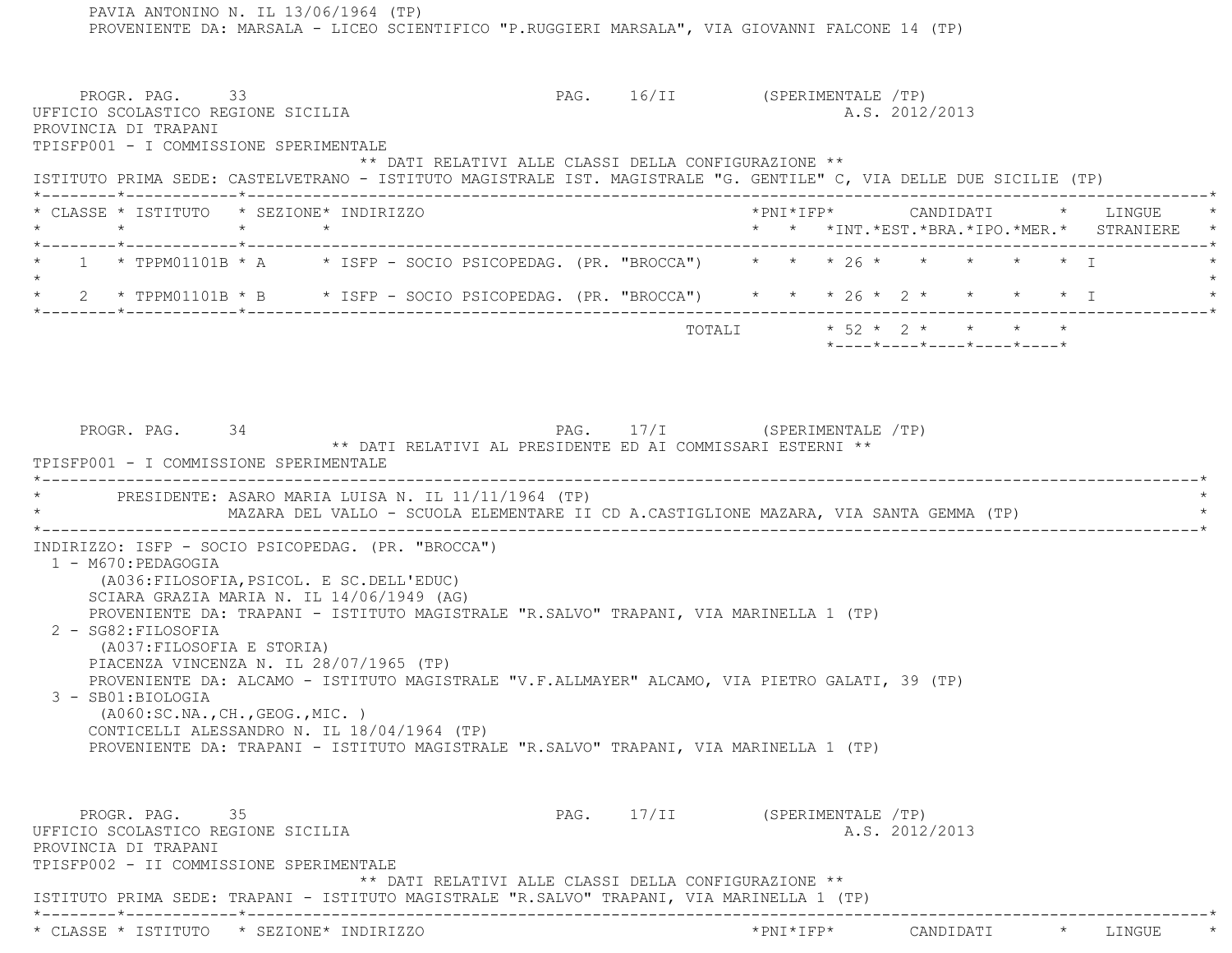PAVIA ANTONINO N. IL 13/06/1964 (TP)
PROVENIENTE DA: MARSALA - LICEO SCIENTIFICO "P.RUGGIERI MARSALA", VIA GIOVANNI FALCONE 14 (TP)

PROGR. PAG. 33 PAG. 16/II (SPERIMENTALE /TP)
UFFICIO SCOLASTICO REGIONE SICILIA A.S. 2012/2013
PROVINCIA DI TRAPANI
TPISFP001 - I COMMISSIONE SPERIMENTALE

** DATI RELATIVI ALLE CLASSI DELLA CONFIGURAZIONE **

ISTITUTO PRIMA SEDE: CASTELVETRANO - ISTITUTO MAGISTRALE IST. MAGISTRALE "G. GENTILE" C, VIA DELLE DUE SICILIE (TP)

| CLASSE | ISTITUTO | SEZIONE | INDIRIZZO | PNI | IFP | CANDIDATI INT. | EST. | BRA. | IPO. | MER. | LINGUE STRANIERE |
|---|---|---|---|---|---|---|---|---|---|---|---|
| 1 | TPPM01101B | A | ISFP - SOCIO PSICOPEDAG. (PR. "BROCCA") | | | 26 | | | | | I |
| 2 | TPPM01101B | B | ISFP - SOCIO PSICOPEDAG. (PR. "BROCCA") | | | 26 | 2 | | | | I |
| | | | TOTALI | | | 52 | 2 | | | | |

PROGR. PAG. 34 PAG. 17/I (SPERIMENTALE /TP)

** DATI RELATIVI AL PRESIDENTE ED AI COMMISSARI ESTERNI **

TPISFP001 - I COMMISSIONE SPERIMENTALE

PRESIDENTE: ASARO MARIA LUISA N. IL 11/11/1964 (TP)
MAZARA DEL VALLO - SCUOLA ELEMENTARE II CD A.CASTIGLIONE MAZARA, VIA SANTA GEMMA (TP)

INDIRIZZO: ISFP - SOCIO PSICOPEDAG. (PR. "BROCCA")

1 - M670:PEDAGOGIA
(A036:FILOSOFIA,PSICOL. E SC.DELL'EDUC)
SCIARA GRAZIA MARIA N. IL 14/06/1949 (AG)
PROVENIENTE DA: TRAPANI - ISTITUTO MAGISTRALE "R.SALVO" TRAPANI, VIA MARINELLA 1 (TP)

2 - SG82:FILOSOFIA
(A037:FILOSOFIA E STORIA)
PIACENZA VINCENZA N. IL 28/07/1965 (TP)
PROVENIENTE DA: ALCAMO - ISTITUTO MAGISTRALE "V.F.ALLMAYER" ALCAMO, VIA PIETRO GALATI, 39 (TP)

3 - SB01:BIOLOGIA
(A060:SC.NA.,CH.,GEOG.,MIC. )
CONTICELLI ALESSANDRO N. IL 18/04/1964 (TP)
PROVENIENTE DA: TRAPANI - ISTITUTO MAGISTRALE "R.SALVO" TRAPANI, VIA MARINELLA 1 (TP)

PROGR. PAG. 35 PAG. 17/II (SPERIMENTALE /TP)
UFFICIO SCOLASTICO REGIONE SICILIA A.S. 2012/2013
PROVINCIA DI TRAPANI
TPISFP002 - II COMMISSIONE SPERIMENTALE

** DATI RELATIVI ALLE CLASSI DELLA CONFIGURAZIONE **

ISTITUTO PRIMA SEDE: TRAPANI - ISTITUTO MAGISTRALE "R.SALVO" TRAPANI, VIA MARINELLA 1 (TP)

| CLASSE | ISTITUTO | SEZIONE | INDIRIZZO | PNI | IFP | CANDIDATI | LINGUE |
|---|---|---|---|---|---|---|---|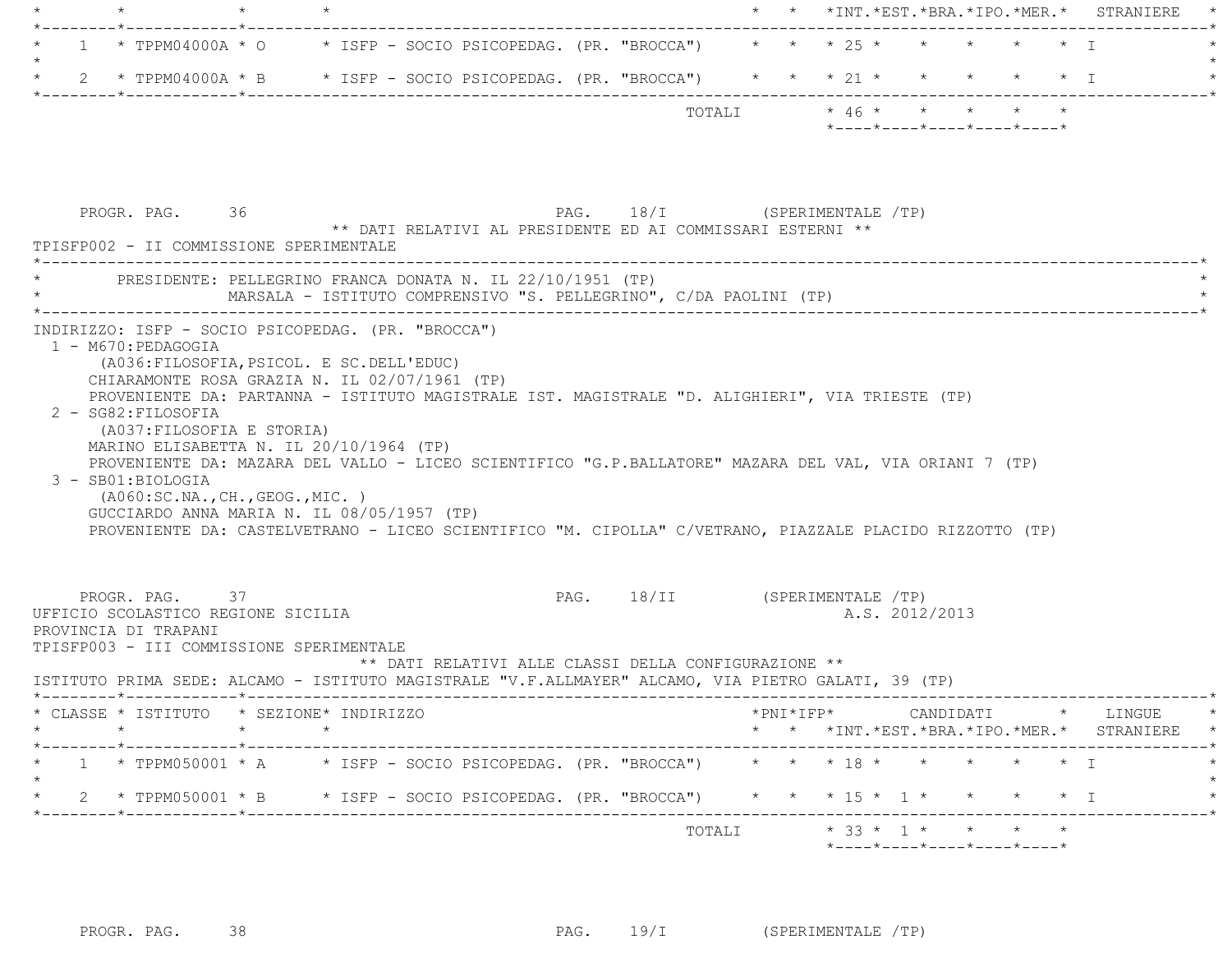| CLASSE | ISTITUTO | SEZIONE | INDIRIZZO | PNI | IFP | CANDIDATI INT. | EST. | BRA. | IPO. | MER. | LINGUE STRANIERE |
|---|---|---|---|---|---|---|---|---|---|---|---|
| 1 | TPPM04000A | O | ISFP - SOCIO PSICOPEDAG. (PR. "BROCCA") | | | 25 | | | | | I |
| 2 | TPPM04000A | B | ISFP - SOCIO PSICOPEDAG. (PR. "BROCCA") | | | 21 | | | | | I |
| | | | TOTALI | | | 46 | | | | | |

PROGR. PAG. 36 PAG. 18/I (SPERIMENTALE /TP)

** DATI RELATIVI AL PRESIDENTE ED AI COMMISSARI ESTERNI **

TPISFP002 - II COMMISSIONE SPERIMENTALE

PRESIDENTE: PELLEGRINO FRANCA DONATA N. IL 22/10/1951 (TP)
MARSALA - ISTITUTO COMPRENSIVO "S. PELLEGRINO", C/DA PAOLINI (TP)

INDIRIZZO: ISFP - SOCIO PSICOPEDAG. (PR. "BROCCA")

1 - M670:PEDAGOGIA
(A036:FILOSOFIA,PSICOL. E SC.DELL'EDUC)
CHIARAMONTE ROSA GRAZIA N. IL 02/07/1961 (TP)
PROVENIENTE DA: PARTANNA - ISTITUTO MAGISTRALE IST. MAGISTRALE "D. ALIGHIERI", VIA TRIESTE (TP)

2 - SG82:FILOSOFIA
(A037:FILOSOFIA E STORIA)
MARINO ELISABETTA N. IL 20/10/1964 (TP)
PROVENIENTE DA: MAZARA DEL VALLO - LICEO SCIENTIFICO "G.P.BALLATORE" MAZARA DEL VAL, VIA ORIANI 7 (TP)

3 - SB01:BIOLOGIA
(A060:SC.NA.,CH.,GEOG.,MIC. )
GUCCIARDO ANNA MARIA N. IL 08/05/1957 (TP)
PROVENIENTE DA: CASTELVETRANO - LICEO SCIENTIFICO "M. CIPOLLA" C/VETRANO, PIAZZALE PLACIDO RIZZOTTO (TP)

PROGR. PAG. 37 PAG. 18/II (SPERIMENTALE /TP)

UFFICIO SCOLASTICO REGIONE SICILIA A.S. 2012/2013

PROVINCIA DI TRAPANI

TPISFP003 - III COMMISSIONE SPERIMENTALE

** DATI RELATIVI ALLE CLASSI DELLA CONFIGURAZIONE **

ISTITUTO PRIMA SEDE: ALCAMO - ISTITUTO MAGISTRALE "V.F.ALLMAYER" ALCAMO, VIA PIETRO GALATI, 39 (TP)

| CLASSE | ISTITUTO | SEZIONE | INDIRIZZO | PNI | IFP | CANDIDATI INT. | EST. | BRA. | IPO. | MER. | LINGUE STRANIERE |
|---|---|---|---|---|---|---|---|---|---|---|---|
| 1 | TPPM050001 | A | ISFP - SOCIO PSICOPEDAG. (PR. "BROCCA") | | | 18 | | | | | I |
| 2 | TPPM050001 | B | ISFP - SOCIO PSICOPEDAG. (PR. "BROCCA") | | | 15 | 1 | | | | I |
| | | | TOTALI | | | 33 | 1 | | | | |

PROGR. PAG. 38 PAG. 19/I (SPERIMENTALE /TP)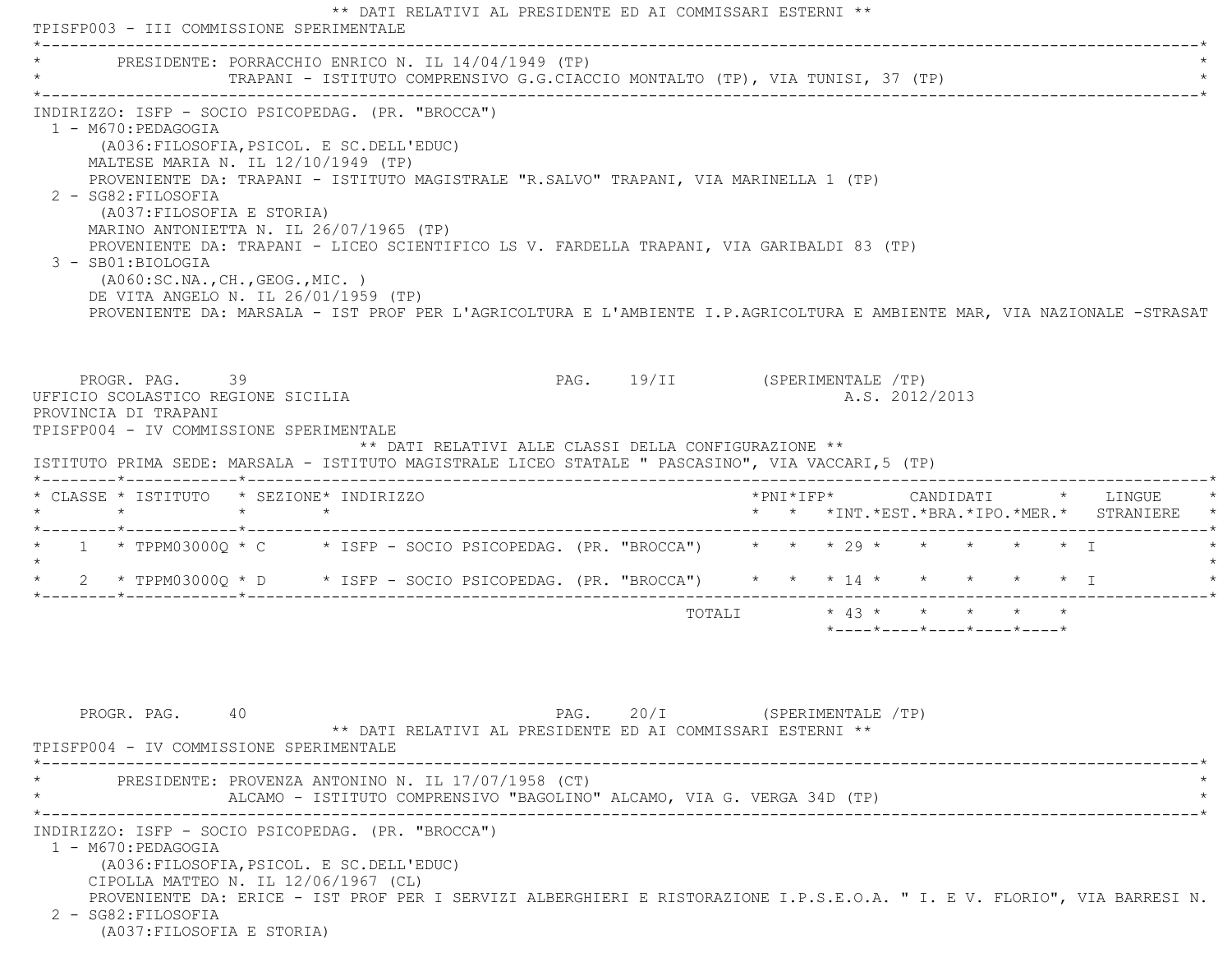** DATI RELATIVI AL PRESIDENTE ED AI COMMISSARI ESTERNI **

TPISFP003 - III COMMISSIONE SPERIMENTALE

PRESIDENTE: PORRACCHIO ENRICO N. IL 14/04/1949 (TP)
TRAPANI - ISTITUTO COMPRENSIVO G.G.CIACCIO MONTALTO (TP), VIA TUNISI, 37 (TP)

INDIRIZZO: ISFP - SOCIO PSICOPEDAG. (PR. "BROCCA")

1 - M670:PEDAGOGIA
(A036:FILOSOFIA,PSICOL. E SC.DELL'EDUC)
MALTESE MARIA N. IL 12/10/1949 (TP)
PROVENIENTE DA: TRAPANI - ISTITUTO MAGISTRALE "R.SALVO" TRAPANI, VIA MARINELLA 1 (TP)

2 - SG82:FILOSOFIA
(A037:FILOSOFIA E STORIA)
MARINO ANTONIETTA N. IL 26/07/1965 (TP)
PROVENIENTE DA: TRAPANI - LICEO SCIENTIFICO LS V. FARDELLA TRAPANI, VIA GARIBALDI 83 (TP)

3 - SB01:BIOLOGIA
(A060:SC.NA.,CH.,GEOG.,MIC. )
DE VITA ANGELO N. IL 26/01/1959 (TP)
PROVENIENTE DA: MARSALA - IST PROF PER L'AGRICOLTURA E L'AMBIENTE I.P.AGRICOLTURA E AMBIENTE MAR, VIA NAZIONALE -STRASAT

UFFICIO SCOLASTICO REGIONE SICILIA
PROVINCIA DI TRAPANI
A.S. 2012/2013

TPISFP004 - IV COMMISSIONE SPERIMENTALE

** DATI RELATIVI ALLE CLASSI DELLA CONFIGURAZIONE **

ISTITUTO PRIMA SEDE: MARSALA - ISTITUTO MAGISTRALE LICEO STATALE " PASCASINO", VIA VACCARI,5 (TP)

| CLASSE | ISTITUTO | SEZIONE | INDIRIZZO | PNI | IFP | CANDIDATI INT. | EST. | BRA. | IPO. | MER. | LINGUE STRANIERE |
|---|---|---|---|---|---|---|---|---|---|---|---|
| 1 | TPPM03000Q | C | ISFP - SOCIO PSICOPEDAG. (PR. "BROCCA") | | | 29 | | | | | I |
| 2 | TPPM03000Q | D | ISFP - SOCIO PSICOPEDAG. (PR. "BROCCA") | | | 14 | | | | | I |
| | | | TOTALI | | | 43 | | | | | |

** DATI RELATIVI AL PRESIDENTE ED AI COMMISSARI ESTERNI **

TPISFP004 - IV COMMISSIONE SPERIMENTALE

PRESIDENTE: PROVENZA ANTONINO N. IL 17/07/1958 (CT)
ALCAMO - ISTITUTO COMPRENSIVO "BAGOLINO" ALCAMO, VIA G. VERGA 34D (TP)

INDIRIZZO: ISFP - SOCIO PSICOPEDAG. (PR. "BROCCA")

1 - M670:PEDAGOGIA
(A036:FILOSOFIA,PSICOL. E SC.DELL'EDUC)
CIPOLLA MATTEO N. IL 12/06/1967 (CL)
PROVENIENTE DA: ERICE - IST PROF PER I SERVIZI ALBERGHIERI E RISTORAZIONE I.P.S.E.O.A. " I. E V. FLORIO", VIA BARRESI N.

2 - SG82:FILOSOFIA
(A037:FILOSOFIA E STORIA)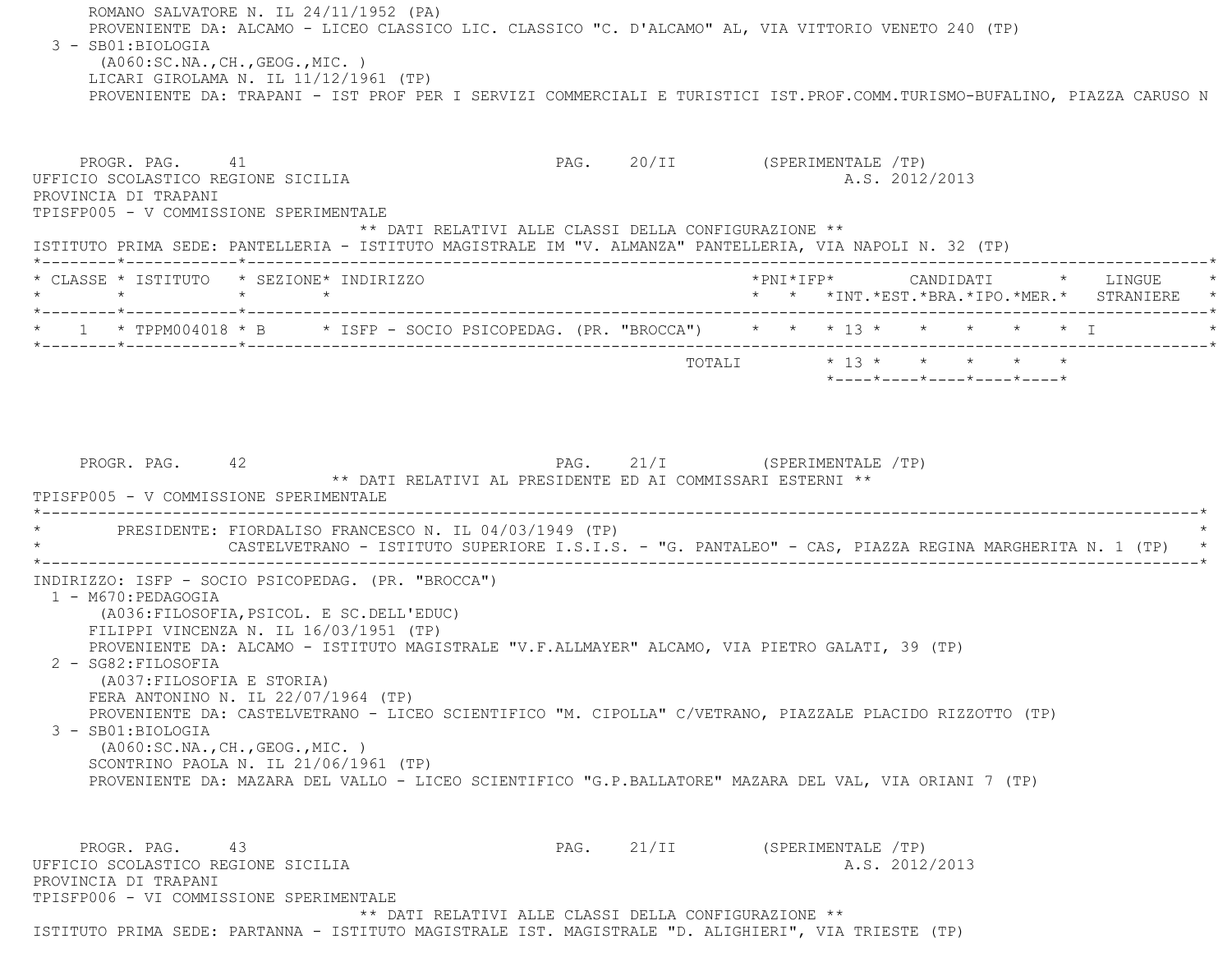ROMANO SALVATORE N. IL 24/11/1952 (PA)
PROVENIENTE DA: ALCAMO - LICEO CLASSICO LIC. CLASSICO "C. D'ALCAMO" AL, VIA VITTORIO VENETO 240 (TP)

3 - SB01:BIOLOGIA
(A060:SC.NA.,CH.,GEOG.,MIC. )
LICARI GIROLAMA N. IL 11/12/1961 (TP)
PROVENIENTE DA: TRAPANI - IST PROF PER I SERVIZI COMMERCIALI E TURISTICI IST.PROF.COMM.TURISMO-BUFALINO, PIAZZA CARUSO N

PROGR. PAG. 41 PAG. 20/II (SPERIMENTALE /TP)

UFFICIO SCOLASTICO REGIONE SICILIA A.S. 2012/2013
PROVINCIA DI TRAPANI
TPISFP005 - V COMMISSIONE SPERIMENTALE

** DATI RELATIVI ALLE CLASSI DELLA CONFIGURAZIONE **

ISTITUTO PRIMA SEDE: PANTELLERIA - ISTITUTO MAGISTRALE IM "V. ALMANZA" PANTELLERIA, VIA NAPOLI N. 32 (TP)

| CLASSE | ISTITUTO | SEZIONE | INDIRIZZO | PNI | IFP | CANDIDATI INT. | EST. | BRA. | IPO. | MER. | LINGUE STRANIERE |
|---|---|---|---|---|---|---|---|---|---|---|---|
| 1 | TPPM004018 | B | ISFP - SOCIO PSICOPEDAG. (PR. "BROCCA") | | | 13 | | | | | I |
| | | | TOTALI | | | 13 | | | | | |

PROGR. PAG. 42 PAG. 21/I (SPERIMENTALE /TP)

** DATI RELATIVI AL PRESIDENTE ED AI COMMISSARI ESTERNI **

TPISFP005 - V COMMISSIONE SPERIMENTALE

PRESIDENTE: FIORDALISO FRANCESCO N. IL 04/03/1949 (TP)
CASTELVETRANO - ISTITUTO SUPERIORE I.S.I.S. - "G. PANTALEO" - CAS, PIAZZA REGINA MARGHERITA N. 1 (TP)

INDIRIZZO: ISFP - SOCIO PSICOPEDAG. (PR. "BROCCA")

1 - M670:PEDAGOGIA
(A036:FILOSOFIA,PSICOL. E SC.DELL'EDUC)
FILIPPI VINCENZA N. IL 16/03/1951 (TP)
PROVENIENTE DA: ALCAMO - ISTITUTO MAGISTRALE "V.F.ALLMAYER" ALCAMO, VIA PIETRO GALATI, 39 (TP)

2 - SG82:FILOSOFIA
(A037:FILOSOFIA E STORIA)
FERA ANTONINO N. IL 22/07/1964 (TP)
PROVENIENTE DA: CASTELVETRANO - LICEO SCIENTIFICO "M. CIPOLLA" C/VETRANO, PIAZZALE PLACIDO RIZZOTTO (TP)

3 - SB01:BIOLOGIA
(A060:SC.NA.,CH.,GEOG.,MIC. )
SCONTRINO PAOLA N. IL 21/06/1961 (TP)
PROVENIENTE DA: MAZARA DEL VALLO - LICEO SCIENTIFICO "G.P.BALLATORE" MAZARA DEL VAL, VIA ORIANI 7 (TP)

PROGR. PAG. 43 PAG. 21/II (SPERIMENTALE /TP)

UFFICIO SCOLASTICO REGIONE SICILIA A.S. 2012/2013
PROVINCIA DI TRAPANI
TPISFP006 - VI COMMISSIONE SPERIMENTALE

** DATI RELATIVI ALLE CLASSI DELLA CONFIGURAZIONE **

ISTITUTO PRIMA SEDE: PARTANNA - ISTITUTO MAGISTRALE IST. MAGISTRALE "D. ALIGHIERI", VIA TRIESTE (TP)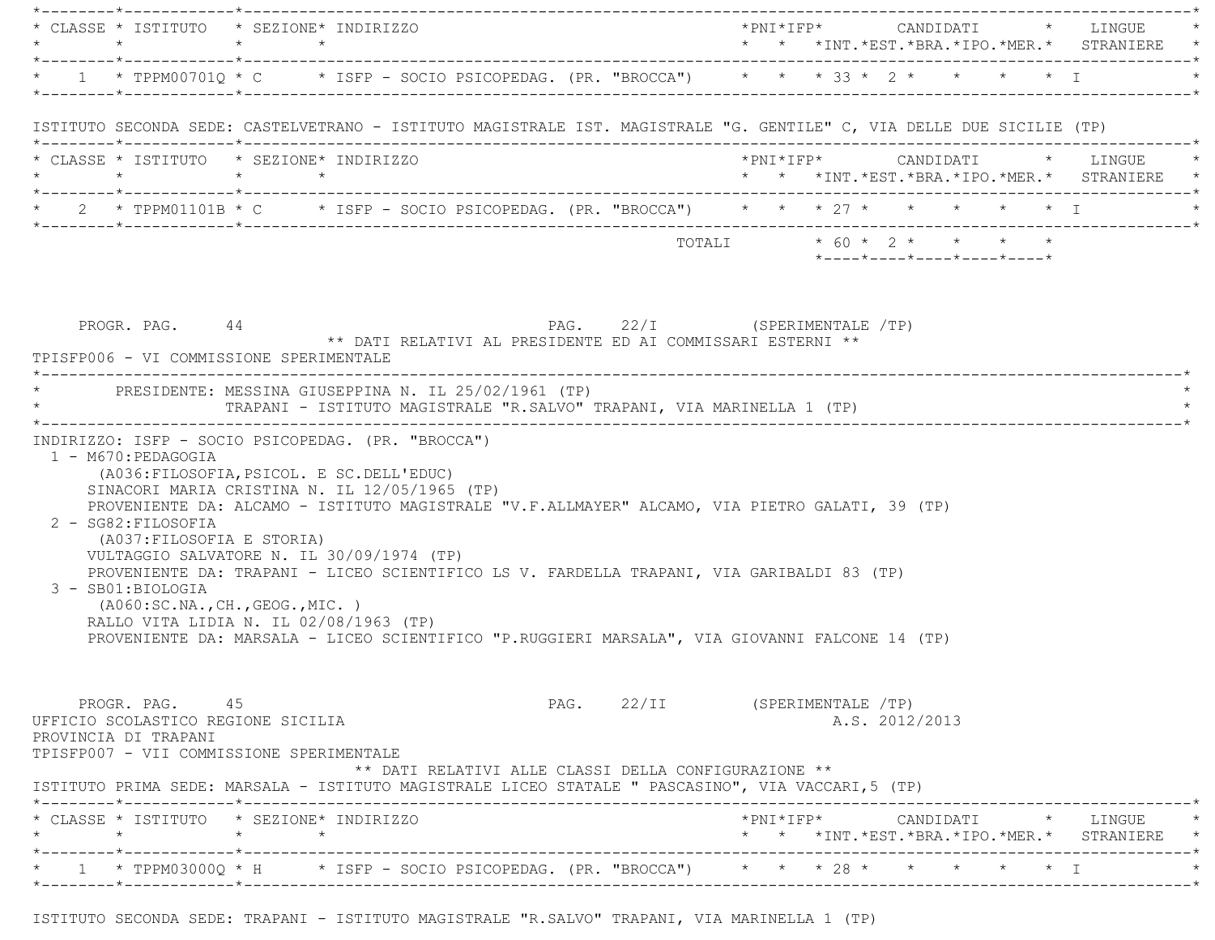| CLASSE | ISTITUTO | SEZIONE | INDIRIZZO | PNI | IFP | CANDIDATI INT. | EST. | BRA. | IPO. | MER. | LINGUE STRANIERE |
|---|---|---|---|---|---|---|---|---|---|---|---|
| 1 | TPPM00701Q | C | ISFP - SOCIO PSICOPEDAG. (PR. "BROCCA") | | | 33 | 2 | | | | I |

ISTITUTO SECONDA SEDE: CASTELVETRANO - ISTITUTO MAGISTRALE IST. MAGISTRALE "G. GENTILE" C, VIA DELLE DUE SICILIE (TP)

| CLASSE | ISTITUTO | SEZIONE | INDIRIZZO | PNI | IFP | CANDIDATI INT. | EST. | BRA. | IPO. | MER. | LINGUE STRANIERE |
|---|---|---|---|---|---|---|---|---|---|---|---|
| 2 | TPPM01101B | C | ISFP - SOCIO PSICOPEDAG. (PR. "BROCCA") | | | 27 | | | | | I |
| | | | TOTALI | | | 60 | 2 | | | | |

PROGR. PAG. 44 PAG. 22/I (SPERIMENTALE /TP)

** DATI RELATIVI AL PRESIDENTE ED AI COMMISSARI ESTERNI **

TPISFP006 - VI COMMISSIONE SPERIMENTALE

PRESIDENTE: MESSINA GIUSEPPINA N. IL 25/02/1961 (TP)
TRAPANI - ISTITUTO MAGISTRALE "R.SALVO" TRAPANI, VIA MARINELLA 1 (TP)

INDIRIZZO: ISFP - SOCIO PSICOPEDAG. (PR. "BROCCA")

1 - M670:PEDAGOGIA
(A036:FILOSOFIA,PSICOL. E SC.DELL'EDUC)
SINACORI MARIA CRISTINA N. IL 12/05/1965 (TP)
PROVENIENTE DA: ALCAMO - ISTITUTO MAGISTRALE "V.F.ALLMAYER" ALCAMO, VIA PIETRO GALATI, 39 (TP)

2 - SG82:FILOSOFIA
(A037:FILOSOFIA E STORIA)
VULTAGGIO SALVATORE N. IL 30/09/1974 (TP)
PROVENIENTE DA: TRAPANI - LICEO SCIENTIFICO LS V. FARDELLA TRAPANI, VIA GARIBALDI 83 (TP)

3 - SB01:BIOLOGIA
(A060:SC.NA.,CH.,GEOG.,MIC. )
RALLO VITA LIDIA N. IL 02/08/1963 (TP)
PROVENIENTE DA: MARSALA - LICEO SCIENTIFICO "P.RUGGIERI MARSALA", VIA GIOVANNI FALCONE 14 (TP)

PROGR. PAG. 45 PAG. 22/II (SPERIMENTALE /TP)

UFFICIO SCOLASTICO REGIONE SICILIA A.S. 2012/2013

PROVINCIA DI TRAPANI

TPISFP007 - VII COMMISSIONE SPERIMENTALE

** DATI RELATIVI ALLE CLASSI DELLA CONFIGURAZIONE **

ISTITUTO PRIMA SEDE: MARSALA - ISTITUTO MAGISTRALE LICEO STATALE " PASCASINO", VIA VACCARI,5 (TP)

| CLASSE | ISTITUTO | SEZIONE | INDIRIZZO | PNI | IFP | CANDIDATI INT. | EST. | BRA. | IPO. | MER. | LINGUE STRANIERE |
|---|---|---|---|---|---|---|---|---|---|---|---|
| 1 | TPPM03000Q | H | ISFP - SOCIO PSICOPEDAG. (PR. "BROCCA") | | | 28 | | | | | I |

ISTITUTO SECONDA SEDE: TRAPANI - ISTITUTO MAGISTRALE "R.SALVO" TRAPANI, VIA MARINELLA 1 (TP)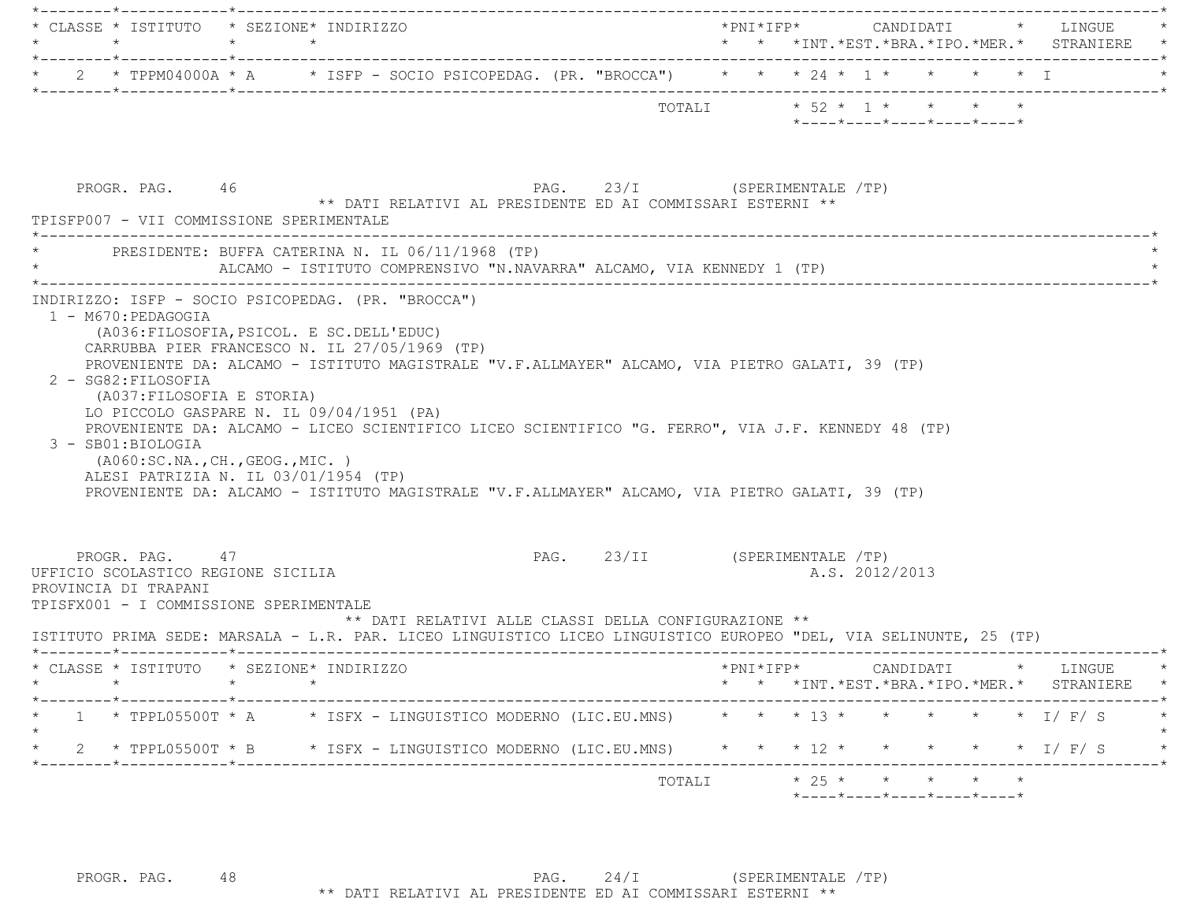| CLASSE | ISTITUTO | SEZIONE | INDIRIZZO | PNI | IFP | INT. | EST. | BRA. | IPO. | MER. | LINGUE STRANIERE |
|---|---|---|---|---|---|---|---|---|---|---|---|
| 2 | TPPM04000A | A | ISFP - SOCIO PSICOPEDAG. (PR. "BROCCA") | | | 24 | 1 | | | | I |
| | | | TOTALI | | | 52 | 1 | | | | |

PROGR. PAG. 46 PAG. 23/I (SPERIMENTALE /TP)

** DATI RELATIVI AL PRESIDENTE ED AI COMMISSARI ESTERNI **

TPISFP007 - VII COMMISSIONE SPERIMENTALE

PRESIDENTE: BUFFA CATERINA N. IL 06/11/1968 (TP)
ALCAMO - ISTITUTO COMPRENSIVO "N.NAVARRA" ALCAMO, VIA KENNEDY 1 (TP)

INDIRIZZO: ISFP - SOCIO PSICOPEDAG. (PR. "BROCCA")

1 - M670:PEDAGOGIA
(A036:FILOSOFIA,PSICOL. E SC.DELL'EDUC)
CARRUBBA PIER FRANCESCO N. IL 27/05/1969 (TP)
PROVENIENTE DA: ALCAMO - ISTITUTO MAGISTRALE "V.F.ALLMAYER" ALCAMO, VIA PIETRO GALATI, 39 (TP)

2 - SG82:FILOSOFIA
(A037:FILOSOFIA E STORIA)
LO PICCOLO GASPARE N. IL 09/04/1951 (PA)
PROVENIENTE DA: ALCAMO - LICEO SCIENTIFICO LICEO SCIENTIFICO "G. FERRO", VIA J.F. KENNEDY 48 (TP)

3 - SB01:BIOLOGIA
(A060:SC.NA.,CH.,GEOG.,MIC. )
ALESI PATRIZIA N. IL 03/01/1954 (TP)
PROVENIENTE DA: ALCAMO - ISTITUTO MAGISTRALE "V.F.ALLMAYER" ALCAMO, VIA PIETRO GALATI, 39 (TP)

PROGR. PAG. 47 PAG. 23/II (SPERIMENTALE /TP)

UFFICIO SCOLASTICO REGIONE SICILIA A.S. 2012/2013

PROVINCIA DI TRAPANI

TPISFX001 - I COMMISSIONE SPERIMENTALE

** DATI RELATIVI ALLE CLASSI DELLA CONFIGURAZIONE **

ISTITUTO PRIMA SEDE: MARSALA - L.R. PAR. LICEO LINGUISTICO LICEO LINGUISTICO EUROPEO "DEL, VIA SELINUNTE, 25 (TP)

| CLASSE | ISTITUTO | SEZIONE | INDIRIZZO | PNI | IFP | INT. | EST. | BRA. | IPO. | MER. | LINGUE STRANIERE |
|---|---|---|---|---|---|---|---|---|---|---|---|
| 1 | TPPL05500T | A | ISFX - LINGUISTICO MODERNO (LIC.EU.MNS) | | | 13 | | | | | I/ F/ S |
| 2 | TPPL05500T | B | ISFX - LINGUISTICO MODERNO (LIC.EU.MNS) | | | 12 | | | | | I/ F/ S |
| | | | TOTALI | | | 25 | | | | | |

PROGR. PAG. 48 PAG. 24/I (SPERIMENTALE /TP)

** DATI RELATIVI AL PRESIDENTE ED AI COMMISSARI ESTERNI **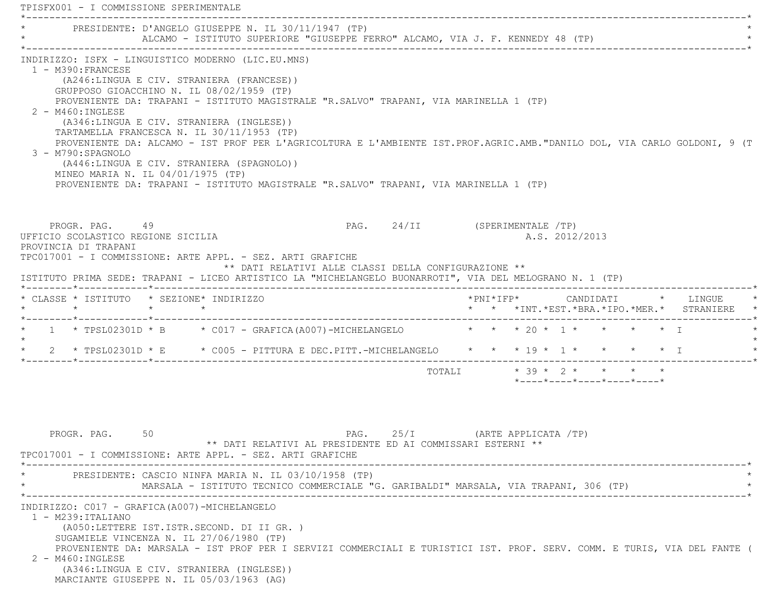TPISFX001 - I COMMISSIONE SPERIMENTALE

PRESIDENTE: D'ANGELO GIUSEPPE N. IL 30/11/1947 (TP)
ALCAMO - ISTITUTO SUPERIORE "GIUSEPPE FERRO" ALCAMO, VIA J. F. KENNEDY 48 (TP)

INDIRIZZO: ISFX - LINGUISTICO MODERNO (LIC.EU.MNS)

1 - M390:FRANCESE
(A246:LINGUA E CIV. STRANIERA (FRANCESE))
GRUPPOSO GIOACCHINO N. IL 08/02/1959 (TP)
PROVENIENTE DA: TRAPANI - ISTITUTO MAGISTRALE "R.SALVO" TRAPANI, VIA MARINELLA 1 (TP)

2 - M460:INGLESE
(A346:LINGUA E CIV. STRANIERA (INGLESE))
TARTAMELLA FRANCESCA N. IL 30/11/1953 (TP)
PROVENIENTE DA: ALCAMO - IST PROF PER L'AGRICOLTURA E L'AMBIENTE IST.PROF.AGRIC.AMB."DANILO DOL, VIA CARLO GOLDONI, 9 (T

3 - M790:SPAGNOLO
(A446:LINGUA E CIV. STRANIERA (SPAGNOLO))
MINEO MARIA N. IL 04/01/1975 (TP)
PROVENIENTE DA: TRAPANI - ISTITUTO MAGISTRALE "R.SALVO" TRAPANI, VIA MARINELLA 1 (TP)

PROGR. PAG. 49 PAG. 24/II (SPERIMENTALE /TP)

UFFICIO SCOLASTICO REGIONE SICILIA A.S. 2012/2013
PROVINCIA DI TRAPANI
TPC017001 - I COMMISSIONE: ARTE APPL. - SEZ. ARTI GRAFICHE

** DATI RELATIVI ALLE CLASSI DELLA CONFIGURAZIONE **

ISTITUTO PRIMA SEDE: TRAPANI - LICEO ARTISTICO LA "MICHELANGELO BUONARROTI", VIA DEL MELOGRANO N. 1 (TP)

| CLASSE | ISTITUTO | SEZIONE | INDIRIZZO | PNI | IFP | CANDIDATI INT. | EST. | BRA. | IPO. | MER. | LINGUE STRANIERE |
|---|---|---|---|---|---|---|---|---|---|---|---|
| 1 | TPSL02301D | B | C017 - GRAFICA(A007)-MICHELANGELO | | | 20 | 1 | | | | I |
| 2 | TPSL02301D | E | C005 - PITTURA E DEC.PITT.-MICHELANGELO | | | 19 | 1 | | | | I |
| | | | TOTALI | | | 39 | 2 | | | | |

PROGR. PAG. 50 PAG. 25/I (ARTE APPLICATA /TP)

** DATI RELATIVI AL PRESIDENTE ED AI COMMISSARI ESTERNI **

TPC017001 - I COMMISSIONE: ARTE APPL. - SEZ. ARTI GRAFICHE

PRESIDENTE: CASCIO NINFA MARIA N. IL 03/10/1958 (TP)
MARSALA - ISTITUTO TECNICO COMMERCIALE "G. GARIBALDI" MARSALA, VIA TRAPANI, 306 (TP)

INDIRIZZO: C017 - GRAFICA(A007)-MICHELANGELO

1 - M239:ITALIANO
(A050:LETTERE IST.ISTR.SECOND. DI II GR. )
SUGAMIELE VINCENZA N. IL 27/06/1980 (TP)
PROVENIENTE DA: MARSALA - IST PROF PER I SERVIZI COMMERCIALI E TURISTICI IST. PROF. SERV. COMM. E TURIS, VIA DEL FANTE (

2 - M460:INGLESE
(A346:LINGUA E CIV. STRANIERA (INGLESE))
MARCIANTE GIUSEPPE N. IL 05/03/1963 (AG)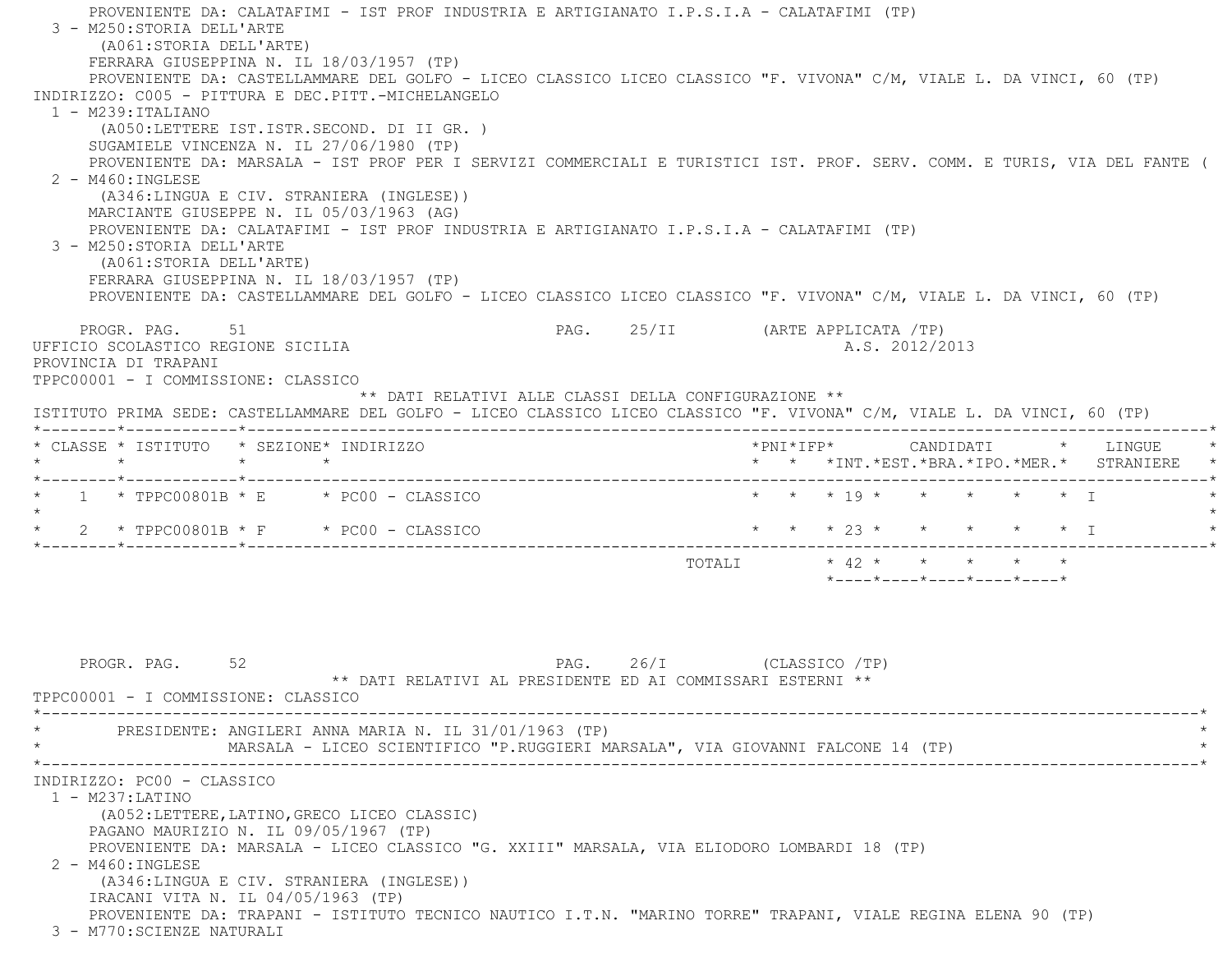PROVENIENTE DA: CALATAFIMI - IST PROF INDUSTRIA E ARTIGIANATO I.P.S.I.A - CALATAFIMI (TP)

3 - M250:STORIA DELL'ARTE
(A061:STORIA DELL'ARTE)
FERRARA GIUSEPPINA N. IL 18/03/1957 (TP)
PROVENIENTE DA: CASTELLAMMARE DEL GOLFO - LICEO CLASSICO LICEO CLASSICO "F. VIVONA" C/M, VIALE L. DA VINCI, 60 (TP)

INDIRIZZO: C005 - PITTURA E DEC.PITT.-MICHELANGELO

1 - M239:ITALIANO
(A050:LETTERE IST.ISTR.SECOND. DI II GR. )
SUGAMIELE VINCENZA N. IL 27/06/1980 (TP)
PROVENIENTE DA: MARSALA - IST PROF PER I SERVIZI COMMERCIALI E TURISTICI IST. PROF. SERV. COMM. E TURIS, VIA DEL FANTE (

2 - M460:INGLESE
(A346:LINGUA E CIV. STRANIERA (INGLESE))
MARCIANTE GIUSEPPE N. IL 05/03/1963 (AG)
PROVENIENTE DA: CALATAFIMI - IST PROF INDUSTRIA E ARTIGIANATO I.P.S.I.A - CALATAFIMI (TP)

3 - M250:STORIA DELL'ARTE
(A061:STORIA DELL'ARTE)
FERRARA GIUSEPPINA N. IL 18/03/1957 (TP)
PROVENIENTE DA: CASTELLAMMARE DEL GOLFO - LICEO CLASSICO LICEO CLASSICO "F. VIVONA" C/M, VIALE L. DA VINCI, 60 (TP)

UFFICIO SCOLASTICO REGIONE SICILIA — A.S. 2012/2013
PROVINCIA DI TRAPANI
TPPC00001 - I COMMISSIONE: CLASSICO

** DATI RELATIVI ALLE CLASSI DELLA CONFIGURAZIONE **

ISTITUTO PRIMA SEDE: CASTELLAMMARE DEL GOLFO - LICEO CLASSICO LICEO CLASSICO "F. VIVONA" C/M, VIALE L. DA VINCI, 60 (TP)

| CLASSE | ISTITUTO | SEZIONE | INDIRIZZO | PNI | IFP | CANDIDATI INT. | EST. | BRA. | IPO. | MER. | LINGUE STRANIERE |
|---|---|---|---|---|---|---|---|---|---|---|---|
| 1 | TPPC00801B | E | PC00 - CLASSICO | | | 19 | | | | | I |
| 2 | TPPC00801B | F | PC00 - CLASSICO | | | 23 | | | | | I |
| | | | TOTALI | | | 42 | | | | | |

** DATI RELATIVI AL PRESIDENTE ED AI COMMISSARI ESTERNI **

TPPC00001 - I COMMISSIONE: CLASSICO

PRESIDENTE: ANGILERI ANNA MARIA N. IL 31/01/1963 (TP)
MARSALA - LICEO SCIENTIFICO "P.RUGGIERI MARSALA", VIA GIOVANNI FALCONE 14 (TP)

INDIRIZZO: PC00 - CLASSICO

1 - M237:LATINO
(A052:LETTERE,LATINO,GRECO LICEO CLASSIC)
PAGANO MAURIZIO N. IL 09/05/1967 (TP)
PROVENIENTE DA: MARSALA - LICEO CLASSICO "G. XXIII" MARSALA, VIA ELIODORO LOMBARDI 18 (TP)

2 - M460:INGLESE
(A346:LINGUA E CIV. STRANIERA (INGLESE))
IRACANI VITA N. IL 04/05/1963 (TP)
PROVENIENTE DA: TRAPANI - ISTITUTO TECNICO NAUTICO I.T.N. "MARINO TORRE" TRAPANI, VIALE REGINA ELENA 90 (TP)

3 - M770:SCIENZE NATURALI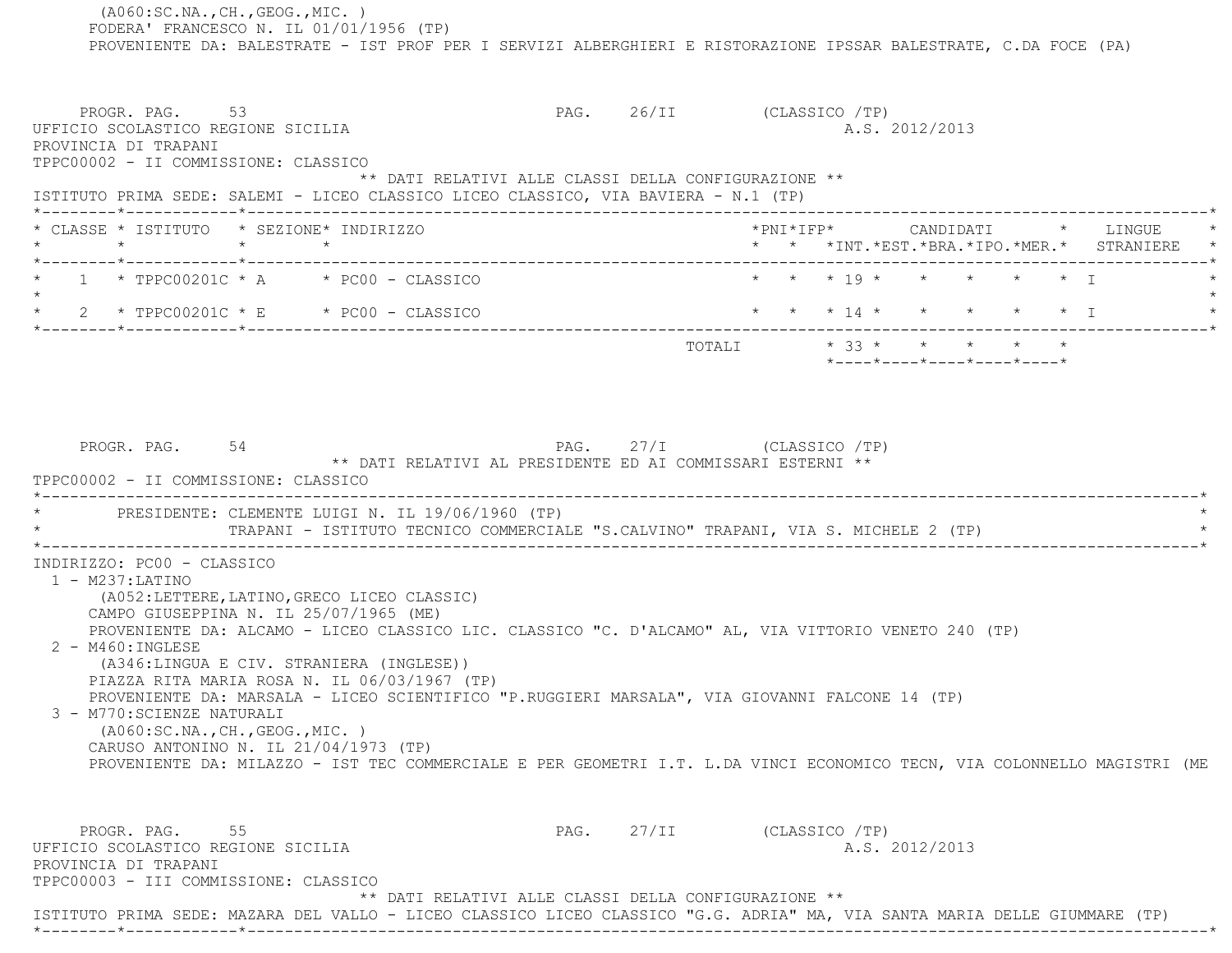(A060:SC.NA.,CH.,GEOG.,MIC. )
FODERA' FRANCESCO N. IL 01/01/1956 (TP)
PROVENIENTE DA: BALESTRATE - IST PROF PER I SERVIZI ALBERGHIERI E RISTORAZIONE IPSSAR BALESTRATE, C.DA FOCE (PA)

PROGR. PAG. 53 PAG. 26/II (CLASSICO /TP)
UFFICIO SCOLASTICO REGIONE SICILIA A.S. 2012/2013
PROVINCIA DI TRAPANI
TPPC00002 - II COMMISSIONE: CLASSICO

** DATI RELATIVI ALLE CLASSI DELLA CONFIGURAZIONE **

ISTITUTO PRIMA SEDE: SALEMI - LICEO CLASSICO LICEO CLASSICO, VIA BAVIERA - N.1 (TP)

| CLASSE | ISTITUTO | SEZIONE | INDIRIZZO | PNI | IFP | CANDIDATI INT. | EST. | BRA. | IPO. | MER. | LINGUE STRANIERE |
|---|---|---|---|---|---|---|---|---|---|---|---|
| 1 | TPPC00201C | A | PC00 - CLASSICO | | | 19 | | | | | I |
| 2 | TPPC00201C | E | PC00 - CLASSICO | | | 14 | | | | | I |
| | | | TOTALI | | | 33 | | | | | |

PROGR. PAG. 54 PAG. 27/I (CLASSICO /TP)

** DATI RELATIVI AL PRESIDENTE ED AI COMMISSARI ESTERNI **

TPPC00002 - II COMMISSIONE: CLASSICO

PRESIDENTE: CLEMENTE LUIGI N. IL 19/06/1960 (TP)
TRAPANI - ISTITUTO TECNICO COMMERCIALE "S.CALVINO" TRAPANI, VIA S. MICHELE 2 (TP)

INDIRIZZO: PC00 - CLASSICO

1 - M237:LATINO
(A052:LETTERE,LATINO,GRECO LICEO CLASSIC)
CAMPO GIUSEPPINA N. IL 25/07/1965 (ME)
PROVENIENTE DA: ALCAMO - LICEO CLASSICO LIC. CLASSICO "C. D'ALCAMO" AL, VIA VITTORIO VENETO 240 (TP)

2 - M460:INGLESE
(A346:LINGUA E CIV. STRANIERA (INGLESE))
PIAZZA RITA MARIA ROSA N. IL 06/03/1967 (TP)
PROVENIENTE DA: MARSALA - LICEO SCIENTIFICO "P.RUGGIERI MARSALA", VIA GIOVANNI FALCONE 14 (TP)

3 - M770:SCIENZE NATURALI
(A060:SC.NA.,CH.,GEOG.,MIC. )
CARUSO ANTONINO N. IL 21/04/1973 (TP)
PROVENIENTE DA: MILAZZO - IST TEC COMMERCIALE E PER GEOMETRI I.T. L.DA VINCI ECONOMICO TECN, VIA COLONNELLO MAGISTRI (ME

PROGR. PAG. 55 PAG. 27/II (CLASSICO /TP)
UFFICIO SCOLASTICO REGIONE SICILIA A.S. 2012/2013
PROVINCIA DI TRAPANI
TPPC00003 - III COMMISSIONE: CLASSICO

** DATI RELATIVI ALLE CLASSI DELLA CONFIGURAZIONE **

ISTITUTO PRIMA SEDE: MAZARA DEL VALLO - LICEO CLASSICO LICEO CLASSICO "G.G. ADRIA" MA, VIA SANTA MARIA DELLE GIUMMARE (TP)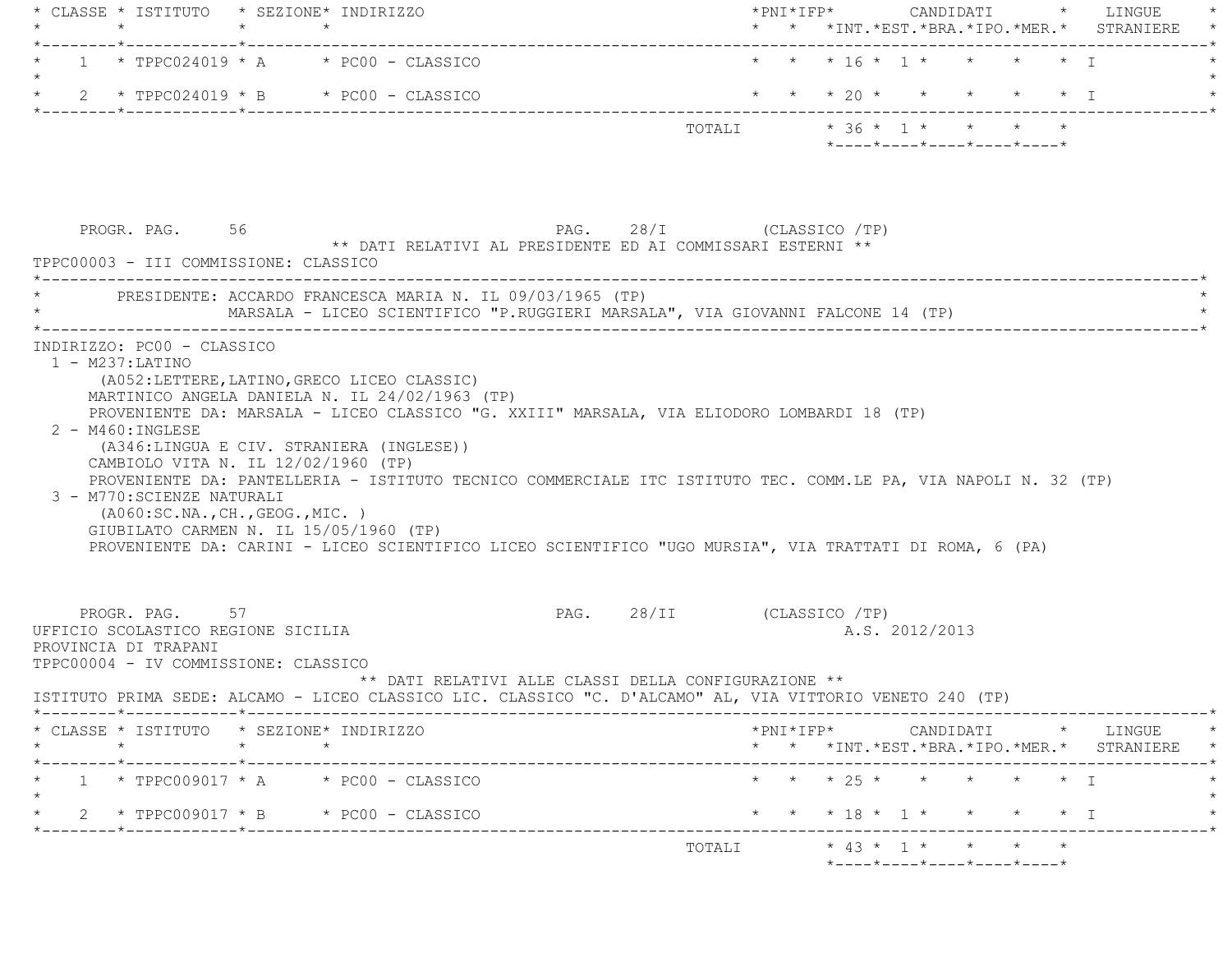| CLASSE | ISTITUTO | SEZIONE | INDIRIZZO | PNI | IFP | CANDIDATI INT. | EST. | BRA. | IPO. | MER. | LINGUE STRANIERE |
|---|---|---|---|---|---|---|---|---|---|---|---|
| 1 | TPPC024019 | A | PC00 - CLASSICO | | | 16 | 1 | | | | I |
| 2 | TPPC024019 | B | PC00 - CLASSICO | | | 20 | | | | | I |
| | | | TOTALI | | | 36 | 1 | | | | |

PROGR. PAG. 56 PAG. 28/I (CLASSICO /TP)

** DATI RELATIVI AL PRESIDENTE ED AI COMMISSARI ESTERNI **

TPPC00003 - III COMMISSIONE: CLASSICO

PRESIDENTE: ACCARDO FRANCESCA MARIA N. IL 09/03/1965 (TP)
MARSALA - LICEO SCIENTIFICO "P.RUGGIERI MARSALA", VIA GIOVANNI FALCONE 14 (TP)

INDIRIZZO: PC00 - CLASSICO

1 - M237:LATINO
(A052:LETTERE,LATINO,GRECO LICEO CLASSIC)
MARTINICO ANGELA DANIELA N. IL 24/02/1963 (TP)
PROVENIENTE DA: MARSALA - LICEO CLASSICO "G. XXIII" MARSALA, VIA ELIODORO LOMBARDI 18 (TP)

2 - M460:INGLESE
(A346:LINGUA E CIV. STRANIERA (INGLESE))
CAMBIOLO VITA N. IL 12/02/1960 (TP)
PROVENIENTE DA: PANTELLERIA - ISTITUTO TECNICO COMMERCIALE ITC ISTITUTO TEC. COMM.LE PA, VIA NAPOLI N. 32 (TP)

3 - M770:SCIENZE NATURALI
(A060:SC.NA.,CH.,GEOG.,MIC. )
GIUBILATO CARMEN N. IL 15/05/1960 (TP)
PROVENIENTE DA: CARINI - LICEO SCIENTIFICO LICEO SCIENTIFICO "UGO MURSIA", VIA TRATTATI DI ROMA, 6 (PA)

PROGR. PAG. 57 PAG. 28/II (CLASSICO /TP)

UFFICIO SCOLASTICO REGIONE SICILIA A.S. 2012/2013

PROVINCIA DI TRAPANI

TPPC00004 - IV COMMISSIONE: CLASSICO

** DATI RELATIVI ALLE CLASSI DELLA CONFIGURAZIONE **

ISTITUTO PRIMA SEDE: ALCAMO - LICEO CLASSICO LIC. CLASSICO "C. D'ALCAMO" AL, VIA VITTORIO VENETO 240 (TP)

| CLASSE | ISTITUTO | SEZIONE | INDIRIZZO | PNI | IFP | CANDIDATI INT. | EST. | BRA. | IPO. | MER. | LINGUE STRANIERE |
|---|---|---|---|---|---|---|---|---|---|---|---|
| 1 | TPPC009017 | A | PC00 - CLASSICO | | | 25 | | | | | I |
| 2 | TPPC009017 | B | PC00 - CLASSICO | | | 18 | 1 | | | | I |
| | | | TOTALI | | | 43 | 1 | | | | |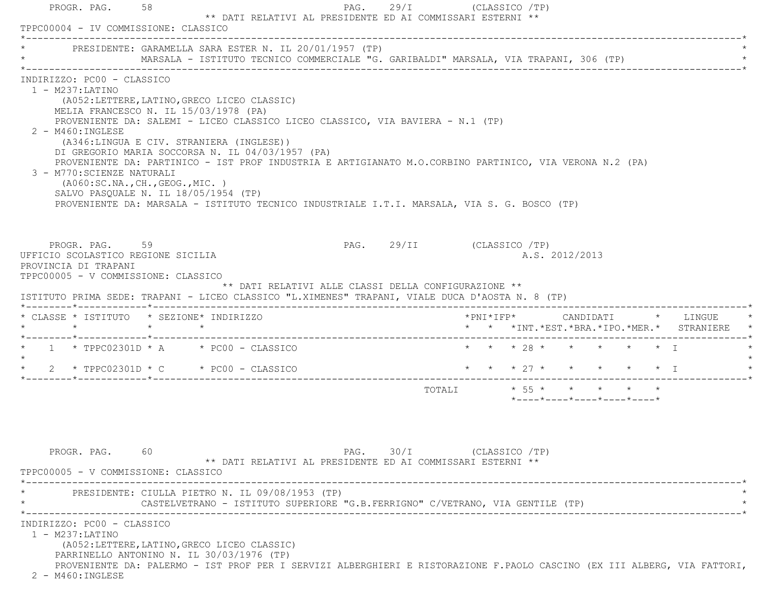** DATI RELATIVI AL PRESIDENTE ED AI COMMISSARI ESTERNI **

TPPC00004 - IV COMMISSIONE: CLASSICO

PRESIDENTE: GARAMELLA SARA ESTER N. IL 20/01/1957 (TP)
MARSALA - ISTITUTO TECNICO COMMERCIALE "G. GARIBALDI" MARSALA, VIA TRAPANI, 306 (TP)

INDIRIZZO: PC00 - CLASSICO

1 - M237:LATINO
(A052:LETTERE,LATINO,GRECO LICEO CLASSIC)
MELIA FRANCESCO N. IL 15/03/1978 (PA)
PROVENIENTE DA: SALEMI - LICEO CLASSICO LICEO CLASSICO, VIA BAVIERA - N.1 (TP)

2 - M460:INGLESE
(A346:LINGUA E CIV. STRANIERA (INGLESE))
DI GREGORIO MARIA SOCCORSA N. IL 04/03/1957 (PA)
PROVENIENTE DA: PARTINICO - IST PROF INDUSTRIA E ARTIGIANATO M.O.CORBINO PARTINICO, VIA VERONA N.2 (PA)

3 - M770:SCIENZE NATURALI
(A060:SC.NA.,CH.,GEOG.,MIC. )
SALVO PASQUALE N. IL 18/05/1954 (TP)
PROVENIENTE DA: MARSALA - ISTITUTO TECNICO INDUSTRIALE I.T.I. MARSALA, VIA S. G. BOSCO (TP)

UFFICIO SCOLASTICO REGIONE SICILIA — A.S. 2012/2013

PROVINCIA DI TRAPANI

TPPC00005 - V COMMISSIONE: CLASSICO

** DATI RELATIVI ALLE CLASSI DELLA CONFIGURAZIONE **

ISTITUTO PRIMA SEDE: TRAPANI - LICEO CLASSICO "L.XIMENES" TRAPANI, VIALE DUCA D'AOSTA N. 8 (TP)

| CLASSE | ISTITUTO | SEZIONE | INDIRIZZO | PNI | IFP | CANDIDATI INT. | EST. | BRA. | IPO. | MER. | LINGUE STRANIERE |
|---|---|---|---|---|---|---|---|---|---|---|---|
| 1 | TPPC02301D | A | PC00 - CLASSICO | | | 28 | | | | | I |
| 2 | TPPC02301D | C | PC00 - CLASSICO | | | 27 | | | | | I |
| | | | TOTALI | | | 55 | | | | | |

** DATI RELATIVI AL PRESIDENTE ED AI COMMISSARI ESTERNI **

TPPC00005 - V COMMISSIONE: CLASSICO

PRESIDENTE: CIULLA PIETRO N. IL 09/08/1953 (TP)
CASTELVETRANO - ISTITUTO SUPERIORE "G.B.FERRIGNO" C/VETRANO, VIA GENTILE (TP)

INDIRIZZO: PC00 - CLASSICO

1 - M237:LATINO
(A052:LETTERE,LATINO,GRECO LICEO CLASSIC)
PARRINELLO ANTONINO N. IL 30/03/1976 (TP)
PROVENIENTE DA: PALERMO - IST PROF PER I SERVIZI ALBERGHIERI E RISTORAZIONE F.PAOLO CASCINO (EX III ALBERG, VIA FATTORI,

2 - M460:INGLESE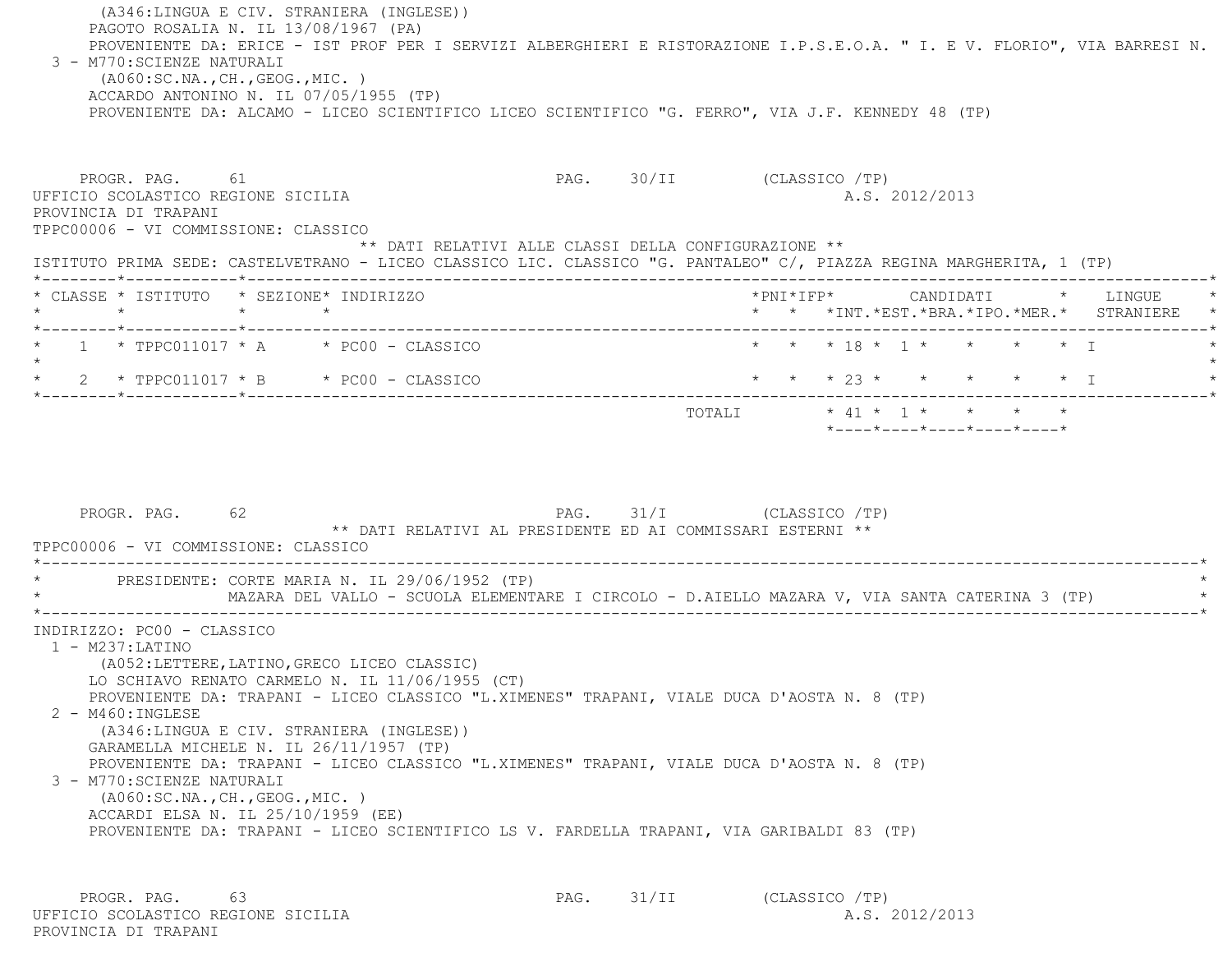(A346:LINGUA E CIV. STRANIERA (INGLESE))
PAGOTO ROSALIA N. IL 13/08/1967 (PA)
PROVENIENTE DA: ERICE - IST PROF PER I SERVIZI ALBERGHIERI E RISTORAZIONE I.P.S.E.O.A. " I. E V. FLORIO", VIA BARRESI N.

3 - M770:SCIENZE NATURALI
(A060:SC.NA.,CH.,GEOG.,MIC. )
ACCARDO ANTONINO N. IL 07/05/1955 (TP)
PROVENIENTE DA: ALCAMO - LICEO SCIENTIFICO LICEO SCIENTIFICO "G. FERRO", VIA J.F. KENNEDY 48 (TP)

PROGR. PAG. 61 PAG. 30/II (CLASSICO /TP)

UFFICIO SCOLASTICO REGIONE SICILIA A.S. 2012/2013

PROVINCIA DI TRAPANI

TPPC00006 - VI COMMISSIONE: CLASSICO

** DATI RELATIVI ALLE CLASSI DELLA CONFIGURAZIONE **

ISTITUTO PRIMA SEDE: CASTELVETRANO - LICEO CLASSICO LIC. CLASSICO "G. PANTALEO" C/, PIAZZA REGINA MARGHERITA, 1 (TP)

| CLASSE | ISTITUTO | SEZIONE | INDIRIZZO | PNI | IFP | CANDIDATI INT. | EST. | BRA. | IPO. | MER. | LINGUE STRANIERE |
|---|---|---|---|---|---|---|---|---|---|---|---|
| 1 | TPPC011017 | A | PC00 - CLASSICO | | | 18 | 1 | | | | I |
| 2 | TPPC011017 | B | PC00 - CLASSICO | | | 23 | | | | | I |
| | | | TOTALI | | | 41 | 1 | | | | |

PROGR. PAG. 62 PAG. 31/I (CLASSICO /TP)

** DATI RELATIVI AL PRESIDENTE ED AI COMMISSARI ESTERNI **

TPPC00006 - VI COMMISSIONE: CLASSICO

PRESIDENTE: CORTE MARIA N. IL 29/06/1952 (TP)
MAZARA DEL VALLO - SCUOLA ELEMENTARE I CIRCOLO - D.AIELLO MAZARA V, VIA SANTA CATERINA 3 (TP)

INDIRIZZO: PC00 - CLASSICO

1 - M237:LATINO
(A052:LETTERE,LATINO,GRECO LICEO CLASSIC)
LO SCHIAVO RENATO CARMELO N. IL 11/06/1955 (CT)
PROVENIENTE DA: TRAPANI - LICEO CLASSICO "L.XIMENES" TRAPANI, VIALE DUCA D'AOSTA N. 8 (TP)

2 - M460:INGLESE
(A346:LINGUA E CIV. STRANIERA (INGLESE))
GARAMELLA MICHELE N. IL 26/11/1957 (TP)
PROVENIENTE DA: TRAPANI - LICEO CLASSICO "L.XIMENES" TRAPANI, VIALE DUCA D'AOSTA N. 8 (TP)

3 - M770:SCIENZE NATURALI
(A060:SC.NA.,CH.,GEOG.,MIC. )
ACCARDI ELSA N. IL 25/10/1959 (EE)
PROVENIENTE DA: TRAPANI - LICEO SCIENTIFICO LS V. FARDELLA TRAPANI, VIA GARIBALDI 83 (TP)

PROGR. PAG. 63 PAG. 31/II (CLASSICO /TP)

UFFICIO SCOLASTICO REGIONE SICILIA A.S. 2012/2013

PROVINCIA DI TRAPANI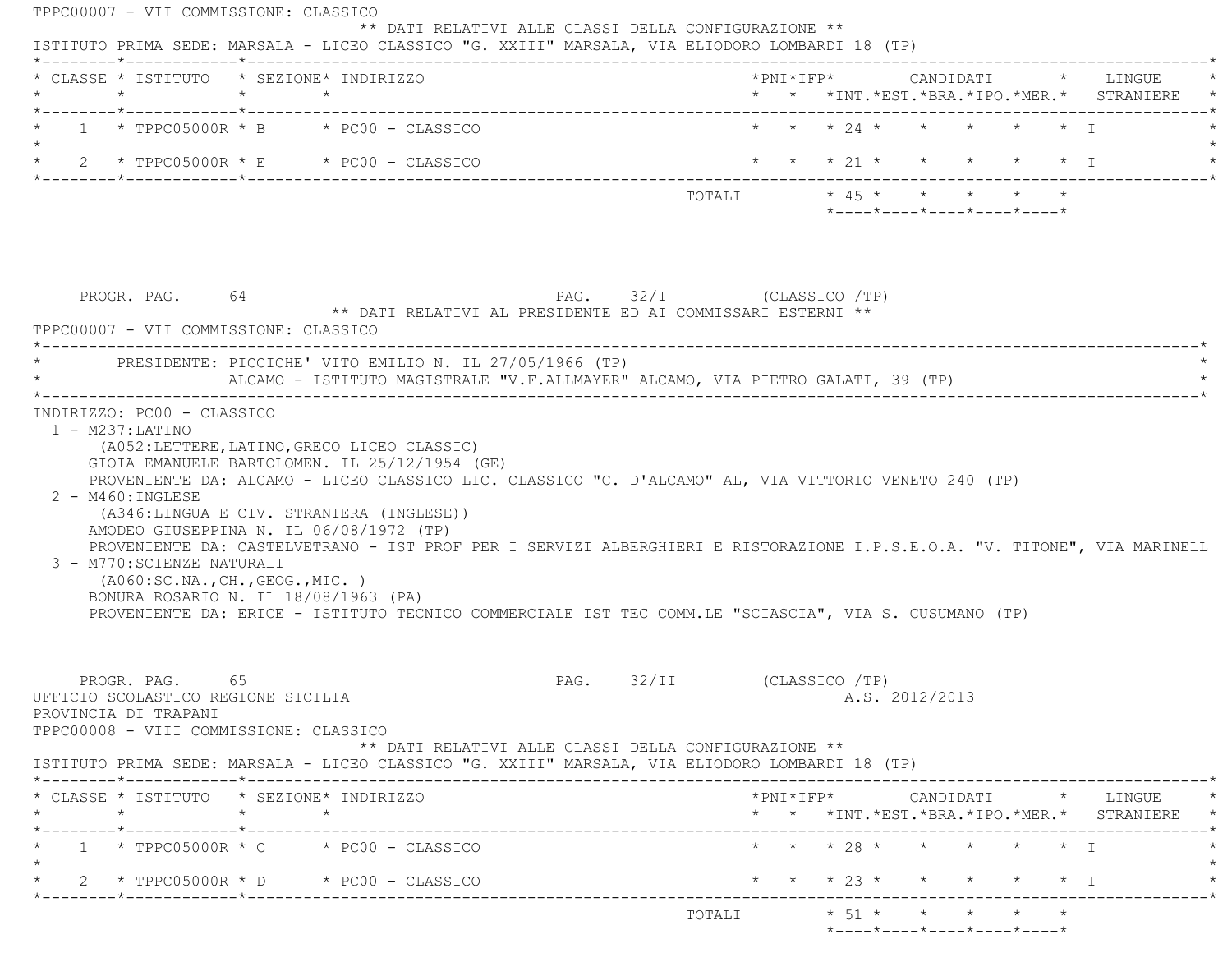TPPC00007 - VII COMMISSIONE: CLASSICO

** DATI RELATIVI ALLE CLASSI DELLA CONFIGURAZIONE **

ISTITUTO PRIMA SEDE: MARSALA - LICEO CLASSICO "G. XXIII" MARSALA, VIA ELIODORO LOMBARDI 18 (TP)

| CLASSE | ISTITUTO | SEZIONE | INDIRIZZO | PNI | IFP | CANDIDATI INT. | EST. | BRA. | IPO. | MER. | LINGUE STRANIERE |
|---|---|---|---|---|---|---|---|---|---|---|---|
| 1 | TPPC05000R | B | PC00 - CLASSICO | | | 24 | | | | | I |
| 2 | TPPC05000R | E | PC00 - CLASSICO | | | 21 | | | | | I |
| | | | TOTALI | | | 45 | | | | | |

PROGR. PAG. 64 PAG. 32/I (CLASSICO /TP)

** DATI RELATIVI AL PRESIDENTE ED AI COMMISSARI ESTERNI **

TPPC00007 - VII COMMISSIONE: CLASSICO

PRESIDENTE: PICCICHE' VITO EMILIO N. IL 27/05/1966 (TP)
ALCAMO - ISTITUTO MAGISTRALE "V.F.ALLMAYER" ALCAMO, VIA PIETRO GALATI, 39 (TP)

INDIRIZZO: PC00 - CLASSICO

1 - M237:LATINO
(A052:LETTERE,LATINO,GRECO LICEO CLASSIC)
GIOIA EMANUELE BARTOLOMEN. IL 25/12/1954 (GE)
PROVENIENTE DA: ALCAMO - LICEO CLASSICO LIC. CLASSICO "C. D'ALCAMO" AL, VIA VITTORIO VENETO 240 (TP)

2 - M460:INGLESE
(A346:LINGUA E CIV. STRANIERA (INGLESE))
AMODEO GIUSEPPINA N. IL 06/08/1972 (TP)
PROVENIENTE DA: CASTELVETRANO - IST PROF PER I SERVIZI ALBERGHIERI E RISTORAZIONE I.P.S.E.O.A. "V. TITONE", VIA MARINELL

3 - M770:SCIENZE NATURALI
(A060:SC.NA.,CH.,GEOG.,MIC. )
BONURA ROSARIO N. IL 18/08/1963 (PA)
PROVENIENTE DA: ERICE - ISTITUTO TECNICO COMMERCIALE IST TEC COMM.LE "SCIASCIA", VIA S. CUSUMANO (TP)

PROGR. PAG. 65 PAG. 32/II (CLASSICO /TP)

UFFICIO SCOLASTICO REGIONE SICILIA A.S. 2012/2013

PROVINCIA DI TRAPANI

TPPC00008 - VIII COMMISSIONE: CLASSICO

** DATI RELATIVI ALLE CLASSI DELLA CONFIGURAZIONE **

ISTITUTO PRIMA SEDE: MARSALA - LICEO CLASSICO "G. XXIII" MARSALA, VIA ELIODORO LOMBARDI 18 (TP)

| CLASSE | ISTITUTO | SEZIONE | INDIRIZZO | PNI | IFP | CANDIDATI INT. | EST. | BRA. | IPO. | MER. | LINGUE STRANIERE |
|---|---|---|---|---|---|---|---|---|---|---|---|
| 1 | TPPC05000R | C | PC00 - CLASSICO | | | 28 | | | | | I |
| 2 | TPPC05000R | D | PC00 - CLASSICO | | | 23 | | | | | I |
| | | | TOTALI | | | 51 | | | | | |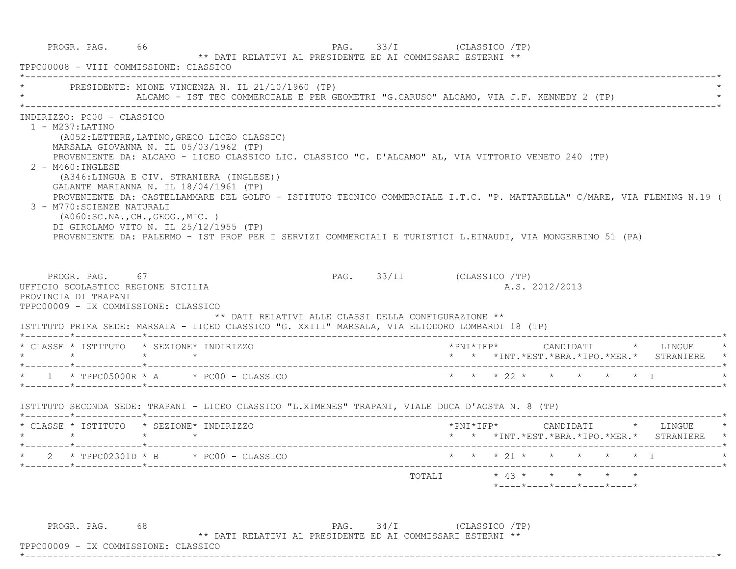PROGR. PAG. 66 PAG. 33/I (CLASSICO /TP)

** DATI RELATIVI AL PRESIDENTE ED AI COMMISSARI ESTERNI **

TPPC00008 - VIII COMMISSIONE: CLASSICO

PRESIDENTE: MIONE VINCENZA N. IL 21/10/1960 (TP)
ALCAMO - IST TEC COMMERCIALE E PER GEOMETRI "G.CARUSO" ALCAMO, VIA J.F. KENNEDY 2 (TP)

INDIRIZZO: PC00 - CLASSICO

1 - M237:LATINO
(A052:LETTERE,LATINO,GRECO LICEO CLASSIC)
MARSALA GIOVANNA N. IL 05/03/1962 (TP)
PROVENIENTE DA: ALCAMO - LICEO CLASSICO LIC. CLASSICO "C. D'ALCAMO" AL, VIA VITTORIO VENETO 240 (TP)

2 - M460:INGLESE
(A346:LINGUA E CIV. STRANIERA (INGLESE))
GALANTE MARIANNA N. IL 18/04/1961 (TP)
PROVENIENTE DA: CASTELLAMMARE DEL GOLFO - ISTITUTO TECNICO COMMERCIALE I.T.C. "P. MATTARELLA" C/MARE, VIA FLEMING N.19 (

3 - M770:SCIENZE NATURALI
(A060:SC.NA.,CH.,GEOG.,MIC. )
DI GIROLAMO VITO N. IL 25/12/1955 (TP)
PROVENIENTE DA: PALERMO - IST PROF PER I SERVIZI COMMERCIALI E TURISTICI L.EINAUDI, VIA MONGERBINO 51 (PA)

PROGR. PAG. 67 PAG. 33/II (CLASSICO /TP)

UFFICIO SCOLASTICO REGIONE SICILIA A.S. 2012/2013

PROVINCIA DI TRAPANI

TPPC00009 - IX COMMISSIONE: CLASSICO

** DATI RELATIVI ALLE CLASSI DELLA CONFIGURAZIONE **

ISTITUTO PRIMA SEDE: MARSALA - LICEO CLASSICO "G. XXIII" MARSALA, VIA ELIODORO LOMBARDI 18 (TP)

| CLASSE | ISTITUTO | SEZIONE | INDIRIZZO | PNI | IFP | CANDIDATI INT. | EST. | BRA. | IPO. | MER. | LINGUE STRANIERE |
|---|---|---|---|---|---|---|---|---|---|---|---|
| 1 | TPPC05000R | A | PC00 - CLASSICO | | | 22 | | | | | I |

ISTITUTO SECONDA SEDE: TRAPANI - LICEO CLASSICO "L.XIMENES" TRAPANI, VIALE DUCA D'AOSTA N. 8 (TP)

| CLASSE | ISTITUTO | SEZIONE | INDIRIZZO | PNI | IFP | CANDIDATI INT. | EST. | BRA. | IPO. | MER. | LINGUE STRANIERE |
|---|---|---|---|---|---|---|---|---|---|---|---|
| 2 | TPPC02301D | B | PC00 - CLASSICO | | | 21 | | | | | I |
| | | | TOTALI | | | 43 | | | | | |

PROGR. PAG. 68 PAG. 34/I (CLASSICO /TP)

** DATI RELATIVI AL PRESIDENTE ED AI COMMISSARI ESTERNI **

TPPC00009 - IX COMMISSIONE: CLASSICO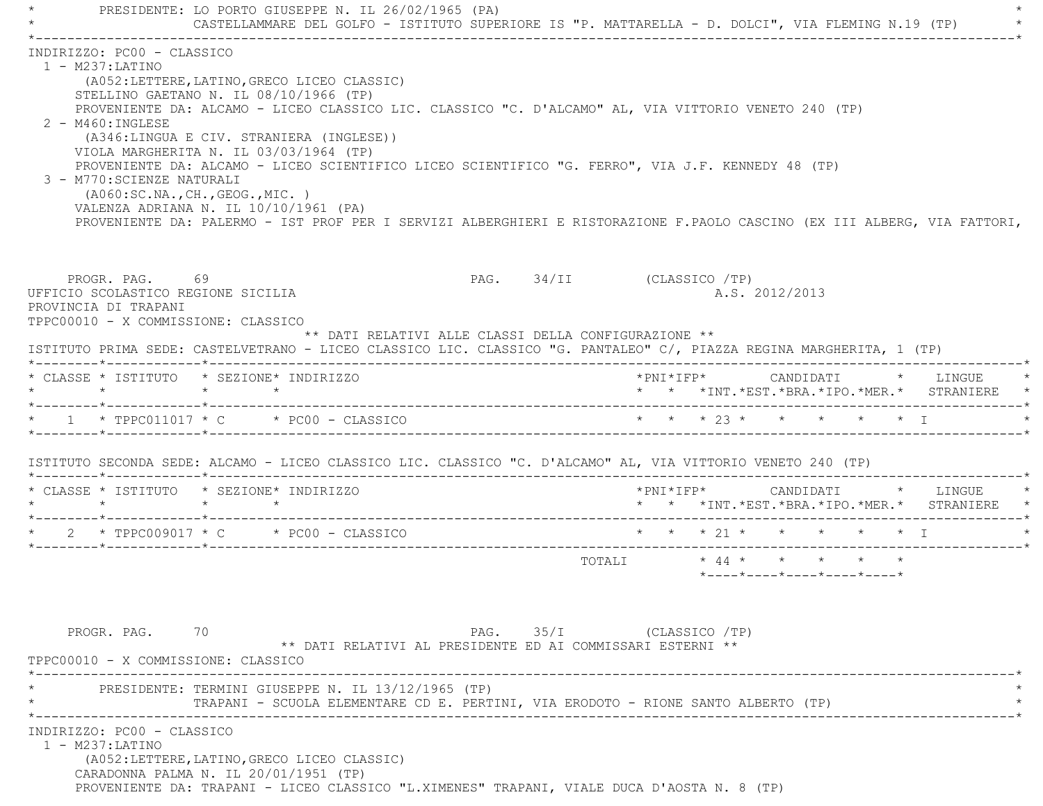PRESIDENTE: LO PORTO GIUSEPPE N. IL 26/02/1965 (PA)
CASTELLAMMARE DEL GOLFO - ISTITUTO SUPERIORE IS "P. MATTARELLA - D. DOLCI", VIA FLEMING N.19 (TP)

INDIRIZZO: PC00 - CLASSICO

1 - M237:LATINO
(A052:LETTERE,LATINO,GRECO LICEO CLASSIC)
STELLINO GAETANO N. IL 08/10/1966 (TP)
PROVENIENTE DA: ALCAMO - LICEO CLASSICO LIC. CLASSICO "C. D'ALCAMO" AL, VIA VITTORIO VENETO 240 (TP)

2 - M460:INGLESE
(A346:LINGUA E CIV. STRANIERA (INGLESE))
VIOLA MARGHERITA N. IL 03/03/1964 (TP)
PROVENIENTE DA: ALCAMO - LICEO SCIENTIFICO LICEO SCIENTIFICO "G. FERRO", VIA J.F. KENNEDY 48 (TP)

3 - M770:SCIENZE NATURALI
(A060:SC.NA.,CH.,GEOG.,MIC. )
VALENZA ADRIANA N. IL 10/10/1961 (PA)
PROVENIENTE DA: PALERMO - IST PROF PER I SERVIZI ALBERGHIERI E RISTORAZIONE F.PAOLO CASCINO (EX III ALBERG, VIA FATTORI,

UFFICIO SCOLASTICO REGIONE SICILIA — A.S. 2012/2013
PROVINCIA DI TRAPANI
TPPC00010 - X COMMISSIONE: CLASSICO

** DATI RELATIVI ALLE CLASSI DELLA CONFIGURAZIONE **

ISTITUTO PRIMA SEDE: CASTELVETRANO - LICEO CLASSICO LIC. CLASSICO "G. PANTALEO" C/, PIAZZA REGINA MARGHERITA, 1 (TP)

| CLASSE | ISTITUTO | SEZIONE | INDIRIZZO | PNI | IFP | CANDIDATI INT. | EST. | BRA. | IPO. | MER. | LINGUE STRANIERE |
|---|---|---|---|---|---|---|---|---|---|---|---|
| 1 | TPPC011017 | C | PC00 - CLASSICO | | | 23 | | | | | I |

ISTITUTO SECONDA SEDE: ALCAMO - LICEO CLASSICO LIC. CLASSICO "C. D'ALCAMO" AL, VIA VITTORIO VENETO 240 (TP)

| CLASSE | ISTITUTO | SEZIONE | INDIRIZZO | PNI | IFP | CANDIDATI INT. | EST. | BRA. | IPO. | MER. | LINGUE STRANIERE |
|---|---|---|---|---|---|---|---|---|---|---|---|
| 2 | TPPC009017 | C | PC00 - CLASSICO | | | 21 | | | | | I |
| | | | TOTALI | | | 44 | | | | | |

** DATI RELATIVI AL PRESIDENTE ED AI COMMISSARI ESTERNI **
TPPC00010 - X COMMISSIONE: CLASSICO

PRESIDENTE: TERMINI GIUSEPPE N. IL 13/12/1965 (TP)
TRAPANI - SCUOLA ELEMENTARE CD E. PERTINI, VIA ERODOTO - RIONE SANTO ALBERTO (TP)

INDIRIZZO: PC00 - CLASSICO

1 - M237:LATINO
(A052:LETTERE,LATINO,GRECO LICEO CLASSIC)
CARADONNA PALMA N. IL 20/01/1951 (TP)
PROVENIENTE DA: TRAPANI - LICEO CLASSICO "L.XIMENES" TRAPANI, VIALE DUCA D'AOSTA N. 8 (TP)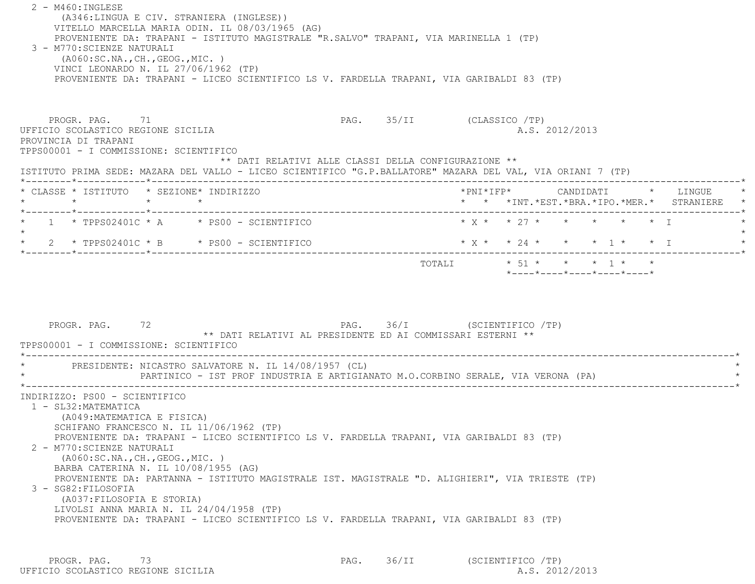2 - M460:INGLESE
(A346:LINGUA E CIV. STRANIERA (INGLESE))
VITELLO MARCELLA MARIA ODIN. IL 08/03/1965 (AG)
PROVENIENTE DA: TRAPANI - ISTITUTO MAGISTRALE "R.SALVO" TRAPANI, VIA MARINELLA 1 (TP)

3 - M770:SCIENZE NATURALI
(A060:SC.NA.,CH.,GEOG.,MIC. )
VINCI LEONARDO N. IL 27/06/1962 (TP)
PROVENIENTE DA: TRAPANI - LICEO SCIENTIFICO LS V. FARDELLA TRAPANI, VIA GARIBALDI 83 (TP)

PROGR. PAG. 71 PAG. 35/II (CLASSICO /TP)

UFFICIO SCOLASTICO REGIONE SICILIA A.S. 2012/2013

PROVINCIA DI TRAPANI

TPPS00001 - I COMMISSIONE: SCIENTIFICO

** DATI RELATIVI ALLE CLASSI DELLA CONFIGURAZIONE **

ISTITUTO PRIMA SEDE: MAZARA DEL VALLO - LICEO SCIENTIFICO "G.P.BALLATORE" MAZARA DEL VAL, VIA ORIANI 7 (TP)

| CLASSE | ISTITUTO | SEZIONE | INDIRIZZO | PNI | IFP | CANDIDATI INT. | EST. | BRA. | IPO. | MER. | LINGUE STRANIERE |
|---|---|---|---|---|---|---|---|---|---|---|---|
| 1 | TPPS02401C | A | PS00 - SCIENTIFICO | X | | 27 | | | | | I |
| 2 | TPPS02401C | B | PS00 - SCIENTIFICO | X | | 24 | | | 1 | | I |
| | | | TOTALI | | | 51 | | | 1 | | |

PROGR. PAG. 72 PAG. 36/I (SCIENTIFICO /TP)

** DATI RELATIVI AL PRESIDENTE ED AI COMMISSARI ESTERNI **

TPPS00001 - I COMMISSIONE: SCIENTIFICO

PRESIDENTE: NICASTRO SALVATORE N. IL 14/08/1957 (CL)
PARTINICO - IST PROF INDUSTRIA E ARTIGIANATO M.O.CORBINO SERALE, VIA VERONA (PA)

INDIRIZZO: PS00 - SCIENTIFICO

1 - SL32:MATEMATICA
(A049:MATEMATICA E FISICA)
SCHIFANO FRANCESCO N. IL 11/06/1962 (TP)
PROVENIENTE DA: TRAPANI - LICEO SCIENTIFICO LS V. FARDELLA TRAPANI, VIA GARIBALDI 83 (TP)

2 - M770:SCIENZE NATURALI
(A060:SC.NA.,CH.,GEOG.,MIC. )
BARBA CATERINA N. IL 10/08/1955 (AG)
PROVENIENTE DA: PARTANNA - ISTITUTO MAGISTRALE IST. MAGISTRALE "D. ALIGHIERI", VIA TRIESTE (TP)

3 - SG82:FILOSOFIA
(A037:FILOSOFIA E STORIA)
LIVOLSI ANNA MARIA N. IL 24/04/1958 (TP)
PROVENIENTE DA: TRAPANI - LICEO SCIENTIFICO LS V. FARDELLA TRAPANI, VIA GARIBALDI 83 (TP)

PROGR. PAG. 73 PAG. 36/II (SCIENTIFICO /TP)

UFFICIO SCOLASTICO REGIONE SICILIA A.S. 2012/2013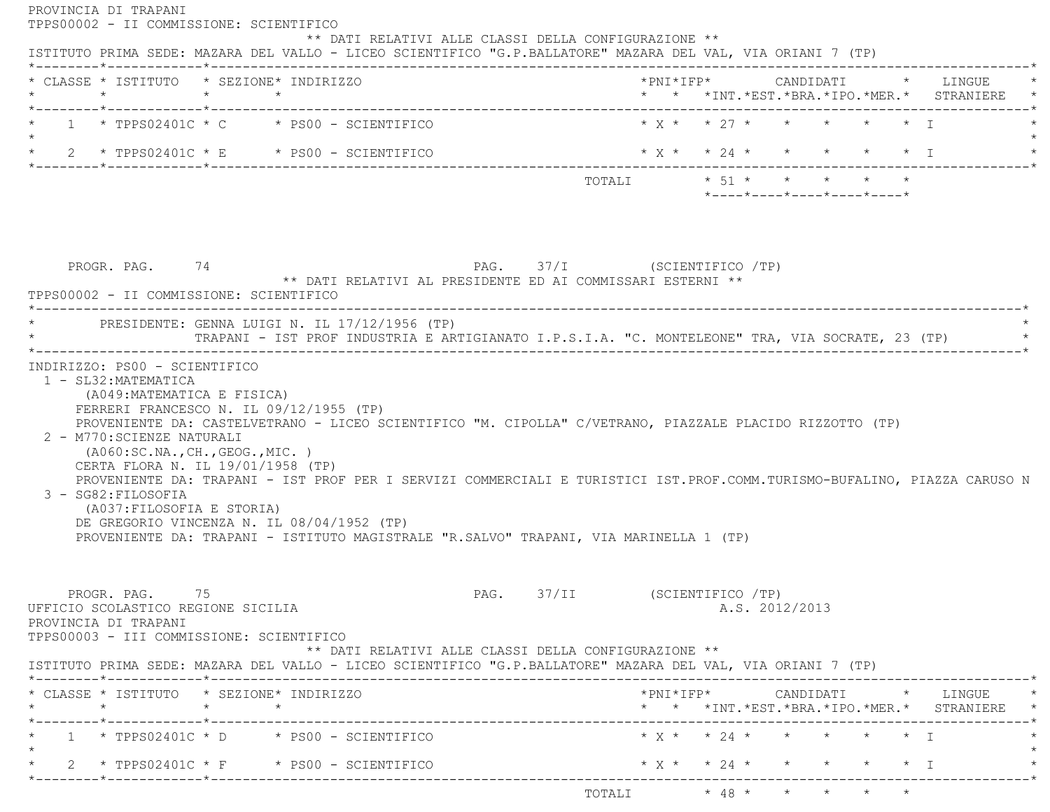PROVINCIA DI TRAPANI
TPPS00002 - II COMMISSIONE: SCIENTIFICO

** DATI RELATIVI ALLE CLASSI DELLA CONFIGURAZIONE **

ISTITUTO PRIMA SEDE: MAZARA DEL VALLO - LICEO SCIENTIFICO "G.P.BALLATORE" MAZARA DEL VAL, VIA ORIANI 7 (TP)

| CLASSE | ISTITUTO | SEZIONE | INDIRIZZO | PNI | IFP | CANDIDATI INT. | EST. | BRA. | IPO. | MER. | LINGUE STRANIERE |
|---|---|---|---|---|---|---|---|---|---|---|---|
| 1 | TPPS02401C | C | PS00 - SCIENTIFICO | X | | 27 | | | | | I |
| 2 | TPPS02401C | E | PS00 - SCIENTIFICO | X | | 24 | | | | | I |
| | | | TOTALI | | | 51 | | | | | |

** DATI RELATIVI AL PRESIDENTE ED AI COMMISSARI ESTERNI **

TPPS00002 - II COMMISSIONE: SCIENTIFICO

PRESIDENTE: GENNA LUIGI N. IL 17/12/1956 (TP)
TRAPANI - IST PROF INDUSTRIA E ARTIGIANATO I.P.S.I.A. "C. MONTELEONE" TRA, VIA SOCRATE, 23 (TP)

INDIRIZZO: PS00 - SCIENTIFICO

1 - SL32:MATEMATICA
(A049:MATEMATICA E FISICA)
FERRERI FRANCESCO N. IL 09/12/1955 (TP)
PROVENIENTE DA: CASTELVETRANO - LICEO SCIENTIFICO "M. CIPOLLA" C/VETRANO, PIAZZALE PLACIDO RIZZOTTO (TP)

2 - M770:SCIENZE NATURALI
(A060:SC.NA.,CH.,GEOG.,MIC. )
CERTA FLORA N. IL 19/01/1958 (TP)
PROVENIENTE DA: TRAPANI - IST PROF PER I SERVIZI COMMERCIALI E TURISTICI IST.PROF.COMM.TURISMO-BUFALINO, PIAZZA CARUSO N

3 - SG82:FILOSOFIA
(A037:FILOSOFIA E STORIA)
DE GREGORIO VINCENZA N. IL 08/04/1952 (TP)
PROVENIENTE DA: TRAPANI - ISTITUTO MAGISTRALE "R.SALVO" TRAPANI, VIA MARINELLA 1 (TP)

UFFICIO SCOLASTICO REGIONE SICILIA
A.S. 2012/2013
PROVINCIA DI TRAPANI
TPPS00003 - III COMMISSIONE: SCIENTIFICO

** DATI RELATIVI ALLE CLASSI DELLA CONFIGURAZIONE **

ISTITUTO PRIMA SEDE: MAZARA DEL VALLO - LICEO SCIENTIFICO "G.P.BALLATORE" MAZARA DEL VAL, VIA ORIANI 7 (TP)

| CLASSE | ISTITUTO | SEZIONE | INDIRIZZO | PNI | IFP | CANDIDATI INT. | EST. | BRA. | IPO. | MER. | LINGUE STRANIERE |
|---|---|---|---|---|---|---|---|---|---|---|---|
| 1 | TPPS02401C | D | PS00 - SCIENTIFICO | X | | 24 | | | | | I |
| 2 | TPPS02401C | F | PS00 - SCIENTIFICO | X | | 24 | | | | | I |
| | | | TOTALI | | | 48 | | | | | |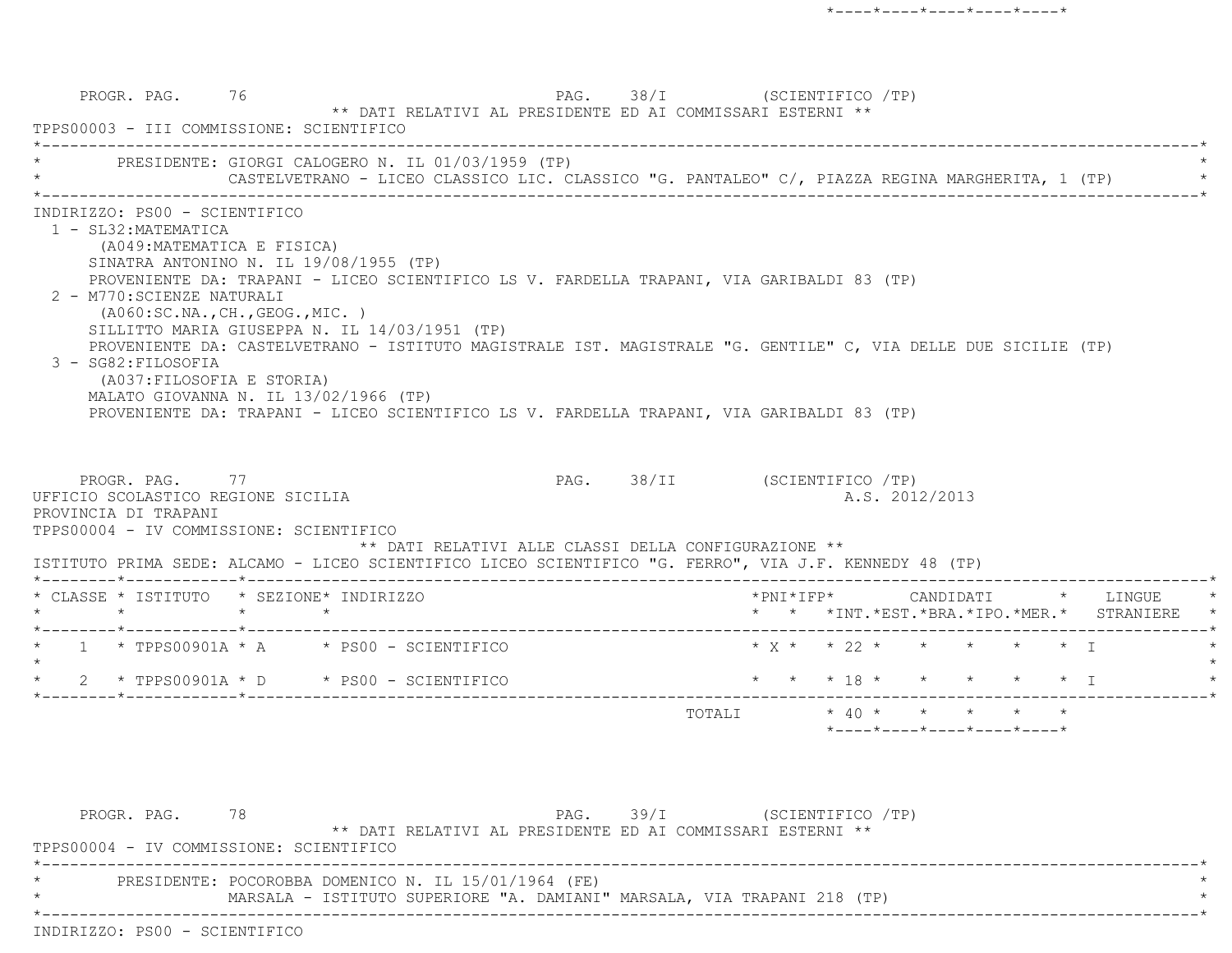PROGR. PAG. 76 PAG. 38/I (SCIENTIFICO /TP)

** DATI RELATIVI AL PRESIDENTE ED AI COMMISSARI ESTERNI **

TPPS00003 - III COMMISSIONE: SCIENTIFICO

PRESIDENTE: GIORGI CALOGERO N. IL 01/03/1959 (TP)
CASTELVETRANO - LICEO CLASSICO LIC. CLASSICO "G. PANTALEO" C/, PIAZZA REGINA MARGHERITA, 1 (TP)

INDIRIZZO: PS00 - SCIENTIFICO

1 - SL32:MATEMATICA
(A049:MATEMATICA E FISICA)
SINATRA ANTONINO N. IL 19/08/1955 (TP)
PROVENIENTE DA: TRAPANI - LICEO SCIENTIFICO LS V. FARDELLA TRAPANI, VIA GARIBALDI 83 (TP)

2 - M770:SCIENZE NATURALI
(A060:SC.NA.,CH.,GEOG.,MIC. )
SILLITTO MARIA GIUSEPPA N. IL 14/03/1951 (TP)
PROVENIENTE DA: CASTELVETRANO - ISTITUTO MAGISTRALE IST. MAGISTRALE "G. GENTILE" C, VIA DELLE DUE SICILIE (TP)

3 - SG82:FILOSOFIA
(A037:FILOSOFIA E STORIA)
MALATO GIOVANNA N. IL 13/02/1966 (TP)
PROVENIENTE DA: TRAPANI - LICEO SCIENTIFICO LS V. FARDELLA TRAPANI, VIA GARIBALDI 83 (TP)

PROGR. PAG. 77 PAG. 38/II (SCIENTIFICO /TP)

UFFICIO SCOLASTICO REGIONE SICILIA A.S. 2012/2013

PROVINCIA DI TRAPANI

TPPS00004 - IV COMMISSIONE: SCIENTIFICO

** DATI RELATIVI ALLE CLASSI DELLA CONFIGURAZIONE **

ISTITUTO PRIMA SEDE: ALCAMO - LICEO SCIENTIFICO LICEO SCIENTIFICO "G. FERRO", VIA J.F. KENNEDY 48 (TP)

| CLASSE | ISTITUTO | SEZIONE | INDIRIZZO | PNI | IFP | CANDIDATI INT. | EST. | BRA. | IPO. | MER. | LINGUE STRANIERE |
|---|---|---|---|---|---|---|---|---|---|---|---|
| 1 | TPPS00901A | A | PS00 - SCIENTIFICO | X | | 22 | | | | | I |
| 2 | TPPS00901A | D | PS00 - SCIENTIFICO | | | 18 | | | | | I |
| | | | TOTALI | | | 40 | | | | | |

PROGR. PAG. 78 PAG. 39/I (SCIENTIFICO /TP)

** DATI RELATIVI AL PRESIDENTE ED AI COMMISSARI ESTERNI **

TPPS00004 - IV COMMISSIONE: SCIENTIFICO

PRESIDENTE: POCOROBBA DOMENICO N. IL 15/01/1964 (FE)
MARSALA - ISTITUTO SUPERIORE "A. DAMIANI" MARSALA, VIA TRAPANI 218 (TP)

INDIRIZZO: PS00 - SCIENTIFICO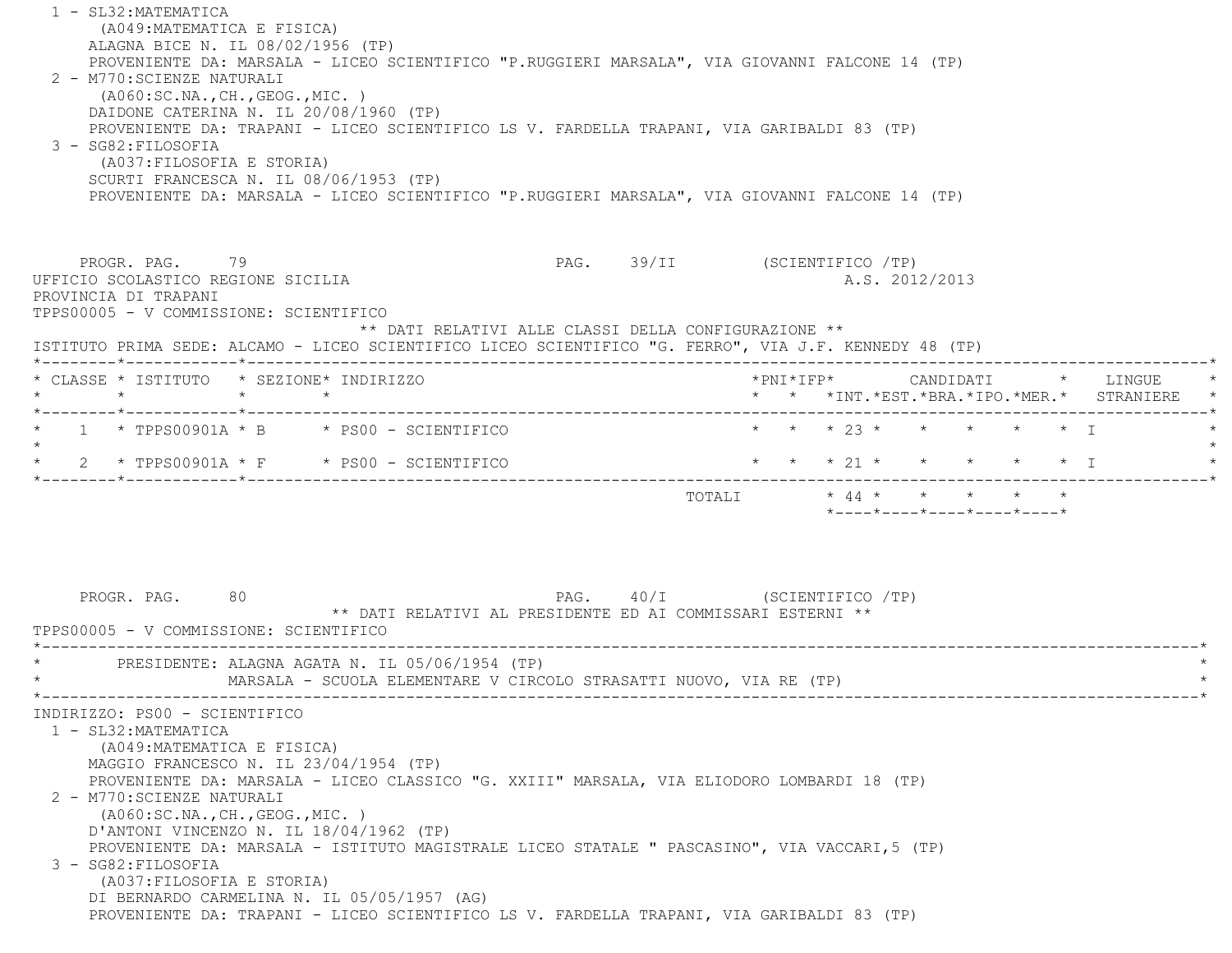1 - SL32:MATEMATICA
(A049:MATEMATICA E FISICA)
ALAGNA BICE N. IL 08/02/1956 (TP)
PROVENIENTE DA: MARSALA - LICEO SCIENTIFICO "P.RUGGIERI MARSALA", VIA GIOVANNI FALCONE 14 (TP)

2 - M770:SCIENZE NATURALI
(A060:SC.NA.,CH.,GEOG.,MIC. )
DAIDONE CATERINA N. IL 20/08/1960 (TP)
PROVENIENTE DA: TRAPANI - LICEO SCIENTIFICO LS V. FARDELLA TRAPANI, VIA GARIBALDI 83 (TP)

3 - SG82:FILOSOFIA
(A037:FILOSOFIA E STORIA)
SCURTI FRANCESCA N. IL 08/06/1953 (TP)
PROVENIENTE DA: MARSALA - LICEO SCIENTIFICO "P.RUGGIERI MARSALA", VIA GIOVANNI FALCONE 14 (TP)

PROGR. PAG. 79 PAG. 39/II (SCIENTIFICO /TP)

UFFICIO SCOLASTICO REGIONE SICILIA A.S. 2012/2013
PROVINCIA DI TRAPANI
TPPS00005 - V COMMISSIONE: SCIENTIFICO

** DATI RELATIVI ALLE CLASSI DELLA CONFIGURAZIONE **

ISTITUTO PRIMA SEDE: ALCAMO - LICEO SCIENTIFICO LICEO SCIENTIFICO "G. FERRO", VIA J.F. KENNEDY 48 (TP)

| CLASSE | ISTITUTO | SEZIONE | INDIRIZZO | PNI | IFP | CANDIDATI INT. | CANDIDATI EST. | CANDIDATI BRA. | CANDIDATI IPO. | CANDIDATI MER. | LINGUE STRANIERE |
|---|---|---|---|---|---|---|---|---|---|---|---|
| 1 | TPPS00901A | B | PS00 - SCIENTIFICO | | | 23 | | | | | I |
| 2 | TPPS00901A | F | PS00 - SCIENTIFICO | | | 21 | | | | | I |
| | | | TOTALI | | | 44 | | | | | |

PROGR. PAG. 80 PAG. 40/I (SCIENTIFICO /TP)

** DATI RELATIVI AL PRESIDENTE ED AI COMMISSARI ESTERNI **

TPPS00005 - V COMMISSIONE: SCIENTIFICO

PRESIDENTE: ALAGNA AGATA N. IL 05/06/1954 (TP)
MARSALA - SCUOLA ELEMENTARE V CIRCOLO STRASATTI NUOVO, VIA RE (TP)

INDIRIZZO: PS00 - SCIENTIFICO

1 - SL32:MATEMATICA
(A049:MATEMATICA E FISICA)
MAGGIO FRANCESCO N. IL 23/04/1954 (TP)
PROVENIENTE DA: MARSALA - LICEO CLASSICO "G. XXIII" MARSALA, VIA ELIODORO LOMBARDI 18 (TP)

2 - M770:SCIENZE NATURALI
(A060:SC.NA.,CH.,GEOG.,MIC. )
D'ANTONI VINCENZO N. IL 18/04/1962 (TP)
PROVENIENTE DA: MARSALA - ISTITUTO MAGISTRALE LICEO STATALE " PASCASINO", VIA VACCARI,5 (TP)

3 - SG82:FILOSOFIA
(A037:FILOSOFIA E STORIA)
DI BERNARDO CARMELINA N. IL 05/05/1957 (AG)
PROVENIENTE DA: TRAPANI - LICEO SCIENTIFICO LS V. FARDELLA TRAPANI, VIA GARIBALDI 83 (TP)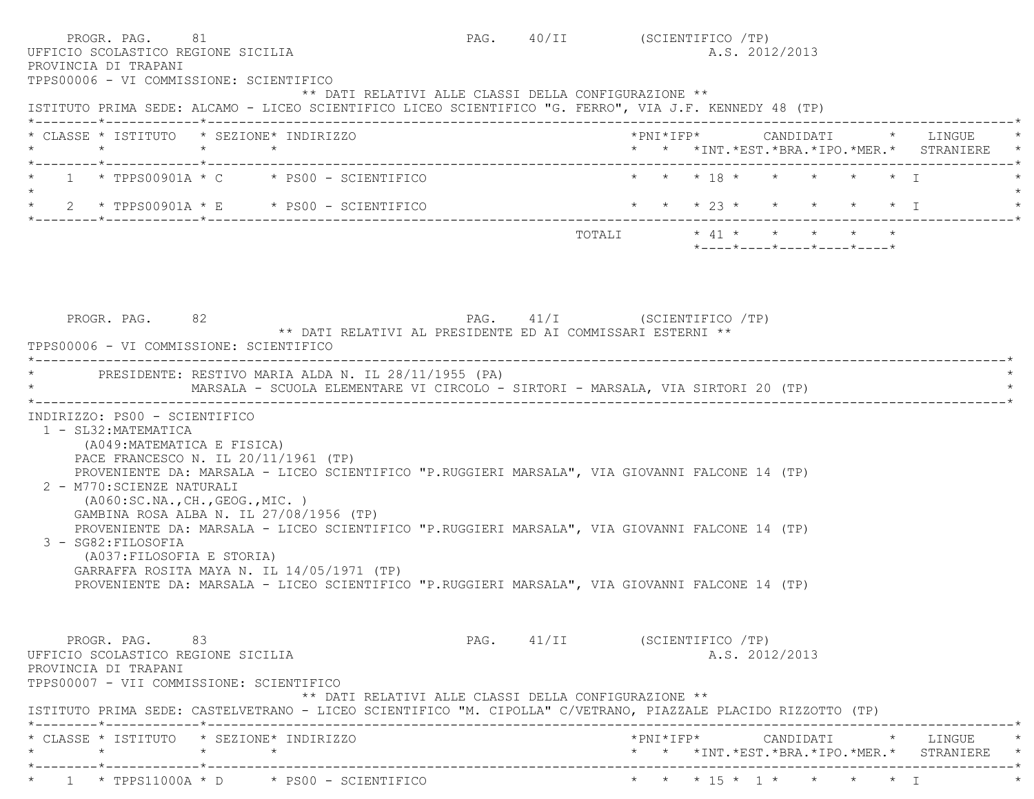PROGR. PAG. 81 — PAG. 40/II (SCIENTIFICO /TP)

UFFICIO SCOLASTICO REGIONE SICILIA — A.S. 2012/2013

PROVINCIA DI TRAPANI

TPPS00006 - VI COMMISSIONE: SCIENTIFICO

** DATI RELATIVI ALLE CLASSI DELLA CONFIGURAZIONE **

ISTITUTO PRIMA SEDE: ALCAMO - LICEO SCIENTIFICO LICEO SCIENTIFICO "G. FERRO", VIA J.F. KENNEDY 48 (TP)

| CLASSE | ISTITUTO | SEZIONE | INDIRIZZO | PNI | IFP | CANDIDATI INT. | EST. | BRA. | IPO. | MER. | LINGUE STRANIERE |
|---|---|---|---|---|---|---|---|---|---|---|---|
| 1 | TPPS00901A | C | PS00 - SCIENTIFICO | | | 18 | | | | | I |
| 2 | TPPS00901A | E | PS00 - SCIENTIFICO | | | 23 | | | | | I |
| | | | TOTALI | | | 41 | | | | | |

PROGR. PAG. 82 — PAG. 41/I (SCIENTIFICO /TP)

** DATI RELATIVI AL PRESIDENTE ED AI COMMISSARI ESTERNI **

TPPS00006 - VI COMMISSIONE: SCIENTIFICO

PRESIDENTE: RESTIVO MARIA ALDA N. IL 28/11/1955 (PA)
MARSALA - SCUOLA ELEMENTARE VI CIRCOLO - SIRTORI - MARSALA, VIA SIRTORI 20 (TP)

INDIRIZZO: PS00 - SCIENTIFICO

1 - SL32:MATEMATICA
   (A049:MATEMATICA E FISICA)
   PACE FRANCESCO N. IL 20/11/1961 (TP)
   PROVENIENTE DA: MARSALA - LICEO SCIENTIFICO "P.RUGGIERI MARSALA", VIA GIOVANNI FALCONE 14 (TP)

2 - M770:SCIENZE NATURALI
   (A060:SC.NA.,CH.,GEOG.,MIC. )
   GAMBINA ROSA ALBA N. IL 27/08/1956 (TP)
   PROVENIENTE DA: MARSALA - LICEO SCIENTIFICO "P.RUGGIERI MARSALA", VIA GIOVANNI FALCONE 14 (TP)

3 - SG82:FILOSOFIA
   (A037:FILOSOFIA E STORIA)
   GARRAFFA ROSITA MAYA N. IL 14/05/1971 (TP)
   PROVENIENTE DA: MARSALA - LICEO SCIENTIFICO "P.RUGGIERI MARSALA", VIA GIOVANNI FALCONE 14 (TP)

PROGR. PAG. 83 — PAG. 41/II (SCIENTIFICO /TP)

UFFICIO SCOLASTICO REGIONE SICILIA — A.S. 2012/2013

PROVINCIA DI TRAPANI

TPPS00007 - VII COMMISSIONE: SCIENTIFICO

** DATI RELATIVI ALLE CLASSI DELLA CONFIGURAZIONE **

ISTITUTO PRIMA SEDE: CASTELVETRANO - LICEO SCIENTIFICO "M. CIPOLLA" C/VETRANO, PIAZZALE PLACIDO RIZZOTTO (TP)

| CLASSE | ISTITUTO | SEZIONE | INDIRIZZO | PNI | IFP | CANDIDATI INT. | EST. | BRA. | IPO. | MER. | LINGUE STRANIERE |
|---|---|---|---|---|---|---|---|---|---|---|---|
| 1 | TPPS11000A | D | PS00 - SCIENTIFICO | | | 15 | 1 | | | | I |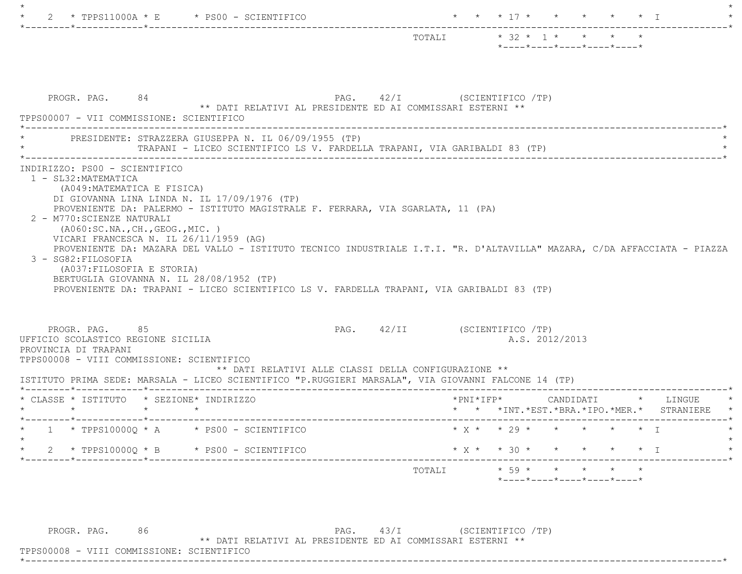| CLASSE | ISTITUTO | SEZIONE | INDIRIZZO | PNI | IFP | INT. | EST. | BRA. | IPO. | MER. | LINGUE STRANIERE |
|---|---|---|---|---|---|---|---|---|---|---|---|
| 2 | TPPS11000A | E | PS00 - SCIENTIFICO | | | 17 | | | | | I |
| | | | TOTALI | | | 32 | 1 | | | | |

PROGR. PAG. 84 PAG. 42/I (SCIENTIFICO /TP)

** DATI RELATIVI AL PRESIDENTE ED AI COMMISSARI ESTERNI **

TPPS00007 - VII COMMISSIONE: SCIENTIFICO

PRESIDENTE: STRAZZERA GIUSEPPA N. IL 06/09/1955 (TP)
TRAPANI - LICEO SCIENTIFICO LS V. FARDELLA TRAPANI, VIA GARIBALDI 83 (TP)

INDIRIZZO: PS00 - SCIENTIFICO

1 - SL32:MATEMATICA
(A049:MATEMATICA E FISICA)
DI GIOVANNA LINA LINDA N. IL 17/09/1976 (TP)
PROVENIENTE DA: PALERMO - ISTITUTO MAGISTRALE F. FERRARA, VIA SGARLATA, 11 (PA)

2 - M770:SCIENZE NATURALI
(A060:SC.NA.,CH.,GEOG.,MIC. )
VICARI FRANCESCA N. IL 26/11/1959 (AG)
PROVENIENTE DA: MAZARA DEL VALLO - ISTITUTO TECNICO INDUSTRIALE I.T.I. "R. D'ALTAVILLA" MAZARA, C/DA AFFACCIATA - PIAZZA

3 - SG82:FILOSOFIA
(A037:FILOSOFIA E STORIA)
BERTUGLIA GIOVANNA N. IL 28/08/1952 (TP)
PROVENIENTE DA: TRAPANI - LICEO SCIENTIFICO LS V. FARDELLA TRAPANI, VIA GARIBALDI 83 (TP)

PROGR. PAG. 85 PAG. 42/II (SCIENTIFICO /TP)

UFFICIO SCOLASTICO REGIONE SICILIA A.S. 2012/2013

PROVINCIA DI TRAPANI

TPPS00008 - VIII COMMISSIONE: SCIENTIFICO

** DATI RELATIVI ALLE CLASSI DELLA CONFIGURAZIONE **

ISTITUTO PRIMA SEDE: MARSALA - LICEO SCIENTIFICO "P.RUGGIERI MARSALA", VIA GIOVANNI FALCONE 14 (TP)

| CLASSE | ISTITUTO | SEZIONE | INDIRIZZO | PNI | IFP | INT. | EST. | BRA. | IPO. | MER. | LINGUE STRANIERE |
|---|---|---|---|---|---|---|---|---|---|---|---|
| 1 | TPPS10000Q | A | PS00 - SCIENTIFICO | X | | 29 | | | | | I |
| 2 | TPPS10000Q | B | PS00 - SCIENTIFICO | X | | 30 | | | | | I |
| | | | TOTALI | | | 59 | | | | | |

PROGR. PAG. 86 PAG. 43/I (SCIENTIFICO /TP)

** DATI RELATIVI AL PRESIDENTE ED AI COMMISSARI ESTERNI **

TPPS00008 - VIII COMMISSIONE: SCIENTIFICO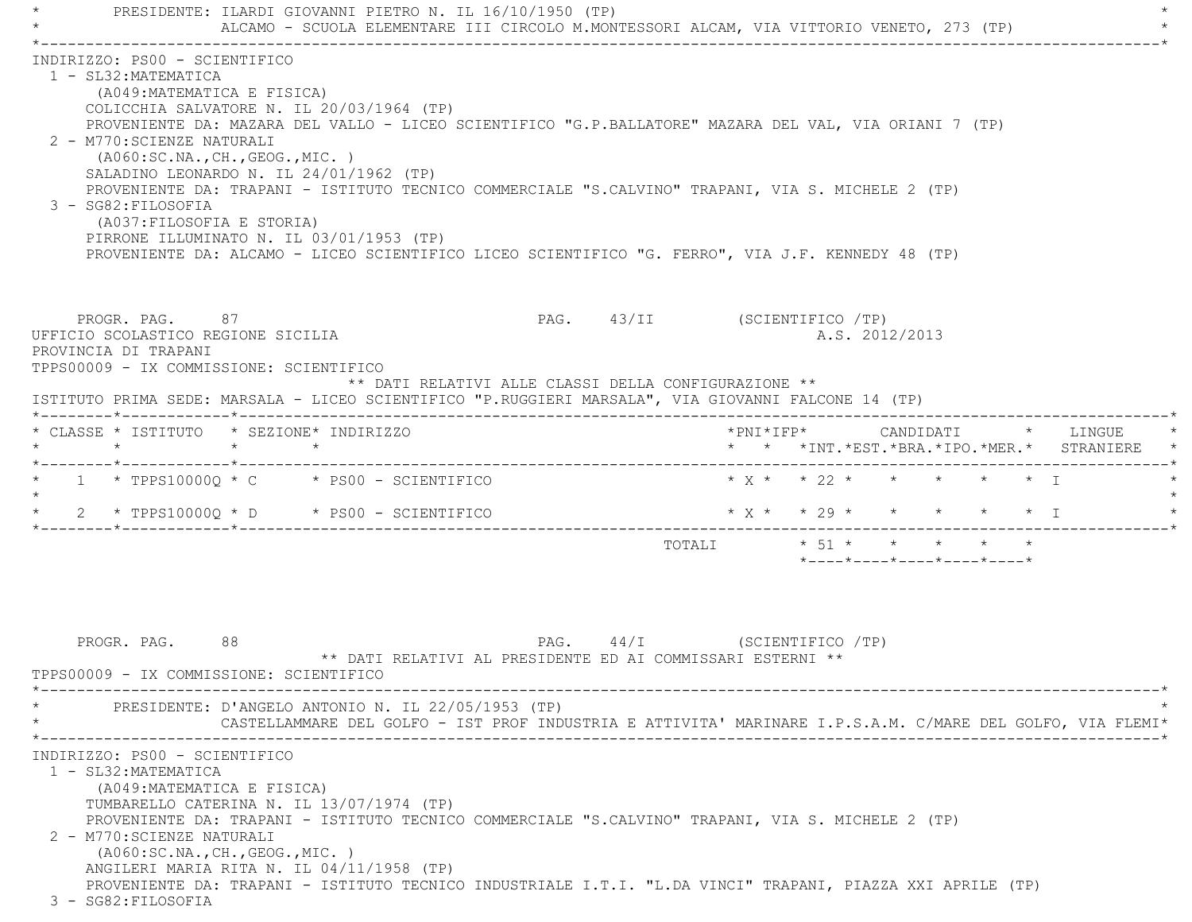PRESIDENTE: ILARDI GIOVANNI PIETRO N. IL 16/10/1950 (TP)
ALCAMO - SCUOLA ELEMENTARE III CIRCOLO M.MONTESSORI ALCAM, VIA VITTORIO VENETO, 273 (TP)

INDIRIZZO: PS00 - SCIENTIFICO

1 - SL32:MATEMATICA
(A049:MATEMATICA E FISICA)
COLICCHIA SALVATORE N. IL 20/03/1964 (TP)
PROVENIENTE DA: MAZARA DEL VALLO - LICEO SCIENTIFICO "G.P.BALLATORE" MAZARA DEL VAL, VIA ORIANI 7 (TP)

2 - M770:SCIENZE NATURALI
(A060:SC.NA.,CH.,GEOG.,MIC. )
SALADINO LEONARDO N. IL 24/01/1962 (TP)
PROVENIENTE DA: TRAPANI - ISTITUTO TECNICO COMMERCIALE "S.CALVINO" TRAPANI, VIA S. MICHELE 2 (TP)

3 - SG82:FILOSOFIA
(A037:FILOSOFIA E STORIA)
PIRRONE ILLUMINATO N. IL 03/01/1953 (TP)
PROVENIENTE DA: ALCAMO - LICEO SCIENTIFICO LICEO SCIENTIFICO "G. FERRO", VIA J.F. KENNEDY 48 (TP)

PROGR. PAG. 87 PAG. 43/II (SCIENTIFICO /TP)

UFFICIO SCOLASTICO REGIONE SICILIA A.S. 2012/2013
PROVINCIA DI TRAPANI
TPPS00009 - IX COMMISSIONE: SCIENTIFICO

** DATI RELATIVI ALLE CLASSI DELLA CONFIGURAZIONE **

ISTITUTO PRIMA SEDE: MARSALA - LICEO SCIENTIFICO "P.RUGGIERI MARSALA", VIA GIOVANNI FALCONE 14 (TP)

| CLASSE | ISTITUTO | SEZIONE | INDIRIZZO | PNI | IFP | CANDIDATI INT. | EST. | BRA. | IPO. | MER. | LINGUE STRANIERE |
|---|---|---|---|---|---|---|---|---|---|---|---|
| 1 | TPPS10000Q | C | PS00 - SCIENTIFICO | X | | 22 | | | | | I |
| 2 | TPPS10000Q | D | PS00 - SCIENTIFICO | X | | 29 | | | | | I |
| | | | TOTALI | | | 51 | | | | | |

PROGR. PAG. 88 PAG. 44/I (SCIENTIFICO /TP)

** DATI RELATIVI AL PRESIDENTE ED AI COMMISSARI ESTERNI **

TPPS00009 - IX COMMISSIONE: SCIENTIFICO

PRESIDENTE: D'ANGELO ANTONIO N. IL 22/05/1953 (TP)
CASTELLAMMARE DEL GOLFO - IST PROF INDUSTRIA E ATTIVITA' MARINARE I.P.S.A.M. C/MARE DEL GOLFO, VIA FLEMI

INDIRIZZO: PS00 - SCIENTIFICO

1 - SL32:MATEMATICA
(A049:MATEMATICA E FISICA)
TUMBARELLO CATERINA N. IL 13/07/1974 (TP)
PROVENIENTE DA: TRAPANI - ISTITUTO TECNICO COMMERCIALE "S.CALVINO" TRAPANI, VIA S. MICHELE 2 (TP)

2 - M770:SCIENZE NATURALI
(A060:SC.NA.,CH.,GEOG.,MIC. )
ANGILERI MARIA RITA N. IL 04/11/1958 (TP)
PROVENIENTE DA: TRAPANI - ISTITUTO TECNICO INDUSTRIALE I.T.I. "L.DA VINCI" TRAPANI, PIAZZA XXI APRILE (TP)

3 - SG82:FILOSOFIA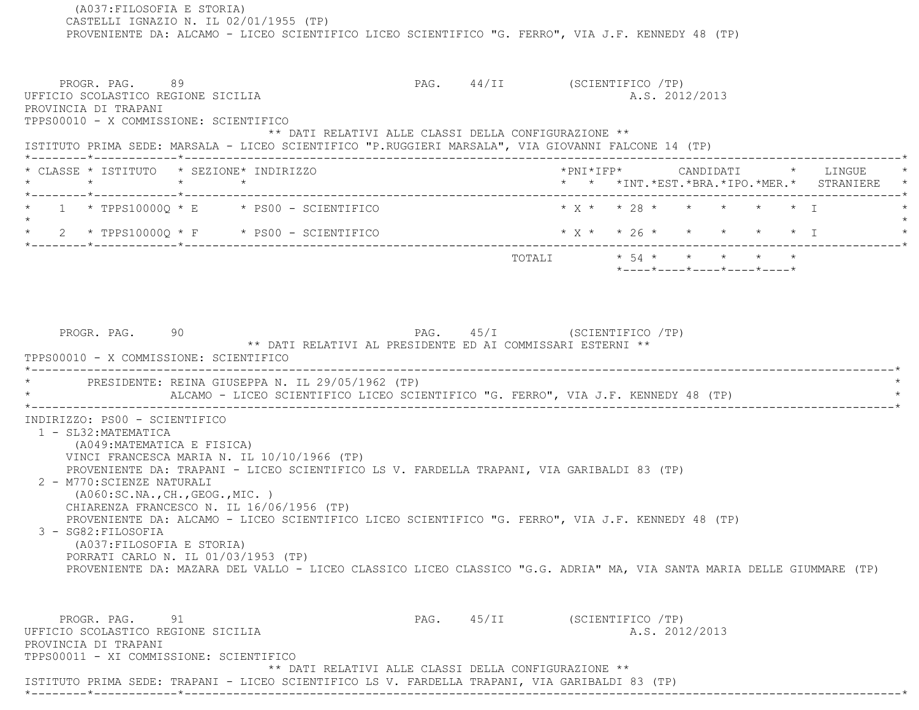(A037:FILOSOFIA E STORIA)
CASTELLI IGNAZIO N. IL 02/01/1955 (TP)
PROVENIENTE DA: ALCAMO - LICEO SCIENTIFICO LICEO SCIENTIFICO "G. FERRO", VIA J.F. KENNEDY 48 (TP)

PROGR. PAG. 89 PAG. 44/II (SCIENTIFICO /TP)
UFFICIO SCOLASTICO REGIONE SICILIA A.S. 2012/2013
PROVINCIA DI TRAPANI
TPPS00010 - X COMMISSIONE: SCIENTIFICO

** DATI RELATIVI ALLE CLASSI DELLA CONFIGURAZIONE **

ISTITUTO PRIMA SEDE: MARSALA - LICEO SCIENTIFICO "P.RUGGIERI MARSALA", VIA GIOVANNI FALCONE 14 (TP)

| CLASSE | ISTITUTO | SEZIONE | INDIRIZZO | PNI | IFP | CANDIDATI INT. | EST. | BRA. | IPO. | MER. | LINGUE STRANIERE |
|---|---|---|---|---|---|---|---|---|---|---|---|
| 1 | TPPS10000Q | E | PS00 - SCIENTIFICO | X | | 28 | | | | | I |
| 2 | TPPS10000Q | F | PS00 - SCIENTIFICO | X | | 26 | | | | | I |
| | | | TOTALI | | | 54 | | | | | |

PROGR. PAG. 90 PAG. 45/I (SCIENTIFICO /TP)

** DATI RELATIVI AL PRESIDENTE ED AI COMMISSARI ESTERNI **

TPPS00010 - X COMMISSIONE: SCIENTIFICO

PRESIDENTE: REINA GIUSEPPA N. IL 29/05/1962 (TP)
ALCAMO - LICEO SCIENTIFICO LICEO SCIENTIFICO "G. FERRO", VIA J.F. KENNEDY 48 (TP)

INDIRIZZO: PS00 - SCIENTIFICO
1 - SL32:MATEMATICA
(A049:MATEMATICA E FISICA)
VINCI FRANCESCA MARIA N. IL 10/10/1966 (TP)
PROVENIENTE DA: TRAPANI - LICEO SCIENTIFICO LS V. FARDELLA TRAPANI, VIA GARIBALDI 83 (TP)
2 - M770:SCIENZE NATURALI
(A060:SC.NA.,CH.,GEOG.,MIC. )
CHIARENZA FRANCESCO N. IL 16/06/1956 (TP)
PROVENIENTE DA: ALCAMO - LICEO SCIENTIFICO LICEO SCIENTIFICO "G. FERRO", VIA J.F. KENNEDY 48 (TP)
3 - SG82:FILOSOFIA
(A037:FILOSOFIA E STORIA)
PORRATI CARLO N. IL 01/03/1953 (TP)
PROVENIENTE DA: MAZARA DEL VALLO - LICEO CLASSICO LICEO CLASSICO "G.G. ADRIA" MA, VIA SANTA MARIA DELLE GIUMMARE (TP)

PROGR. PAG. 91 PAG. 45/II (SCIENTIFICO /TP)
UFFICIO SCOLASTICO REGIONE SICILIA A.S. 2012/2013
PROVINCIA DI TRAPANI
TPPS00011 - XI COMMISSIONE: SCIENTIFICO

** DATI RELATIVI ALLE CLASSI DELLA CONFIGURAZIONE **

ISTITUTO PRIMA SEDE: TRAPANI - LICEO SCIENTIFICO LS V. FARDELLA TRAPANI, VIA GARIBALDI 83 (TP)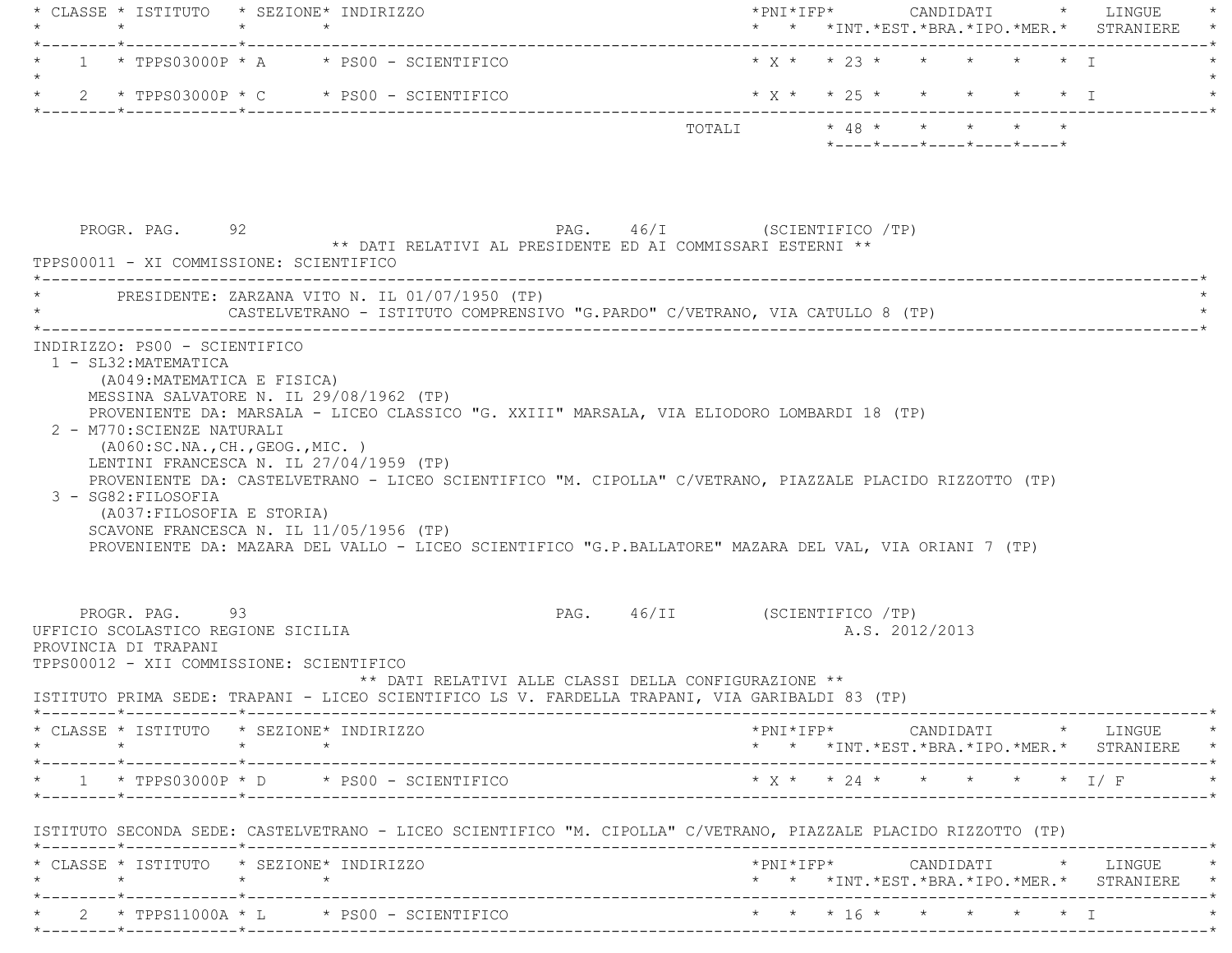| CLASSE | ISTITUTO | SEZIONE | INDIRIZZO | PNI | IFP | CANDIDATI INT. | EST. | BRA. | IPO. | MER. | LINGUE STRANIERE |
|---|---|---|---|---|---|---|---|---|---|---|---|
| 1 | TPPS03000P | A | PS00 - SCIENTIFICO | X | | 23 | | | | | I |
| 2 | TPPS03000P | C | PS00 - SCIENTIFICO | X | | 25 | | | | | I |
| | | | | | TOTALI | 48 | | | | | |

PROGR. PAG. 92 PAG. 46/I (SCIENTIFICO /TP)

** DATI RELATIVI AL PRESIDENTE ED AI COMMISSARI ESTERNI **

TPPS00011 - XI COMMISSIONE: SCIENTIFICO

PRESIDENTE: ZARZANA VITO N. IL 01/07/1950 (TP)
CASTELVETRANO - ISTITUTO COMPRENSIVO "G.PARDO" C/VETRANO, VIA CATULLO 8 (TP)

INDIRIZZO: PS00 - SCIENTIFICO

1 - SL32:MATEMATICA
(A049:MATEMATICA E FISICA)
MESSINA SALVATORE N. IL 29/08/1962 (TP)
PROVENIENTE DA: MARSALA - LICEO CLASSICO "G. XXIII" MARSALA, VIA ELIODORO LOMBARDI 18 (TP)

2 - M770:SCIENZE NATURALI
(A060:SC.NA.,CH.,GEOG.,MIC. )
LENTINI FRANCESCA N. IL 27/04/1959 (TP)
PROVENIENTE DA: CASTELVETRANO - LICEO SCIENTIFICO "M. CIPOLLA" C/VETRANO, PIAZZALE PLACIDO RIZZOTTO (TP)

3 - SG82:FILOSOFIA
(A037:FILOSOFIA E STORIA)
SCAVONE FRANCESCA N. IL 11/05/1956 (TP)
PROVENIENTE DA: MAZARA DEL VALLO - LICEO SCIENTIFICO "G.P.BALLATORE" MAZARA DEL VAL, VIA ORIANI 7 (TP)

PROGR. PAG. 93 PAG. 46/II (SCIENTIFICO /TP)

UFFICIO SCOLASTICO REGIONE SICILIA A.S. 2012/2013

PROVINCIA DI TRAPANI

TPPS00012 - XII COMMISSIONE: SCIENTIFICO

** DATI RELATIVI ALLE CLASSI DELLA CONFIGURAZIONE **

ISTITUTO PRIMA SEDE: TRAPANI - LICEO SCIENTIFICO LS V. FARDELLA TRAPANI, VIA GARIBALDI 83 (TP)

| CLASSE | ISTITUTO | SEZIONE | INDIRIZZO | PNI | IFP | CANDIDATI INT. | EST. | BRA. | IPO. | MER. | LINGUE STRANIERE |
|---|---|---|---|---|---|---|---|---|---|---|---|
| 1 | TPPS03000P | D | PS00 - SCIENTIFICO | X | | 24 | | | | | I/ F |

ISTITUTO SECONDA SEDE: CASTELVETRANO - LICEO SCIENTIFICO "M. CIPOLLA" C/VETRANO, PIAZZALE PLACIDO RIZZOTTO (TP)

| CLASSE | ISTITUTO | SEZIONE | INDIRIZZO | PNI | IFP | CANDIDATI INT. | EST. | BRA. | IPO. | MER. | LINGUE STRANIERE |
|---|---|---|---|---|---|---|---|---|---|---|---|
| 2 | TPPS11000A | L | PS00 - SCIENTIFICO | | | 16 | | | | | I |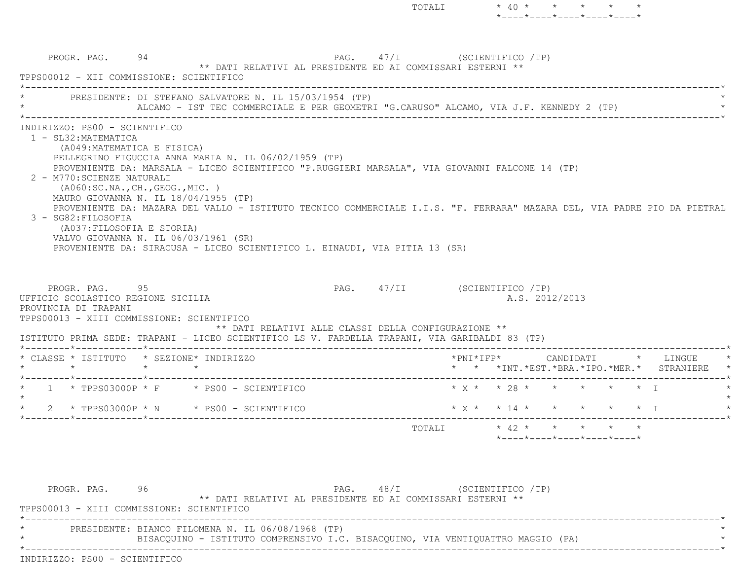| | | | | | | | | | | |
|---|---|---|---|---|---|---|---|---|---|---|
| | | | TOTALI | | | 40 | | | | |

PROGR. PAG. 94 PAG. 47/I (SCIENTIFICO /TP)

** DATI RELATIVI AL PRESIDENTE ED AI COMMISSARI ESTERNI **

TPPS00012 - XII COMMISSIONE: SCIENTIFICO

PRESIDENTE: DI STEFANO SALVATORE N. IL 15/03/1954 (TP)
ALCAMO - IST TEC COMMERCIALE E PER GEOMETRI "G.CARUSO" ALCAMO, VIA J.F. KENNEDY 2 (TP)

INDIRIZZO: PS00 - SCIENTIFICO

1 - SL32:MATEMATICA
(A049:MATEMATICA E FISICA)
PELLEGRINO FIGUCCIA ANNA MARIA N. IL 06/02/1959 (TP)
PROVENIENTE DA: MARSALA - LICEO SCIENTIFICO "P.RUGGIERI MARSALA", VIA GIOVANNI FALCONE 14 (TP)

2 - M770:SCIENZE NATURALI
(A060:SC.NA.,CH.,GEOG.,MIC. )
MAURO GIOVANNA N. IL 18/04/1955 (TP)
PROVENIENTE DA: MAZARA DEL VALLO - ISTITUTO TECNICO COMMERCIALE I.I.S. "F. FERRARA" MAZARA DEL, VIA PADRE PIO DA PIETRAL

3 - SG82:FILOSOFIA
(A037:FILOSOFIA E STORIA)
VALVO GIOVANNA N. IL 06/03/1961 (SR)
PROVENIENTE DA: SIRACUSA - LICEO SCIENTIFICO L. EINAUDI, VIA PITIA 13 (SR)

PROGR. PAG. 95 PAG. 47/II (SCIENTIFICO /TP)

UFFICIO SCOLASTICO REGIONE SICILIA A.S. 2012/2013

PROVINCIA DI TRAPANI

TPPS00013 - XIII COMMISSIONE: SCIENTIFICO

** DATI RELATIVI ALLE CLASSI DELLA CONFIGURAZIONE **

ISTITUTO PRIMA SEDE: TRAPANI - LICEO SCIENTIFICO LS V. FARDELLA TRAPANI, VIA GARIBALDI 83 (TP)

| CLASSE | ISTITUTO | SEZIONE | INDIRIZZO | PNI | IFP | CANDIDATI INT. | EST. | BRA. | IPO. | MER. | LINGUE STRANIERE |
|---|---|---|---|---|---|---|---|---|---|---|---|
| 1 | TPPS03000P | F | PS00 - SCIENTIFICO | X | | 28 | | | | | I |
| 2 | TPPS03000P | N | PS00 - SCIENTIFICO | X | | 14 | | | | | I |
| | | | TOTALI | | | 42 | | | | | |

PROGR. PAG. 96 PAG. 48/I (SCIENTIFICO /TP)

** DATI RELATIVI AL PRESIDENTE ED AI COMMISSARI ESTERNI **

TPPS00013 - XIII COMMISSIONE: SCIENTIFICO

PRESIDENTE: BIANCO FILOMENA N. IL 06/08/1968 (TP)
BISACQUINO - ISTITUTO COMPRENSIVO I.C. BISACQUINO, VIA VENTIQUATTRO MAGGIO (PA)

INDIRIZZO: PS00 - SCIENTIFICO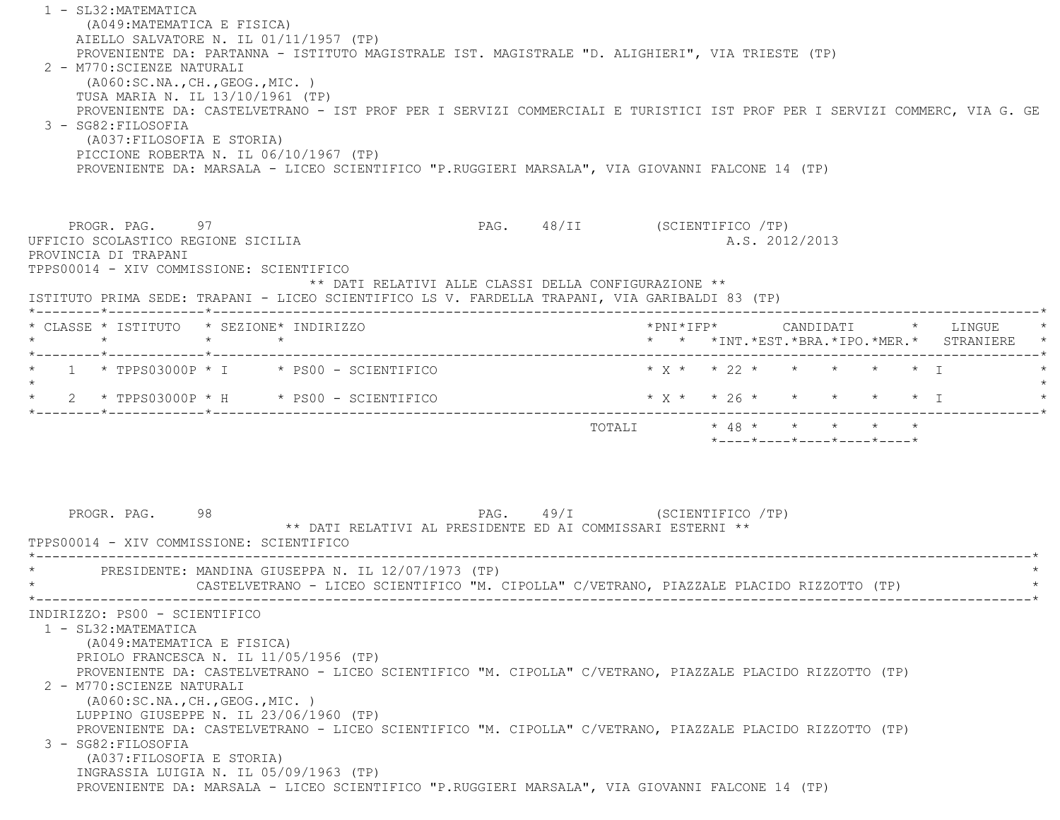1 - SL32:MATEMATICA
(A049:MATEMATICA E FISICA)
AIELLO SALVATORE N. IL 01/11/1957 (TP)
PROVENIENTE DA: PARTANNA - ISTITUTO MAGISTRALE IST. MAGISTRALE "D. ALIGHIERI", VIA TRIESTE (TP)

2 - M770:SCIENZE NATURALI
(A060:SC.NA.,CH.,GEOG.,MIC. )
TUSA MARIA N. IL 13/10/1961 (TP)
PROVENIENTE DA: CASTELVETRANO - IST PROF PER I SERVIZI COMMERCIALI E TURISTICI IST PROF PER I SERVIZI COMMERC, VIA G. GE

3 - SG82:FILOSOFIA
(A037:FILOSOFIA E STORIA)
PICCIONE ROBERTA N. IL 06/10/1967 (TP)
PROVENIENTE DA: MARSALA - LICEO SCIENTIFICO "P.RUGGIERI MARSALA", VIA GIOVANNI FALCONE 14 (TP)

PROGR. PAG. 97 PAG. 48/II (SCIENTIFICO /TP)

UFFICIO SCOLASTICO REGIONE SICILIA A.S. 2012/2013
PROVINCIA DI TRAPANI
TPPS00014 - XIV COMMISSIONE: SCIENTIFICO

** DATI RELATIVI ALLE CLASSI DELLA CONFIGURAZIONE **

ISTITUTO PRIMA SEDE: TRAPANI - LICEO SCIENTIFICO LS V. FARDELLA TRAPANI, VIA GARIBALDI 83 (TP)

| CLASSE | ISTITUTO | SEZIONE | INDIRIZZO | PNI | IFP | CANDIDATI INT. | EST. | BRA. | IPO. | MER. | LINGUE STRANIERE |
|---|---|---|---|---|---|---|---|---|---|---|---|
| 1 | TPPS03000P | I | PS00 - SCIENTIFICO | X | | 22 | | | | | I |
| 2 | TPPS03000P | H | PS00 - SCIENTIFICO | X | | 26 | | | | | I |
| | | | TOTALI | | | 48 | | | | | |

PROGR. PAG. 98 PAG. 49/I (SCIENTIFICO /TP)

** DATI RELATIVI AL PRESIDENTE ED AI COMMISSARI ESTERNI **

TPPS00014 - XIV COMMISSIONE: SCIENTIFICO

PRESIDENTE: MANDINA GIUSEPPA N. IL 12/07/1973 (TP)
CASTELVETRANO - LICEO SCIENTIFICO "M. CIPOLLA" C/VETRANO, PIAZZALE PLACIDO RIZZOTTO (TP)

INDIRIZZO: PS00 - SCIENTIFICO

1 - SL32:MATEMATICA
(A049:MATEMATICA E FISICA)
PRIOLO FRANCESCA N. IL 11/05/1956 (TP)
PROVENIENTE DA: CASTELVETRANO - LICEO SCIENTIFICO "M. CIPOLLA" C/VETRANO, PIAZZALE PLACIDO RIZZOTTO (TP)

2 - M770:SCIENZE NATURALI
(A060:SC.NA.,CH.,GEOG.,MIC. )
LUPPINO GIUSEPPE N. IL 23/06/1960 (TP)
PROVENIENTE DA: CASTELVETRANO - LICEO SCIENTIFICO "M. CIPOLLA" C/VETRANO, PIAZZALE PLACIDO RIZZOTTO (TP)

3 - SG82:FILOSOFIA
(A037:FILOSOFIA E STORIA)
INGRASSIA LUIGIA N. IL 05/09/1963 (TP)
PROVENIENTE DA: MARSALA - LICEO SCIENTIFICO "P.RUGGIERI MARSALA", VIA GIOVANNI FALCONE 14 (TP)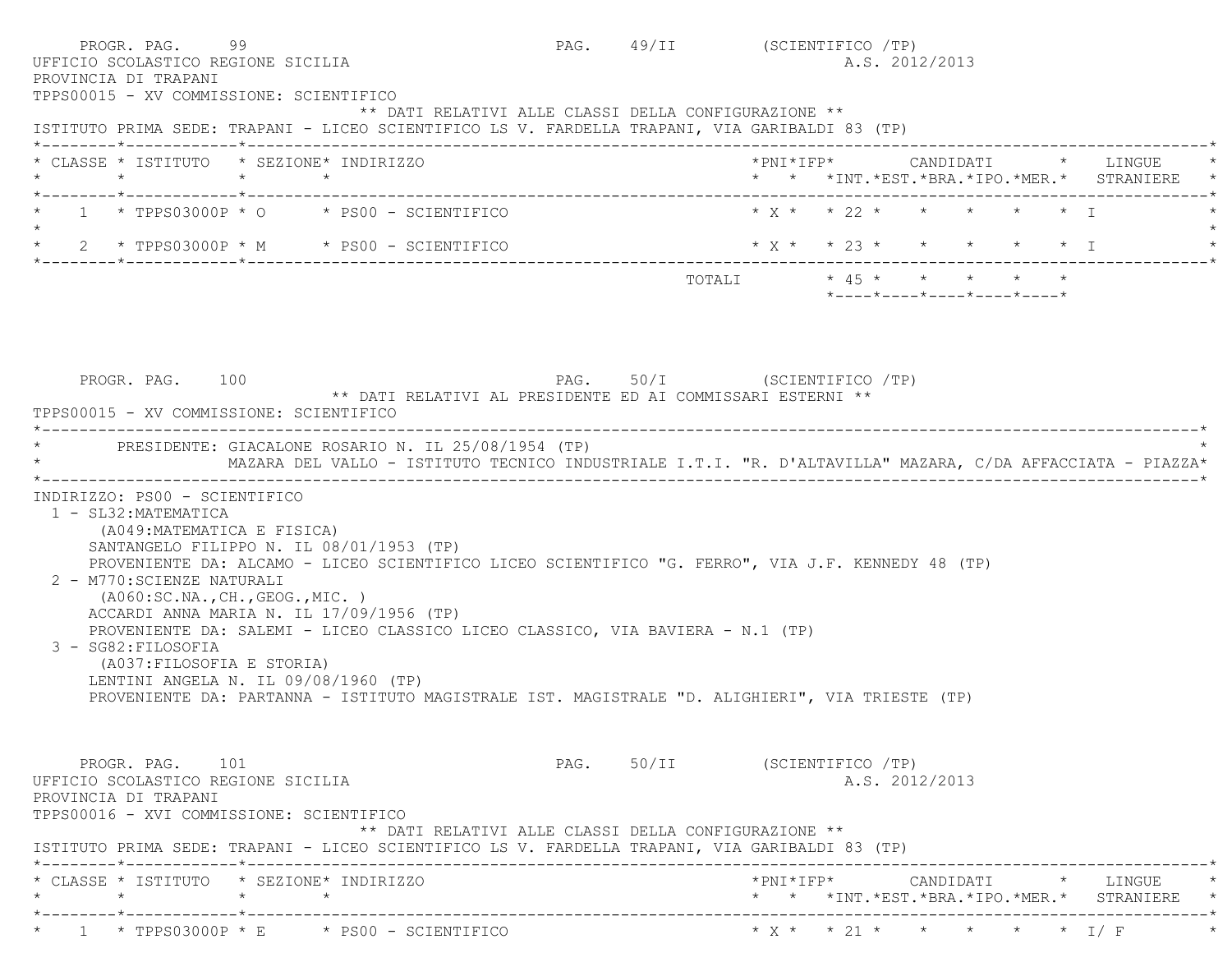UFFICIO SCOLASTICO REGIONE SICILIA A.S. 2012/2013
PROVINCIA DI TRAPANI
TPPS00015 - XV COMMISSIONE: SCIENTIFICO

** DATI RELATIVI ALLE CLASSI DELLA CONFIGURAZIONE **

ISTITUTO PRIMA SEDE: TRAPANI - LICEO SCIENTIFICO LS V. FARDELLA TRAPANI, VIA GARIBALDI 83 (TP)

| CLASSE | ISTITUTO | SEZIONE | INDIRIZZO | PNI | IFP | CANDIDATI INT. | EST. | BRA. | IPO. | MER. | LINGUE STRANIERE |
|---|---|---|---|---|---|---|---|---|---|---|---|
| 1 | TPPS03000P | O | PS00 - SCIENTIFICO | X | | 22 | | | | | I |
| 2 | TPPS03000P | M | PS00 - SCIENTIFICO | X | | 23 | | | | | I |
| | | | TOTALI | | | 45 | | | | | |

** DATI RELATIVI AL PRESIDENTE ED AI COMMISSARI ESTERNI **

TPPS00015 - XV COMMISSIONE: SCIENTIFICO

PRESIDENTE: GIACALONE ROSARIO N. IL 25/08/1954 (TP)
MAZARA DEL VALLO - ISTITUTO TECNICO INDUSTRIALE I.T.I. "R. D'ALTAVILLA" MAZARA, C/DA AFFACCIATA - PIAZZA

INDIRIZZO: PS00 - SCIENTIFICO

1 - SL32:MATEMATICA
(A049:MATEMATICA E FISICA)
SANTANGELO FILIPPO N. IL 08/01/1953 (TP)
PROVENIENTE DA: ALCAMO - LICEO SCIENTIFICO LICEO SCIENTIFICO "G. FERRO", VIA J.F. KENNEDY 48 (TP)

2 - M770:SCIENZE NATURALI
(A060:SC.NA.,CH.,GEOG.,MIC. )
ACCARDI ANNA MARIA N. IL 17/09/1956 (TP)
PROVENIENTE DA: SALEMI - LICEO CLASSICO LICEO CLASSICO, VIA BAVIERA - N.1 (TP)

3 - SG82:FILOSOFIA
(A037:FILOSOFIA E STORIA)
LENTINI ANGELA N. IL 09/08/1960 (TP)
PROVENIENTE DA: PARTANNA - ISTITUTO MAGISTRALE IST. MAGISTRALE "D. ALIGHIERI", VIA TRIESTE (TP)

UFFICIO SCOLASTICO REGIONE SICILIA A.S. 2012/2013
PROVINCIA DI TRAPANI
TPPS00016 - XVI COMMISSIONE: SCIENTIFICO

** DATI RELATIVI ALLE CLASSI DELLA CONFIGURAZIONE **

ISTITUTO PRIMA SEDE: TRAPANI - LICEO SCIENTIFICO LS V. FARDELLA TRAPANI, VIA GARIBALDI 83 (TP)

| CLASSE | ISTITUTO | SEZIONE | INDIRIZZO | PNI | IFP | CANDIDATI INT. | EST. | BRA. | IPO. | MER. | LINGUE STRANIERE |
|---|---|---|---|---|---|---|---|---|---|---|---|
| 1 | TPPS03000P | E | PS00 - SCIENTIFICO | X | | 21 | | | | | I/ F |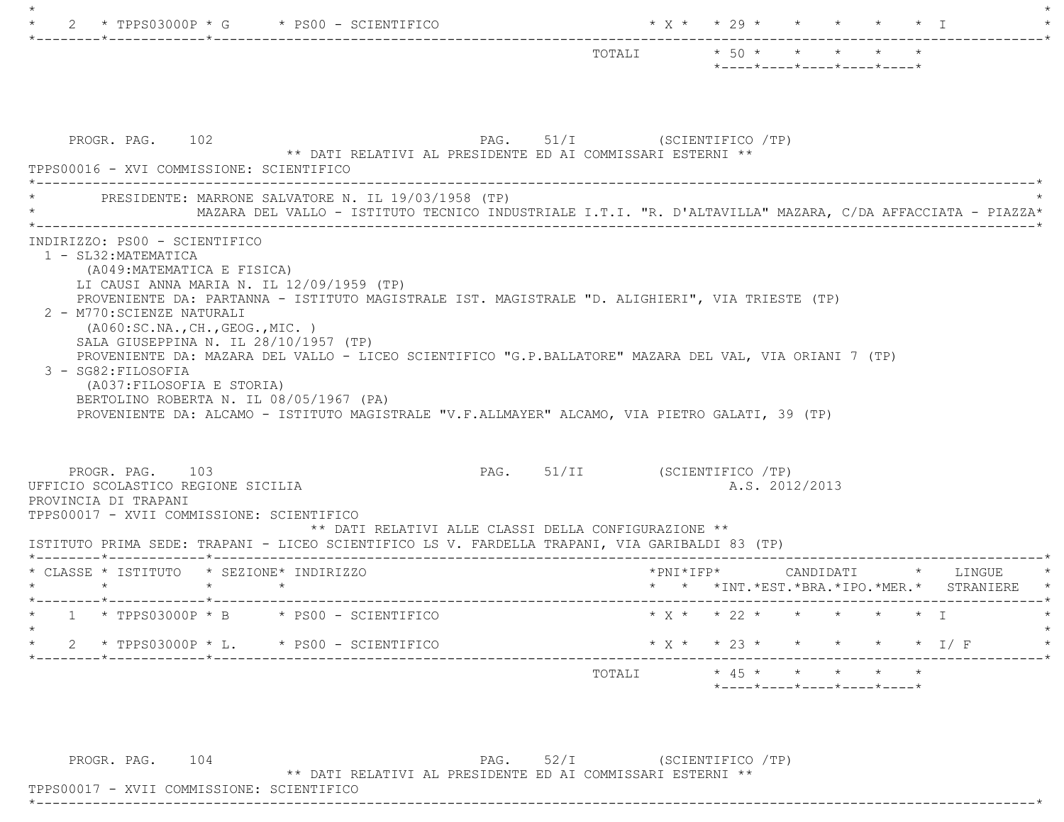| CLASSE | ISTITUTO | SEZIONE | INDIRIZZO | PNI | IFP | INT. | EST. | BRA. | IPO. | MER. | LINGUE STRANIERE |
|---|---|---|---|---|---|---|---|---|---|---|---|
| 2 | TPPS03000P | G | PS00 - SCIENTIFICO | X | | 29 | | | | | I |
| | | | TOTALI | | | 50 | | | | | |

PROGR. PAG. 102 PAG. 51/I (SCIENTIFICO /TP)

** DATI RELATIVI AL PRESIDENTE ED AI COMMISSARI ESTERNI **

TPPS00016 - XVI COMMISSIONE: SCIENTIFICO

PRESIDENTE: MARRONE SALVATORE N. IL 19/03/1958 (TP)
MAZARA DEL VALLO - ISTITUTO TECNICO INDUSTRIALE I.T.I. "R. D'ALTAVILLA" MAZARA, C/DA AFFACCIATA - PIAZZA

INDIRIZZO: PS00 - SCIENTIFICO

1 - SL32:MATEMATICA
(A049:MATEMATICA E FISICA)
LI CAUSI ANNA MARIA N. IL 12/09/1959 (TP)
PROVENIENTE DA: PARTANNA - ISTITUTO MAGISTRALE IST. MAGISTRALE "D. ALIGHIERI", VIA TRIESTE (TP)

2 - M770:SCIENZE NATURALI
(A060:SC.NA.,CH.,GEOG.,MIC. )
SALA GIUSEPPINA N. IL 28/10/1957 (TP)
PROVENIENTE DA: MAZARA DEL VALLO - LICEO SCIENTIFICO "G.P.BALLATORE" MAZARA DEL VAL, VIA ORIANI 7 (TP)

3 - SG82:FILOSOFIA
(A037:FILOSOFIA E STORIA)
BERTOLINO ROBERTA N. IL 08/05/1967 (PA)
PROVENIENTE DA: ALCAMO - ISTITUTO MAGISTRALE "V.F.ALLMAYER" ALCAMO, VIA PIETRO GALATI, 39 (TP)

PROGR. PAG. 103 PAG. 51/II (SCIENTIFICO /TP)

UFFICIO SCOLASTICO REGIONE SICILIA A.S. 2012/2013

PROVINCIA DI TRAPANI

TPPS00017 - XVII COMMISSIONE: SCIENTIFICO

** DATI RELATIVI ALLE CLASSI DELLA CONFIGURAZIONE **

ISTITUTO PRIMA SEDE: TRAPANI - LICEO SCIENTIFICO LS V. FARDELLA TRAPANI, VIA GARIBALDI 83 (TP)

| CLASSE | ISTITUTO | SEZIONE | INDIRIZZO | PNI | IFP | CANDIDATI INT. | EST. | BRA. | IPO. | MER. | LINGUE STRANIERE |
|---|---|---|---|---|---|---|---|---|---|---|---|
| 1 | TPPS03000P | B | PS00 - SCIENTIFICO | X | | 22 | | | | | I |
| 2 | TPPS03000P | L. | PS00 - SCIENTIFICO | X | | 23 | | | | | I/ F |
| | | | TOTALI | | | 45 | | | | | |

PROGR. PAG. 104 PAG. 52/I (SCIENTIFICO /TP)

** DATI RELATIVI AL PRESIDENTE ED AI COMMISSARI ESTERNI **

TPPS00017 - XVII COMMISSIONE: SCIENTIFICO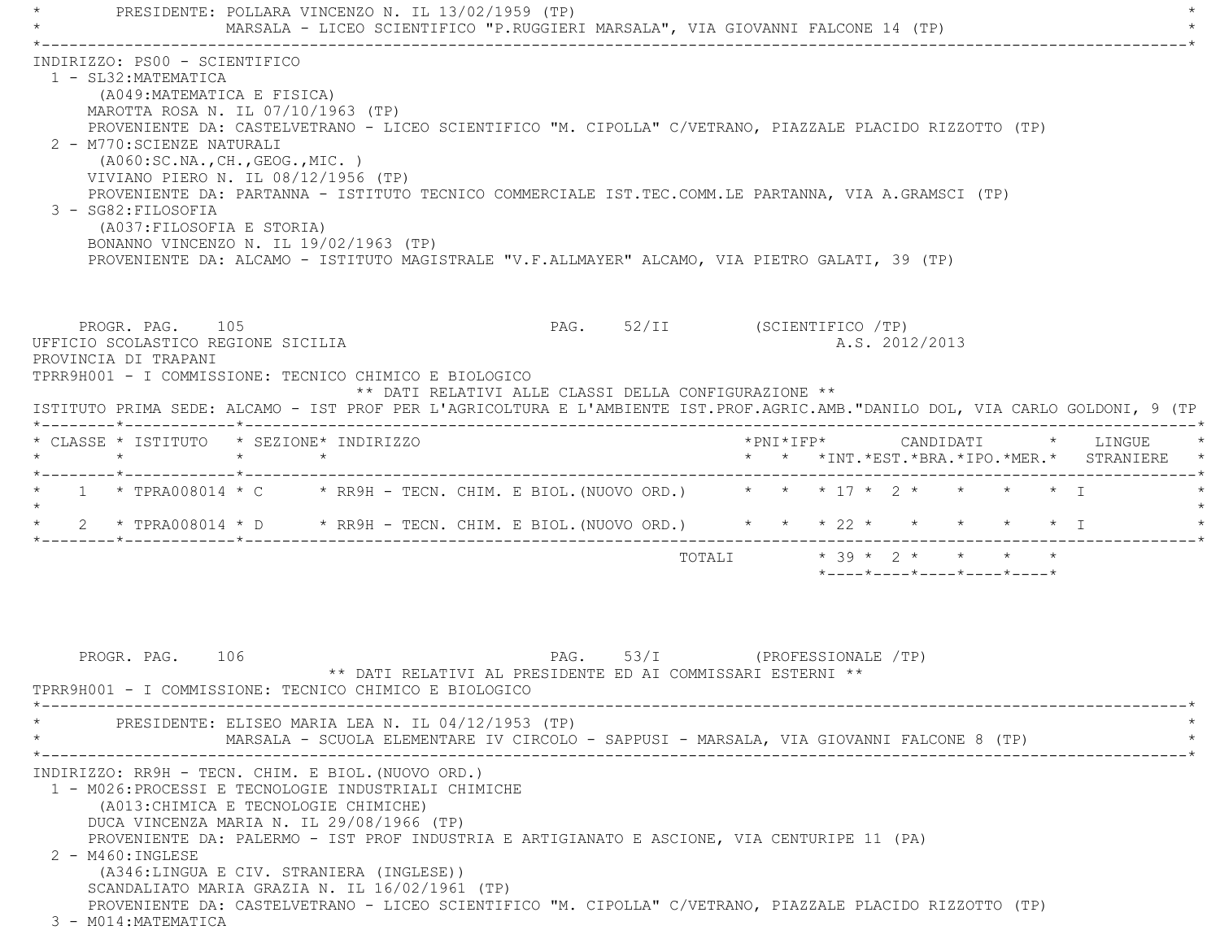PRESIDENTE: POLLARA VINCENZO N. IL 13/02/1959 (TP)
MARSALA - LICEO SCIENTIFICO "P.RUGGIERI MARSALA", VIA GIOVANNI FALCONE 14 (TP)

INDIRIZZO: PS00 - SCIENTIFICO

1 - SL32:MATEMATICA
(A049:MATEMATICA E FISICA)
MAROTTA ROSA N. IL 07/10/1963 (TP)
PROVENIENTE DA: CASTELVETRANO - LICEO SCIENTIFICO "M. CIPOLLA" C/VETRANO, PIAZZALE PLACIDO RIZZOTTO (TP)

2 - M770:SCIENZE NATURALI
(A060:SC.NA.,CH.,GEOG.,MIC. )
VIVIANO PIERO N. IL 08/12/1956 (TP)
PROVENIENTE DA: PARTANNA - ISTITUTO TECNICO COMMERCIALE IST.TEC.COMM.LE PARTANNA, VIA A.GRAMSCI (TP)

3 - SG82:FILOSOFIA
(A037:FILOSOFIA E STORIA)
BONANNO VINCENZO N. IL 19/02/1963 (TP)
PROVENIENTE DA: ALCAMO - ISTITUTO MAGISTRALE "V.F.ALLMAYER" ALCAMO, VIA PIETRO GALATI, 39 (TP)

PROGR. PAG. 105 PAG. 52/II (SCIENTIFICO /TP)

UFFICIO SCOLASTICO REGIONE SICILIA A.S. 2012/2013
PROVINCIA DI TRAPANI

TPRR9H001 - I COMMISSIONE: TECNICO CHIMICO E BIOLOGICO

** DATI RELATIVI ALLE CLASSI DELLA CONFIGURAZIONE **

ISTITUTO PRIMA SEDE: ALCAMO - IST PROF PER L'AGRICOLTURA E L'AMBIENTE IST.PROF.AGRIC.AMB."DANILO DOL, VIA CARLO GOLDONI, 9 (TP

| CLASSE | ISTITUTO | SEZIONE | INDIRIZZO | PNI | IFP | CANDIDATI INT. | EST. | BRA. | IPO. | MER. | LINGUE STRANIERE |
|---|---|---|---|---|---|---|---|---|---|---|---|
| 1 | TPRA008014 | C | RR9H - TECN. CHIM. E BIOL.(NUOVO ORD.) | | | 17 | 2 | | | | I |
| 2 | TPRA008014 | D | RR9H - TECN. CHIM. E BIOL.(NUOVO ORD.) | | | 22 | | | | | I |
| | | | TOTALI | | | 39 | 2 | | | | |

PROGR. PAG. 106 PAG. 53/I (PROFESSIONALE /TP)

** DATI RELATIVI AL PRESIDENTE ED AI COMMISSARI ESTERNI **

TPRR9H001 - I COMMISSIONE: TECNICO CHIMICO E BIOLOGICO

PRESIDENTE: ELISEO MARIA LEA N. IL 04/12/1953 (TP)
MARSALA - SCUOLA ELEMENTARE IV CIRCOLO - SAPPUSI - MARSALA, VIA GIOVANNI FALCONE 8 (TP)

INDIRIZZO: RR9H - TECN. CHIM. E BIOL.(NUOVO ORD.)

1 - M026:PROCESSI E TECNOLOGIE INDUSTRIALI CHIMICHE
(A013:CHIMICA E TECNOLOGIE CHIMICHE)
DUCA VINCENZA MARIA N. IL 29/08/1966 (TP)
PROVENIENTE DA: PALERMO - IST PROF INDUSTRIA E ARTIGIANATO E ASCIONE, VIA CENTURIPE 11 (PA)

2 - M460:INGLESE
(A346:LINGUA E CIV. STRANIERA (INGLESE))
SCANDALIATO MARIA GRAZIA N. IL 16/02/1961 (TP)
PROVENIENTE DA: CASTELVETRANO - LICEO SCIENTIFICO "M. CIPOLLA" C/VETRANO, PIAZZALE PLACIDO RIZZOTTO (TP)

3 - M014:MATEMATICA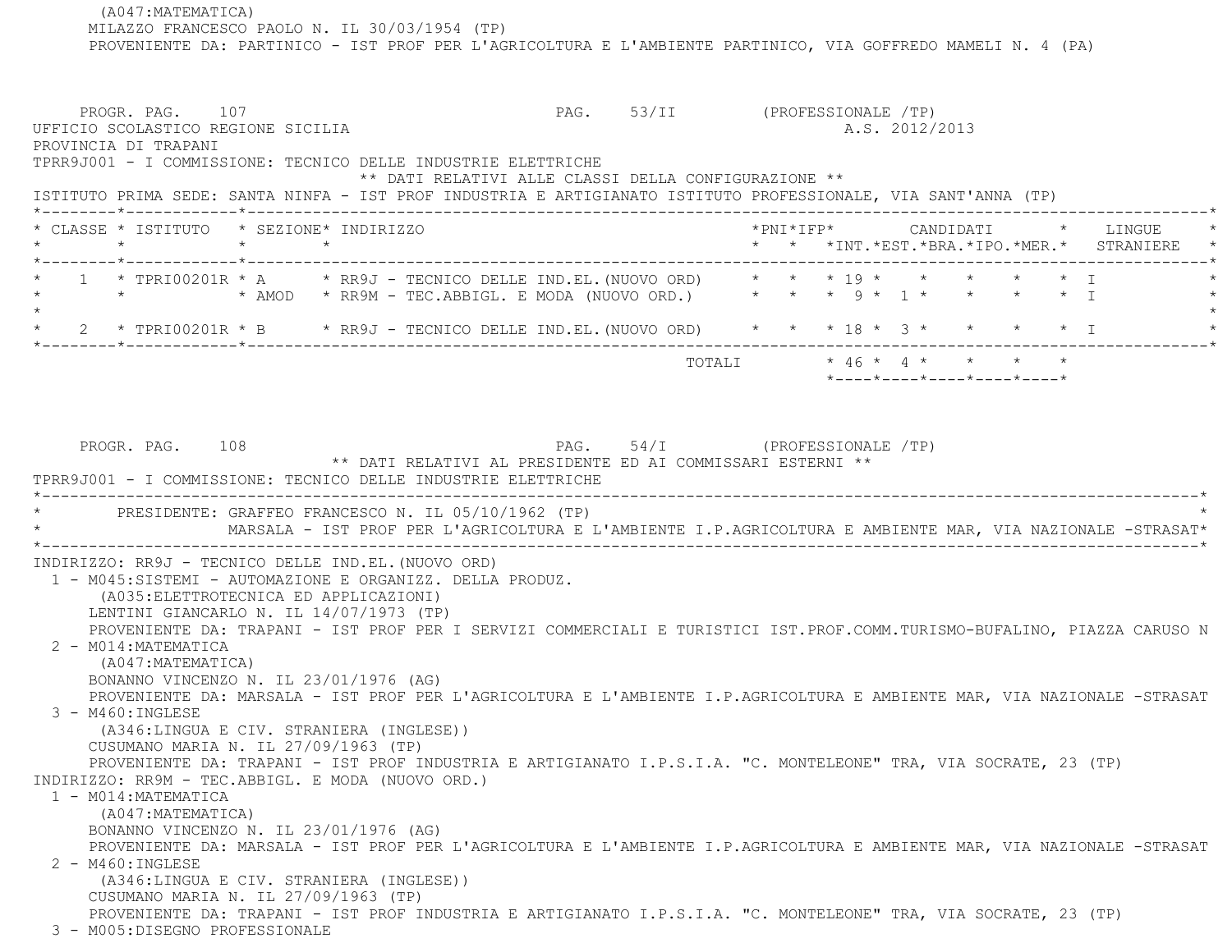(A047:MATEMATICA)
MILAZZO FRANCESCO PAOLO N. IL 30/03/1954 (TP)
PROVENIENTE DA: PARTINICO - IST PROF PER L'AGRICOLTURA E L'AMBIENTE PARTINICO, VIA GOFFREDO MAMELI N. 4 (PA)

PROGR. PAG. 107 PAG. 53/II (PROFESSIONALE /TP)
UFFICIO SCOLASTICO REGIONE SICILIA A.S. 2012/2013
PROVINCIA DI TRAPANI
TPRR9J001 - I COMMISSIONE: TECNICO DELLE INDUSTRIE ELETTRICHE

** DATI RELATIVI ALLE CLASSI DELLA CONFIGURAZIONE **

ISTITUTO PRIMA SEDE: SANTA NINFA - IST PROF INDUSTRIA E ARTIGIANATO ISTITUTO PROFESSIONALE, VIA SANT'ANNA (TP)

| CLASSE | ISTITUTO | SEZIONE | INDIRIZZO | PNI | IFP | CANDIDATI INT. | EST. | BRA. | IPO. | MER. | LINGUE STRANIERE |
|---|---|---|---|---|---|---|---|---|---|---|---|
| 1 | TPRI00201R | A | RR9J - TECNICO DELLE IND.EL.(NUOVO ORD) | | | 19 | | | | | I |
| | | AMOD | RR9M - TEC.ABBIGL. E MODA (NUOVO ORD.) | | | 9 | 1 | | | | I |
| 2 | TPRI00201R | B | RR9J - TECNICO DELLE IND.EL.(NUOVO ORD) | | | 18 | 3 | | | | I |
| | | | TOTALI | | | 46 | 4 | | | | |

PROGR. PAG. 108 PAG. 54/I (PROFESSIONALE /TP)

** DATI RELATIVI AL PRESIDENTE ED AI COMMISSARI ESTERNI **

TPRR9J001 - I COMMISSIONE: TECNICO DELLE INDUSTRIE ELETTRICHE

PRESIDENTE: GRAFFEO FRANCESCO N. IL 05/10/1962 (TP)
MARSALA - IST PROF PER L'AGRICOLTURA E L'AMBIENTE I.P.AGRICOLTURA E AMBIENTE MAR, VIA NAZIONALE -STRASAT

INDIRIZZO: RR9J - TECNICO DELLE IND.EL.(NUOVO ORD)

1 - M045:SISTEMI - AUTOMAZIONE E ORGANIZZ. DELLA PRODUZ.
(A035:ELETTROTECNICA ED APPLICAZIONI)
LENTINI GIANCARLO N. IL 14/07/1973 (TP)
PROVENIENTE DA: TRAPANI - IST PROF PER I SERVIZI COMMERCIALI E TURISTICI IST.PROF.COMM.TURISMO-BUFALINO, PIAZZA CARUSO N

2 - M014:MATEMATICA
(A047:MATEMATICA)
BONANNO VINCENZO N. IL 23/01/1976 (AG)
PROVENIENTE DA: MARSALA - IST PROF PER L'AGRICOLTURA E L'AMBIENTE I.P.AGRICOLTURA E AMBIENTE MAR, VIA NAZIONALE -STRASAT

3 - M460:INGLESE
(A346:LINGUA E CIV. STRANIERA (INGLESE))
CUSUMANO MARIA N. IL 27/09/1963 (TP)
PROVENIENTE DA: TRAPANI - IST PROF INDUSTRIA E ARTIGIANATO I.P.S.I.A. "C. MONTELEONE" TRA, VIA SOCRATE, 23 (TP)

INDIRIZZO: RR9M - TEC.ABBIGL. E MODA (NUOVO ORD.)

1 - M014:MATEMATICA
(A047:MATEMATICA)
BONANNO VINCENZO N. IL 23/01/1976 (AG)
PROVENIENTE DA: MARSALA - IST PROF PER L'AGRICOLTURA E L'AMBIENTE I.P.AGRICOLTURA E AMBIENTE MAR, VIA NAZIONALE -STRASAT

2 - M460:INGLESE
(A346:LINGUA E CIV. STRANIERA (INGLESE))
CUSUMANO MARIA N. IL 27/09/1963 (TP)
PROVENIENTE DA: TRAPANI - IST PROF INDUSTRIA E ARTIGIANATO I.P.S.I.A. "C. MONTELEONE" TRA, VIA SOCRATE, 23 (TP)

3 - M005:DISEGNO PROFESSIONALE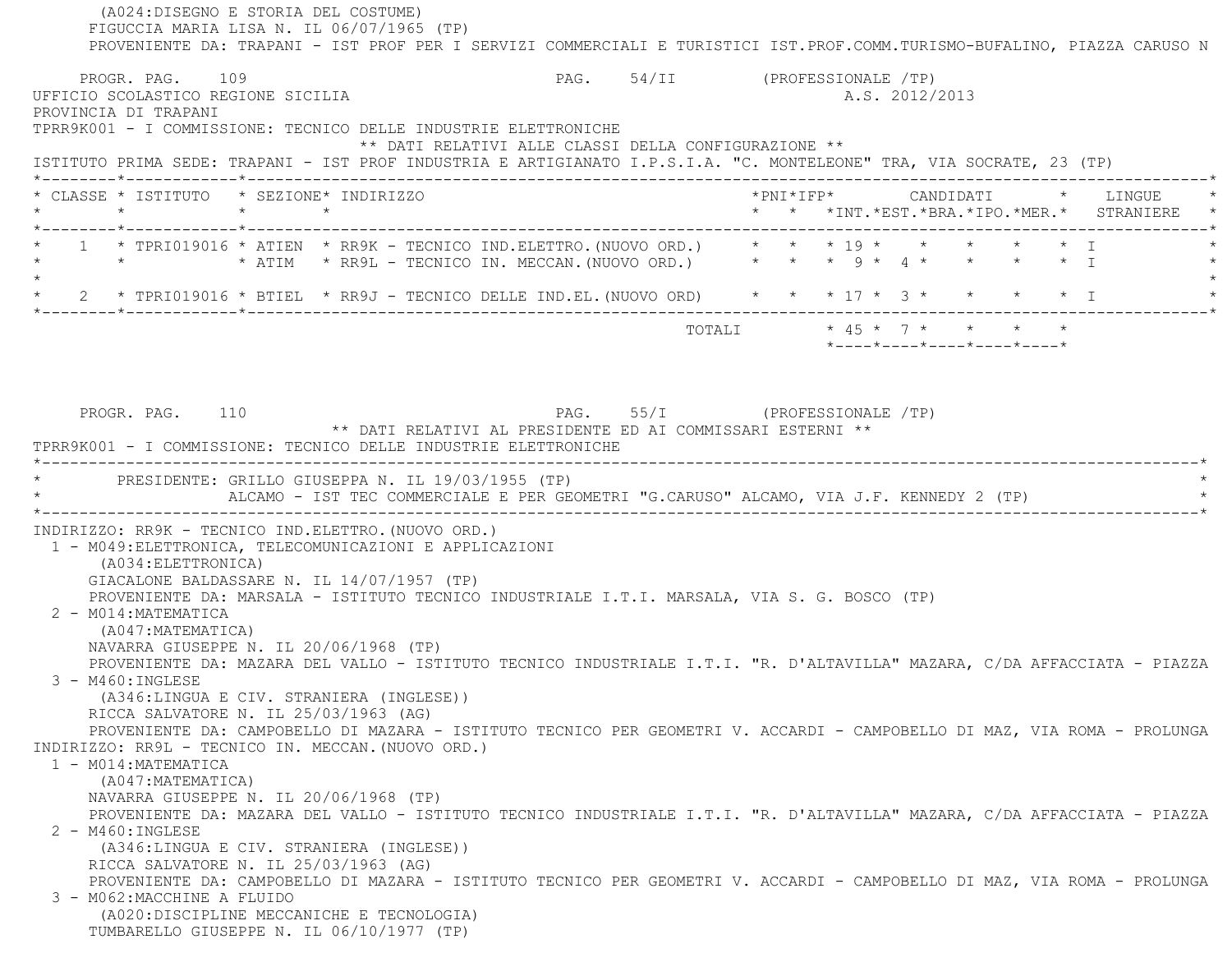(A024:DISEGNO E STORIA DEL COSTUME)
FIGUCCIA MARIA LISA N. IL 06/07/1965 (TP)
PROVENIENTE DA: TRAPANI - IST PROF PER I SERVIZI COMMERCIALI E TURISTICI IST.PROF.COMM.TURISMO-BUFALINO, PIAZZA CARUSO N

PROGR. PAG. 109 PAG. 54/II (PROFESSIONALE /TP)
UFFICIO SCOLASTICO REGIONE SICILIA A.S. 2012/2013
PROVINCIA DI TRAPANI
TPRR9K001 - I COMMISSIONE: TECNICO DELLE INDUSTRIE ELETTRONICHE

** DATI RELATIVI ALLE CLASSI DELLA CONFIGURAZIONE **

ISTITUTO PRIMA SEDE: TRAPANI - IST PROF INDUSTRIA E ARTIGIANATO I.P.S.I.A. "C. MONTELEONE" TRA, VIA SOCRATE, 23 (TP)

| CLASSE | ISTITUTO | SEZIONE | INDIRIZZO | PNI | IFP | CANDIDATI INT. | EST. | BRA. | IPO. | MER. | LINGUE STRANIERE |
|---|---|---|---|---|---|---|---|---|---|---|---|
| 1 | TPRI019016 | ATIEN | RR9K - TECNICO IND.ELETTRO.(NUOVO ORD.) | | | 19 | | | | | I |
| | | ATIM | RR9L - TECNICO IN. MECCAN.(NUOVO ORD.) | | | 9 | 4 | | | | I |
| 2 | TPRI019016 | BTIEL | RR9J - TECNICO DELLE IND.EL.(NUOVO ORD) | | | 17 | 3 | | | | I |
| | | | TOTALI | | | 45 | 7 | | | | |

PROGR. PAG. 110 PAG. 55/I (PROFESSIONALE /TP)

** DATI RELATIVI AL PRESIDENTE ED AI COMMISSARI ESTERNI **

TPRR9K001 - I COMMISSIONE: TECNICO DELLE INDUSTRIE ELETTRONICHE

PRESIDENTE: GRILLO GIUSEPPA N. IL 19/03/1955 (TP)
ALCAMO - IST TEC COMMERCIALE E PER GEOMETRI "G.CARUSO" ALCAMO, VIA J.F. KENNEDY 2 (TP)

INDIRIZZO: RR9K - TECNICO IND.ELETTRO.(NUOVO ORD.)
1 - M049:ELETTRONICA, TELECOMUNICAZIONI E APPLICAZIONI
(A034:ELETTRONICA)
GIACALONE BALDASSARE N. IL 14/07/1957 (TP)
PROVENIENTE DA: MARSALA - ISTITUTO TECNICO INDUSTRIALE I.T.I. MARSALA, VIA S. G. BOSCO (TP)
2 - M014:MATEMATICA
(A047:MATEMATICA)
NAVARRA GIUSEPPE N. IL 20/06/1968 (TP)
PROVENIENTE DA: MAZARA DEL VALLO - ISTITUTO TECNICO INDUSTRIALE I.T.I. "R. D'ALTAVILLA" MAZARA, C/DA AFFACCIATA - PIAZZA
3 - M460:INGLESE
(A346:LINGUA E CIV. STRANIERA (INGLESE))
RICCA SALVATORE N. IL 25/03/1963 (AG)
PROVENIENTE DA: CAMPOBELLO DI MAZARA - ISTITUTO TECNICO PER GEOMETRI V. ACCARDI - CAMPOBELLO DI MAZ, VIA ROMA - PROLUNGA
INDIRIZZO: RR9L - TECNICO IN. MECCAN.(NUOVO ORD.)
1 - M014:MATEMATICA
(A047:MATEMATICA)
NAVARRA GIUSEPPE N. IL 20/06/1968 (TP)
PROVENIENTE DA: MAZARA DEL VALLO - ISTITUTO TECNICO INDUSTRIALE I.T.I. "R. D'ALTAVILLA" MAZARA, C/DA AFFACCIATA - PIAZZA
2 - M460:INGLESE
(A346:LINGUA E CIV. STRANIERA (INGLESE))
RICCA SALVATORE N. IL 25/03/1963 (AG)
PROVENIENTE DA: CAMPOBELLO DI MAZARA - ISTITUTO TECNICO PER GEOMETRI V. ACCARDI - CAMPOBELLO DI MAZ, VIA ROMA - PROLUNGA
3 - M062:MACCHINE A FLUIDO
(A020:DISCIPLINE MECCANICHE E TECNOLOGIA)
TUMBARELLO GIUSEPPE N. IL 06/10/1977 (TP)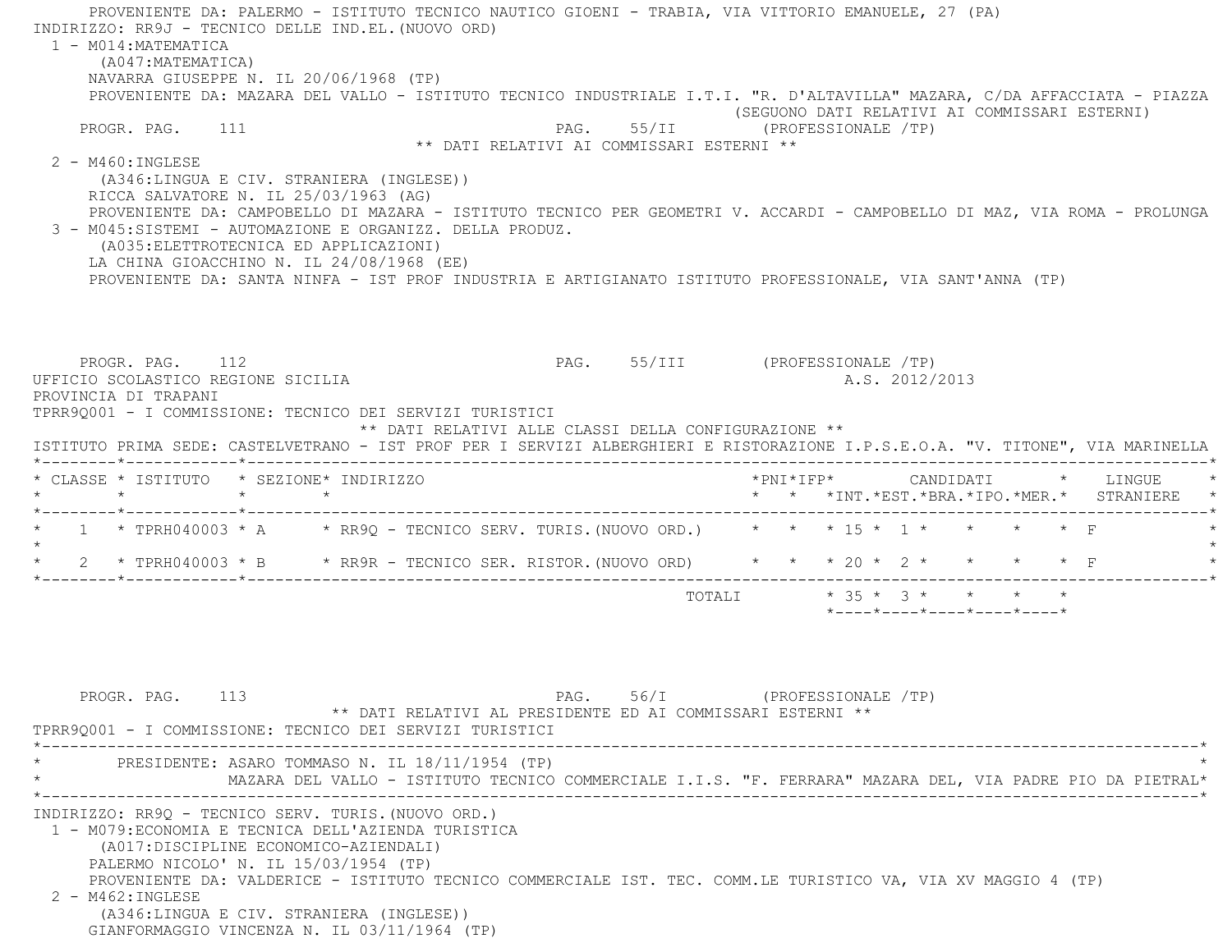PROVENIENTE DA: PALERMO - ISTITUTO TECNICO NAUTICO GIOENI - TRABIA, VIA VITTORIO EMANUELE, 27 (PA)

INDIRIZZO: RR9J - TECNICO DELLE IND.EL.(NUOVO ORD)

1 - M014:MATEMATICA
(A047:MATEMATICA)
NAVARRA GIUSEPPE N. IL 20/06/1968 (TP)
PROVENIENTE DA: MAZARA DEL VALLO - ISTITUTO TECNICO INDUSTRIALE I.T.I. "R. D'ALTAVILLA" MAZARA, C/DA AFFACCIATA - PIAZZA

(SEGUONO DATI RELATIVI AI COMMISSARI ESTERNI)

PROGR. PAG. 111 PAG. 55/II (PROFESSIONALE /TP)

** DATI RELATIVI AI COMMISSARI ESTERNI **

2 - M460:INGLESE
(A346:LINGUA E CIV. STRANIERA (INGLESE))
RICCA SALVATORE N. IL 25/03/1963 (AG)
PROVENIENTE DA: CAMPOBELLO DI MAZARA - ISTITUTO TECNICO PER GEOMETRI V. ACCARDI - CAMPOBELLO DI MAZ, VIA ROMA - PROLUNGA

3 - M045:SISTEMI - AUTOMAZIONE E ORGANIZZ. DELLA PRODUZ.
(A035:ELETTROTECNICA ED APPLICAZIONI)
LA CHINA GIOACCHINO N. IL 24/08/1968 (EE)
PROVENIENTE DA: SANTA NINFA - IST PROF INDUSTRIA E ARTIGIANATO ISTITUTO PROFESSIONALE, VIA SANT'ANNA (TP)

PROGR. PAG. 112 PAG. 55/III (PROFESSIONALE /TP)

UFFICIO SCOLASTICO REGIONE SICILIA A.S. 2012/2013

PROVINCIA DI TRAPANI

TPRR9Q001 - I COMMISSIONE: TECNICO DEI SERVIZI TURISTICI

** DATI RELATIVI ALLE CLASSI DELLA CONFIGURAZIONE **

ISTITUTO PRIMA SEDE: CASTELVETRANO - IST PROF PER I SERVIZI ALBERGHIERI E RISTORAZIONE I.P.S.E.O.A. "V. TITONE", VIA MARINELLA

| CLASSE | ISTITUTO | SEZIONE | INDIRIZZO | PNI | IFP | CANDIDATI INT. | EST. | BRA. | IPO. | MER. | LINGUE STRANIERE |
|---|---|---|---|---|---|---|---|---|---|---|---|
| 1 | TPRH040003 | A | RR9Q - TECNICO SERV. TURIS.(NUOVO ORD.) | | | 15 | 1 | | | | F |
| 2 | TPRH040003 | B | RR9R - TECNICO SER. RISTOR.(NUOVO ORD) | | | 20 | 2 | | | | F |
| | | | TOTALI | | | 35 | 3 | | | | |

PROGR. PAG. 113 PAG. 56/I (PROFESSIONALE /TP)

** DATI RELATIVI AL PRESIDENTE ED AI COMMISSARI ESTERNI **

TPRR9Q001 - I COMMISSIONE: TECNICO DEI SERVIZI TURISTICI

PRESIDENTE: ASARO TOMMASO N. IL 18/11/1954 (TP)
MAZARA DEL VALLO - ISTITUTO TECNICO COMMERCIALE I.I.S. "F. FERRARA" MAZARA DEL, VIA PADRE PIO DA PIETRAL

INDIRIZZO: RR9Q - TECNICO SERV. TURIS.(NUOVO ORD.)

1 - M079:ECONOMIA E TECNICA DELL'AZIENDA TURISTICA
(A017:DISCIPLINE ECONOMICO-AZIENDALI)
PALERMO NICOLO' N. IL 15/03/1954 (TP)
PROVENIENTE DA: VALDERICE - ISTITUTO TECNICO COMMERCIALE IST. TEC. COMM.LE TURISTICO VA, VIA XV MAGGIO 4 (TP)

2 - M462:INGLESE
(A346:LINGUA E CIV. STRANIERA (INGLESE))
GIANFORMAGGIO VINCENZA N. IL 03/11/1964 (TP)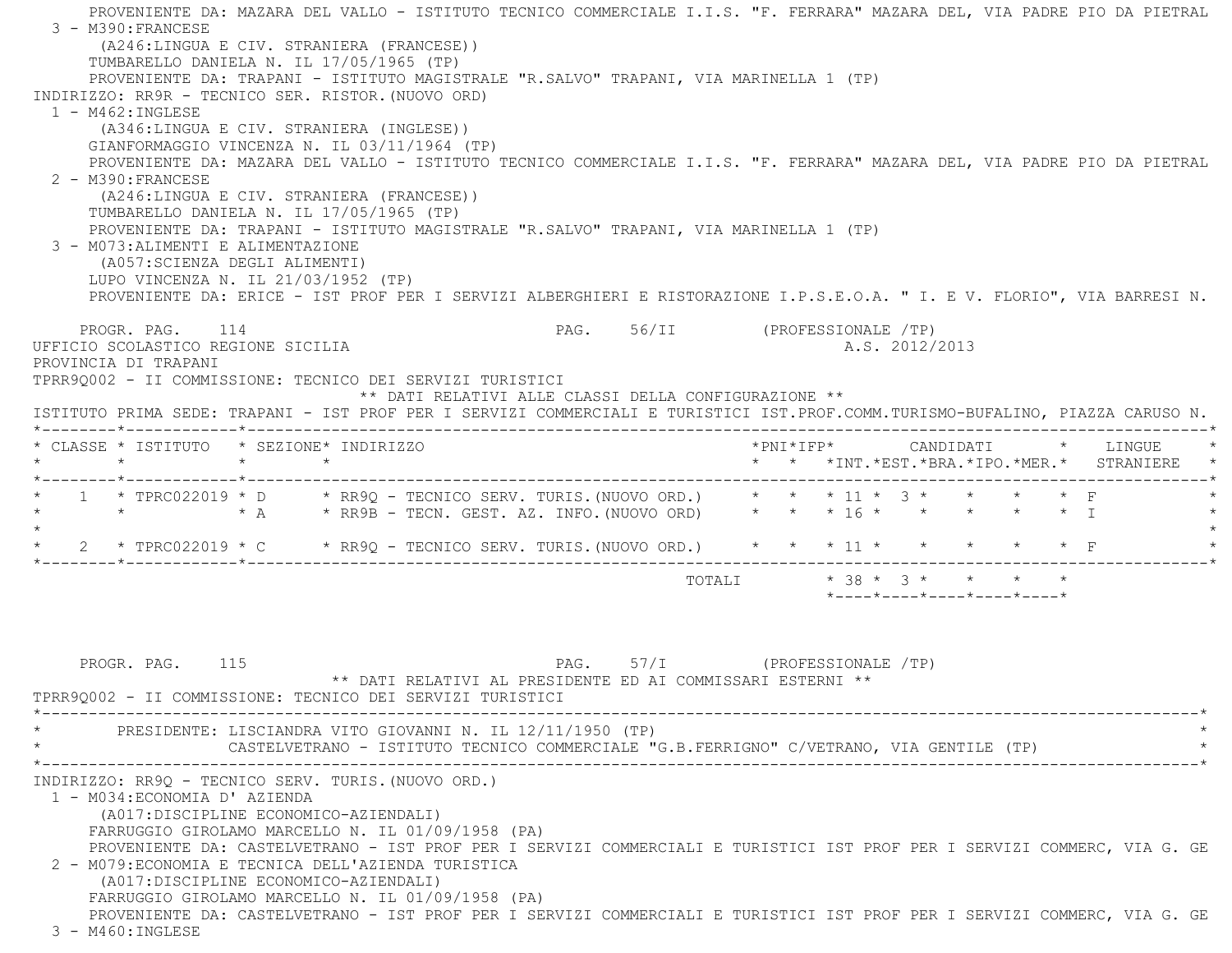PROVENIENTE DA: MAZARA DEL VALLO - ISTITUTO TECNICO COMMERCIALE I.I.S. "F. FERRARA" MAZARA DEL, VIA PADRE PIO DA PIETRAL

3 - M390:FRANCESE
(A246:LINGUA E CIV. STRANIERA (FRANCESE))
TUMBARELLO DANIELA N. IL 17/05/1965 (TP)
PROVENIENTE DA: TRAPANI - ISTITUTO MAGISTRALE "R.SALVO" TRAPANI, VIA MARINELLA 1 (TP)

INDIRIZZO: RR9R - TECNICO SER. RISTOR.(NUOVO ORD)

1 - M462:INGLESE
(A346:LINGUA E CIV. STRANIERA (INGLESE))
GIANFORMAGGIO VINCENZA N. IL 03/11/1964 (TP)
PROVENIENTE DA: MAZARA DEL VALLO - ISTITUTO TECNICO COMMERCIALE I.I.S. "F. FERRARA" MAZARA DEL, VIA PADRE PIO DA PIETRAL

2 - M390:FRANCESE
(A246:LINGUA E CIV. STRANIERA (FRANCESE))
TUMBARELLO DANIELA N. IL 17/05/1965 (TP)
PROVENIENTE DA: TRAPANI - ISTITUTO MAGISTRALE "R.SALVO" TRAPANI, VIA MARINELLA 1 (TP)

3 - M073:ALIMENTI E ALIMENTAZIONE
(A057:SCIENZA DEGLI ALIMENTI)
LUPO VINCENZA N. IL 21/03/1952 (TP)
PROVENIENTE DA: ERICE - IST PROF PER I SERVIZI ALBERGHIERI E RISTORAZIONE I.P.S.E.O.A. " I. E V. FLORIO", VIA BARRESI N.

UFFICIO SCOLASTICO REGIONE SICILIA — A.S. 2012/2013
PROVINCIA DI TRAPANI

TPRR9Q002 - II COMMISSIONE: TECNICO DEI SERVIZI TURISTICI

** DATI RELATIVI ALLE CLASSI DELLA CONFIGURAZIONE **

ISTITUTO PRIMA SEDE: TRAPANI - IST PROF PER I SERVIZI COMMERCIALI E TURISTICI IST.PROF.COMM.TURISMO-BUFALINO, PIAZZA CARUSO N.

| CLASSE | ISTITUTO | SEZIONE | INDIRIZZO | PNI | IFP | CANDIDATI INT. | EST. | BRA. | IPO. | MER. | LINGUE STRANIERE |
|---|---|---|---|---|---|---|---|---|---|---|---|
| 1 | TPRC022019 | D | RR9Q - TECNICO SERV. TURIS.(NUOVO ORD.) | | | 11 | 3 | | | | F |
| | | A | RR9B - TECN. GEST. AZ. INFO.(NUOVO ORD) | | | 16 | | | | | I |
| 2 | TPRC022019 | C | RR9Q - TECNICO SERV. TURIS.(NUOVO ORD.) | | | 11 | | | | | F |
| | | | TOTALI | | | 38 | 3 | | | | |

** DATI RELATIVI AL PRESIDENTE ED AI COMMISSARI ESTERNI **

TPRR9Q002 - II COMMISSIONE: TECNICO DEI SERVIZI TURISTICI

PRESIDENTE: LISCIANDRA VITO GIOVANNI N. IL 12/11/1950 (TP)
CASTELVETRANO - ISTITUTO TECNICO COMMERCIALE "G.B.FERRIGNO" C/VETRANO, VIA GENTILE (TP)

INDIRIZZO: RR9Q - TECNICO SERV. TURIS.(NUOVO ORD.)

1 - M034:ECONOMIA D' AZIENDA
(A017:DISCIPLINE ECONOMICO-AZIENDALI)
FARRUGGIO GIROLAMO MARCELLO N. IL 01/09/1958 (PA)
PROVENIENTE DA: CASTELVETRANO - IST PROF PER I SERVIZI COMMERCIALI E TURISTICI IST PROF PER I SERVIZI COMMERC, VIA G. GE

2 - M079:ECONOMIA E TECNICA DELL'AZIENDA TURISTICA
(A017:DISCIPLINE ECONOMICO-AZIENDALI)
FARRUGGIO GIROLAMO MARCELLO N. IL 01/09/1958 (PA)
PROVENIENTE DA: CASTELVETRANO - IST PROF PER I SERVIZI COMMERCIALI E TURISTICI IST PROF PER I SERVIZI COMMERC, VIA G. GE

3 - M460:INGLESE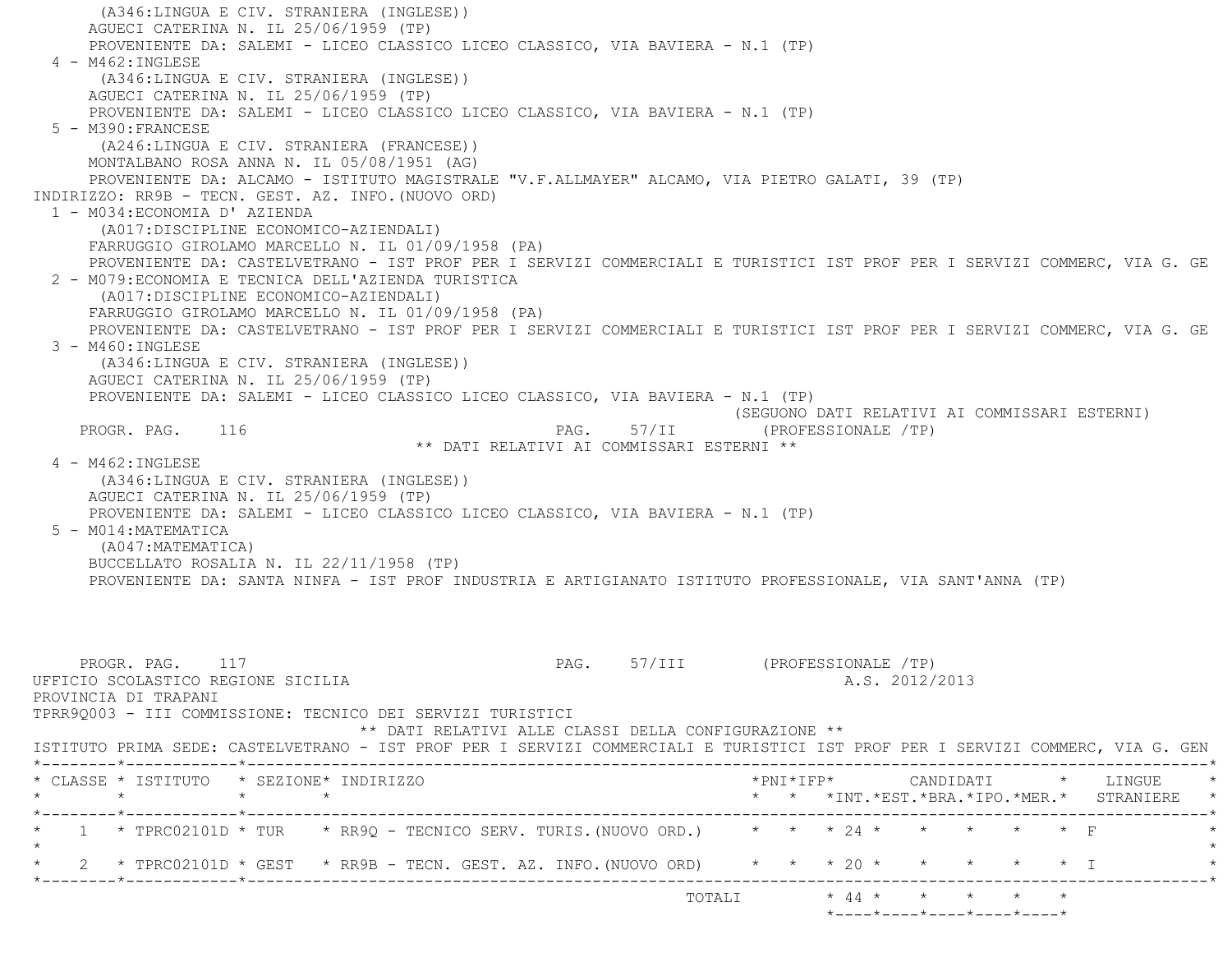(A346:LINGUA E CIV. STRANIERA (INGLESE))
AGUECI CATERINA N. IL 25/06/1959 (TP)
PROVENIENTE DA: SALEMI - LICEO CLASSICO LICEO CLASSICO, VIA BAVIERA - N.1 (TP)

4 - M462:INGLESE
(A346:LINGUA E CIV. STRANIERA (INGLESE))
AGUECI CATERINA N. IL 25/06/1959 (TP)
PROVENIENTE DA: SALEMI - LICEO CLASSICO LICEO CLASSICO, VIA BAVIERA - N.1 (TP)

5 - M390:FRANCESE
(A246:LINGUA E CIV. STRANIERA (FRANCESE))
MONTALBANO ROSA ANNA N. IL 05/08/1951 (AG)
PROVENIENTE DA: ALCAMO - ISTITUTO MAGISTRALE "V.F.ALLMAYER" ALCAMO, VIA PIETRO GALATI, 39 (TP)

INDIRIZZO: RR9B - TECN. GEST. AZ. INFO.(NUOVO ORD)

1 - M034:ECONOMIA D' AZIENDA
(A017:DISCIPLINE ECONOMICO-AZIENDALI)
FARRUGGIO GIROLAMO MARCELLO N. IL 01/09/1958 (PA)
PROVENIENTE DA: CASTELVETRANO - IST PROF PER I SERVIZI COMMERCIALI E TURISTICI IST PROF PER I SERVIZI COMMERC, VIA G. GE

2 - M079:ECONOMIA E TECNICA DELL'AZIENDA TURISTICA
(A017:DISCIPLINE ECONOMICO-AZIENDALI)
FARRUGGIO GIROLAMO MARCELLO N. IL 01/09/1958 (PA)
PROVENIENTE DA: CASTELVETRANO - IST PROF PER I SERVIZI COMMERCIALI E TURISTICI IST PROF PER I SERVIZI COMMERC, VIA G. GE

3 - M460:INGLESE
(A346:LINGUA E CIV. STRANIERA (INGLESE))
AGUECI CATERINA N. IL 25/06/1959 (TP)
PROVENIENTE DA: SALEMI - LICEO CLASSICO LICEO CLASSICO, VIA BAVIERA - N.1 (TP)

(SEGUONO DATI RELATIVI AI COMMISSARI ESTERNI)

** DATI RELATIVI AI COMMISSARI ESTERNI **

4 - M462:INGLESE
(A346:LINGUA E CIV. STRANIERA (INGLESE))
AGUECI CATERINA N. IL 25/06/1959 (TP)
PROVENIENTE DA: SALEMI - LICEO CLASSICO LICEO CLASSICO, VIA BAVIERA - N.1 (TP)

5 - M014:MATEMATICA
(A047:MATEMATICA)
BUCCELLATO ROSALIA N. IL 22/11/1958 (TP)
PROVENIENTE DA: SANTA NINFA - IST PROF INDUSTRIA E ARTIGIANATO ISTITUTO PROFESSIONALE, VIA SANT'ANNA (TP)

UFFICIO SCOLASTICO REGIONE SICILIA A.S. 2012/2013
PROVINCIA DI TRAPANI
TPRR9Q003 - III COMMISSIONE: TECNICO DEI SERVIZI TURISTICI

** DATI RELATIVI ALLE CLASSI DELLA CONFIGURAZIONE **

ISTITUTO PRIMA SEDE: CASTELVETRANO - IST PROF PER I SERVIZI COMMERCIALI E TURISTICI IST PROF PER I SERVIZI COMMERC, VIA G. GEN

| CLASSE | ISTITUTO | SEZIONE | INDIRIZZO | PNI | IFP | CANDIDATI INT. | EST. | BRA. | IPO. | MER. | LINGUE STRANIERE |
|---|---|---|---|---|---|---|---|---|---|---|---|
| 1 | TPRC02101D | TUR | RR9Q - TECNICO SERV. TURIS.(NUOVO ORD.) | | | 24 | | | | | F |
| 2 | TPRC02101D | GEST | RR9B - TECN. GEST. AZ. INFO.(NUOVO ORD) | | | 20 | | | | | I |
| | | | TOTALI | | | 44 | | | | | |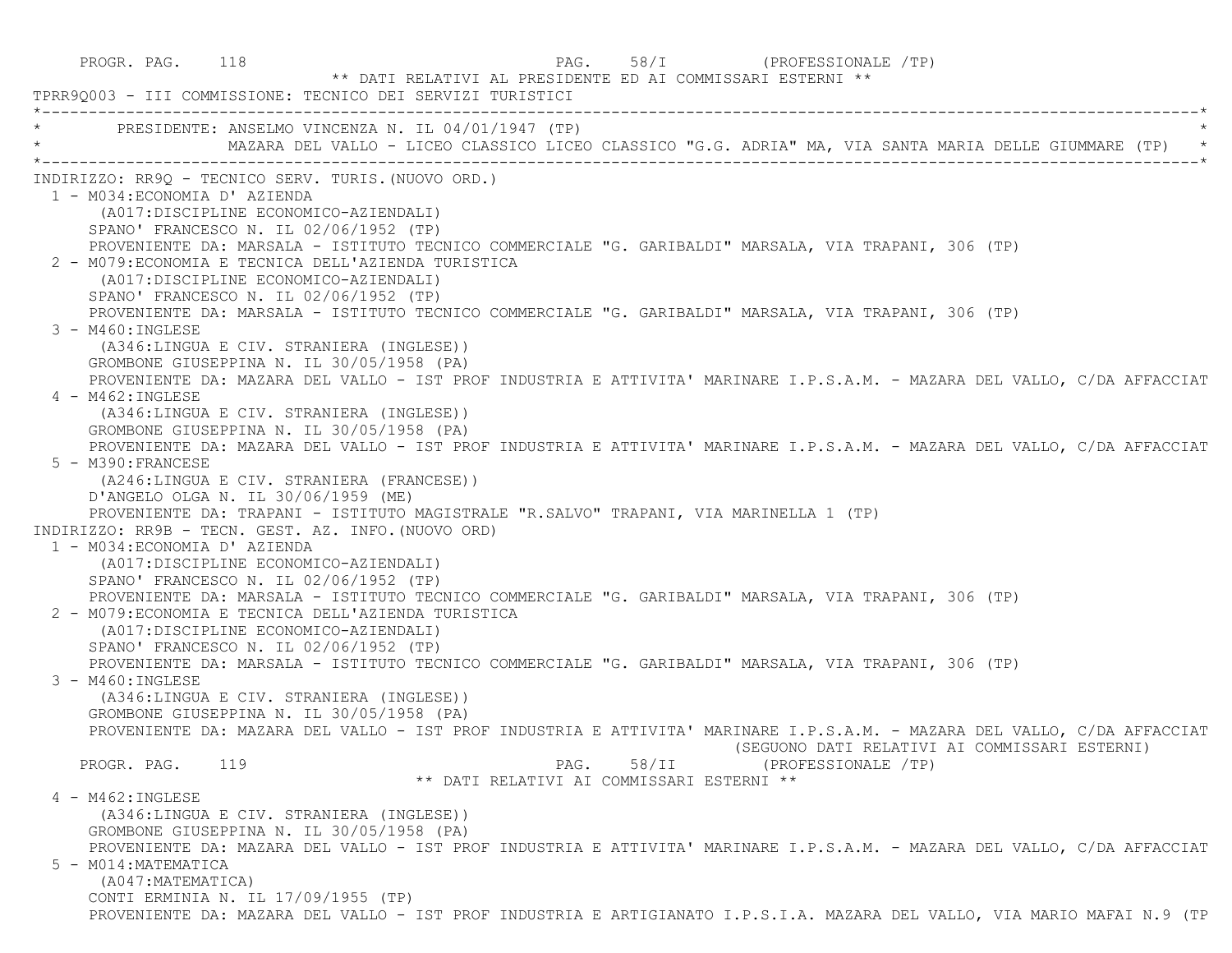** DATI RELATIVI AL PRESIDENTE ED AI COMMISSARI ESTERNI **

TPRR9Q003 - III COMMISSIONE: TECNICO DEI SERVIZI TURISTICI

PRESIDENTE: ANSELMO VINCENZA N. IL 04/01/1947 (TP)
MAZARA DEL VALLO - LICEO CLASSICO LICEO CLASSICO "G.G. ADRIA" MA, VIA SANTA MARIA DELLE GIUMMARE (TP)

INDIRIZZO: RR9Q - TECNICO SERV. TURIS.(NUOVO ORD.)

1 - M034:ECONOMIA D' AZIENDA
(A017:DISCIPLINE ECONOMICO-AZIENDALI)
SPANO' FRANCESCO N. IL 02/06/1952 (TP)
PROVENIENTE DA: MARSALA - ISTITUTO TECNICO COMMERCIALE "G. GARIBALDI" MARSALA, VIA TRAPANI, 306 (TP)

2 - M079:ECONOMIA E TECNICA DELL'AZIENDA TURISTICA
(A017:DISCIPLINE ECONOMICO-AZIENDALI)
SPANO' FRANCESCO N. IL 02/06/1952 (TP)
PROVENIENTE DA: MARSALA - ISTITUTO TECNICO COMMERCIALE "G. GARIBALDI" MARSALA, VIA TRAPANI, 306 (TP)

3 - M460:INGLESE
(A346:LINGUA E CIV. STRANIERA (INGLESE))
GROMBONE GIUSEPPINA N. IL 30/05/1958 (PA)
PROVENIENTE DA: MAZARA DEL VALLO - IST PROF INDUSTRIA E ATTIVITA' MARINARE I.P.S.A.M. - MAZARA DEL VALLO, C/DA AFFACCIAT

4 - M462:INGLESE
(A346:LINGUA E CIV. STRANIERA (INGLESE))
GROMBONE GIUSEPPINA N. IL 30/05/1958 (PA)
PROVENIENTE DA: MAZARA DEL VALLO - IST PROF INDUSTRIA E ATTIVITA' MARINARE I.P.S.A.M. - MAZARA DEL VALLO, C/DA AFFACCIAT

5 - M390:FRANCESE
(A246:LINGUA E CIV. STRANIERA (FRANCESE))
D'ANGELO OLGA N. IL 30/06/1959 (ME)
PROVENIENTE DA: TRAPANI - ISTITUTO MAGISTRALE "R.SALVO" TRAPANI, VIA MARINELLA 1 (TP)

INDIRIZZO: RR9B - TECN. GEST. AZ. INFO.(NUOVO ORD)

1 - M034:ECONOMIA D' AZIENDA
(A017:DISCIPLINE ECONOMICO-AZIENDALI)
SPANO' FRANCESCO N. IL 02/06/1952 (TP)
PROVENIENTE DA: MARSALA - ISTITUTO TECNICO COMMERCIALE "G. GARIBALDI" MARSALA, VIA TRAPANI, 306 (TP)

2 - M079:ECONOMIA E TECNICA DELL'AZIENDA TURISTICA
(A017:DISCIPLINE ECONOMICO-AZIENDALI)
SPANO' FRANCESCO N. IL 02/06/1952 (TP)
PROVENIENTE DA: MARSALA - ISTITUTO TECNICO COMMERCIALE "G. GARIBALDI" MARSALA, VIA TRAPANI, 306 (TP)

3 - M460:INGLESE
(A346:LINGUA E CIV. STRANIERA (INGLESE))
GROMBONE GIUSEPPINA N. IL 30/05/1958 (PA)
PROVENIENTE DA: MAZARA DEL VALLO - IST PROF INDUSTRIA E ATTIVITA' MARINARE I.P.S.A.M. - MAZARA DEL VALLO, C/DA AFFACCIAT

(SEGUONO DATI RELATIVI AI COMMISSARI ESTERNI)

** DATI RELATIVI AI COMMISSARI ESTERNI **

4 - M462:INGLESE
(A346:LINGUA E CIV. STRANIERA (INGLESE))
GROMBONE GIUSEPPINA N. IL 30/05/1958 (PA)
PROVENIENTE DA: MAZARA DEL VALLO - IST PROF INDUSTRIA E ATTIVITA' MARINARE I.P.S.A.M. - MAZARA DEL VALLO, C/DA AFFACCIAT

5 - M014:MATEMATICA
(A047:MATEMATICA)
CONTI ERMINIA N. IL 17/09/1955 (TP)
PROVENIENTE DA: MAZARA DEL VALLO - IST PROF INDUSTRIA E ARTIGIANATO I.P.S.I.A. MAZARA DEL VALLO, VIA MARIO MAFAI N.9 (TP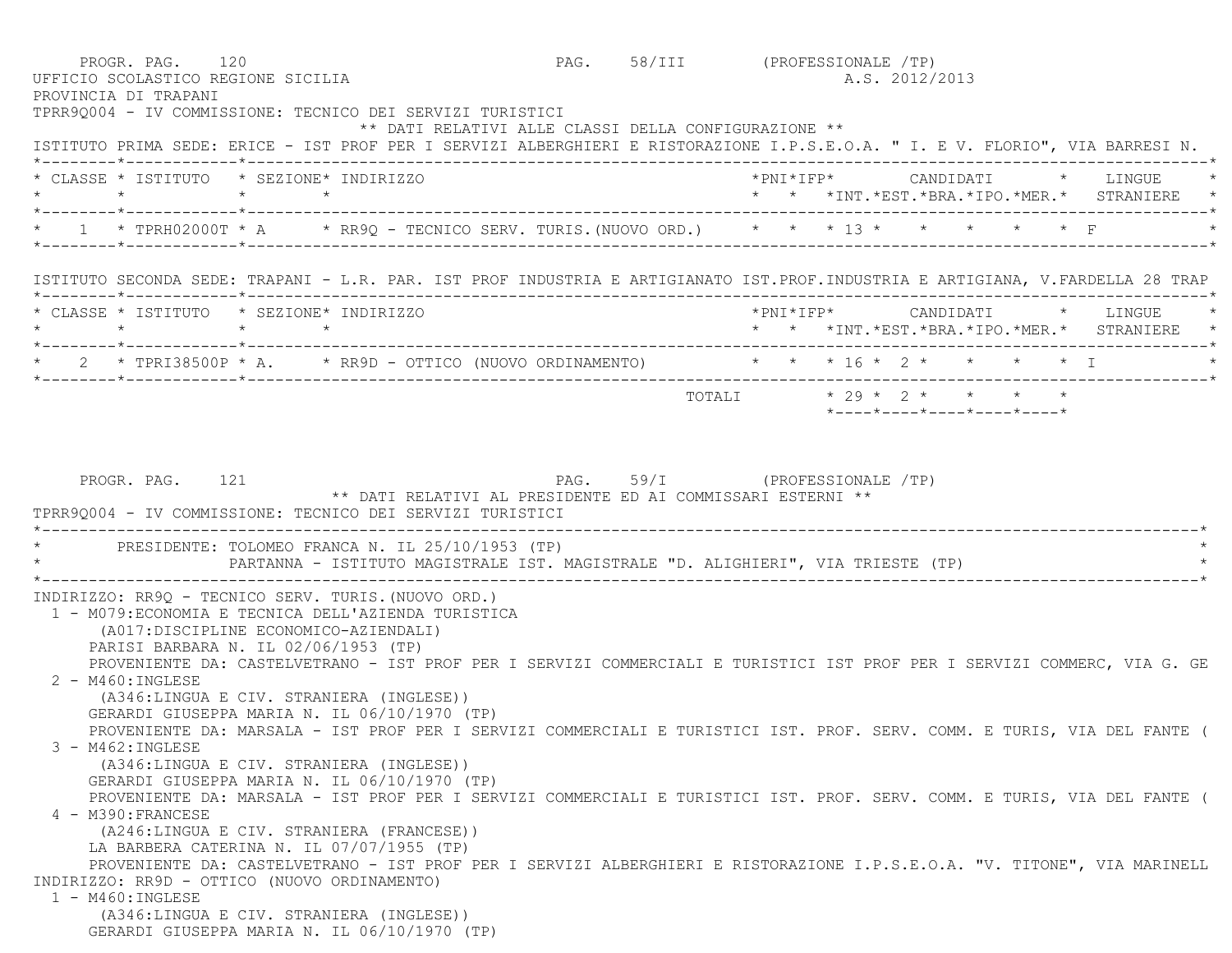UFFICIO SCOLASTICO REGIONE SICILIA A.S. 2012/2013

PROVINCIA DI TRAPANI

TPRR9Q004 - IV COMMISSIONE: TECNICO DEI SERVIZI TURISTICI

** DATI RELATIVI ALLE CLASSI DELLA CONFIGURAZIONE **

ISTITUTO PRIMA SEDE: ERICE - IST PROF PER I SERVIZI ALBERGHIERI E RISTORAZIONE I.P.S.E.O.A. " I. E V. FLORIO", VIA BARRESI N.

| CLASSE | ISTITUTO | SEZIONE | INDIRIZZO | PNI | IFP | CANDIDATI INT. | EST. | BRA. | IPO. | MER. | LINGUE STRANIERE |
|---|---|---|---|---|---|---|---|---|---|---|---|
| 1 | TPRH02000T | A | RR9Q - TECNICO SERV. TURIS.(NUOVO ORD.) | | | 13 | | | | | F |

ISTITUTO SECONDA SEDE: TRAPANI - L.R. PAR. IST PROF INDUSTRIA E ARTIGIANATO IST.PROF.INDUSTRIA E ARTIGIANA, V.FARDELLA 28 TRAP

| CLASSE | ISTITUTO | SEZIONE | INDIRIZZO | PNI | IFP | CANDIDATI INT. | EST. | BRA. | IPO. | MER. | LINGUE STRANIERE |
|---|---|---|---|---|---|---|---|---|---|---|---|
| 2 | TPRI38500P | A. | RR9D - OTTICO (NUOVO ORDINAMENTO) | | | 16 | 2 | | | | I |
| | | | TOTALI | | | 29 | 2 | | | | |

** DATI RELATIVI AL PRESIDENTE ED AI COMMISSARI ESTERNI **

TPRR9Q004 - IV COMMISSIONE: TECNICO DEI SERVIZI TURISTICI

PRESIDENTE: TOLOMEO FRANCA N. IL 25/10/1953 (TP)
PARTANNA - ISTITUTO MAGISTRALE IST. MAGISTRALE "D. ALIGHIERI", VIA TRIESTE (TP)

INDIRIZZO: RR9Q - TECNICO SERV. TURIS.(NUOVO ORD.)

1 - M079:ECONOMIA E TECNICA DELL'AZIENDA TURISTICA
(A017:DISCIPLINE ECONOMICO-AZIENDALI)
PARISI BARBARA N. IL 02/06/1953 (TP)
PROVENIENTE DA: CASTELVETRANO - IST PROF PER I SERVIZI COMMERCIALI E TURISTICI IST PROF PER I SERVIZI COMMERC, VIA G. GE

2 - M460:INGLESE
(A346:LINGUA E CIV. STRANIERA (INGLESE))
GERARDI GIUSEPPA MARIA N. IL 06/10/1970 (TP)
PROVENIENTE DA: MARSALA - IST PROF PER I SERVIZI COMMERCIALI E TURISTICI IST. PROF. SERV. COMM. E TURIS, VIA DEL FANTE (

3 - M462:INGLESE
(A346:LINGUA E CIV. STRANIERA (INGLESE))
GERARDI GIUSEPPA MARIA N. IL 06/10/1970 (TP)
PROVENIENTE DA: MARSALA - IST PROF PER I SERVIZI COMMERCIALI E TURISTICI IST. PROF. SERV. COMM. E TURIS, VIA DEL FANTE (

4 - M390:FRANCESE
(A246:LINGUA E CIV. STRANIERA (FRANCESE))
LA BARBERA CATERINA N. IL 07/07/1955 (TP)
PROVENIENTE DA: CASTELVETRANO - IST PROF PER I SERVIZI ALBERGHIERI E RISTORAZIONE I.P.S.E.O.A. "V. TITONE", VIA MARINELL

INDIRIZZO: RR9D - OTTICO (NUOVO ORDINAMENTO)

1 - M460:INGLESE
(A346:LINGUA E CIV. STRANIERA (INGLESE))
GERARDI GIUSEPPA MARIA N. IL 06/10/1970 (TP)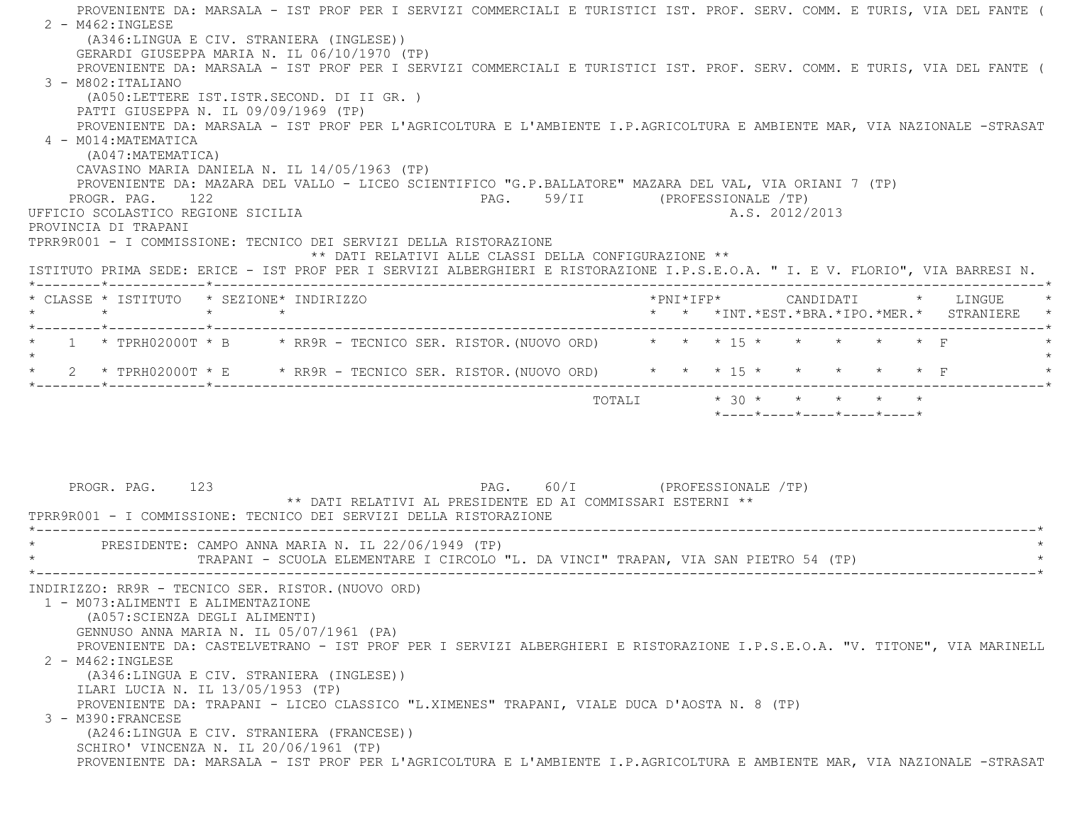PROVENIENTE DA: MARSALA - IST PROF PER I SERVIZI COMMERCIALI E TURISTICI IST. PROF. SERV. COMM. E TURIS, VIA DEL FANTE (

2 - M462:INGLESE
(A346:LINGUA E CIV. STRANIERA (INGLESE))
GERARDI GIUSEPPA MARIA N. IL 06/10/1970 (TP)
PROVENIENTE DA: MARSALA - IST PROF PER I SERVIZI COMMERCIALI E TURISTICI IST. PROF. SERV. COMM. E TURIS, VIA DEL FANTE (

3 - M802:ITALIANO
(A050:LETTERE IST.ISTR.SECOND. DI II GR. )
PATTI GIUSEPPA N. IL 09/09/1969 (TP)
PROVENIENTE DA: MARSALA - IST PROF PER L'AGRICOLTURA E L'AMBIENTE I.P.AGRICOLTURA E AMBIENTE MAR, VIA NAZIONALE -STRASAT

4 - M014:MATEMATICA
(A047:MATEMATICA)
CAVASINO MARIA DANIELA N. IL 14/05/1963 (TP)
PROVENIENTE DA: MAZARA DEL VALLO - LICEO SCIENTIFICO "G.P.BALLATORE" MAZARA DEL VAL, VIA ORIANI 7 (TP)

PROGR. PAG. 122 PAG. 59/II (PROFESSIONALE /TP)

UFFICIO SCOLASTICO REGIONE SICILIA A.S. 2012/2013
PROVINCIA DI TRAPANI

TPRR9R001 - I COMMISSIONE: TECNICO DEI SERVIZI DELLA RISTORAZIONE

** DATI RELATIVI ALLE CLASSI DELLA CONFIGURAZIONE **

ISTITUTO PRIMA SEDE: ERICE - IST PROF PER I SERVIZI ALBERGHIERI E RISTORAZIONE I.P.S.E.O.A. " I. E V. FLORIO", VIA BARRESI N.

| CLASSE | ISTITUTO | SEZIONE | INDIRIZZO | PNI | IFP | CANDIDATI INT. | EST. | BRA. | IPO. | MER. | LINGUE STRANIERE |
|---|---|---|---|---|---|---|---|---|---|---|---|
| 1 | TPRH02000T | B | RR9R - TECNICO SER. RISTOR.(NUOVO ORD) | | | 15 | | | | | F |
| 2 | TPRH02000T | E | RR9R - TECNICO SER. RISTOR.(NUOVO ORD) | | | 15 | | | | | F |
| | | | TOTALI | | | 30 | | | | | |

PROGR. PAG. 123 PAG. 60/I (PROFESSIONALE /TP)

** DATI RELATIVI AL PRESIDENTE ED AI COMMISSARI ESTERNI **

TPRR9R001 - I COMMISSIONE: TECNICO DEI SERVIZI DELLA RISTORAZIONE

PRESIDENTE: CAMPO ANNA MARIA N. IL 22/06/1949 (TP)
TRAPANI - SCUOLA ELEMENTARE I CIRCOLO "L. DA VINCI" TRAPAN, VIA SAN PIETRO 54 (TP)

INDIRIZZO: RR9R - TECNICO SER. RISTOR.(NUOVO ORD)

1 - M073:ALIMENTI E ALIMENTAZIONE
(A057:SCIENZA DEGLI ALIMENTI)
GENNUSO ANNA MARIA N. IL 05/07/1961 (PA)
PROVENIENTE DA: CASTELVETRANO - IST PROF PER I SERVIZI ALBERGHIERI E RISTORAZIONE I.P.S.E.O.A. "V. TITONE", VIA MARINELL

2 - M462:INGLESE
(A346:LINGUA E CIV. STRANIERA (INGLESE))
ILARI LUCIA N. IL 13/05/1953 (TP)
PROVENIENTE DA: TRAPANI - LICEO CLASSICO "L.XIMENES" TRAPANI, VIALE DUCA D'AOSTA N. 8 (TP)

3 - M390:FRANCESE
(A246:LINGUA E CIV. STRANIERA (FRANCESE))
SCHIRO' VINCENZA N. IL 20/06/1961 (TP)
PROVENIENTE DA: MARSALA - IST PROF PER L'AGRICOLTURA E L'AMBIENTE I.P.AGRICOLTURA E AMBIENTE MAR, VIA NAZIONALE -STRASAT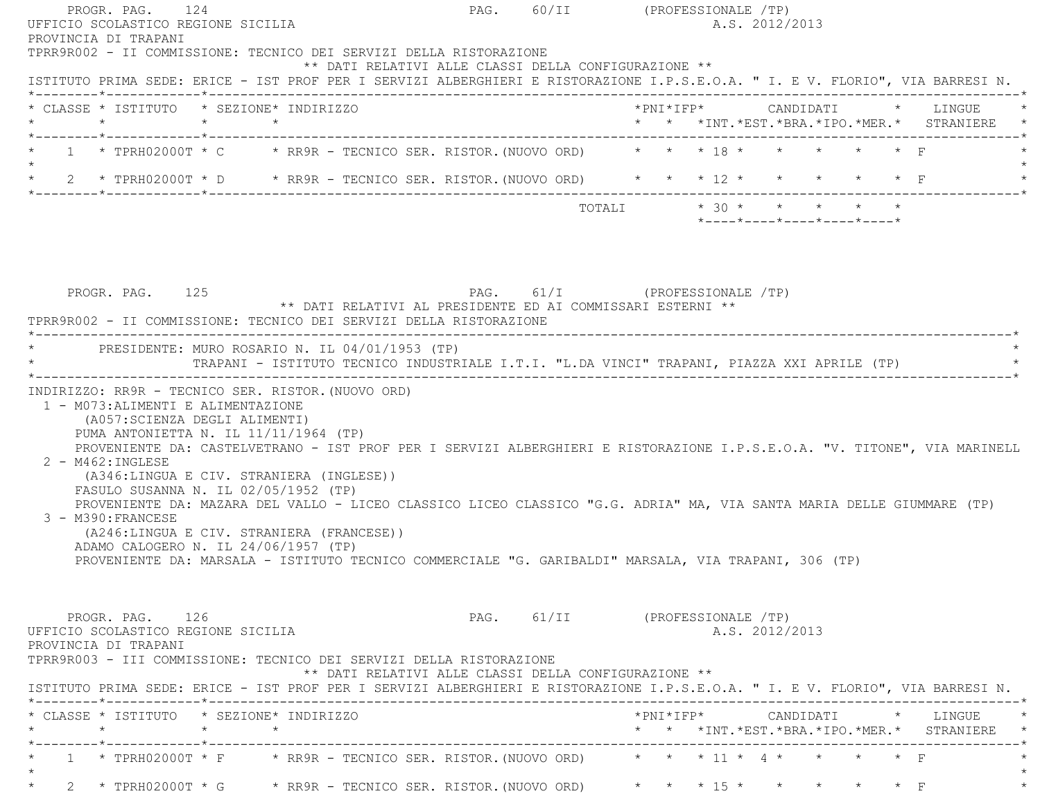PROGR. PAG. 124 PAG. 60/II (PROFESSIONALE /TP)

UFFICIO SCOLASTICO REGIONE SICILIA A.S. 2012/2013

PROVINCIA DI TRAPANI

TPRR9R002 - II COMMISSIONE: TECNICO DEI SERVIZI DELLA RISTORAZIONE

** DATI RELATIVI ALLE CLASSI DELLA CONFIGURAZIONE **

ISTITUTO PRIMA SEDE: ERICE - IST PROF PER I SERVIZI ALBERGHIERI E RISTORAZIONE I.P.S.E.O.A. " I. E V. FLORIO", VIA BARRESI N.

| CLASSE | ISTITUTO | SEZIONE | INDIRIZZO | PNI | IFP | CANDIDATI INT. | EST. | BRA. | IPO. | MER. | LINGUE STRANIERE |
|---|---|---|---|---|---|---|---|---|---|---|---|
| 1 | TPRH02000T | C | RR9R - TECNICO SER. RISTOR.(NUOVO ORD) | | | 18 | | | | | F |
| 2 | TPRH02000T | D | RR9R - TECNICO SER. RISTOR.(NUOVO ORD) | | | 12 | | | | | F |
| | | | TOTALI | | | 30 | | | | | |

PROGR. PAG. 125 PAG. 61/I (PROFESSIONALE /TP)

** DATI RELATIVI AL PRESIDENTE ED AI COMMISSARI ESTERNI **

TPRR9R002 - II COMMISSIONE: TECNICO DEI SERVIZI DELLA RISTORAZIONE

PRESIDENTE: MURO ROSARIO N. IL 04/01/1953 (TP)
TRAPANI - ISTITUTO TECNICO INDUSTRIALE I.T.I. "L.DA VINCI" TRAPANI, PIAZZA XXI APRILE (TP)

INDIRIZZO: RR9R - TECNICO SER. RISTOR.(NUOVO ORD)

1 - M073:ALIMENTI E ALIMENTAZIONE
(A057:SCIENZA DEGLI ALIMENTI)
PUMA ANTONIETTA N. IL 11/11/1964 (TP)
PROVENIENTE DA: CASTELVETRANO - IST PROF PER I SERVIZI ALBERGHIERI E RISTORAZIONE I.P.S.E.O.A. "V. TITONE", VIA MARINELL

2 - M462:INGLESE
(A346:LINGUA E CIV. STRANIERA (INGLESE))
FASULO SUSANNA N. IL 02/05/1952 (TP)
PROVENIENTE DA: MAZARA DEL VALLO - LICEO CLASSICO LICEO CLASSICO "G.G. ADRIA" MA, VIA SANTA MARIA DELLE GIUMMARE (TP)

3 - M390:FRANCESE
(A246:LINGUA E CIV. STRANIERA (FRANCESE))
ADAMO CALOGERO N. IL 24/06/1957 (TP)
PROVENIENTE DA: MARSALA - ISTITUTO TECNICO COMMERCIALE "G. GARIBALDI" MARSALA, VIA TRAPANI, 306 (TP)

PROGR. PAG. 126 PAG. 61/II (PROFESSIONALE /TP)

UFFICIO SCOLASTICO REGIONE SICILIA A.S. 2012/2013

PROVINCIA DI TRAPANI

TPRR9R003 - III COMMISSIONE: TECNICO DEI SERVIZI DELLA RISTORAZIONE

** DATI RELATIVI ALLE CLASSI DELLA CONFIGURAZIONE **

ISTITUTO PRIMA SEDE: ERICE - IST PROF PER I SERVIZI ALBERGHIERI E RISTORAZIONE I.P.S.E.O.A. " I. E V. FLORIO", VIA BARRESI N.

| CLASSE | ISTITUTO | SEZIONE | INDIRIZZO | PNI | IFP | CANDIDATI INT. | EST. | BRA. | IPO. | MER. | LINGUE STRANIERE |
|---|---|---|---|---|---|---|---|---|---|---|---|
| 1 | TPRH02000T | F | RR9R - TECNICO SER. RISTOR.(NUOVO ORD) | | | 11 | 4 | | | | F |
| 2 | TPRH02000T | G | RR9R - TECNICO SER. RISTOR.(NUOVO ORD) | | | 15 | | | | | F |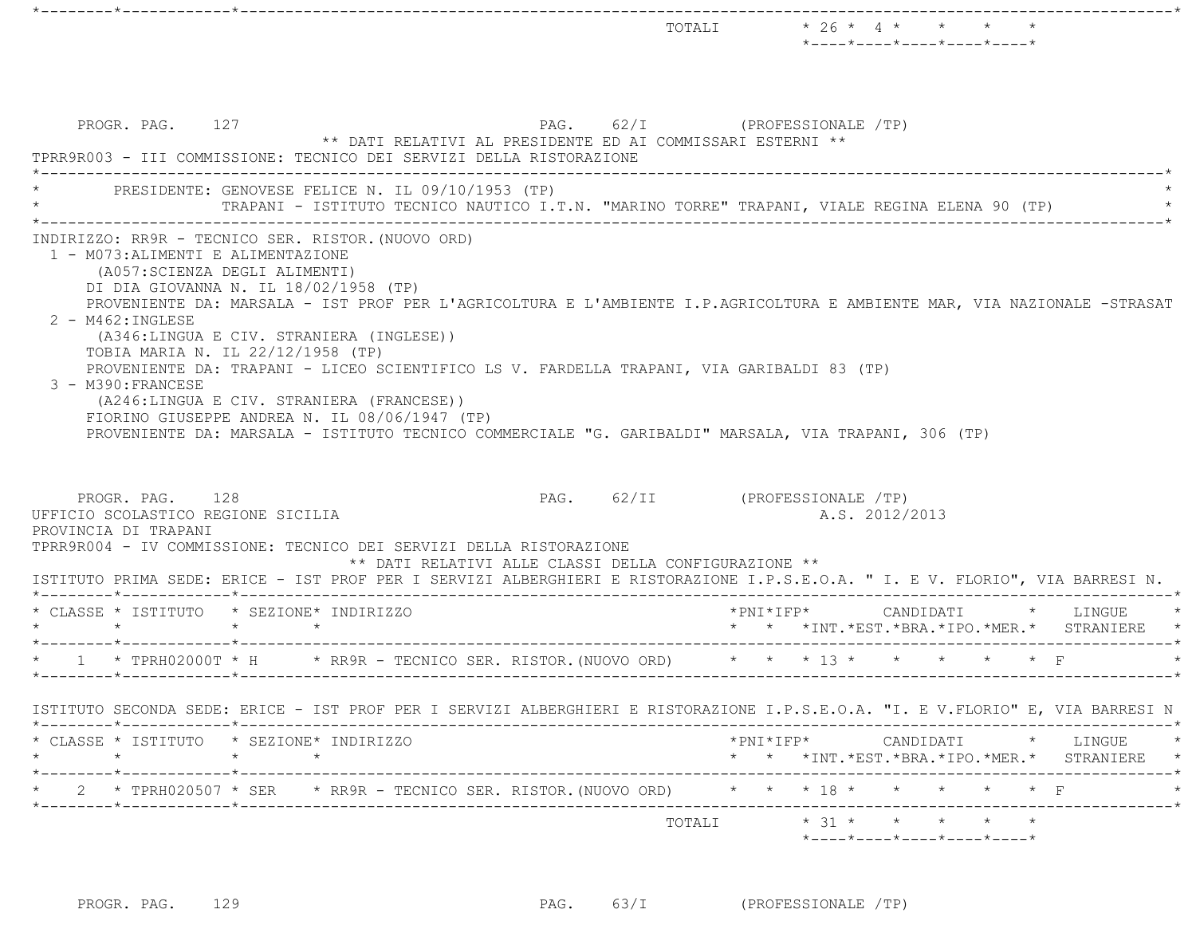| | | | | | TOTALI | 26 | 4 | | | |
|---|---|---|---|---|---|---|---|---|---|---|

PROGR. PAG. 127 PAG. 62/I (PROFESSIONALE /TP)

** DATI RELATIVI AL PRESIDENTE ED AI COMMISSARI ESTERNI **

TPRR9R003 - III COMMISSIONE: TECNICO DEI SERVIZI DELLA RISTORAZIONE

PRESIDENTE: GENOVESE FELICE N. IL 09/10/1953 (TP)
TRAPANI - ISTITUTO TECNICO NAUTICO I.T.N. "MARINO TORRE" TRAPANI, VIALE REGINA ELENA 90 (TP)

INDIRIZZO: RR9R - TECNICO SER. RISTOR.(NUOVO ORD)

1 - M073:ALIMENTI E ALIMENTAZIONE
(A057:SCIENZA DEGLI ALIMENTI)
DI DIA GIOVANNA N. IL 18/02/1958 (TP)
PROVENIENTE DA: MARSALA - IST PROF PER L'AGRICOLTURA E L'AMBIENTE I.P.AGRICOLTURA E AMBIENTE MAR, VIA NAZIONALE -STRASAT

2 - M462:INGLESE
(A346:LINGUA E CIV. STRANIERA (INGLESE))
TOBIA MARIA N. IL 22/12/1958 (TP)
PROVENIENTE DA: TRAPANI - LICEO SCIENTIFICO LS V. FARDELLA TRAPANI, VIA GARIBALDI 83 (TP)

3 - M390:FRANCESE
(A246:LINGUA E CIV. STRANIERA (FRANCESE))
FIORINO GIUSEPPE ANDREA N. IL 08/06/1947 (TP)
PROVENIENTE DA: MARSALA - ISTITUTO TECNICO COMMERCIALE "G. GARIBALDI" MARSALA, VIA TRAPANI, 306 (TP)

PROGR. PAG. 128 PAG. 62/II (PROFESSIONALE /TP)

UFFICIO SCOLASTICO REGIONE SICILIA A.S. 2012/2013

PROVINCIA DI TRAPANI

TPRR9R004 - IV COMMISSIONE: TECNICO DEI SERVIZI DELLA RISTORAZIONE

** DATI RELATIVI ALLE CLASSI DELLA CONFIGURAZIONE **

ISTITUTO PRIMA SEDE: ERICE - IST PROF PER I SERVIZI ALBERGHIERI E RISTORAZIONE I.P.S.E.O.A. " I. E V. FLORIO", VIA BARRESI N.

| CLASSE | ISTITUTO | SEZIONE | INDIRIZZO | PNI | IFP | CANDIDATI INT. | EST. | BRA. | IPO. | MER. | LINGUE STRANIERE |
|---|---|---|---|---|---|---|---|---|---|---|---|
| 1 | TPRH02000T | H | RR9R - TECNICO SER. RISTOR.(NUOVO ORD) | | | 13 | | | | | F |

ISTITUTO SECONDA SEDE: ERICE - IST PROF PER I SERVIZI ALBERGHIERI E RISTORAZIONE I.P.S.E.O.A. "I. E V.FLORIO" E, VIA BARRESI N

| CLASSE | ISTITUTO | SEZIONE | INDIRIZZO | PNI | IFP | CANDIDATI INT. | EST. | BRA. | IPO. | MER. | LINGUE STRANIERE |
|---|---|---|---|---|---|---|---|---|---|---|---|
| 2 | TPRH020507 | SER | RR9R - TECNICO SER. RISTOR.(NUOVO ORD) | | | 18 | | | | | F |
| | | | | | TOTALI | 31 | | | | | |

PROGR. PAG. 129 PAG. 63/I (PROFESSIONALE /TP)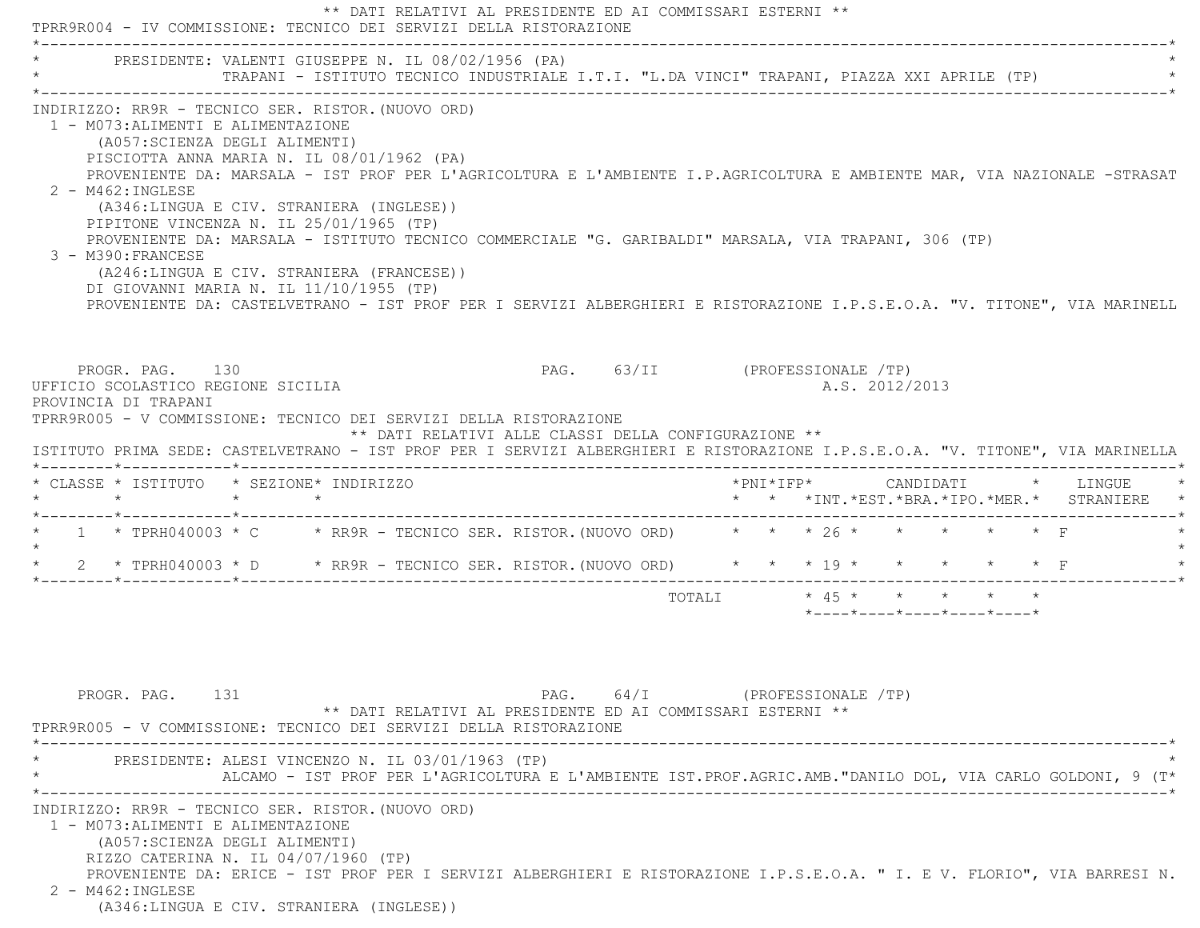** DATI RELATIVI AL PRESIDENTE ED AI COMMISSARI ESTERNI **

TPRR9R004 - IV COMMISSIONE: TECNICO DEI SERVIZI DELLA RISTORAZIONE

PRESIDENTE: VALENTI GIUSEPPE N. IL 08/02/1956 (PA)
TRAPANI - ISTITUTO TECNICO INDUSTRIALE I.T.I. "L.DA VINCI" TRAPANI, PIAZZA XXI APRILE (TP)

INDIRIZZO: RR9R - TECNICO SER. RISTOR.(NUOVO ORD)

1 - M073:ALIMENTI E ALIMENTAZIONE
   (A057:SCIENZA DEGLI ALIMENTI)
   PISCIOTTA ANNA MARIA N. IL 08/01/1962 (PA)
   PROVENIENTE DA: MARSALA - IST PROF PER L'AGRICOLTURA E L'AMBIENTE I.P.AGRICOLTURA E AMBIENTE MAR, VIA NAZIONALE -STRASAT
2 - M462:INGLESE
   (A346:LINGUA E CIV. STRANIERA (INGLESE))
   PIPITONE VINCENZA N. IL 25/01/1965 (TP)
   PROVENIENTE DA: MARSALA - ISTITUTO TECNICO COMMERCIALE "G. GARIBALDI" MARSALA, VIA TRAPANI, 306 (TP)
3 - M390:FRANCESE
   (A246:LINGUA E CIV. STRANIERA (FRANCESE))
   DI GIOVANNI MARIA N. IL 11/10/1955 (TP)
   PROVENIENTE DA: CASTELVETRANO - IST PROF PER I SERVIZI ALBERGHIERI E RISTORAZIONE I.P.S.E.O.A. "V. TITONE", VIA MARINELL

PROGR. PAG. 130 PAG. 63/II (PROFESSIONALE /TP)

UFFICIO SCOLASTICO REGIONE SICILIA A.S. 2012/2013

PROVINCIA DI TRAPANI

TPRR9R005 - V COMMISSIONE: TECNICO DEI SERVIZI DELLA RISTORAZIONE

** DATI RELATIVI ALLE CLASSI DELLA CONFIGURAZIONE **

ISTITUTO PRIMA SEDE: CASTELVETRANO - IST PROF PER I SERVIZI ALBERGHIERI E RISTORAZIONE I.P.S.E.O.A. "V. TITONE", VIA MARINELLA

| CLASSE | ISTITUTO | SEZIONE | INDIRIZZO | PNI | IFP | CANDIDATI INT. | EST. | BRA. | IPO. | MER. | LINGUE STRANIERE |
|---|---|---|---|---|---|---|---|---|---|---|---|
| 1 | TPRH040003 | C | RR9R - TECNICO SER. RISTOR.(NUOVO ORD) | | | 26 | | | | | F |
| 2 | TPRH040003 | D | RR9R - TECNICO SER. RISTOR.(NUOVO ORD) | | | 19 | | | | | F |
| | | | TOTALI | | | 45 | | | | | |

PROGR. PAG. 131 PAG. 64/I (PROFESSIONALE /TP)

** DATI RELATIVI AL PRESIDENTE ED AI COMMISSARI ESTERNI **

TPRR9R005 - V COMMISSIONE: TECNICO DEI SERVIZI DELLA RISTORAZIONE

PRESIDENTE: ALESI VINCENZO N. IL 03/01/1963 (TP)
ALCAMO - IST PROF PER L'AGRICOLTURA E L'AMBIENTE IST.PROF.AGRIC.AMB."DANILO DOL, VIA CARLO GOLDONI, 9 (T*

INDIRIZZO: RR9R - TECNICO SER. RISTOR.(NUOVO ORD)

1 - M073:ALIMENTI E ALIMENTAZIONE
   (A057:SCIENZA DEGLI ALIMENTI)
   RIZZO CATERINA N. IL 04/07/1960 (TP)
   PROVENIENTE DA: ERICE - IST PROF PER I SERVIZI ALBERGHIERI E RISTORAZIONE I.P.S.E.O.A. " I. E V. FLORIO", VIA BARRESI N.
2 - M462:INGLESE
   (A346:LINGUA E CIV. STRANIERA (INGLESE))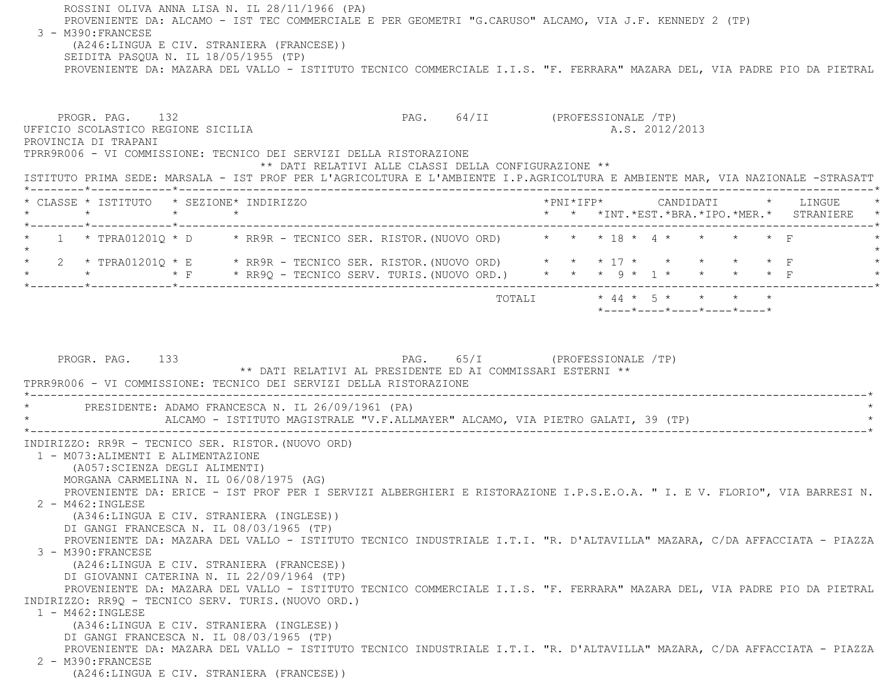ROSSINI OLIVA ANNA LISA N. IL 28/11/1966 (PA)
PROVENIENTE DA: ALCAMO - IST TEC COMMERCIALE E PER GEOMETRI "G.CARUSO" ALCAMO, VIA J.F. KENNEDY 2 (TP)

3 - M390:FRANCESE
(A246:LINGUA E CIV. STRANIERA (FRANCESE))
SEIDITA PASQUA N. IL 18/05/1955 (TP)
PROVENIENTE DA: MAZARA DEL VALLO - ISTITUTO TECNICO COMMERCIALE I.I.S. "F. FERRARA" MAZARA DEL, VIA PADRE PIO DA PIETRAL

PROGR. PAG. 132 PAG. 64/II (PROFESSIONALE /TP)
UFFICIO SCOLASTICO REGIONE SICILIA A.S. 2012/2013
PROVINCIA DI TRAPANI
TPRR9R006 - VI COMMISSIONE: TECNICO DEI SERVIZI DELLA RISTORAZIONE
** DATI RELATIVI ALLE CLASSI DELLA CONFIGURAZIONE **
ISTITUTO PRIMA SEDE: MARSALA - IST PROF PER L'AGRICOLTURA E L'AMBIENTE I.P.AGRICOLTURA E AMBIENTE MAR, VIA NAZIONALE -STRASATT

| CLASSE | ISTITUTO | SEZIONE | INDIRIZZO | PNI | IFP | CANDIDATI INT. | EST. | BRA. | IPO. | MER. | LINGUE STRANIERE |
|---|---|---|---|---|---|---|---|---|---|---|---|
| 1 | TPRA01201Q | D | RR9R - TECNICO SER. RISTOR.(NUOVO ORD) | | | 18 | 4 | | | | F |
| 2 | TPRA01201Q | E | RR9R - TECNICO SER. RISTOR.(NUOVO ORD) | | | 17 | | | | | F |
| | | F | RR9Q - TECNICO SERV. TURIS.(NUOVO ORD.) | | | 9 | 1 | | | | F |
| | | | TOTALI | | | 44 | 5 | | | | |

PROGR. PAG. 133 PAG. 65/I (PROFESSIONALE /TP)
** DATI RELATIVI AL PRESIDENTE ED AI COMMISSARI ESTERNI **
TPRR9R006 - VI COMMISSIONE: TECNICO DEI SERVIZI DELLA RISTORAZIONE

PRESIDENTE: ADAMO FRANCESCA N. IL 26/09/1961 (PA)
ALCAMO - ISTITUTO MAGISTRALE "V.F.ALLMAYER" ALCAMO, VIA PIETRO GALATI, 39 (TP)

INDIRIZZO: RR9R - TECNICO SER. RISTOR.(NUOVO ORD)

1 - M073:ALIMENTI E ALIMENTAZIONE
(A057:SCIENZA DEGLI ALIMENTI)
MORGANA CARMELINA N. IL 06/08/1975 (AG)
PROVENIENTE DA: ERICE - IST PROF PER I SERVIZI ALBERGHIERI E RISTORAZIONE I.P.S.E.O.A. " I. E V. FLORIO", VIA BARRESI N.

2 - M462:INGLESE
(A346:LINGUA E CIV. STRANIERA (INGLESE))
DI GANGI FRANCESCA N. IL 08/03/1965 (TP)
PROVENIENTE DA: MAZARA DEL VALLO - ISTITUTO TECNICO INDUSTRIALE I.T.I. "R. D'ALTAVILLA" MAZARA, C/DA AFFACCIATA - PIAZZA

3 - M390:FRANCESE
(A246:LINGUA E CIV. STRANIERA (FRANCESE))
DI GIOVANNI CATERINA N. IL 22/09/1964 (TP)
PROVENIENTE DA: MAZARA DEL VALLO - ISTITUTO TECNICO COMMERCIALE I.I.S. "F. FERRARA" MAZARA DEL, VIA PADRE PIO DA PIETRAL

INDIRIZZO: RR9Q - TECNICO SERV. TURIS.(NUOVO ORD.)

1 - M462:INGLESE
(A346:LINGUA E CIV. STRANIERA (INGLESE))
DI GANGI FRANCESCA N. IL 08/03/1965 (TP)
PROVENIENTE DA: MAZARA DEL VALLO - ISTITUTO TECNICO INDUSTRIALE I.T.I. "R. D'ALTAVILLA" MAZARA, C/DA AFFACCIATA - PIAZZA

2 - M390:FRANCESE
(A246:LINGUA E CIV. STRANIERA (FRANCESE))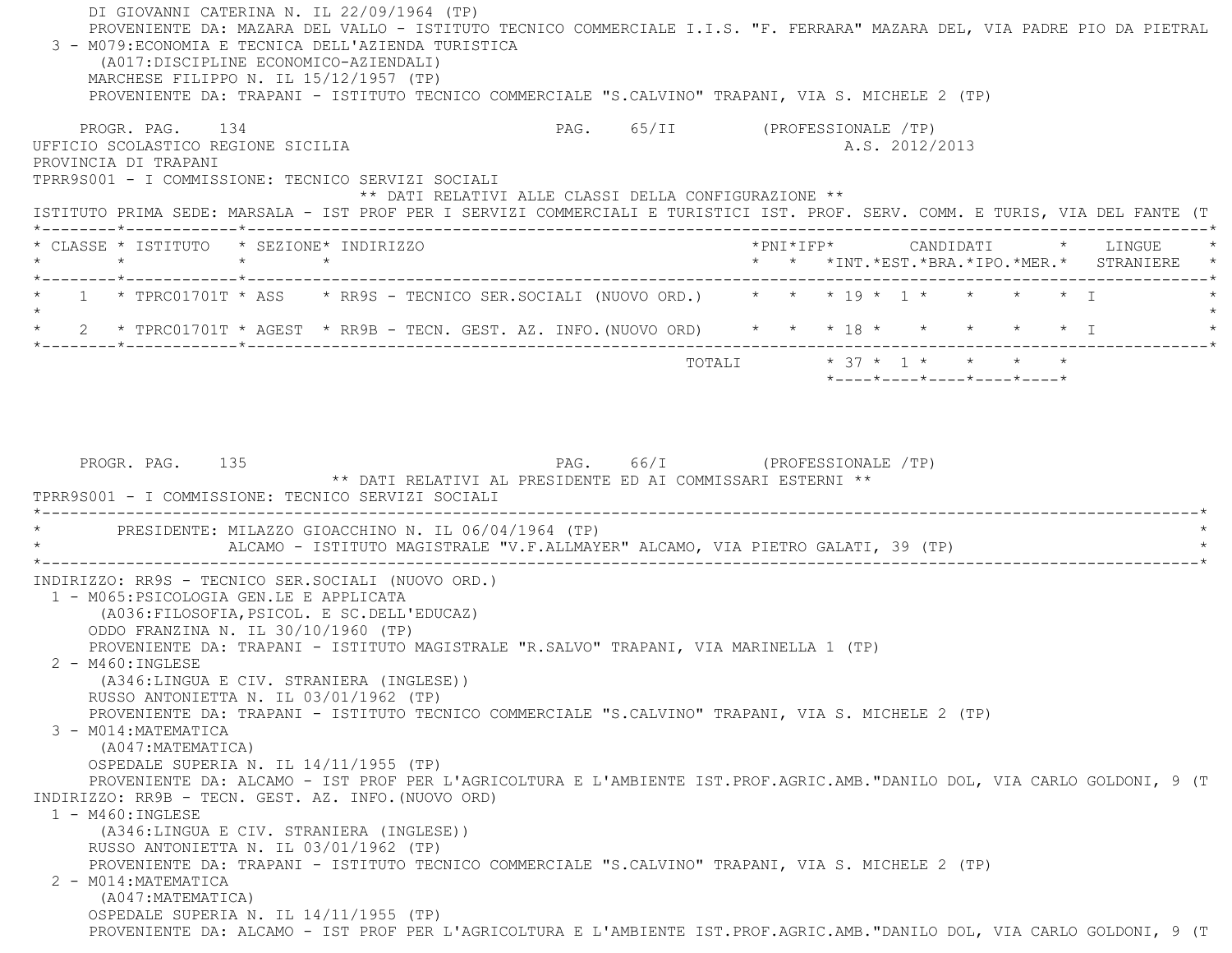DI GIOVANNI CATERINA N. IL 22/09/1964 (TP)
PROVENIENTE DA: MAZARA DEL VALLO - ISTITUTO TECNICO COMMERCIALE I.I.S. "F. FERRARA" MAZARA DEL, VIA PADRE PIO DA PIETRAL

3 - M079:ECONOMIA E TECNICA DELL'AZIENDA TURISTICA
(A017:DISCIPLINE ECONOMICO-AZIENDALI)
MARCHESE FILIPPO N. IL 15/12/1957 (TP)
PROVENIENTE DA: TRAPANI - ISTITUTO TECNICO COMMERCIALE "S.CALVINO" TRAPANI, VIA S. MICHELE 2 (TP)

PROGR. PAG. 134 PAG. 65/II (PROFESSIONALE /TP)

UFFICIO SCOLASTICO REGIONE SICILIA A.S. 2012/2013
PROVINCIA DI TRAPANI
TPRR9S001 - I COMMISSIONE: TECNICO SERVIZI SOCIALI

** DATI RELATIVI ALLE CLASSI DELLA CONFIGURAZIONE **

ISTITUTO PRIMA SEDE: MARSALA - IST PROF PER I SERVIZI COMMERCIALI E TURISTICI IST. PROF. SERV. COMM. E TURIS, VIA DEL FANTE (T

| CLASSE | ISTITUTO | SEZIONE | INDIRIZZO | PNI | IFP | CANDIDATI INT. | EST. | BRA. | IPO. | MER. | LINGUE STRANIERE |
|---|---|---|---|---|---|---|---|---|---|---|---|
| 1 | TPRC01701T | ASS | RR9S - TECNICO SER.SOCIALI (NUOVO ORD.) | | | 19 | 1 | | | | I |
| 2 | TPRC01701T | AGEST | RR9B - TECN. GEST. AZ. INFO.(NUOVO ORD) | | | 18 | | | | | I |
| | | | TOTALI | | | 37 | 1 | | | | |

PROGR. PAG. 135 PAG. 66/I (PROFESSIONALE /TP)

** DATI RELATIVI AL PRESIDENTE ED AI COMMISSARI ESTERNI **

TPRR9S001 - I COMMISSIONE: TECNICO SERVIZI SOCIALI

PRESIDENTE: MILAZZO GIOACCHINO N. IL 06/04/1964 (TP)
ALCAMO - ISTITUTO MAGISTRALE "V.F.ALLMAYER" ALCAMO, VIA PIETRO GALATI, 39 (TP)

INDIRIZZO: RR9S - TECNICO SER.SOCIALI (NUOVO ORD.)

1 - M065:PSICOLOGIA GEN.LE E APPLICATA
(A036:FILOSOFIA,PSICOL. E SC.DELL'EDUCAZ)
ODDO FRANZINA N. IL 30/10/1960 (TP)
PROVENIENTE DA: TRAPANI - ISTITUTO MAGISTRALE "R.SALVO" TRAPANI, VIA MARINELLA 1 (TP)

2 - M460:INGLESE
(A346:LINGUA E CIV. STRANIERA (INGLESE))
RUSSO ANTONIETTA N. IL 03/01/1962 (TP)
PROVENIENTE DA: TRAPANI - ISTITUTO TECNICO COMMERCIALE "S.CALVINO" TRAPANI, VIA S. MICHELE 2 (TP)

3 - M014:MATEMATICA
(A047:MATEMATICA)
OSPEDALE SUPERIA N. IL 14/11/1955 (TP)
PROVENIENTE DA: ALCAMO - IST PROF PER L'AGRICOLTURA E L'AMBIENTE IST.PROF.AGRIC.AMB."DANILO DOL, VIA CARLO GOLDONI, 9 (T

INDIRIZZO: RR9B - TECN. GEST. AZ. INFO.(NUOVO ORD)

1 - M460:INGLESE
(A346:LINGUA E CIV. STRANIERA (INGLESE))
RUSSO ANTONIETTA N. IL 03/01/1962 (TP)
PROVENIENTE DA: TRAPANI - ISTITUTO TECNICO COMMERCIALE "S.CALVINO" TRAPANI, VIA S. MICHELE 2 (TP)

2 - M014:MATEMATICA
(A047:MATEMATICA)
OSPEDALE SUPERIA N. IL 14/11/1955 (TP)
PROVENIENTE DA: ALCAMO - IST PROF PER L'AGRICOLTURA E L'AMBIENTE IST.PROF.AGRIC.AMB."DANILO DOL, VIA CARLO GOLDONI, 9 (T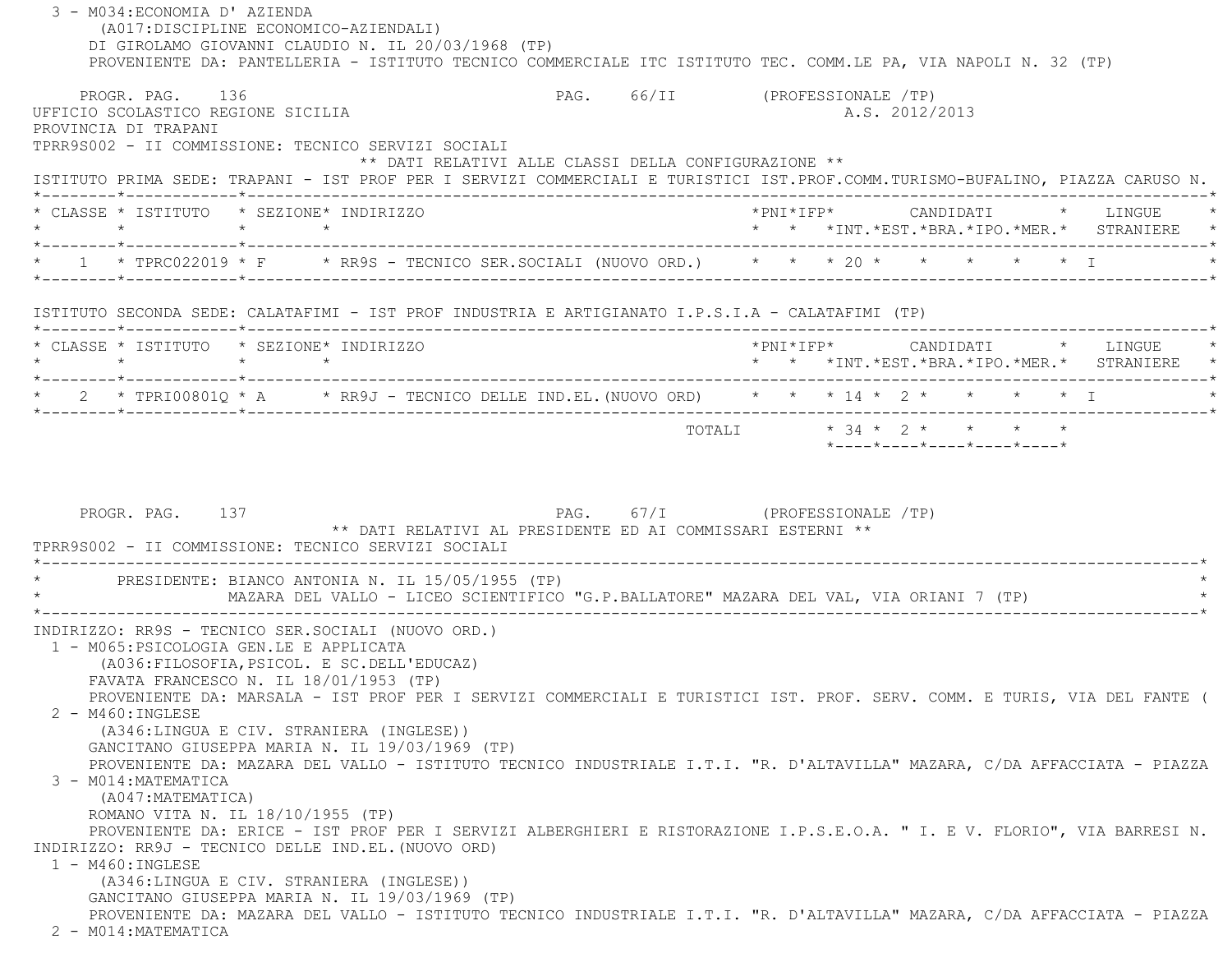3 - M034:ECONOMIA D' AZIENDA
(A017:DISCIPLINE ECONOMICO-AZIENDALI)
DI GIROLAMO GIOVANNI CLAUDIO N. IL 20/03/1968 (TP)
PROVENIENTE DA: PANTELLERIA - ISTITUTO TECNICO COMMERCIALE ITC ISTITUTO TEC. COMM.LE PA, VIA NAPOLI N. 32 (TP)

PROGR. PAG. 136 PAG. 66/II (PROFESSIONALE /TP)

UFFICIO SCOLASTICO REGIONE SICILIA A.S. 2012/2013
PROVINCIA DI TRAPANI
TPRR9S002 - II COMMISSIONE: TECNICO SERVIZI SOCIALI

** DATI RELATIVI ALLE CLASSI DELLA CONFIGURAZIONE **

ISTITUTO PRIMA SEDE: TRAPANI - IST PROF PER I SERVIZI COMMERCIALI E TURISTICI IST.PROF.COMM.TURISMO-BUFALINO, PIAZZA CARUSO N.

| CLASSE | ISTITUTO | SEZIONE | INDIRIZZO | PNI | IFP | CANDIDATI INT. | EST. | BRA. | IPO. | MER. | LINGUE STRANIERE |
|---|---|---|---|---|---|---|---|---|---|---|---|
| 1 | TPRC022019 | F | RR9S - TECNICO SER.SOCIALI (NUOVO ORD.) | | | 20 | | | | | I |

ISTITUTO SECONDA SEDE: CALATAFIMI - IST PROF INDUSTRIA E ARTIGIANATO I.P.S.I.A - CALATAFIMI (TP)

| CLASSE | ISTITUTO | SEZIONE | INDIRIZZO | PNI | IFP | CANDIDATI INT. | EST. | BRA. | IPO. | MER. | LINGUE STRANIERE |
|---|---|---|---|---|---|---|---|---|---|---|---|
| 2 | TPRI00801Q | A | RR9J - TECNICO DELLE IND.EL.(NUOVO ORD) | | | 14 | 2 | | | | I |
| | | | TOTALI | | | 34 | 2 | | | | |

PROGR. PAG. 137 PAG. 67/I (PROFESSIONALE /TP)

** DATI RELATIVI AL PRESIDENTE ED AI COMMISSARI ESTERNI **

TPRR9S002 - II COMMISSIONE: TECNICO SERVIZI SOCIALI

PRESIDENTE: BIANCO ANTONIA N. IL 15/05/1955 (TP)
MAZARA DEL VALLO - LICEO SCIENTIFICO "G.P.BALLATORE" MAZARA DEL VAL, VIA ORIANI 7 (TP)

INDIRIZZO: RR9S - TECNICO SER.SOCIALI (NUOVO ORD.)

1 - M065:PSICOLOGIA GEN.LE E APPLICATA
(A036:FILOSOFIA,PSICOL. E SC.DELL'EDUCAZ)
FAVATA FRANCESCO N. IL 18/01/1953 (TP)
PROVENIENTE DA: MARSALA - IST PROF PER I SERVIZI COMMERCIALI E TURISTICI IST. PROF. SERV. COMM. E TURIS, VIA DEL FANTE (

2 - M460:INGLESE
(A346:LINGUA E CIV. STRANIERA (INGLESE))
GANCITANO GIUSEPPA MARIA N. IL 19/03/1969 (TP)
PROVENIENTE DA: MAZARA DEL VALLO - ISTITUTO TECNICO INDUSTRIALE I.T.I. "R. D'ALTAVILLA" MAZARA, C/DA AFFACCIATA - PIAZZA

3 - M014:MATEMATICA
(A047:MATEMATICA)
ROMANO VITA N. IL 18/10/1955 (TP)
PROVENIENTE DA: ERICE - IST PROF PER I SERVIZI ALBERGHIERI E RISTORAZIONE I.P.S.E.O.A. " I. E V. FLORIO", VIA BARRESI N.

INDIRIZZO: RR9J - TECNICO DELLE IND.EL.(NUOVO ORD)

1 - M460:INGLESE
(A346:LINGUA E CIV. STRANIERA (INGLESE))
GANCITANO GIUSEPPA MARIA N. IL 19/03/1969 (TP)
PROVENIENTE DA: MAZARA DEL VALLO - ISTITUTO TECNICO INDUSTRIALE I.T.I. "R. D'ALTAVILLA" MAZARA, C/DA AFFACCIATA - PIAZZA

2 - M014:MATEMATICA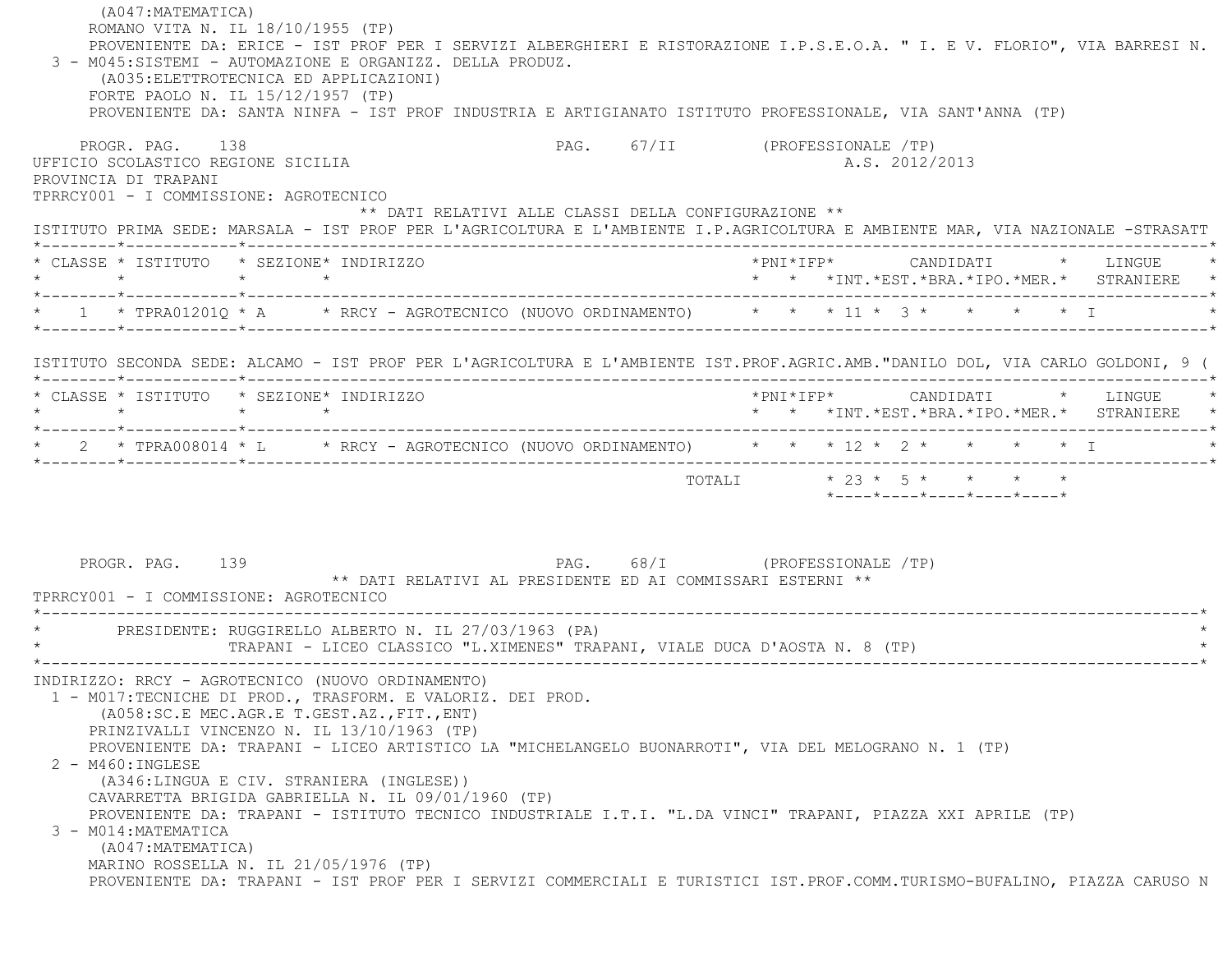(A047:MATEMATICA)
ROMANO VITA N. IL 18/10/1955 (TP)
PROVENIENTE DA: ERICE - IST PROF PER I SERVIZI ALBERGHIERI E RISTORAZIONE I.P.S.E.O.A. " I. E V. FLORIO", VIA BARRESI N.

3 - M045:SISTEMI - AUTOMAZIONE E ORGANIZZ. DELLA PRODUZ.
(A035:ELETTROTECNICA ED APPLICAZIONI)
FORTE PAOLO N. IL 15/12/1957 (TP)
PROVENIENTE DA: SANTA NINFA - IST PROF INDUSTRIA E ARTIGIANATO ISTITUTO PROFESSIONALE, VIA SANT'ANNA (TP)

PROGR. PAG. 138 PAG. 67/II (PROFESSIONALE /TP)

UFFICIO SCOLASTICO REGIONE SICILIA A.S. 2012/2013
PROVINCIA DI TRAPANI
TPRRCY001 - I COMMISSIONE: AGROTECNICO

** DATI RELATIVI ALLE CLASSI DELLA CONFIGURAZIONE **

ISTITUTO PRIMA SEDE: MARSALA - IST PROF PER L'AGRICOLTURA E L'AMBIENTE I.P.AGRICOLTURA E AMBIENTE MAR, VIA NAZIONALE -STRASATT

| CLASSE | ISTITUTO | SEZIONE | INDIRIZZO | PNI | IFP | CANDIDATI INT. | EST. | BRA. | IPO. | MER. | LINGUE STRANIERE |
|---|---|---|---|---|---|---|---|---|---|---|---|
| 1 | TPRA01201Q | A | RRCY - AGROTECNICO (NUOVO ORDINAMENTO) | | | 11 | 3 | | | | I |

ISTITUTO SECONDA SEDE: ALCAMO - IST PROF PER L'AGRICOLTURA E L'AMBIENTE IST.PROF.AGRIC.AMB."DANILO DOL, VIA CARLO GOLDONI, 9 (

| CLASSE | ISTITUTO | SEZIONE | INDIRIZZO | PNI | IFP | CANDIDATI INT. | EST. | BRA. | IPO. | MER. | LINGUE STRANIERE |
|---|---|---|---|---|---|---|---|---|---|---|---|
| 2 | TPRA008014 | L | RRCY - AGROTECNICO (NUOVO ORDINAMENTO) | | | 12 | 2 | | | | I |
| | | | TOTALI | | | 23 | 5 | | | | |

PROGR. PAG. 139 PAG. 68/I (PROFESSIONALE /TP)

** DATI RELATIVI AL PRESIDENTE ED AI COMMISSARI ESTERNI **

TPRRCY001 - I COMMISSIONE: AGROTECNICO

PRESIDENTE: RUGGIRELLO ALBERTO N. IL 27/03/1963 (PA)
TRAPANI - LICEO CLASSICO "L.XIMENES" TRAPANI, VIALE DUCA D'AOSTA N. 8 (TP)

INDIRIZZO: RRCY - AGROTECNICO (NUOVO ORDINAMENTO)

1 - M017:TECNICHE DI PROD., TRASFORM. E VALORIZ. DEI PROD.
(A058:SC.E MEC.AGR.E T.GEST.AZ.,FIT.,ENT)
PRINZIVALLI VINCENZO N. IL 13/10/1963 (TP)
PROVENIENTE DA: TRAPANI - LICEO ARTISTICO LA "MICHELANGELO BUONARROTI", VIA DEL MELOGRANO N. 1 (TP)

2 - M460:INGLESE
(A346:LINGUA E CIV. STRANIERA (INGLESE))
CAVARRETTA BRIGIDA GABRIELLA N. IL 09/01/1960 (TP)
PROVENIENTE DA: TRAPANI - ISTITUTO TECNICO INDUSTRIALE I.T.I. "L.DA VINCI" TRAPANI, PIAZZA XXI APRILE (TP)

3 - M014:MATEMATICA
(A047:MATEMATICA)
MARINO ROSSELLA N. IL 21/05/1976 (TP)
PROVENIENTE DA: TRAPANI - IST PROF PER I SERVIZI COMMERCIALI E TURISTICI IST.PROF.COMM.TURISMO-BUFALINO, PIAZZA CARUSO N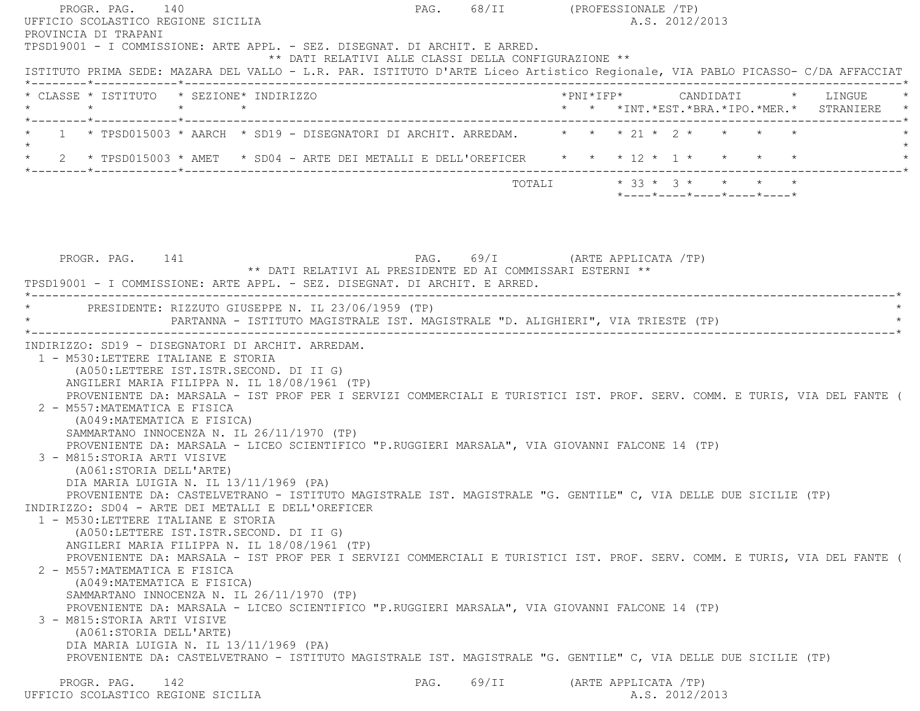PROGR. PAG. 140 PAG. 68/II (PROFESSIONALE /TP)

UFFICIO SCOLASTICO REGIONE SICILIA A.S. 2012/2013

PROVINCIA DI TRAPANI

TPSD19001 - I COMMISSIONE: ARTE APPL. - SEZ. DISEGNAT. DI ARCHIT. E ARRED.

** DATI RELATIVI ALLE CLASSI DELLA CONFIGURAZIONE **

ISTITUTO PRIMA SEDE: MAZARA DEL VALLO - L.R. PAR. ISTITUTO D'ARTE Liceo Artistico Regionale, VIA PABLO PICASSO- C/DA AFFACCIAT

| CLASSE | ISTITUTO | SEZIONE | INDIRIZZO | PNI | IFP | CANDIDATI INT. | EST. | BRA. | IPO. | MER. | LINGUE STRANIERE |
|---|---|---|---|---|---|---|---|---|---|---|---|
| 1 | TPSD015003 | AARCH | SD19 - DISEGNATORI DI ARCHIT. ARREDAM. | | | 21 | 2 | | | | |
| 2 | TPSD015003 | AMET | SD04 - ARTE DEI METALLI E DELL'OREFICER | | | 12 | 1 | | | | |
| | | | TOTALI | | | 33 | 3 | | | | |

PROGR. PAG. 141 PAG. 69/I (ARTE APPLICATA /TP)

** DATI RELATIVI AL PRESIDENTE ED AI COMMISSARI ESTERNI **

TPSD19001 - I COMMISSIONE: ARTE APPL. - SEZ. DISEGNAT. DI ARCHIT. E ARRED.

PRESIDENTE: RIZZUTO GIUSEPPE N. IL 23/06/1959 (TP)
PARTANNA - ISTITUTO MAGISTRALE IST. MAGISTRALE "D. ALIGHIERI", VIA TRIESTE (TP)

INDIRIZZO: SD19 - DISEGNATORI DI ARCHIT. ARREDAM.

1 - M530:LETTERE ITALIANE E STORIA
(A050:LETTERE IST.ISTR.SECOND. DI II G)
ANGILERI MARIA FILIPPA N. IL 18/08/1961 (TP)
PROVENIENTE DA: MARSALA - IST PROF PER I SERVIZI COMMERCIALI E TURISTICI IST. PROF. SERV. COMM. E TURIS, VIA DEL FANTE (

2 - M557:MATEMATICA E FISICA
(A049:MATEMATICA E FISICA)
SAMMARTANO INNOCENZA N. IL 26/11/1970 (TP)
PROVENIENTE DA: MARSALA - LICEO SCIENTIFICO "P.RUGGIERI MARSALA", VIA GIOVANNI FALCONE 14 (TP)

3 - M815:STORIA ARTI VISIVE
(A061:STORIA DELL'ARTE)
DIA MARIA LUIGIA N. IL 13/11/1969 (PA)
PROVENIENTE DA: CASTELVETRANO - ISTITUTO MAGISTRALE IST. MAGISTRALE "G. GENTILE" C, VIA DELLE DUE SICILIE (TP)

INDIRIZZO: SD04 - ARTE DEI METALLI E DELL'OREFICER

1 - M530:LETTERE ITALIANE E STORIA
(A050:LETTERE IST.ISTR.SECOND. DI II G)
ANGILERI MARIA FILIPPA N. IL 18/08/1961 (TP)
PROVENIENTE DA: MARSALA - IST PROF PER I SERVIZI COMMERCIALI E TURISTICI IST. PROF. SERV. COMM. E TURIS, VIA DEL FANTE (

2 - M557:MATEMATICA E FISICA
(A049:MATEMATICA E FISICA)
SAMMARTANO INNOCENZA N. IL 26/11/1970 (TP)
PROVENIENTE DA: MARSALA - LICEO SCIENTIFICO "P.RUGGIERI MARSALA", VIA GIOVANNI FALCONE 14 (TP)

3 - M815:STORIA ARTI VISIVE
(A061:STORIA DELL'ARTE)
DIA MARIA LUIGIA N. IL 13/11/1969 (PA)
PROVENIENTE DA: CASTELVETRANO - ISTITUTO MAGISTRALE IST. MAGISTRALE "G. GENTILE" C, VIA DELLE DUE SICILIE (TP)

PROGR. PAG. 142 PAG. 69/II (ARTE APPLICATA /TP)

UFFICIO SCOLASTICO REGIONE SICILIA A.S. 2012/2013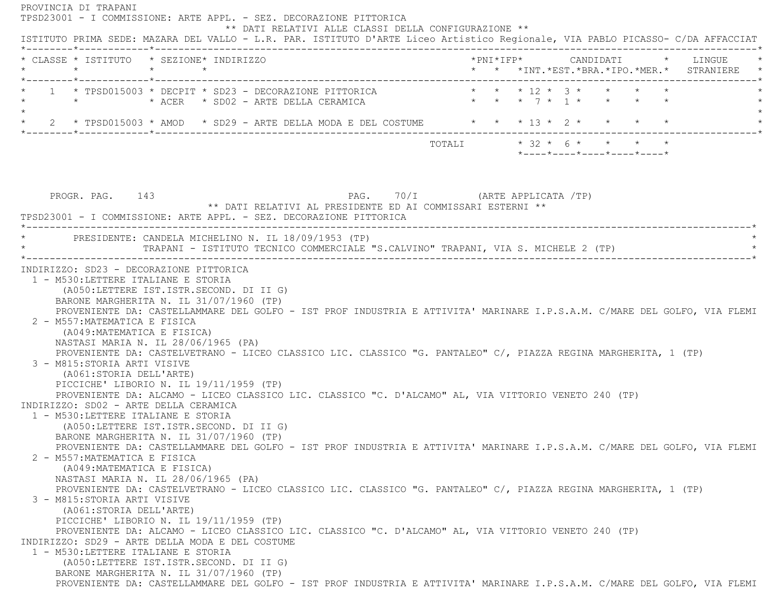PROVINCIA DI TRAPANI

TPSD23001 - I COMMISSIONE: ARTE APPL. - SEZ. DECORAZIONE PITTORICA

** DATI RELATIVI ALLE CLASSI DELLA CONFIGURAZIONE **

ISTITUTO PRIMA SEDE: MAZARA DEL VALLO - L.R. PAR. ISTITUTO D'ARTE Liceo Artistico Regionale, VIA PABLO PICASSO- C/DA AFFACCIAT

| CLASSE | ISTITUTO | SEZIONE | INDIRIZZO | PNI | IFP | CANDIDATI INT. | CANDIDATI EST. | CANDIDATI BRA. | CANDIDATI IPO. | CANDIDATI MER. | LINGUE STRANIERE |
|---|---|---|---|---|---|---|---|---|---|---|---|
| 1 | TPSD015003 | DECPIT | SD23 - DECORAZIONE PITTORICA | | | 12 | 3 | | | | |
| | | ACER | SD02 - ARTE DELLA CERAMICA | | | 7 | 1 | | | | |
| 2 | TPSD015003 | AMOD | SD29 - ARTE DELLA MODA E DEL COSTUME | | | 13 | 2 | | | | |
| | | | TOTALI | | | 32 | 6 | | | | |

PROGR. PAG. 143 PAG. 70/I (ARTE APPLICATA /TP)

** DATI RELATIVI AL PRESIDENTE ED AI COMMISSARI ESTERNI **

TPSD23001 - I COMMISSIONE: ARTE APPL. - SEZ. DECORAZIONE PITTORICA

PRESIDENTE: CANDELA MICHELINO N. IL 18/09/1953 (TP)
TRAPANI - ISTITUTO TECNICO COMMERCIALE "S.CALVINO" TRAPANI, VIA S. MICHELE 2 (TP)

INDIRIZZO: SD23 - DECORAZIONE PITTORICA

1 - M530:LETTERE ITALIANE E STORIA
(A050:LETTERE IST.ISTR.SECOND. DI II G)
BARONE MARGHERITA N. IL 31/07/1960 (TP)
PROVENIENTE DA: CASTELLAMMARE DEL GOLFO - IST PROF INDUSTRIA E ATTIVITA' MARINARE I.P.S.A.M. C/MARE DEL GOLFO, VIA FLEMI

2 - M557:MATEMATICA E FISICA
(A049:MATEMATICA E FISICA)
NASTASI MARIA N. IL 28/06/1965 (PA)
PROVENIENTE DA: CASTELVETRANO - LICEO CLASSICO LIC. CLASSICO "G. PANTALEO" C/, PIAZZA REGINA MARGHERITA, 1 (TP)

3 - M815:STORIA ARTI VISIVE
(A061:STORIA DELL'ARTE)
PICCICHE' LIBORIO N. IL 19/11/1959 (TP)
PROVENIENTE DA: ALCAMO - LICEO CLASSICO LIC. CLASSICO "C. D'ALCAMO" AL, VIA VITTORIO VENETO 240 (TP)

INDIRIZZO: SD02 - ARTE DELLA CERAMICA

1 - M530:LETTERE ITALIANE E STORIA
(A050:LETTERE IST.ISTR.SECOND. DI II G)
BARONE MARGHERITA N. IL 31/07/1960 (TP)
PROVENIENTE DA: CASTELLAMMARE DEL GOLFO - IST PROF INDUSTRIA E ATTIVITA' MARINARE I.P.S.A.M. C/MARE DEL GOLFO, VIA FLEMI

2 - M557:MATEMATICA E FISICA
(A049:MATEMATICA E FISICA)
NASTASI MARIA N. IL 28/06/1965 (PA)
PROVENIENTE DA: CASTELVETRANO - LICEO CLASSICO LIC. CLASSICO "G. PANTALEO" C/, PIAZZA REGINA MARGHERITA, 1 (TP)

3 - M815:STORIA ARTI VISIVE
(A061:STORIA DELL'ARTE)
PICCICHE' LIBORIO N. IL 19/11/1959 (TP)
PROVENIENTE DA: ALCAMO - LICEO CLASSICO LIC. CLASSICO "C. D'ALCAMO" AL, VIA VITTORIO VENETO 240 (TP)

INDIRIZZO: SD29 - ARTE DELLA MODA E DEL COSTUME

1 - M530:LETTERE ITALIANE E STORIA
(A050:LETTERE IST.ISTR.SECOND. DI II G)
BARONE MARGHERITA N. IL 31/07/1960 (TP)
PROVENIENTE DA: CASTELLAMMARE DEL GOLFO - IST PROF INDUSTRIA E ATTIVITA' MARINARE I.P.S.A.M. C/MARE DEL GOLFO, VIA FLEMI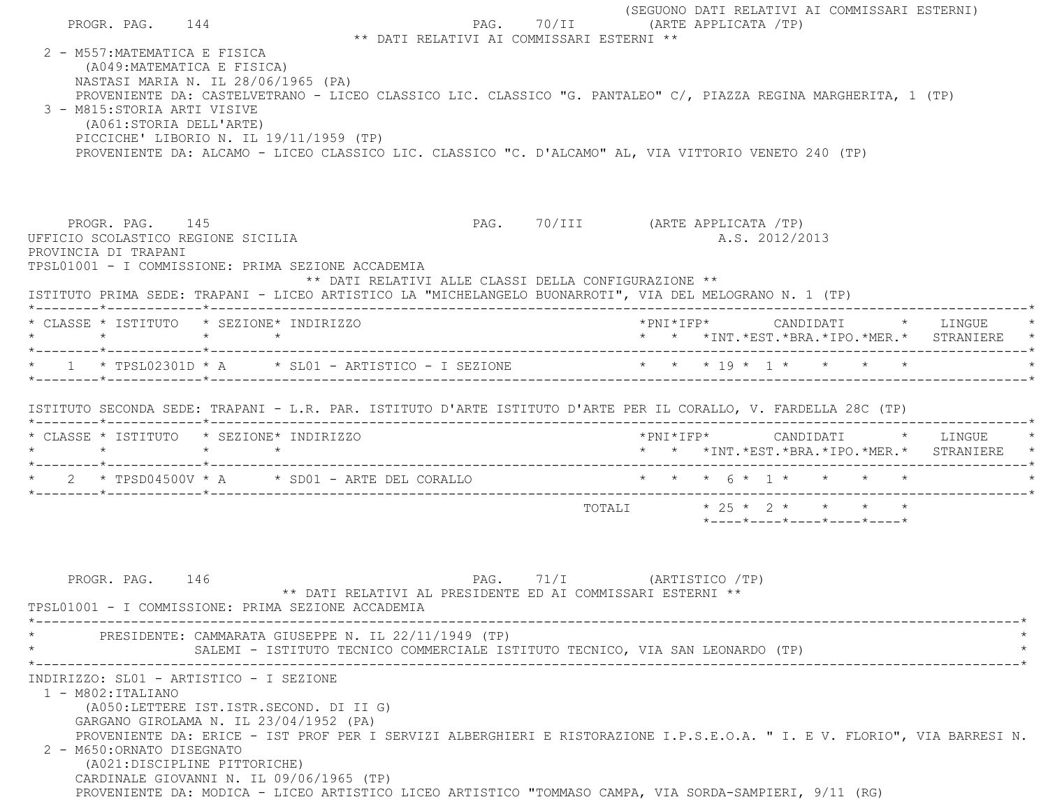PROGR. PAG. 144 PAG. 70/II (SEGUONO DATI RELATIVI AI COMMISSARI ESTERNI) (ARTE APPLICATA /TP)

** DATI RELATIVI AI COMMISSARI ESTERNI **

2 - M557:MATEMATICA E FISICA
(A049:MATEMATICA E FISICA)
NASTASI MARIA N. IL 28/06/1965 (PA)
PROVENIENTE DA: CASTELVETRANO - LICEO CLASSICO LIC. CLASSICO "G. PANTALEO" C/, PIAZZA REGINA MARGHERITA, 1 (TP)

3 - M815:STORIA ARTI VISIVE
(A061:STORIA DELL'ARTE)
PICCICHE' LIBORIO N. IL 19/11/1959 (TP)
PROVENIENTE DA: ALCAMO - LICEO CLASSICO LIC. CLASSICO "C. D'ALCAMO" AL, VIA VITTORIO VENETO 240 (TP)

PROGR. PAG. 145 PAG. 70/III (ARTE APPLICATA /TP)

UFFICIO SCOLASTICO REGIONE SICILIA A.S. 2012/2013
PROVINCIA DI TRAPANI
TPSL01001 - I COMMISSIONE: PRIMA SEZIONE ACCADEMIA

** DATI RELATIVI ALLE CLASSI DELLA CONFIGURAZIONE **

ISTITUTO PRIMA SEDE: TRAPANI - LICEO ARTISTICO LA "MICHELANGELO BUONARROTI", VIA DEL MELOGRANO N. 1 (TP)

| CLASSE | ISTITUTO | SEZIONE | INDIRIZZO | PNI | IFP | CANDIDATI INT. | EST. | BRA. | IPO. | MER. | LINGUE STRANIERE |
|---|---|---|---|---|---|---|---|---|---|---|---|
| 1 | TPSL02301D | A | SL01 - ARTISTICO - I SEZIONE | | | 19 | 1 | | | | |

ISTITUTO SECONDA SEDE: TRAPANI - L.R. PAR. ISTITUTO D'ARTE ISTITUTO D'ARTE PER IL CORALLO, V. FARDELLA 28C (TP)

| CLASSE | ISTITUTO | SEZIONE | INDIRIZZO | PNI | IFP | CANDIDATI INT. | EST. | BRA. | IPO. | MER. | LINGUE STRANIERE |
|---|---|---|---|---|---|---|---|---|---|---|---|
| 2 | TPSD04500V | A | SD01 - ARTE DEL CORALLO | | | 6 | 1 | | | | |
| | | | TOTALI | | | 25 | 2 | | | | |

PROGR. PAG. 146 PAG. 71/I (ARTISTICO /TP)

** DATI RELATIVI AL PRESIDENTE ED AI COMMISSARI ESTERNI **

TPSL01001 - I COMMISSIONE: PRIMA SEZIONE ACCADEMIA

PRESIDENTE: CAMMARATA GIUSEPPE N. IL 22/11/1949 (TP)
SALEMI - ISTITUTO TECNICO COMMERCIALE ISTITUTO TECNICO, VIA SAN LEONARDO (TP)

INDIRIZZO: SL01 - ARTISTICO - I SEZIONE

1 - M802:ITALIANO
(A050:LETTERE IST.ISTR.SECOND. DI II G)
GARGANO GIROLAMA N. IL 23/04/1952 (PA)
PROVENIENTE DA: ERICE - IST PROF PER I SERVIZI ALBERGHIERI E RISTORAZIONE I.P.S.E.O.A. " I. E V. FLORIO", VIA BARRESI N.

2 - M650:ORNATO DISEGNATO
(A021:DISCIPLINE PITTORICHE)
CARDINALE GIOVANNI N. IL 09/06/1965 (TP)
PROVENIENTE DA: MODICA - LICEO ARTISTICO LICEO ARTISTICO "TOMMASO CAMPA, VIA SORDA-SAMPIERI, 9/11 (RG)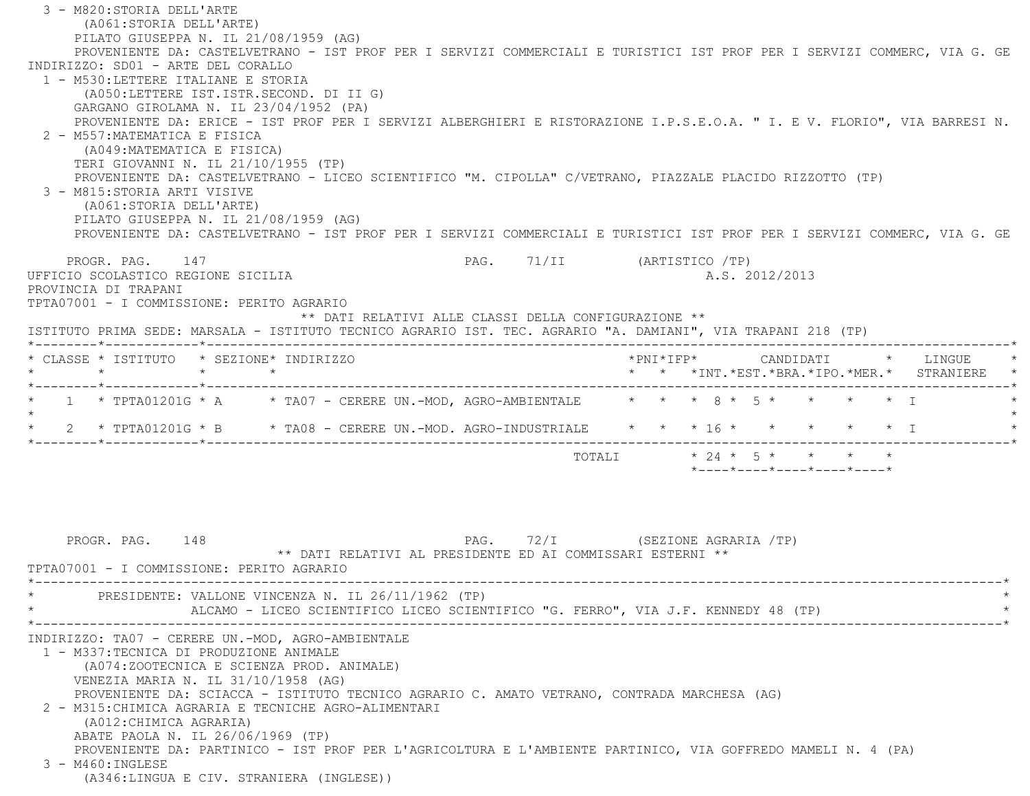3 - M820:STORIA DELL'ARTE
(A061:STORIA DELL'ARTE)
PILATO GIUSEPPA N. IL 21/08/1959 (AG)
PROVENIENTE DA: CASTELVETRANO - IST PROF PER I SERVIZI COMMERCIALI E TURISTICI IST PROF PER I SERVIZI COMMERC, VIA G. GE

INDIRIZZO: SD01 - ARTE DEL CORALLO

1 - M530:LETTERE ITALIANE E STORIA
(A050:LETTERE IST.ISTR.SECOND. DI II G)
GARGANO GIROLAMA N. IL 23/04/1952 (PA)
PROVENIENTE DA: ERICE - IST PROF PER I SERVIZI ALBERGHIERI E RISTORAZIONE I.P.S.E.O.A. " I. E V. FLORIO", VIA BARRESI N.

2 - M557:MATEMATICA E FISICA
(A049:MATEMATICA E FISICA)
TERI GIOVANNI N. IL 21/10/1955 (TP)
PROVENIENTE DA: CASTELVETRANO - LICEO SCIENTIFICO "M. CIPOLLA" C/VETRANO, PIAZZALE PLACIDO RIZZOTTO (TP)

3 - M815:STORIA ARTI VISIVE
(A061:STORIA DELL'ARTE)
PILATO GIUSEPPA N. IL 21/08/1959 (AG)
PROVENIENTE DA: CASTELVETRANO - IST PROF PER I SERVIZI COMMERCIALI E TURISTICI IST PROF PER I SERVIZI COMMERC, VIA G. GE

PROGR. PAG. 147 PAG. 71/II (ARTISTICO /TP)

UFFICIO SCOLASTICO REGIONE SICILIA A.S. 2012/2013
PROVINCIA DI TRAPANI
TPTA07001 - I COMMISSIONE: PERITO AGRARIO

** DATI RELATIVI ALLE CLASSI DELLA CONFIGURAZIONE **

ISTITUTO PRIMA SEDE: MARSALA - ISTITUTO TECNICO AGRARIO IST. TEC. AGRARIO "A. DAMIANI", VIA TRAPANI 218 (TP)

| CLASSE | ISTITUTO | SEZIONE | INDIRIZZO | PNI | IFP | CANDIDATI INT. | EST. | BRA. | IPO. | MER. | LINGUE STRANIERE |
|---|---|---|---|---|---|---|---|---|---|---|---|
| 1 | TPTA01201G | A | TA07 - CERERE UN.-MOD, AGRO-AMBIENTALE | | | 8 | 5 | | | | I |
| 2 | TPTA01201G | B | TA08 - CERERE UN.-MOD. AGRO-INDUSTRIALE | | | 16 | | | | | I |
| | | | TOTALI | | | 24 | 5 | | | | |

PROGR. PAG. 148 PAG. 72/I (SEZIONE AGRARIA /TP)

** DATI RELATIVI AL PRESIDENTE ED AI COMMISSARI ESTERNI **

TPTA07001 - I COMMISSIONE: PERITO AGRARIO

PRESIDENTE: VALLONE VINCENZA N. IL 26/11/1962 (TP)
ALCAMO - LICEO SCIENTIFICO LICEO SCIENTIFICO "G. FERRO", VIA J.F. KENNEDY 48 (TP)

INDIRIZZO: TA07 - CERERE UN.-MOD, AGRO-AMBIENTALE

1 - M337:TECNICA DI PRODUZIONE ANIMALE
(A074:ZOOTECNICA E SCIENZA PROD. ANIMALE)
VENEZIA MARIA N. IL 31/10/1958 (AG)
PROVENIENTE DA: SCIACCA - ISTITUTO TECNICO AGRARIO C. AMATO VETRANO, CONTRADA MARCHESA (AG)

2 - M315:CHIMICA AGRARIA E TECNICHE AGRO-ALIMENTARI
(A012:CHIMICA AGRARIA)
ABATE PAOLA N. IL 26/06/1969 (TP)
PROVENIENTE DA: PARTINICO - IST PROF PER L'AGRICOLTURA E L'AMBIENTE PARTINICO, VIA GOFFREDO MAMELI N. 4 (PA)

3 - M460:INGLESE
(A346:LINGUA E CIV. STRANIERA (INGLESE))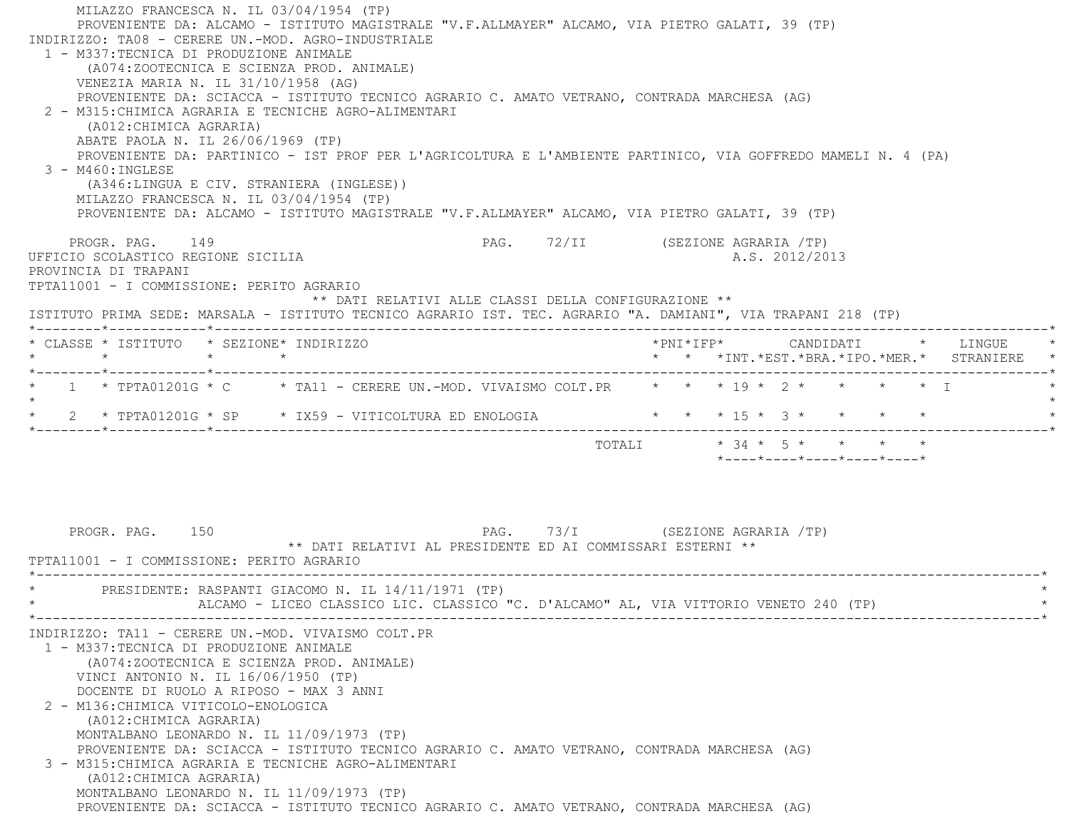MILAZZO FRANCESCA N. IL 03/04/1954 (TP)
PROVENIENTE DA: ALCAMO - ISTITUTO MAGISTRALE "V.F.ALLMAYER" ALCAMO, VIA PIETRO GALATI, 39 (TP)

INDIRIZZO: TA08 - CERERE UN.-MOD. AGRO-INDUSTRIALE

1 - M337:TECNICA DI PRODUZIONE ANIMALE
(A074:ZOOTECNICA E SCIENZA PROD. ANIMALE)
VENEZIA MARIA N. IL 31/10/1958 (AG)
PROVENIENTE DA: SCIACCA - ISTITUTO TECNICO AGRARIO C. AMATO VETRANO, CONTRADA MARCHESA (AG)

2 - M315:CHIMICA AGRARIA E TECNICHE AGRO-ALIMENTARI
(A012:CHIMICA AGRARIA)
ABATE PAOLA N. IL 26/06/1969 (TP)
PROVENIENTE DA: PARTINICO - IST PROF PER L'AGRICOLTURA E L'AMBIENTE PARTINICO, VIA GOFFREDO MAMELI N. 4 (PA)

3 - M460:INGLESE
(A346:LINGUA E CIV. STRANIERA (INGLESE))
MILAZZO FRANCESCA N. IL 03/04/1954 (TP)
PROVENIENTE DA: ALCAMO - ISTITUTO MAGISTRALE "V.F.ALLMAYER" ALCAMO, VIA PIETRO GALATI, 39 (TP)

PROGR. PAG. 149 PAG. 72/II (SEZIONE AGRARIA /TP)

UFFICIO SCOLASTICO REGIONE SICILIA A.S. 2012/2013

PROVINCIA DI TRAPANI

TPTA11001 - I COMMISSIONE: PERITO AGRARIO

** DATI RELATIVI ALLE CLASSI DELLA CONFIGURAZIONE **

ISTITUTO PRIMA SEDE: MARSALA - ISTITUTO TECNICO AGRARIO IST. TEC. AGRARIO "A. DAMIANI", VIA TRAPANI 218 (TP)

| CLASSE | ISTITUTO | SEZIONE | INDIRIZZO | PNI | IFP | CANDIDATI INT. | CANDIDATI EST. | CANDIDATI BRA. | CANDIDATI IPO. | CANDIDATI MER. | LINGUE STRANIERE |
|---|---|---|---|---|---|---|---|---|---|---|---|
| 1 | TPTA01201G | C | TA11 - CERERE UN.-MOD. VIVAISMO COLT.PR | | | 19 | 2 | | | | I |
| 2 | TPTA01201G | SP | IX59 - VITICOLTURA ED ENOLOGIA | | | 15 | 3 | | | | |
| | | | TOTALI | | | 34 | 5 | | | | |

PROGR. PAG. 150 PAG. 73/I (SEZIONE AGRARIA /TP)

** DATI RELATIVI AL PRESIDENTE ED AI COMMISSARI ESTERNI **

TPTA11001 - I COMMISSIONE: PERITO AGRARIO

PRESIDENTE: RASPANTI GIACOMO N. IL 14/11/1971 (TP)
ALCAMO - LICEO CLASSICO LIC. CLASSICO "C. D'ALCAMO" AL, VIA VITTORIO VENETO 240 (TP)

INDIRIZZO: TA11 - CERERE UN.-MOD. VIVAISMO COLT.PR

1 - M337:TECNICA DI PRODUZIONE ANIMALE
(A074:ZOOTECNICA E SCIENZA PROD. ANIMALE)
VINCI ANTONIO N. IL 16/06/1950 (TP)
DOCENTE DI RUOLO A RIPOSO - MAX 3 ANNI

2 - M136:CHIMICA VITICOLO-ENOLOGICA
(A012:CHIMICA AGRARIA)
MONTALBANO LEONARDO N. IL 11/09/1973 (TP)
PROVENIENTE DA: SCIACCA - ISTITUTO TECNICO AGRARIO C. AMATO VETRANO, CONTRADA MARCHESA (AG)

3 - M315:CHIMICA AGRARIA E TECNICHE AGRO-ALIMENTARI
(A012:CHIMICA AGRARIA)
MONTALBANO LEONARDO N. IL 11/09/1973 (TP)
PROVENIENTE DA: SCIACCA - ISTITUTO TECNICO AGRARIO C. AMATO VETRANO, CONTRADA MARCHESA (AG)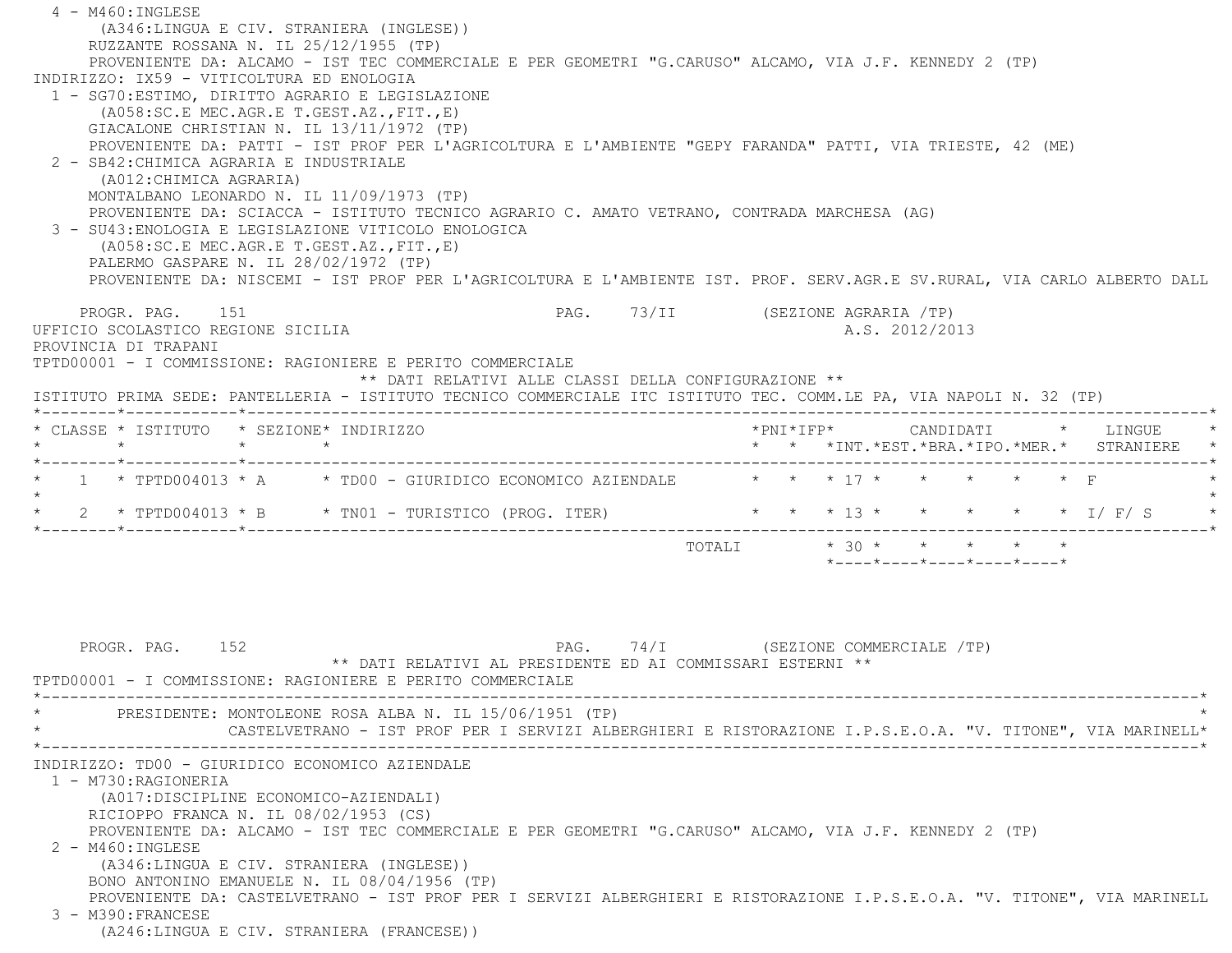4 - M460:INGLESE
(A346:LINGUA E CIV. STRANIERA (INGLESE))
RUZZANTE ROSSANA N. IL 25/12/1955 (TP)
PROVENIENTE DA: ALCAMO - IST TEC COMMERCIALE E PER GEOMETRI "G.CARUSO" ALCAMO, VIA J.F. KENNEDY 2 (TP)

INDIRIZZO: IX59 - VITICOLTURA ED ENOLOGIA

1 - SG70:ESTIMO, DIRITTO AGRARIO E LEGISLAZIONE
(A058:SC.E MEC.AGR.E T.GEST.AZ.,FIT.,E)
GIACALONE CHRISTIAN N. IL 13/11/1972 (TP)
PROVENIENTE DA: PATTI - IST PROF PER L'AGRICOLTURA E L'AMBIENTE "GEPY FARANDA" PATTI, VIA TRIESTE, 42 (ME)

2 - SB42:CHIMICA AGRARIA E INDUSTRIALE
(A012:CHIMICA AGRARIA)
MONTALBANO LEONARDO N. IL 11/09/1973 (TP)
PROVENIENTE DA: SCIACCA - ISTITUTO TECNICO AGRARIO C. AMATO VETRANO, CONTRADA MARCHESA (AG)

3 - SU43:ENOLOGIA E LEGISLAZIONE VITICOLO ENOLOGICA
(A058:SC.E MEC.AGR.E T.GEST.AZ.,FIT.,E)
PALERMO GASPARE N. IL 28/02/1972 (TP)
PROVENIENTE DA: NISCEMI - IST PROF PER L'AGRICOLTURA E L'AMBIENTE IST. PROF. SERV.AGR.E SV.RURAL, VIA CARLO ALBERTO DALL

PROGR. PAG. 151 PAG. 73/II (SEZIONE AGRARIA /TP)

UFFICIO SCOLASTICO REGIONE SICILIA A.S. 2012/2013
PROVINCIA DI TRAPANI
TPTD00001 - I COMMISSIONE: RAGIONIERE E PERITO COMMERCIALE

** DATI RELATIVI ALLE CLASSI DELLA CONFIGURAZIONE **

ISTITUTO PRIMA SEDE: PANTELLERIA - ISTITUTO TECNICO COMMERCIALE ITC ISTITUTO TEC. COMM.LE PA, VIA NAPOLI N. 32 (TP)

| CLASSE | ISTITUTO | SEZIONE | INDIRIZZO | PNI | IFP | CANDIDATI INT. | EST. | BRA. | IPO. | MER. | LINGUE STRANIERE |
|---|---|---|---|---|---|---|---|---|---|---|---|
| 1 | TPTD004013 | A | TD00 - GIURIDICO ECONOMICO AZIENDALE | | | 17 | | | | | F |
| 2 | TPTD004013 | B | TN01 - TURISTICO (PROG. ITER) | | | 13 | | | | | I/ F/ S |
| | | | TOTALI | | | 30 | | | | | |

PROGR. PAG. 152 PAG. 74/I (SEZIONE COMMERCIALE /TP)

** DATI RELATIVI AL PRESIDENTE ED AI COMMISSARI ESTERNI **

TPTD00001 - I COMMISSIONE: RAGIONIERE E PERITO COMMERCIALE

PRESIDENTE: MONTOLEONE ROSA ALBA N. IL 15/06/1951 (TP)
CASTELVETRANO - IST PROF PER I SERVIZI ALBERGHIERI E RISTORAZIONE I.P.S.E.O.A. "V. TITONE", VIA MARINELL

INDIRIZZO: TD00 - GIURIDICO ECONOMICO AZIENDALE

1 - M730:RAGIONERIA
(A017:DISCIPLINE ECONOMICO-AZIENDALI)
RICIOPPO FRANCA N. IL 08/02/1953 (CS)
PROVENIENTE DA: ALCAMO - IST TEC COMMERCIALE E PER GEOMETRI "G.CARUSO" ALCAMO, VIA J.F. KENNEDY 2 (TP)

2 - M460:INGLESE
(A346:LINGUA E CIV. STRANIERA (INGLESE))
BONO ANTONINO EMANUELE N. IL 08/04/1956 (TP)
PROVENIENTE DA: CASTELVETRANO - IST PROF PER I SERVIZI ALBERGHIERI E RISTORAZIONE I.P.S.E.O.A. "V. TITONE", VIA MARINELL

3 - M390:FRANCESE
(A246:LINGUA E CIV. STRANIERA (FRANCESE))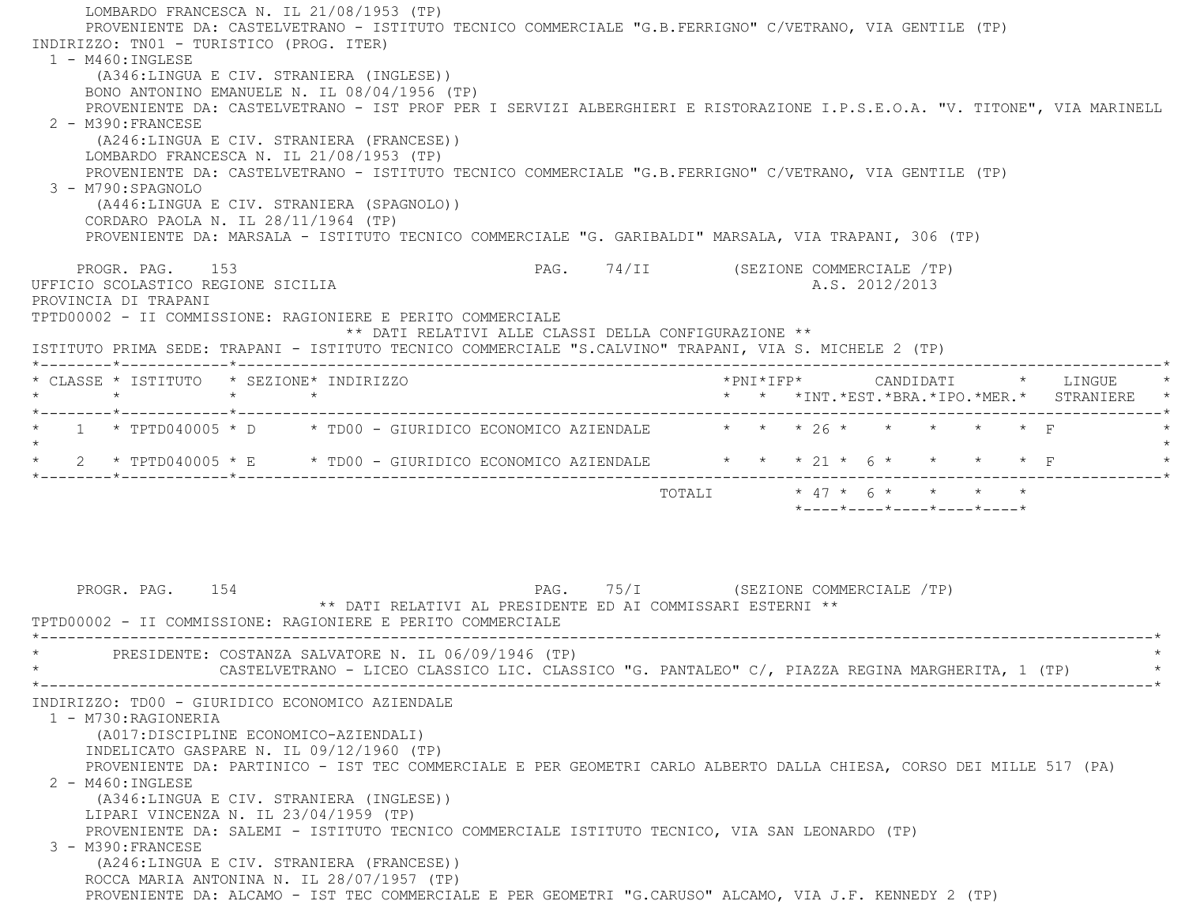LOMBARDO FRANCESCA N. IL 21/08/1953 (TP)
PROVENIENTE DA: CASTELVETRANO - ISTITUTO TECNICO COMMERCIALE "G.B.FERRIGNO" C/VETRANO, VIA GENTILE (TP)

INDIRIZZO: TN01 - TURISTICO (PROG. ITER)

1 - M460:INGLESE
(A346:LINGUA E CIV. STRANIERA (INGLESE))
BONO ANTONINO EMANUELE N. IL 08/04/1956 (TP)
PROVENIENTE DA: CASTELVETRANO - IST PROF PER I SERVIZI ALBERGHIERI E RISTORAZIONE I.P.S.E.O.A. "V. TITONE", VIA MARINELL

2 - M390:FRANCESE
(A246:LINGUA E CIV. STRANIERA (FRANCESE))
LOMBARDO FRANCESCA N. IL 21/08/1953 (TP)
PROVENIENTE DA: CASTELVETRANO - ISTITUTO TECNICO COMMERCIALE "G.B.FERRIGNO" C/VETRANO, VIA GENTILE (TP)

3 - M790:SPAGNOLO
(A446:LINGUA E CIV. STRANIERA (SPAGNOLO))
CORDARO PAOLA N. IL 28/11/1964 (TP)
PROVENIENTE DA: MARSALA - ISTITUTO TECNICO COMMERCIALE "G. GARIBALDI" MARSALA, VIA TRAPANI, 306 (TP)

PROGR. PAG. 153 PAG. 74/II (SEZIONE COMMERCIALE /TP)

UFFICIO SCOLASTICO REGIONE SICILIA A.S. 2012/2013

PROVINCIA DI TRAPANI

TPTD00002 - II COMMISSIONE: RAGIONIERE E PERITO COMMERCIALE

** DATI RELATIVI ALLE CLASSI DELLA CONFIGURAZIONE **

ISTITUTO PRIMA SEDE: TRAPANI - ISTITUTO TECNICO COMMERCIALE "S.CALVINO" TRAPANI, VIA S. MICHELE 2 (TP)

| CLASSE | ISTITUTO | SEZIONE | INDIRIZZO | PNI | IFP | CANDIDATI INT. | EST. | BRA. | IPO. | MER. | LINGUE STRANIERE |
|---|---|---|---|---|---|---|---|---|---|---|---|
| 1 | TPTD040005 | D | TD00 - GIURIDICO ECONOMICO AZIENDALE | | | 26 | | | | | F |
| 2 | TPTD040005 | E | TD00 - GIURIDICO ECONOMICO AZIENDALE | | | 21 | 6 | | | | F |
| | | | TOTALI | | | 47 | 6 | | | | |

PROGR. PAG. 154 PAG. 75/I (SEZIONE COMMERCIALE /TP)

** DATI RELATIVI AL PRESIDENTE ED AI COMMISSARI ESTERNI **

TPTD00002 - II COMMISSIONE: RAGIONIERE E PERITO COMMERCIALE

PRESIDENTE: COSTANZA SALVATORE N. IL 06/09/1946 (TP)
CASTELVETRANO - LICEO CLASSICO LIC. CLASSICO "G. PANTALEO" C/, PIAZZA REGINA MARGHERITA, 1 (TP)

INDIRIZZO: TD00 - GIURIDICO ECONOMICO AZIENDALE

1 - M730:RAGIONERIA
(A017:DISCIPLINE ECONOMICO-AZIENDALI)
INDELICATO GASPARE N. IL 09/12/1960 (TP)
PROVENIENTE DA: PARTINICO - IST TEC COMMERCIALE E PER GEOMETRI CARLO ALBERTO DALLA CHIESA, CORSO DEI MILLE 517 (PA)

2 - M460:INGLESE
(A346:LINGUA E CIV. STRANIERA (INGLESE))
LIPARI VINCENZA N. IL 23/04/1959 (TP)
PROVENIENTE DA: SALEMI - ISTITUTO TECNICO COMMERCIALE ISTITUTO TECNICO, VIA SAN LEONARDO (TP)

3 - M390:FRANCESE
(A246:LINGUA E CIV. STRANIERA (FRANCESE))
ROCCA MARIA ANTONINA N. IL 28/07/1957 (TP)
PROVENIENTE DA: ALCAMO - IST TEC COMMERCIALE E PER GEOMETRI "G.CARUSO" ALCAMO, VIA J.F. KENNEDY 2 (TP)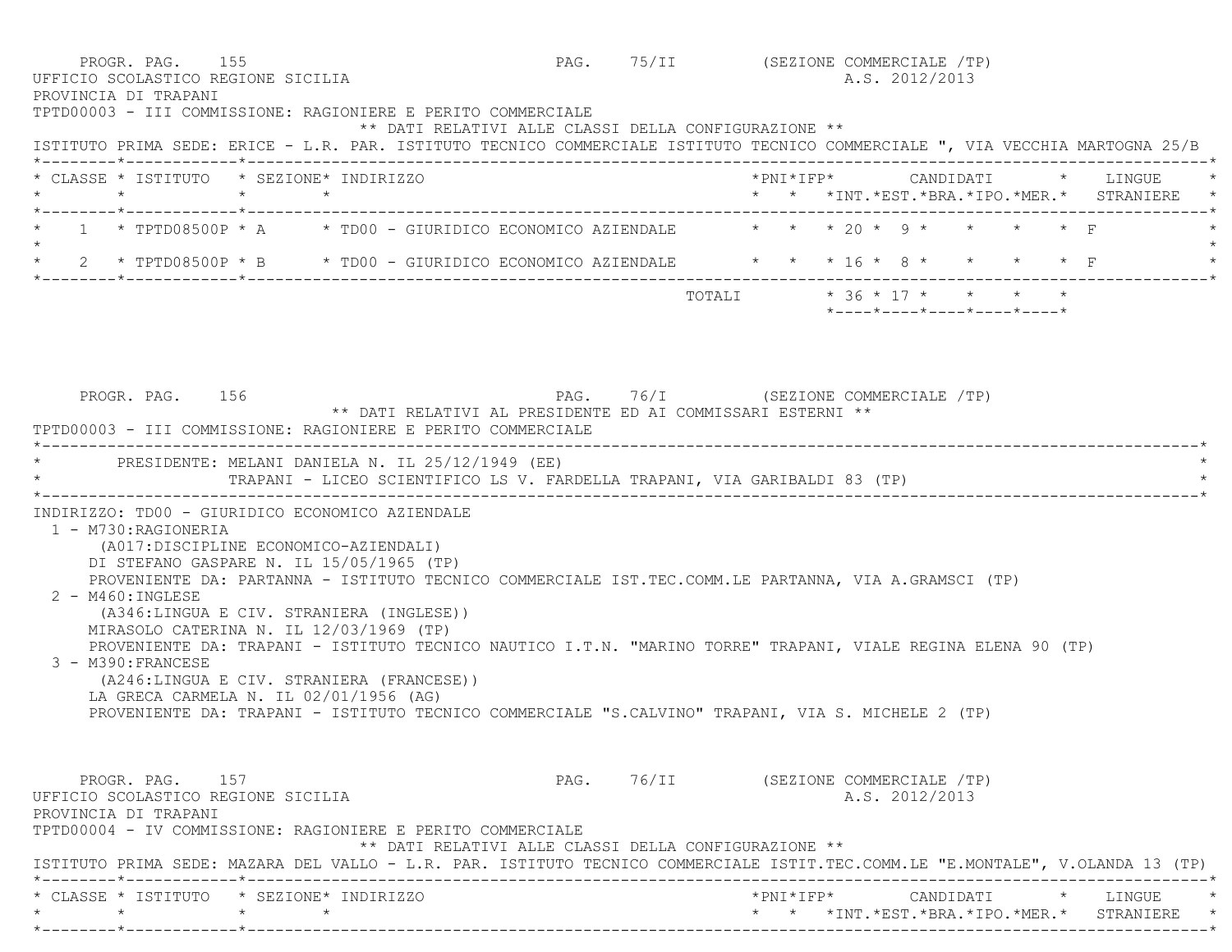PROGR. PAG. 155 PAG. 75/II (SEZIONE COMMERCIALE /TP)

UFFICIO SCOLASTICO REGIONE SICILIA A.S. 2012/2013

PROVINCIA DI TRAPANI

TPTD00003 - III COMMISSIONE: RAGIONIERE E PERITO COMMERCIALE

** DATI RELATIVI ALLE CLASSI DELLA CONFIGURAZIONE **

ISTITUTO PRIMA SEDE: ERICE - L.R. PAR. ISTITUTO TECNICO COMMERCIALE ISTITUTO TECNICO COMMERCIALE ", VIA VECCHIA MARTOGNA 25/B

| CLASSE | ISTITUTO | SEZIONE | INDIRIZZO | PNI | IFP | INT. | EST. | BRA. | IPO. | MER. | LINGUE STRANIERE |
|---|---|---|---|---|---|---|---|---|---|---|---|
| 1 | TPTD08500P | A | TD00 - GIURIDICO ECONOMICO AZIENDALE | | | 20 | 9 | | | | F |
| 2 | TPTD08500P | B | TD00 - GIURIDICO ECONOMICO AZIENDALE | | | 16 | 8 | | | | F |
| | | | TOTALI | | | 36 | 17 | | | | |

PROGR. PAG. 156 PAG. 76/I (SEZIONE COMMERCIALE /TP)

** DATI RELATIVI AL PRESIDENTE ED AI COMMISSARI ESTERNI **

TPTD00003 - III COMMISSIONE: RAGIONIERE E PERITO COMMERCIALE

PRESIDENTE: MELANI DANIELA N. IL 25/12/1949 (EE)
TRAPANI - LICEO SCIENTIFICO LS V. FARDELLA TRAPANI, VIA GARIBALDI 83 (TP)

INDIRIZZO: TD00 - GIURIDICO ECONOMICO AZIENDALE

1 - M730:RAGIONERIA
(A017:DISCIPLINE ECONOMICO-AZIENDALI)
DI STEFANO GASPARE N. IL 15/05/1965 (TP)
PROVENIENTE DA: PARTANNA - ISTITUTO TECNICO COMMERCIALE IST.TEC.COMM.LE PARTANNA, VIA A.GRAMSCI (TP)

2 - M460:INGLESE
(A346:LINGUA E CIV. STRANIERA (INGLESE))
MIRASOLO CATERINA N. IL 12/03/1969 (TP)
PROVENIENTE DA: TRAPANI - ISTITUTO TECNICO NAUTICO I.T.N. "MARINO TORRE" TRAPANI, VIALE REGINA ELENA 90 (TP)

3 - M390:FRANCESE
(A246:LINGUA E CIV. STRANIERA (FRANCESE))
LA GRECA CARMELA N. IL 02/01/1956 (AG)
PROVENIENTE DA: TRAPANI - ISTITUTO TECNICO COMMERCIALE "S.CALVINO" TRAPANI, VIA S. MICHELE 2 (TP)

PROGR. PAG. 157 PAG. 76/II (SEZIONE COMMERCIALE /TP)

UFFICIO SCOLASTICO REGIONE SICILIA A.S. 2012/2013

PROVINCIA DI TRAPANI

TPTD00004 - IV COMMISSIONE: RAGIONIERE E PERITO COMMERCIALE

** DATI RELATIVI ALLE CLASSI DELLA CONFIGURAZIONE **

ISTITUTO PRIMA SEDE: MAZARA DEL VALLO - L.R. PAR. ISTITUTO TECNICO COMMERCIALE ISTIT.TEC.COMM.LE "E.MONTALE", V.OLANDA 13 (TP)

| CLASSE | ISTITUTO | SEZIONE | INDIRIZZO | PNI | IFP | INT. | EST. | BRA. | IPO. | MER. | LINGUE STRANIERE |
|---|---|---|---|---|---|---|---|---|---|---|---|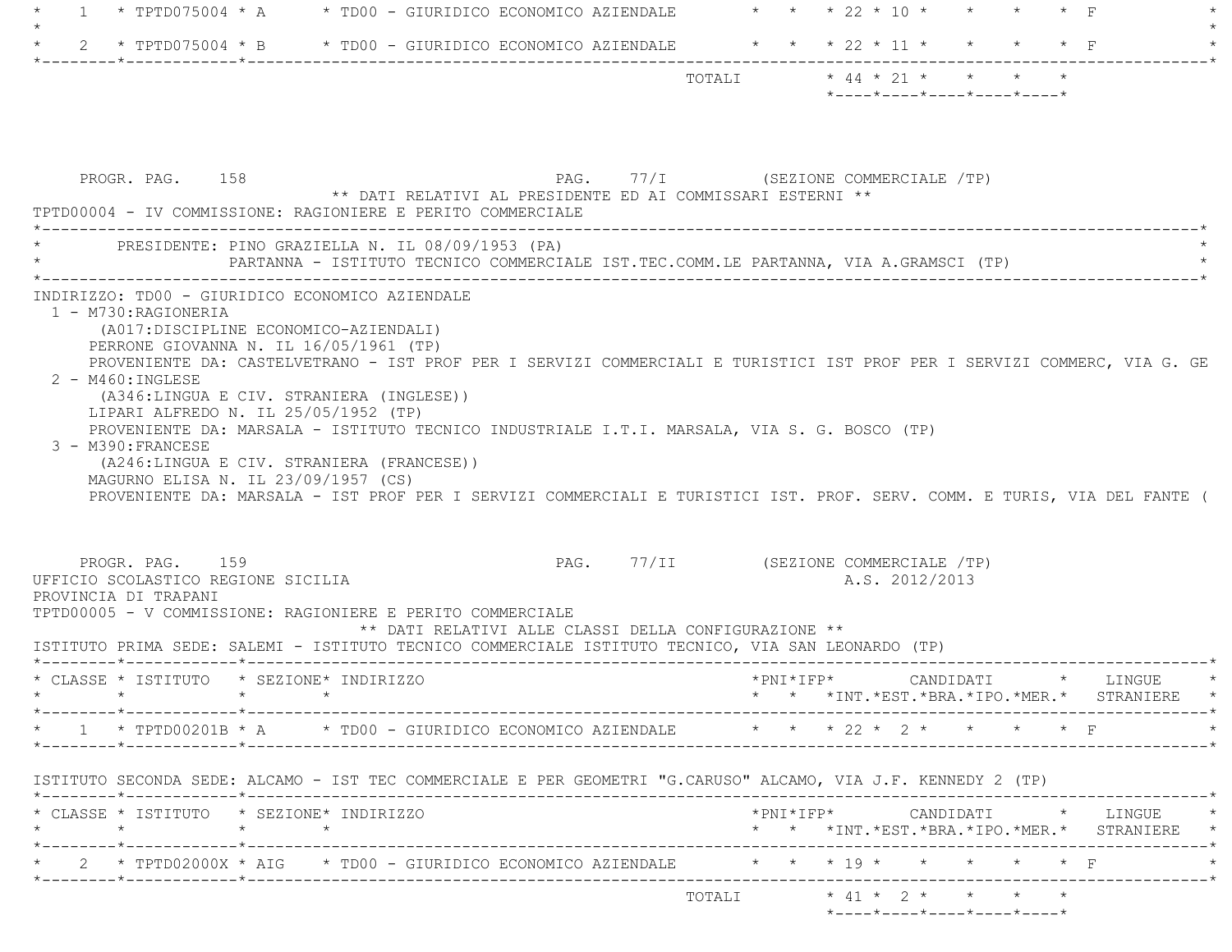| CLASSE | ISTITUTO | SEZIONE | INDIRIZZO | PNI | IFP | INT. | EST. | BRA. | IPO. | MER. | LINGUE STRANIERE |
|---|---|---|---|---|---|---|---|---|---|---|---|
| 1 | TPTD075004 | A | TD00 - GIURIDICO ECONOMICO AZIENDALE | | | 22 | 10 | | | | F |
| 2 | TPTD075004 | B | TD00 - GIURIDICO ECONOMICO AZIENDALE | | | 22 | 11 | | | | F |
| | | | TOTALI | | | 44 | 21 | | | | |

PROGR. PAG. 158 PAG. 77/I (SEZIONE COMMERCIALE /TP)

** DATI RELATIVI AL PRESIDENTE ED AI COMMISSARI ESTERNI **

TPTD00004 - IV COMMISSIONE: RAGIONIERE E PERITO COMMERCIALE

PRESIDENTE: PINO GRAZIELLA N. IL 08/09/1953 (PA)
PARTANNA - ISTITUTO TECNICO COMMERCIALE IST.TEC.COMM.LE PARTANNA, VIA A.GRAMSCI (TP)

INDIRIZZO: TD00 - GIURIDICO ECONOMICO AZIENDALE

1 - M730:RAGIONERIA
(A017:DISCIPLINE ECONOMICO-AZIENDALI)
PERRONE GIOVANNA N. IL 16/05/1961 (TP)
PROVENIENTE DA: CASTELVETRANO - IST PROF PER I SERVIZI COMMERCIALI E TURISTICI IST PROF PER I SERVIZI COMMERC, VIA G. GE

2 - M460:INGLESE
(A346:LINGUA E CIV. STRANIERA (INGLESE))
LIPARI ALFREDO N. IL 25/05/1952 (TP)
PROVENIENTE DA: MARSALA - ISTITUTO TECNICO INDUSTRIALE I.T.I. MARSALA, VIA S. G. BOSCO (TP)

3 - M390:FRANCESE
(A246:LINGUA E CIV. STRANIERA (FRANCESE))
MAGURNO ELISA N. IL 23/09/1957 (CS)
PROVENIENTE DA: MARSALA - IST PROF PER I SERVIZI COMMERCIALI E TURISTICI IST. PROF. SERV. COMM. E TURIS, VIA DEL FANTE (

PROGR. PAG. 159 PAG. 77/II (SEZIONE COMMERCIALE /TP)

UFFICIO SCOLASTICO REGIONE SICILIA A.S. 2012/2013

PROVINCIA DI TRAPANI

TPTD00005 - V COMMISSIONE: RAGIONIERE E PERITO COMMERCIALE

** DATI RELATIVI ALLE CLASSI DELLA CONFIGURAZIONE **

ISTITUTO PRIMA SEDE: SALEMI - ISTITUTO TECNICO COMMERCIALE ISTITUTO TECNICO, VIA SAN LEONARDO (TP)

| CLASSE | ISTITUTO | SEZIONE | INDIRIZZO | PNI | IFP | INT. | EST. | BRA. | IPO. | MER. | LINGUE STRANIERE |
|---|---|---|---|---|---|---|---|---|---|---|---|
| 1 | TPTD00201B | A | TD00 - GIURIDICO ECONOMICO AZIENDALE | | | 22 | 2 | | | | F |

ISTITUTO SECONDA SEDE: ALCAMO - IST TEC COMMERCIALE E PER GEOMETRI "G.CARUSO" ALCAMO, VIA J.F. KENNEDY 2 (TP)

| CLASSE | ISTITUTO | SEZIONE | INDIRIZZO | PNI | IFP | INT. | EST. | BRA. | IPO. | MER. | LINGUE STRANIERE |
|---|---|---|---|---|---|---|---|---|---|---|---|
| 2 | TPTD02000X | AIG | TD00 - GIURIDICO ECONOMICO AZIENDALE | | | 19 | | | | | F |
| | | | TOTALI | | | 41 | 2 | | | | |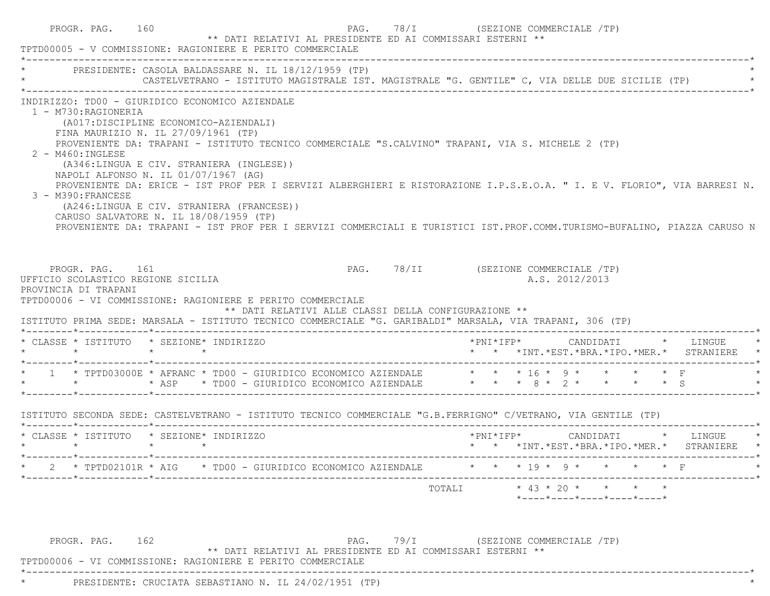PROGR. PAG. 160 PAG. 78/I (SEZIONE COMMERCIALE /TP)

** DATI RELATIVI AL PRESIDENTE ED AI COMMISSARI ESTERNI **

TPTD00005 - V COMMISSIONE: RAGIONIERE E PERITO COMMERCIALE

PRESIDENTE: CASOLA BALDASSARE N. IL 18/12/1959 (TP)
CASTELVETRANO - ISTITUTO MAGISTRALE IST. MAGISTRALE "G. GENTILE" C, VIA DELLE DUE SICILIE (TP)

INDIRIZZO: TD00 - GIURIDICO ECONOMICO AZIENDALE

1 - M730:RAGIONERIA
(A017:DISCIPLINE ECONOMICO-AZIENDALI)
FINA MAURIZIO N. IL 27/09/1961 (TP)
PROVENIENTE DA: TRAPANI - ISTITUTO TECNICO COMMERCIALE "S.CALVINO" TRAPANI, VIA S. MICHELE 2 (TP)

2 - M460:INGLESE
(A346:LINGUA E CIV. STRANIERA (INGLESE))
NAPOLI ALFONSO N. IL 01/07/1967 (AG)
PROVENIENTE DA: ERICE - IST PROF PER I SERVIZI ALBERGHIERI E RISTORAZIONE I.P.S.E.O.A. " I. E V. FLORIO", VIA BARRESI N.

3 - M390:FRANCESE
(A246:LINGUA E CIV. STRANIERA (FRANCESE))
CARUSO SALVATORE N. IL 18/08/1959 (TP)
PROVENIENTE DA: TRAPANI - IST PROF PER I SERVIZI COMMERCIALI E TURISTICI IST.PROF.COMM.TURISMO-BUFALINO, PIAZZA CARUSO N

PROGR. PAG. 161 PAG. 78/II (SEZIONE COMMERCIALE /TP)

UFFICIO SCOLASTICO REGIONE SICILIA A.S. 2012/2013
PROVINCIA DI TRAPANI

TPTD00006 - VI COMMISSIONE: RAGIONIERE E PERITO COMMERCIALE

** DATI RELATIVI ALLE CLASSI DELLA CONFIGURAZIONE **

ISTITUTO PRIMA SEDE: MARSALA - ISTITUTO TECNICO COMMERCIALE "G. GARIBALDI" MARSALA, VIA TRAPANI, 306 (TP)

| CLASSE | ISTITUTO | SEZIONE | INDIRIZZO | PNI | IFP | INT. | EST. | BRA. | IPO. | MER. | LINGUE STRANIERE |
|---|---|---|---|---|---|---|---|---|---|---|---|
| 1 | TPTD03000E | AFRANC | TD00 - GIURIDICO ECONOMICO AZIENDALE | | | 16 | 9 | | | | F |
| | | ASP | TD00 - GIURIDICO ECONOMICO AZIENDALE | | | 8 | 2 | | | | S |

ISTITUTO SECONDA SEDE: CASTELVETRANO - ISTITUTO TECNICO COMMERCIALE "G.B.FERRIGNO" C/VETRANO, VIA GENTILE (TP)

| CLASSE | ISTITUTO | SEZIONE | INDIRIZZO | PNI | IFP | INT. | EST. | BRA. | IPO. | MER. | LINGUE STRANIERE |
|---|---|---|---|---|---|---|---|---|---|---|---|
| 2 | TPTD02101R | AIG | TD00 - GIURIDICO ECONOMICO AZIENDALE | | | 19 | 9 | | | | F |
| | | | TOTALI | | | 43 | 20 | | | | |

PROGR. PAG. 162 PAG. 79/I (SEZIONE COMMERCIALE /TP)

** DATI RELATIVI AL PRESIDENTE ED AI COMMISSARI ESTERNI **

TPTD00006 - VI COMMISSIONE: RAGIONIERE E PERITO COMMERCIALE

PRESIDENTE: CRUCIATA SEBASTIANO N. IL 24/02/1951 (TP)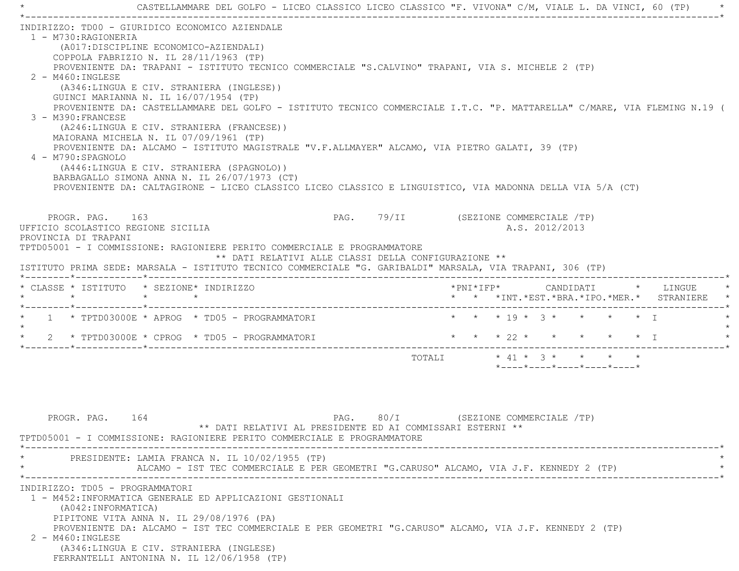CASTELLAMMARE DEL GOLFO - LICEO CLASSICO LICEO CLASSICO "F. VIVONA" C/M, VIALE L. DA VINCI, 60 (TP)

INDIRIZZO: TD00 - GIURIDICO ECONOMICO AZIENDALE

1 - M730:RAGIONERIA
  (A017:DISCIPLINE ECONOMICO-AZIENDALI)
  COPPOLA FABRIZIO N. IL 28/11/1963 (TP)
  PROVENIENTE DA: TRAPANI - ISTITUTO TECNICO COMMERCIALE "S.CALVINO" TRAPANI, VIA S. MICHELE 2 (TP)
2 - M460:INGLESE
  (A346:LINGUA E CIV. STRANIERA (INGLESE))
  GUINCI MARIANNA N. IL 16/07/1954 (TP)
  PROVENIENTE DA: CASTELLAMMARE DEL GOLFO - ISTITUTO TECNICO COMMERCIALE I.T.C. "P. MATTARELLA" C/MARE, VIA FLEMING N.19 (
3 - M390:FRANCESE
  (A246:LINGUA E CIV. STRANIERA (FRANCESE))
  MAIORANA MICHELA N. IL 07/09/1961 (TP)
  PROVENIENTE DA: ALCAMO - ISTITUTO MAGISTRALE "V.F.ALLMAYER" ALCAMO, VIA PIETRO GALATI, 39 (TP)
4 - M790:SPAGNOLO
  (A446:LINGUA E CIV. STRANIERA (SPAGNOLO))
  BARBAGALLO SIMONA ANNA N. IL 26/07/1973 (CT)
  PROVENIENTE DA: CALTAGIRONE - LICEO CLASSICO LICEO CLASSICO E LINGUISTICO, VIA MADONNA DELLA VIA 5/A (CT)

PROGR. PAG. 163 — PAG. 79/II — (SEZIONE COMMERCIALE /TP)

UFFICIO SCOLASTICO REGIONE SICILIA — A.S. 2012/2013
PROVINCIA DI TRAPANI
TPTD05001 - I COMMISSIONE: RAGIONIERE PERITO COMMERCIALE E PROGRAMMATORE

** DATI RELATIVI ALLE CLASSI DELLA CONFIGURAZIONE **

ISTITUTO PRIMA SEDE: MARSALA - ISTITUTO TECNICO COMMERCIALE "G. GARIBALDI" MARSALA, VIA TRAPANI, 306 (TP)

| CLASSE | ISTITUTO | SEZIONE | INDIRIZZO | PNI | IFP | CANDIDATI INT. | EST. | BRA. | IPO. | MER. | LINGUE STRANIERE |
|---|---|---|---|---|---|---|---|---|---|---|---|
| 1 | TPTD03000E | APROG | TD05 - PROGRAMMATORI | | | 19 | 3 | | | | I |
| 2 | TPTD03000E | CPROG | TD05 - PROGRAMMATORI | | | 22 | | | | | I |
| | | | TOTALI | | | 41 | 3 | | | | |

PROGR. PAG. 164 — PAG. 80/I — (SEZIONE COMMERCIALE /TP)

** DATI RELATIVI AL PRESIDENTE ED AI COMMISSARI ESTERNI **

TPTD05001 - I COMMISSIONE: RAGIONIERE PERITO COMMERCIALE E PROGRAMMATORE

PRESIDENTE: LAMIA FRANCA N. IL 10/02/1955 (TP)
ALCAMO - IST TEC COMMERCIALE E PER GEOMETRI "G.CARUSO" ALCAMO, VIA J.F. KENNEDY 2 (TP)

INDIRIZZO: TD05 - PROGRAMMATORI

1 - M452:INFORMATICA GENERALE ED APPLICAZIONI GESTIONALI
  (A042:INFORMATICA)
  PIPITONE VITA ANNA N. IL 29/08/1976 (PA)
  PROVENIENTE DA: ALCAMO - IST TEC COMMERCIALE E PER GEOMETRI "G.CARUSO" ALCAMO, VIA J.F. KENNEDY 2 (TP)
2 - M460:INGLESE
  (A346:LINGUA E CIV. STRANIERA (INGLESE)
  FERRANTELLI ANTONINA N. IL 12/06/1958 (TP)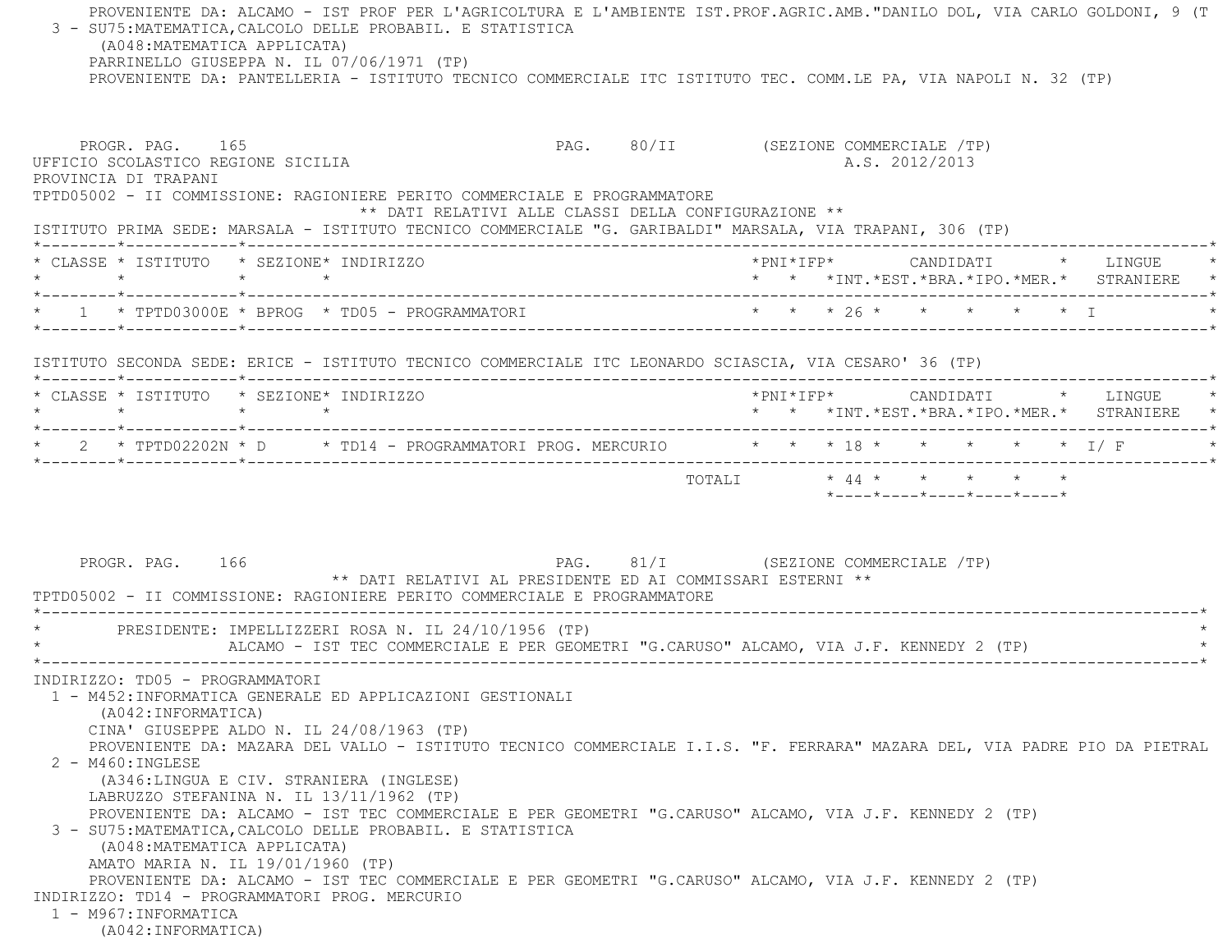PROVENIENTE DA: ALCAMO - IST PROF PER L'AGRICOLTURA E L'AMBIENTE IST.PROF.AGRIC.AMB."DANILO DOL, VIA CARLO GOLDONI, 9 (T

3 - SU75:MATEMATICA,CALCOLO DELLE PROBABIL. E STATISTICA
(A048:MATEMATICA APPLICATA)
PARRINELLO GIUSEPPA N. IL 07/06/1971 (TP)
PROVENIENTE DA: PANTELLERIA - ISTITUTO TECNICO COMMERCIALE ITC ISTITUTO TEC. COMM.LE PA, VIA NAPOLI N. 32 (TP)

PROGR. PAG. 165 PAG. 80/II (SEZIONE COMMERCIALE /TP)

UFFICIO SCOLASTICO REGIONE SICILIA A.S. 2012/2013

PROVINCIA DI TRAPANI

TPTD05002 - II COMMISSIONE: RAGIONIERE PERITO COMMERCIALE E PROGRAMMATORE

** DATI RELATIVI ALLE CLASSI DELLA CONFIGURAZIONE **

ISTITUTO PRIMA SEDE: MARSALA - ISTITUTO TECNICO COMMERCIALE "G. GARIBALDI" MARSALA, VIA TRAPANI, 306 (TP)

| CLASSE | ISTITUTO | SEZIONE | INDIRIZZO | PNI | IFP | CANDIDATI INT. | EST. | BRA. | IPO. | MER. | LINGUE STRANIERE |
|---|---|---|---|---|---|---|---|---|---|---|---|
| 1 | TPTD03000E | BPROG | TD05 - PROGRAMMATORI | | | 26 | | | | | I |

ISTITUTO SECONDA SEDE: ERICE - ISTITUTO TECNICO COMMERCIALE ITC LEONARDO SCIASCIA, VIA CESARO' 36 (TP)

| CLASSE | ISTITUTO | SEZIONE | INDIRIZZO | PNI | IFP | CANDIDATI INT. | EST. | BRA. | IPO. | MER. | LINGUE STRANIERE |
|---|---|---|---|---|---|---|---|---|---|---|---|
| 2 | TPTD02202N | D | TD14 - PROGRAMMATORI PROG. MERCURIO | | | 18 | | | | | I/ F |
| | | | TOTALI | | | 44 | | | | | |

PROGR. PAG. 166 PAG. 81/I (SEZIONE COMMERCIALE /TP)

** DATI RELATIVI AL PRESIDENTE ED AI COMMISSARI ESTERNI **

TPTD05002 - II COMMISSIONE: RAGIONIERE PERITO COMMERCIALE E PROGRAMMATORE

PRESIDENTE: IMPELLIZZERI ROSA N. IL 24/10/1956 (TP)
ALCAMO - IST TEC COMMERCIALE E PER GEOMETRI "G.CARUSO" ALCAMO, VIA J.F. KENNEDY 2 (TP)

INDIRIZZO: TD05 - PROGRAMMATORI

1 - M452:INFORMATICA GENERALE ED APPLICAZIONI GESTIONALI
(A042:INFORMATICA)
CINA' GIUSEPPE ALDO N. IL 24/08/1963 (TP)
PROVENIENTE DA: MAZARA DEL VALLO - ISTITUTO TECNICO COMMERCIALE I.I.S. "F. FERRARA" MAZARA DEL, VIA PADRE PIO DA PIETRAL

2 - M460:INGLESE
(A346:LINGUA E CIV. STRANIERA (INGLESE)
LABRUZZO STEFANINA N. IL 13/11/1962 (TP)
PROVENIENTE DA: ALCAMO - IST TEC COMMERCIALE E PER GEOMETRI "G.CARUSO" ALCAMO, VIA J.F. KENNEDY 2 (TP)

3 - SU75:MATEMATICA,CALCOLO DELLE PROBABIL. E STATISTICA
(A048:MATEMATICA APPLICATA)
AMATO MARIA N. IL 19/01/1960 (TP)
PROVENIENTE DA: ALCAMO - IST TEC COMMERCIALE E PER GEOMETRI "G.CARUSO" ALCAMO, VIA J.F. KENNEDY 2 (TP)

INDIRIZZO: TD14 - PROGRAMMATORI PROG. MERCURIO

1 - M967:INFORMATICA
(A042:INFORMATICA)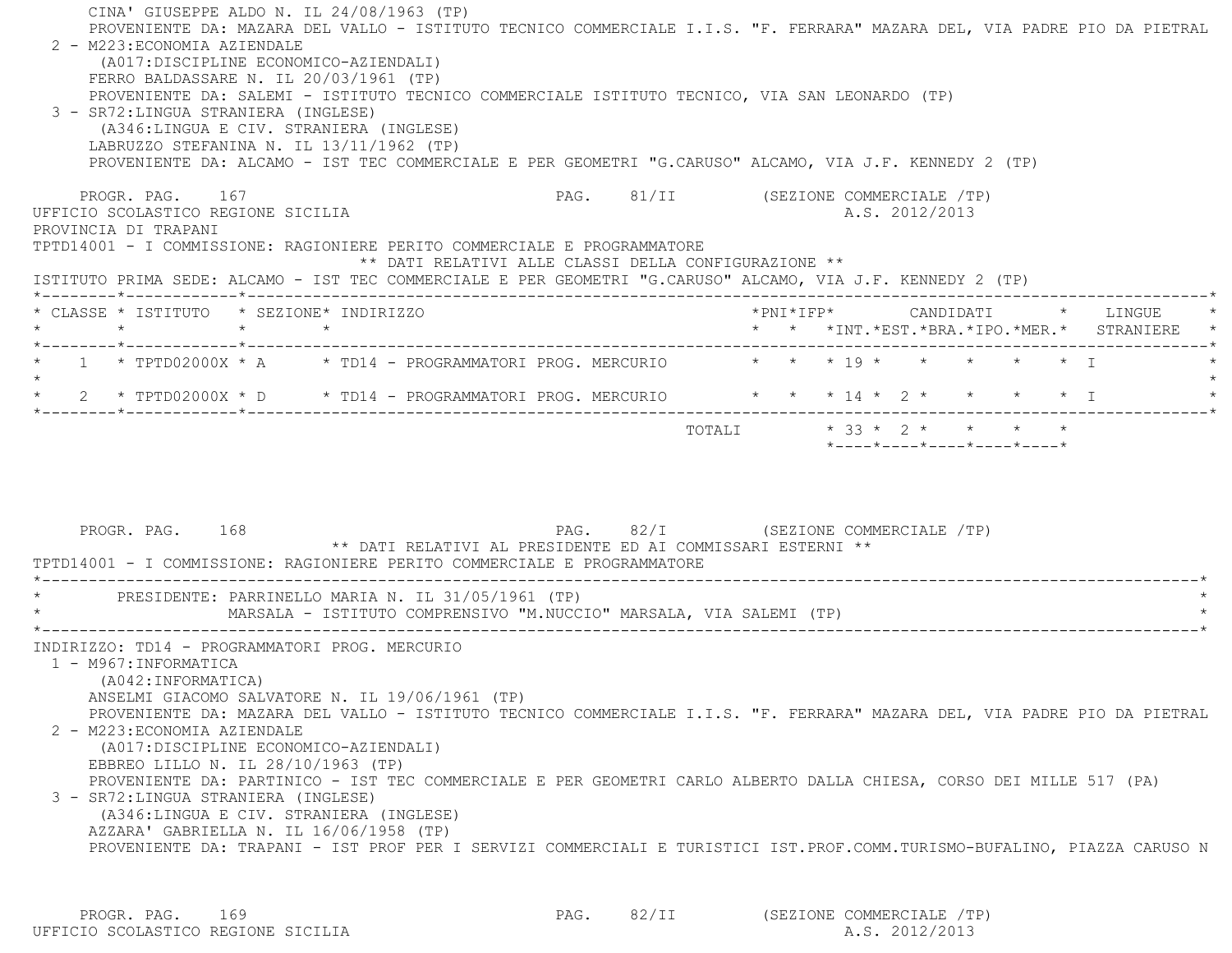CINA' GIUSEPPE ALDO N. IL 24/08/1963 (TP)
PROVENIENTE DA: MAZARA DEL VALLO - ISTITUTO TECNICO COMMERCIALE I.I.S. "F. FERRARA" MAZARA DEL, VIA PADRE PIO DA PIETRAL

2 - M223:ECONOMIA AZIENDALE
(A017:DISCIPLINE ECONOMICO-AZIENDALI)
FERRO BALDASSARE N. IL 20/03/1961 (TP)
PROVENIENTE DA: SALEMI - ISTITUTO TECNICO COMMERCIALE ISTITUTO TECNICO, VIA SAN LEONARDO (TP)

3 - SR72:LINGUA STRANIERA (INGLESE)
(A346:LINGUA E CIV. STRANIERA (INGLESE)
LABRUZZO STEFANINA N. IL 13/11/1962 (TP)
PROVENIENTE DA: ALCAMO - IST TEC COMMERCIALE E PER GEOMETRI "G.CARUSO" ALCAMO, VIA J.F. KENNEDY 2 (TP)

PROGR. PAG. 167 PAG. 81/II (SEZIONE COMMERCIALE /TP)

UFFICIO SCOLASTICO REGIONE SICILIA A.S. 2012/2013

PROVINCIA DI TRAPANI

TPTD14001 - I COMMISSIONE: RAGIONIERE PERITO COMMERCIALE E PROGRAMMATORE

** DATI RELATIVI ALLE CLASSI DELLA CONFIGURAZIONE **

ISTITUTO PRIMA SEDE: ALCAMO - IST TEC COMMERCIALE E PER GEOMETRI "G.CARUSO" ALCAMO, VIA J.F. KENNEDY 2 (TP)

| CLASSE | ISTITUTO | SEZIONE | INDIRIZZO | PNI | IFP | CANDIDATI INT. | EST. | BRA. | IPO. | MER. | LINGUE STRANIERE |
|---|---|---|---|---|---|---|---|---|---|---|---|
| 1 | TPTD02000X | A | TD14 - PROGRAMMATORI PROG. MERCURIO | | | 19 | | | | | I |
| 2 | TPTD02000X | D | TD14 - PROGRAMMATORI PROG. MERCURIO | | | 14 | 2 | | | | I |
| | | | TOTALI | | | 33 | 2 | | | | |

PROGR. PAG. 168 PAG. 82/I (SEZIONE COMMERCIALE /TP)

** DATI RELATIVI AL PRESIDENTE ED AI COMMISSARI ESTERNI **

TPTD14001 - I COMMISSIONE: RAGIONIERE PERITO COMMERCIALE E PROGRAMMATORE

PRESIDENTE: PARRINELLO MARIA N. IL 31/05/1961 (TP)
MARSALA - ISTITUTO COMPRENSIVO "M.NUCCIO" MARSALA, VIA SALEMI (TP)

INDIRIZZO: TD14 - PROGRAMMATORI PROG. MERCURIO

1 - M967:INFORMATICA
(A042:INFORMATICA)
ANSELMI GIACOMO SALVATORE N. IL 19/06/1961 (TP)
PROVENIENTE DA: MAZARA DEL VALLO - ISTITUTO TECNICO COMMERCIALE I.I.S. "F. FERRARA" MAZARA DEL, VIA PADRE PIO DA PIETRAL

2 - M223:ECONOMIA AZIENDALE
(A017:DISCIPLINE ECONOMICO-AZIENDALI)
EBBREO LILLO N. IL 28/10/1963 (TP)
PROVENIENTE DA: PARTINICO - IST TEC COMMERCIALE E PER GEOMETRI CARLO ALBERTO DALLA CHIESA, CORSO DEI MILLE 517 (PA)

3 - SR72:LINGUA STRANIERA (INGLESE)
(A346:LINGUA E CIV. STRANIERA (INGLESE)
AZZARA' GABRIELLA N. IL 16/06/1958 (TP)
PROVENIENTE DA: TRAPANI - IST PROF PER I SERVIZI COMMERCIALI E TURISTICI IST.PROF.COMM.TURISMO-BUFALINO, PIAZZA CARUSO N

PROGR. PAG. 169 PAG. 82/II (SEZIONE COMMERCIALE /TP)

UFFICIO SCOLASTICO REGIONE SICILIA A.S. 2012/2013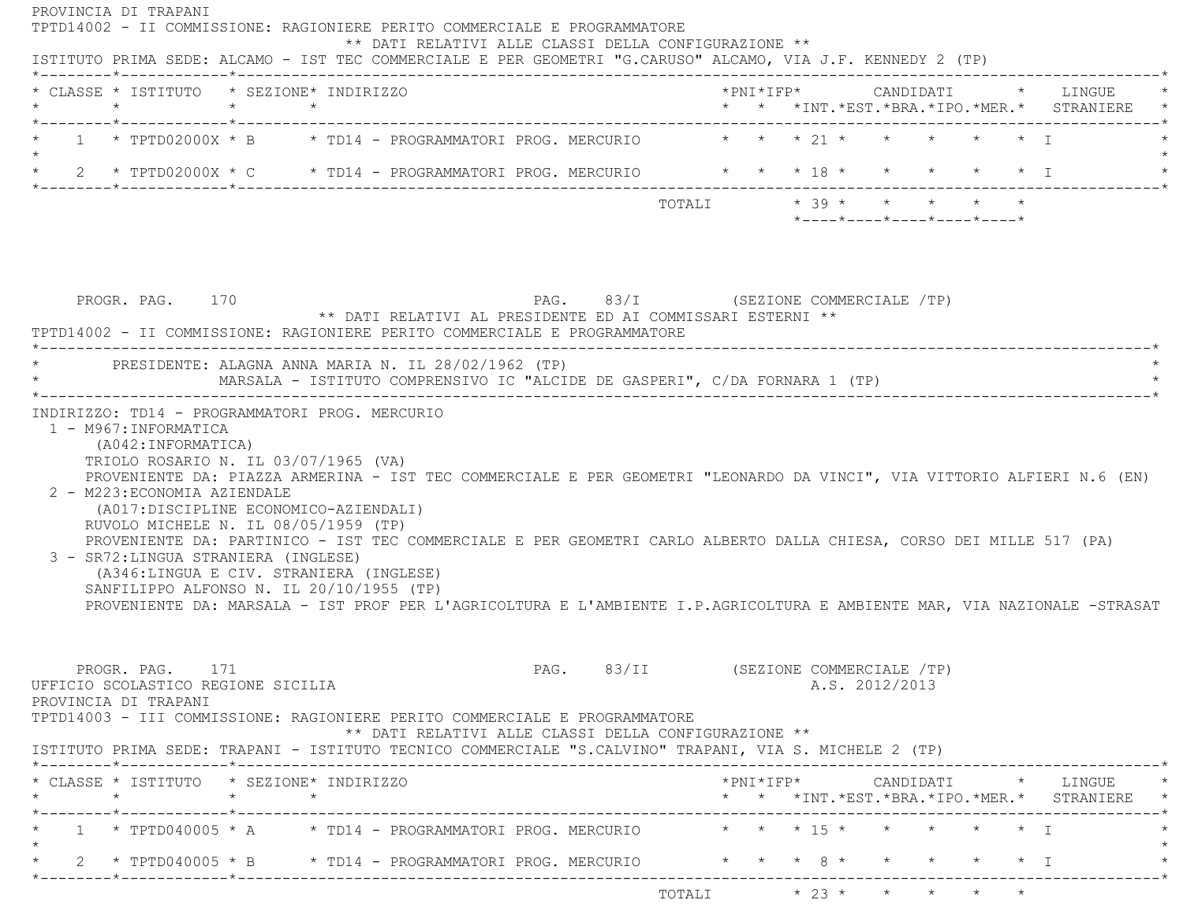PROVINCIA DI TRAPANI

TPTD14002 - II COMMISSIONE: RAGIONIERE PERITO COMMERCIALE E PROGRAMMATORE

** DATI RELATIVI ALLE CLASSI DELLA CONFIGURAZIONE **

ISTITUTO PRIMA SEDE: ALCAMO - IST TEC COMMERCIALE E PER GEOMETRI "G.CARUSO" ALCAMO, VIA J.F. KENNEDY 2 (TP)

| CLASSE | ISTITUTO | SEZIONE | INDIRIZZO | PNI | IFP | CANDIDATI INT. | EST. | BRA. | IPO. | MER. | LINGUE STRANIERE |
|---|---|---|---|---|---|---|---|---|---|---|---|
| 1 | TPTD02000X | B | TD14 - PROGRAMMATORI PROG. MERCURIO | | | 21 | | | | | I |
| 2 | TPTD02000X | C | TD14 - PROGRAMMATORI PROG. MERCURIO | | | 18 | | | | | I |
| | | | TOTALI | | | 39 | | | | | |

PROGR. PAG. 170 PAG. 83/I (SEZIONE COMMERCIALE /TP)

** DATI RELATIVI AL PRESIDENTE ED AI COMMISSARI ESTERNI **

TPTD14002 - II COMMISSIONE: RAGIONIERE PERITO COMMERCIALE E PROGRAMMATORE

PRESIDENTE: ALAGNA ANNA MARIA N. IL 28/02/1962 (TP)
MARSALA - ISTITUTO COMPRENSIVO IC "ALCIDE DE GASPERI", C/DA FORNARA 1 (TP)

INDIRIZZO: TD14 - PROGRAMMATORI PROG. MERCURIO

1 - M967:INFORMATICA
(A042:INFORMATICA)
TRIOLO ROSARIO N. IL 03/07/1965 (VA)
PROVENIENTE DA: PIAZZA ARMERINA - IST TEC COMMERCIALE E PER GEOMETRI "LEONARDO DA VINCI", VIA VITTORIO ALFIERI N.6 (EN)

2 - M223:ECONOMIA AZIENDALE
(A017:DISCIPLINE ECONOMICO-AZIENDALI)
RUVOLO MICHELE N. IL 08/05/1959 (TP)
PROVENIENTE DA: PARTINICO - IST TEC COMMERCIALE E PER GEOMETRI CARLO ALBERTO DALLA CHIESA, CORSO DEI MILLE 517 (PA)

3 - SR72:LINGUA STRANIERA (INGLESE)
(A346:LINGUA E CIV. STRANIERA (INGLESE)
SANFILIPPO ALFONSO N. IL 20/10/1955 (TP)
PROVENIENTE DA: MARSALA - IST PROF PER L'AGRICOLTURA E L'AMBIENTE I.P.AGRICOLTURA E AMBIENTE MAR, VIA NAZIONALE -STRASAT

PROGR. PAG. 171 PAG. 83/II (SEZIONE COMMERCIALE /TP)

UFFICIO SCOLASTICO REGIONE SICILIA A.S. 2012/2013

PROVINCIA DI TRAPANI

TPTD14003 - III COMMISSIONE: RAGIONIERE PERITO COMMERCIALE E PROGRAMMATORE

** DATI RELATIVI ALLE CLASSI DELLA CONFIGURAZIONE **

ISTITUTO PRIMA SEDE: TRAPANI - ISTITUTO TECNICO COMMERCIALE "S.CALVINO" TRAPANI, VIA S. MICHELE 2 (TP)

| CLASSE | ISTITUTO | SEZIONE | INDIRIZZO | PNI | IFP | CANDIDATI INT. | EST. | BRA. | IPO. | MER. | LINGUE STRANIERE |
|---|---|---|---|---|---|---|---|---|---|---|---|
| 1 | TPTD040005 | A | TD14 - PROGRAMMATORI PROG. MERCURIO | | | 15 | | | | | I |
| 2 | TPTD040005 | B | TD14 - PROGRAMMATORI PROG. MERCURIO | | | 8 | | | | | I |
| | | | TOTALI | | | 23 | | | | | |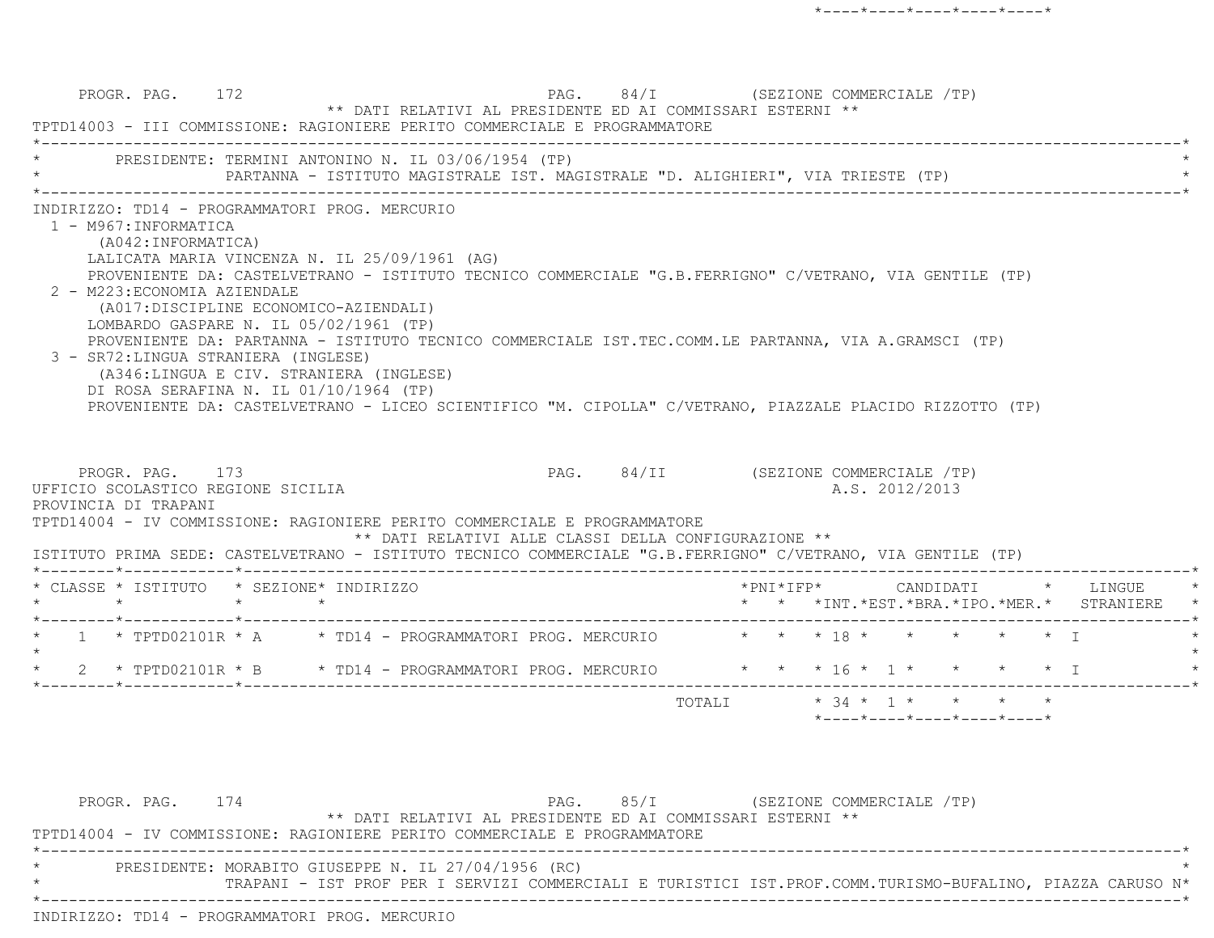PROGR. PAG. 172 PAG. 84/I (SEZIONE COMMERCIALE /TP)

** DATI RELATIVI AL PRESIDENTE ED AI COMMISSARI ESTERNI **

TPTD14003 - III COMMISSIONE: RAGIONIERE PERITO COMMERCIALE E PROGRAMMATORE

PRESIDENTE: TERMINI ANTONINO N. IL 03/06/1954 (TP)
PARTANNA - ISTITUTO MAGISTRALE IST. MAGISTRALE "D. ALIGHIERI", VIA TRIESTE (TP)

INDIRIZZO: TD14 - PROGRAMMATORI PROG. MERCURIO

1 - M967:INFORMATICA
(A042:INFORMATICA)
LALICATA MARIA VINCENZA N. IL 25/09/1961 (AG)
PROVENIENTE DA: CASTELVETRANO - ISTITUTO TECNICO COMMERCIALE "G.B.FERRIGNO" C/VETRANO, VIA GENTILE (TP)

2 - M223:ECONOMIA AZIENDALE
(A017:DISCIPLINE ECONOMICO-AZIENDALI)
LOMBARDO GASPARE N. IL 05/02/1961 (TP)
PROVENIENTE DA: PARTANNA - ISTITUTO TECNICO COMMERCIALE IST.TEC.COMM.LE PARTANNA, VIA A.GRAMSCI (TP)

3 - SR72:LINGUA STRANIERA (INGLESE)
(A346:LINGUA E CIV. STRANIERA (INGLESE)
DI ROSA SERAFINA N. IL 01/10/1964 (TP)
PROVENIENTE DA: CASTELVETRANO - LICEO SCIENTIFICO "M. CIPOLLA" C/VETRANO, PIAZZALE PLACIDO RIZZOTTO (TP)

PROGR. PAG. 173 PAG. 84/II (SEZIONE COMMERCIALE /TP)

UFFICIO SCOLASTICO REGIONE SICILIA A.S. 2012/2013

PROVINCIA DI TRAPANI

TPTD14004 - IV COMMISSIONE: RAGIONIERE PERITO COMMERCIALE E PROGRAMMATORE

** DATI RELATIVI ALLE CLASSI DELLA CONFIGURAZIONE **

ISTITUTO PRIMA SEDE: CASTELVETRANO - ISTITUTO TECNICO COMMERCIALE "G.B.FERRIGNO" C/VETRANO, VIA GENTILE (TP)

| CLASSE | ISTITUTO | SEZIONE | INDIRIZZO | PNI | IFP | CANDIDATI INT. | CANDIDATI EST. | CANDIDATI BRA. | CANDIDATI IPO. | CANDIDATI MER. | LINGUE STRANIERE |
|---|---|---|---|---|---|---|---|---|---|---|---|
| 1 | TPTD02101R | A | TD14 - PROGRAMMATORI PROG. MERCURIO | | | 18 | | | | | I |
| 2 | TPTD02101R | B | TD14 - PROGRAMMATORI PROG. MERCURIO | | | 16 | 1 | | | | I |
| | | | TOTALI | | | 34 | 1 | | | | |

PROGR. PAG. 174 PAG. 85/I (SEZIONE COMMERCIALE /TP)

** DATI RELATIVI AL PRESIDENTE ED AI COMMISSARI ESTERNI **

TPTD14004 - IV COMMISSIONE: RAGIONIERE PERITO COMMERCIALE E PROGRAMMATORE

PRESIDENTE: MORABITO GIUSEPPE N. IL 27/04/1956 (RC)
TRAPANI - IST PROF PER I SERVIZI COMMERCIALI E TURISTICI IST.PROF.COMM.TURISMO-BUFALINO, PIAZZA CARUSO N*

INDIRIZZO: TD14 - PROGRAMMATORI PROG. MERCURIO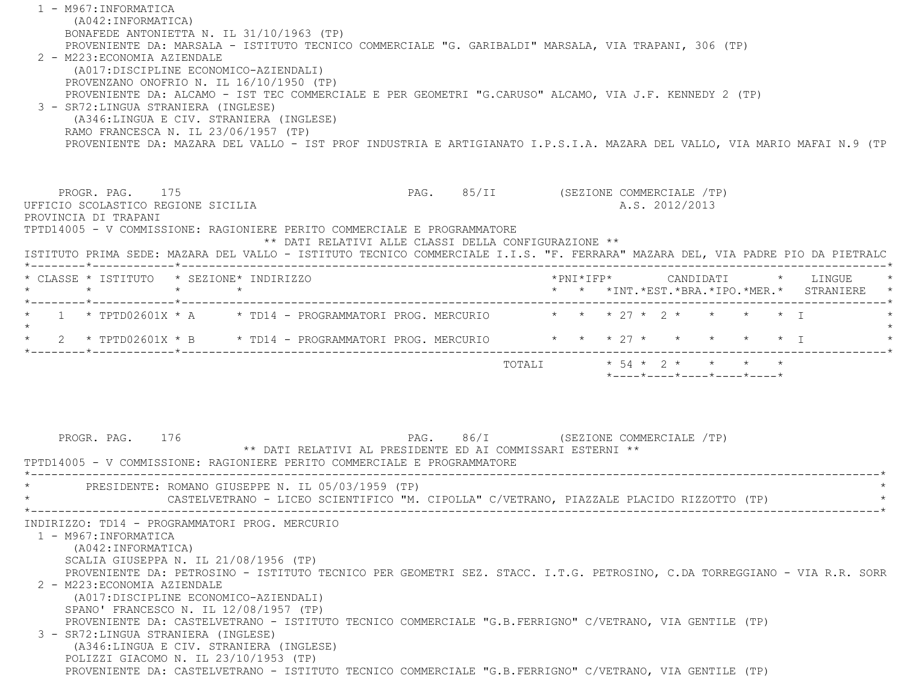1 - M967:INFORMATICA
(A042:INFORMATICA)
BONAFEDE ANTONIETTA N. IL 31/10/1963 (TP)
PROVENIENTE DA: MARSALA - ISTITUTO TECNICO COMMERCIALE "G. GARIBALDI" MARSALA, VIA TRAPANI, 306 (TP)

2 - M223:ECONOMIA AZIENDALE
(A017:DISCIPLINE ECONOMICO-AZIENDALI)
PROVENZANO ONOFRIO N. IL 16/10/1950 (TP)
PROVENIENTE DA: ALCAMO - IST TEC COMMERCIALE E PER GEOMETRI "G.CARUSO" ALCAMO, VIA J.F. KENNEDY 2 (TP)

3 - SR72:LINGUA STRANIERA (INGLESE)
(A346:LINGUA E CIV. STRANIERA (INGLESE)
RAMO FRANCESCA N. IL 23/06/1957 (TP)
PROVENIENTE DA: MAZARA DEL VALLO - IST PROF INDUSTRIA E ARTIGIANATO I.P.S.I.A. MAZARA DEL VALLO, VIA MARIO MAFAI N.9 (TP

PROGR. PAG. 175 — PAG. 85/II (SEZIONE COMMERCIALE /TP)

UFFICIO SCOLASTICO REGIONE SICILIA — A.S. 2012/2013
PROVINCIA DI TRAPANI
TPTD14005 - V COMMISSIONE: RAGIONIERE PERITO COMMERCIALE E PROGRAMMATORE

** DATI RELATIVI ALLE CLASSI DELLA CONFIGURAZIONE **

ISTITUTO PRIMA SEDE: MAZARA DEL VALLO - ISTITUTO TECNICO COMMERCIALE I.I.S. "F. FERRARA" MAZARA DEL, VIA PADRE PIO DA PIETRALC

| CLASSE | ISTITUTO | SEZIONE | INDIRIZZO | PNI | IFP | CANDIDATI INT. | CANDIDATI EST. | CANDIDATI BRA. | CANDIDATI IPO. | CANDIDATI MER. | LINGUE STRANIERE |
|---|---|---|---|---|---|---|---|---|---|---|---|
| 1 | TPTD02601X | A | TD14 - PROGRAMMATORI PROG. MERCURIO | | | 27 | 2 | | | | I |
| 2 | TPTD02601X | B | TD14 - PROGRAMMATORI PROG. MERCURIO | | | 27 | | | | | I |
| | | | TOTALI | | | 54 | 2 | | | | |

PROGR. PAG. 176 — PAG. 86/I (SEZIONE COMMERCIALE /TP)

** DATI RELATIVI AL PRESIDENTE ED AI COMMISSARI ESTERNI **

TPTD14005 - V COMMISSIONE: RAGIONIERE PERITO COMMERCIALE E PROGRAMMATORE

PRESIDENTE: ROMANO GIUSEPPE N. IL 05/03/1959 (TP)
CASTELVETRANO - LICEO SCIENTIFICO "M. CIPOLLA" C/VETRANO, PIAZZALE PLACIDO RIZZOTTO (TP)

INDIRIZZO: TD14 - PROGRAMMATORI PROG. MERCURIO

1 - M967:INFORMATICA
(A042:INFORMATICA)
SCALIA GIUSEPPA N. IL 21/08/1956 (TP)
PROVENIENTE DA: PETROSINO - ISTITUTO TECNICO PER GEOMETRI SEZ. STACC. I.T.G. PETROSINO, C.DA TORREGGIANO - VIA R.R. SORR

2 - M223:ECONOMIA AZIENDALE
(A017:DISCIPLINE ECONOMICO-AZIENDALI)
SPANO' FRANCESCO N. IL 12/08/1957 (TP)
PROVENIENTE DA: CASTELVETRANO - ISTITUTO TECNICO COMMERCIALE "G.B.FERRIGNO" C/VETRANO, VIA GENTILE (TP)

3 - SR72:LINGUA STRANIERA (INGLESE)
(A346:LINGUA E CIV. STRANIERA (INGLESE)
POLIZZI GIACOMO N. IL 23/10/1953 (TP)
PROVENIENTE DA: CASTELVETRANO - ISTITUTO TECNICO COMMERCIALE "G.B.FERRIGNO" C/VETRANO, VIA GENTILE (TP)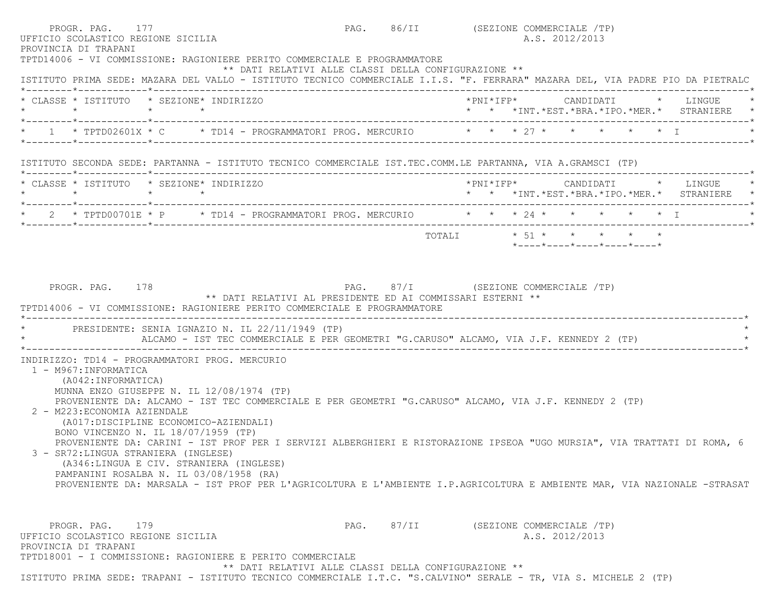PROGR. PAG. 177 PAG. 86/II (SEZIONE COMMERCIALE /TP)

UFFICIO SCOLASTICO REGIONE SICILIA A.S. 2012/2013

PROVINCIA DI TRAPANI

TPTD14006 - VI COMMISSIONE: RAGIONIERE PERITO COMMERCIALE E PROGRAMMATORE

** DATI RELATIVI ALLE CLASSI DELLA CONFIGURAZIONE **

ISTITUTO PRIMA SEDE: MAZARA DEL VALLO - ISTITUTO TECNICO COMMERCIALE I.I.S. "F. FERRARA" MAZARA DEL, VIA PADRE PIO DA PIETRALC

| CLASSE | ISTITUTO | SEZIONE | INDIRIZZO | PNI | IFP | CANDIDATI INT. | EST. | BRA. | IPO. | MER. | LINGUE STRANIERE |
|---|---|---|---|---|---|---|---|---|---|---|---|
| 1 | TPTD02601X | C | TD14 - PROGRAMMATORI PROG. MERCURIO | | | 27 | | | | | I |

ISTITUTO SECONDA SEDE: PARTANNA - ISTITUTO TECNICO COMMERCIALE IST.TEC.COMM.LE PARTANNA, VIA A.GRAMSCI (TP)

| CLASSE | ISTITUTO | SEZIONE | INDIRIZZO | PNI | IFP | CANDIDATI INT. | EST. | BRA. | IPO. | MER. | LINGUE STRANIERE |
|---|---|---|---|---|---|---|---|---|---|---|---|
| 2 | TPTD00701E | P | TD14 - PROGRAMMATORI PROG. MERCURIO | | | 24 | | | | | I |
| | | | TOTALI | | | 51 | | | | | |

PROGR. PAG. 178 PAG. 87/I (SEZIONE COMMERCIALE /TP)

** DATI RELATIVI AL PRESIDENTE ED AI COMMISSARI ESTERNI **

TPTD14006 - VI COMMISSIONE: RAGIONIERE PERITO COMMERCIALE E PROGRAMMATORE

PRESIDENTE: SENIA IGNAZIO N. IL 22/11/1949 (TP)
ALCAMO - IST TEC COMMERCIALE E PER GEOMETRI "G.CARUSO" ALCAMO, VIA J.F. KENNEDY 2 (TP)

INDIRIZZO: TD14 - PROGRAMMATORI PROG. MERCURIO

1 - M967:INFORMATICA
(A042:INFORMATICA)
MUNNA ENZO GIUSEPPE N. IL 12/08/1974 (TP)
PROVENIENTE DA: ALCAMO - IST TEC COMMERCIALE E PER GEOMETRI "G.CARUSO" ALCAMO, VIA J.F. KENNEDY 2 (TP)

2 - M223:ECONOMIA AZIENDALE
(A017:DISCIPLINE ECONOMICO-AZIENDALI)
BONO VINCENZO N. IL 18/07/1959 (TP)
PROVENIENTE DA: CARINI - IST PROF PER I SERVIZI ALBERGHIERI E RISTORAZIONE IPSEOA "UGO MURSIA", VIA TRATTATI DI ROMA, 6

3 - SR72:LINGUA STRANIERA (INGLESE)
(A346:LINGUA E CIV. STRANIERA (INGLESE)
PAMPANINI ROSALBA N. IL 03/08/1958 (RA)
PROVENIENTE DA: MARSALA - IST PROF PER L'AGRICOLTURA E L'AMBIENTE I.P.AGRICOLTURA E AMBIENTE MAR, VIA NAZIONALE -STRASAT

PROGR. PAG. 179 PAG. 87/II (SEZIONE COMMERCIALE /TP)

UFFICIO SCOLASTICO REGIONE SICILIA A.S. 2012/2013

PROVINCIA DI TRAPANI

TPTD18001 - I COMMISSIONE: RAGIONIERE E PERITO COMMERCIALE

** DATI RELATIVI ALLE CLASSI DELLA CONFIGURAZIONE **

ISTITUTO PRIMA SEDE: TRAPANI - ISTITUTO TECNICO COMMERCIALE I.T.C. "S.CALVINO" SERALE - TR, VIA S. MICHELE 2 (TP)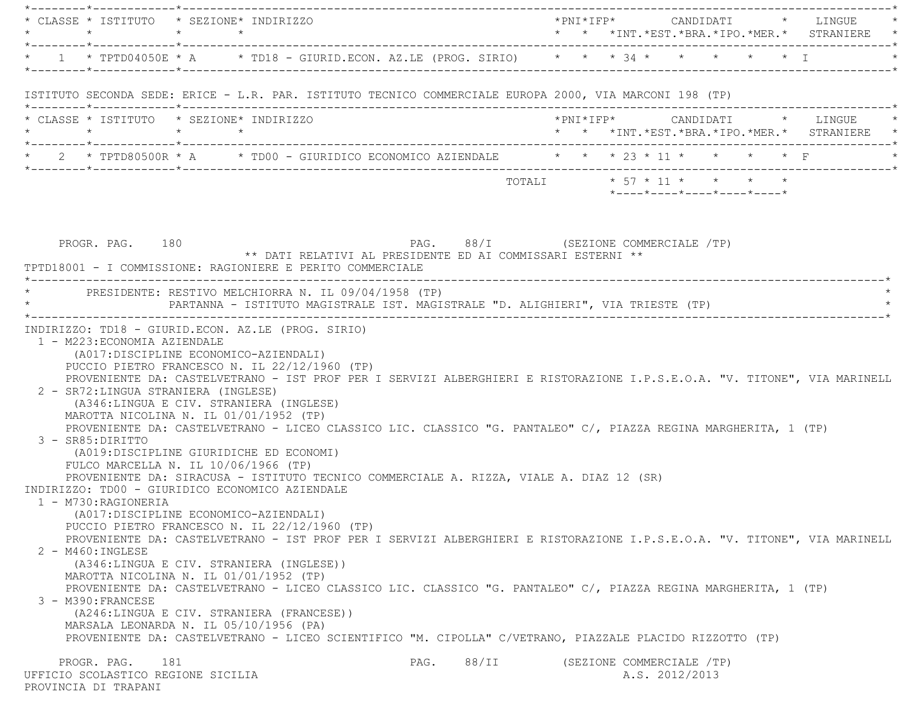| CLASSE | ISTITUTO | SEZIONE | INDIRIZZO | PNI | IFP | CANDIDATI INT. | EST. | BRA. | IPO. | MER. | LINGUE STRANIERE |
|---|---|---|---|---|---|---|---|---|---|---|---|
| 1 | TPTD04050E | A | TD18 - GIURID.ECON. AZ.LE (PROG. SIRIO) | | | 34 | | | | | I |

ISTITUTO SECONDA SEDE: ERICE - L.R. PAR. ISTITUTO TECNICO COMMERCIALE EUROPA 2000, VIA MARCONI 198 (TP)

| CLASSE | ISTITUTO | SEZIONE | INDIRIZZO | PNI | IFP | CANDIDATI INT. | EST. | BRA. | IPO. | MER. | LINGUE STRANIERE |
|---|---|---|---|---|---|---|---|---|---|---|---|
| 2 | TPTD80500R | A | TD00 - GIURIDICO ECONOMICO AZIENDALE | | | 23 | 11 | | | | F |
| | | | TOTALI | | | 57 | 11 | | | | |

PROGR. PAG. 180 PAG. 88/I (SEZIONE COMMERCIALE /TP)

** DATI RELATIVI AL PRESIDENTE ED AI COMMISSARI ESTERNI **

TPTD18001 - I COMMISSIONE: RAGIONIERE E PERITO COMMERCIALE

PRESIDENTE: RESTIVO MELCHIORRA N. IL 09/04/1958 (TP)
PARTANNA - ISTITUTO MAGISTRALE IST. MAGISTRALE "D. ALIGHIERI", VIA TRIESTE (TP)

INDIRIZZO: TD18 - GIURID.ECON. AZ.LE (PROG. SIRIO)

1 - M223:ECONOMIA AZIENDALE
(A017:DISCIPLINE ECONOMICO-AZIENDALI)
PUCCIO PIETRO FRANCESCO N. IL 22/12/1960 (TP)
PROVENIENTE DA: CASTELVETRANO - IST PROF PER I SERVIZI ALBERGHIERI E RISTORAZIONE I.P.S.E.O.A. "V. TITONE", VIA MARINELL

2 - SR72:LINGUA STRANIERA (INGLESE)
(A346:LINGUA E CIV. STRANIERA (INGLESE)
MAROTTA NICOLINA N. IL 01/01/1952 (TP)
PROVENIENTE DA: CASTELVETRANO - LICEO CLASSICO LIC. CLASSICO "G. PANTALEO" C/, PIAZZA REGINA MARGHERITA, 1 (TP)

3 - SR85:DIRITTO
(A019:DISCIPLINE GIURIDICHE ED ECONOMI)
FULCO MARCELLA N. IL 10/06/1966 (TP)
PROVENIENTE DA: SIRACUSA - ISTITUTO TECNICO COMMERCIALE A. RIZZA, VIALE A. DIAZ 12 (SR)

INDIRIZZO: TD00 - GIURIDICO ECONOMICO AZIENDALE

1 - M730:RAGIONERIA
(A017:DISCIPLINE ECONOMICO-AZIENDALI)
PUCCIO PIETRO FRANCESCO N. IL 22/12/1960 (TP)
PROVENIENTE DA: CASTELVETRANO - IST PROF PER I SERVIZI ALBERGHIERI E RISTORAZIONE I.P.S.E.O.A. "V. TITONE", VIA MARINELL

2 - M460:INGLESE
(A346:LINGUA E CIV. STRANIERA (INGLESE))
MAROTTA NICOLINA N. IL 01/01/1952 (TP)
PROVENIENTE DA: CASTELVETRANO - LICEO CLASSICO LIC. CLASSICO "G. PANTALEO" C/, PIAZZA REGINA MARGHERITA, 1 (TP)

3 - M390:FRANCESE
(A246:LINGUA E CIV. STRANIERA (FRANCESE))
MARSALA LEONARDA N. IL 05/10/1956 (PA)
PROVENIENTE DA: CASTELVETRANO - LICEO SCIENTIFICO "M. CIPOLLA" C/VETRANO, PIAZZALE PLACIDO RIZZOTTO (TP)

PROGR. PAG. 181 PAG. 88/II (SEZIONE COMMERCIALE /TP)

UFFICIO SCOLASTICO REGIONE SICILIA A.S. 2012/2013
PROVINCIA DI TRAPANI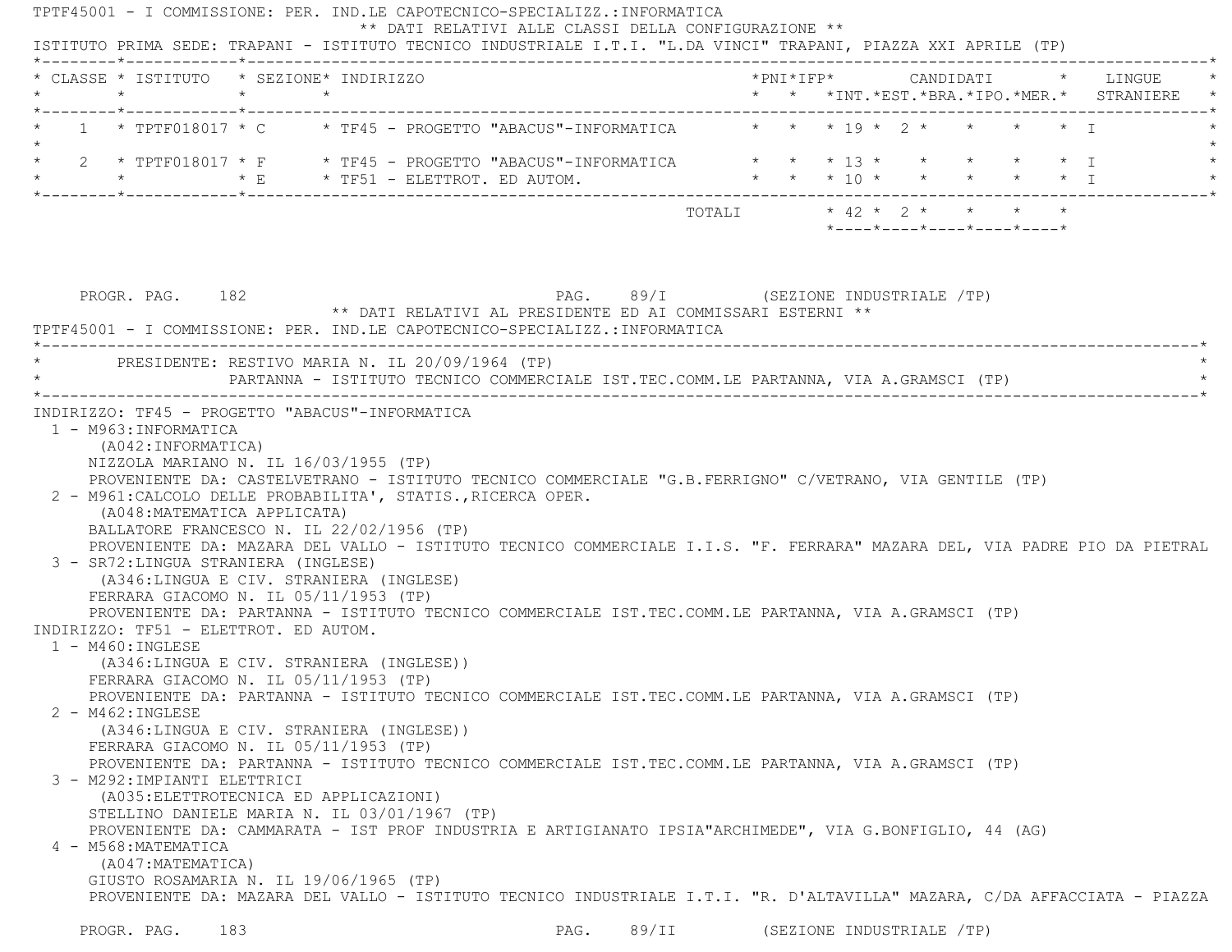TPTF45001 - I COMMISSIONE: PER. IND.LE CAPOTECNICO-SPECIALIZZ.:INFORMATICA

** DATI RELATIVI ALLE CLASSI DELLA CONFIGURAZIONE **

ISTITUTO PRIMA SEDE: TRAPANI - ISTITUTO TECNICO INDUSTRIALE I.T.I. "L.DA VINCI" TRAPANI, PIAZZA XXI APRILE (TP)

| CLASSE | ISTITUTO | SEZIONE | INDIRIZZO | PNI | IFP | CANDIDATI INT. | CANDIDATI EST. | CANDIDATI BRA. | CANDIDATI IPO. | CANDIDATI MER. | LINGUE STRANIERE |
|---|---|---|---|---|---|---|---|---|---|---|---|
| 1 | TPTF018017 | C | TF45 - PROGETTO "ABACUS"-INFORMATICA | | | 19 | 2 | | | | I |
| 2 | TPTF018017 | F | TF45 - PROGETTO "ABACUS"-INFORMATICA | | | 13 | | | | | I |
| | | E | TF51 - ELETTROT. ED AUTOM. | | | 10 | | | | | I |
| | | | TOTALI | | | 42 | 2 | | | | |

** DATI RELATIVI AL PRESIDENTE ED AI COMMISSARI ESTERNI **

TPTF45001 - I COMMISSIONE: PER. IND.LE CAPOTECNICO-SPECIALIZZ.:INFORMATICA

PRESIDENTE: RESTIVO MARIA N. IL 20/09/1964 (TP)
PARTANNA - ISTITUTO TECNICO COMMERCIALE IST.TEC.COMM.LE PARTANNA, VIA A.GRAMSCI (TP)

INDIRIZZO: TF45 - PROGETTO "ABACUS"-INFORMATICA

1 - M963:INFORMATICA
(A042:INFORMATICA)
NIZZOLA MARIANO N. IL 16/03/1955 (TP)
PROVENIENTE DA: CASTELVETRANO - ISTITUTO TECNICO COMMERCIALE "G.B.FERRIGNO" C/VETRANO, VIA GENTILE (TP)

2 - M961:CALCOLO DELLE PROBABILITA', STATIS.,RICERCA OPER.
(A048:MATEMATICA APPLICATA)
BALLATORE FRANCESCO N. IL 22/02/1956 (TP)
PROVENIENTE DA: MAZARA DEL VALLO - ISTITUTO TECNICO COMMERCIALE I.I.S. "F. FERRARA" MAZARA DEL, VIA PADRE PIO DA PIETRAL

3 - SR72:LINGUA STRANIERA (INGLESE)
(A346:LINGUA E CIV. STRANIERA (INGLESE)
FERRARA GIACOMO N. IL 05/11/1953 (TP)
PROVENIENTE DA: PARTANNA - ISTITUTO TECNICO COMMERCIALE IST.TEC.COMM.LE PARTANNA, VIA A.GRAMSCI (TP)

INDIRIZZO: TF51 - ELETTROT. ED AUTOM.

1 - M460:INGLESE
(A346:LINGUA E CIV. STRANIERA (INGLESE))
FERRARA GIACOMO N. IL 05/11/1953 (TP)
PROVENIENTE DA: PARTANNA - ISTITUTO TECNICO COMMERCIALE IST.TEC.COMM.LE PARTANNA, VIA A.GRAMSCI (TP)

2 - M462:INGLESE
(A346:LINGUA E CIV. STRANIERA (INGLESE))
FERRARA GIACOMO N. IL 05/11/1953 (TP)
PROVENIENTE DA: PARTANNA - ISTITUTO TECNICO COMMERCIALE IST.TEC.COMM.LE PARTANNA, VIA A.GRAMSCI (TP)

3 - M292:IMPIANTI ELETTRICI
(A035:ELETTROTECNICA ED APPLICAZIONI)
STELLINO DANIELE MARIA N. IL 03/01/1967 (TP)
PROVENIENTE DA: CAMMARATA - IST PROF INDUSTRIA E ARTIGIANATO IPSIA"ARCHIMEDE", VIA G.BONFIGLIO, 44 (AG)

4 - M568:MATEMATICA
(A047:MATEMATICA)
GIUSTO ROSAMARIA N. IL 19/06/1965 (TP)
PROVENIENTE DA: MAZARA DEL VALLO - ISTITUTO TECNICO INDUSTRIALE I.T.I. "R. D'ALTAVILLA" MAZARA, C/DA AFFACCIATA - PIAZZA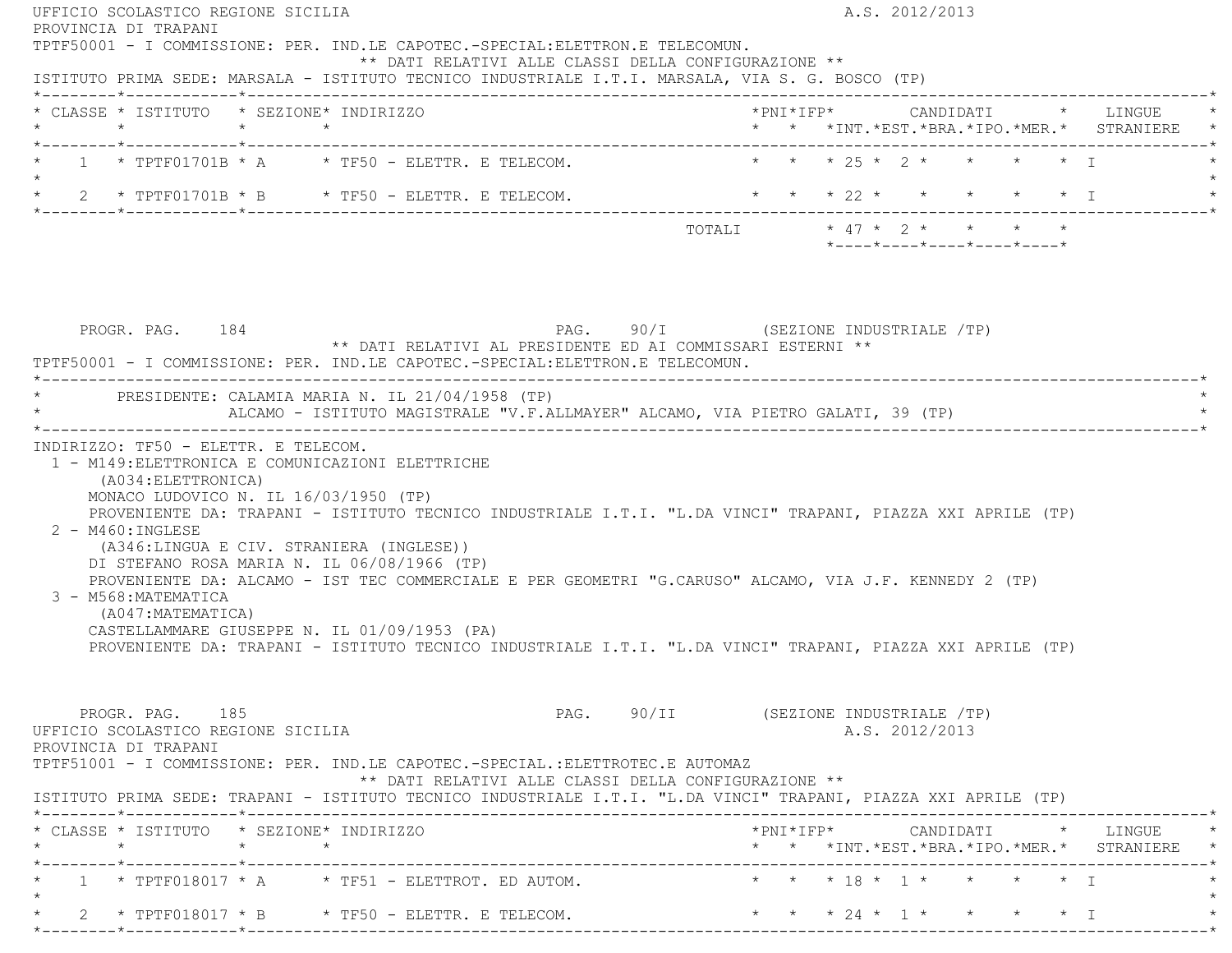UFFICIO SCOLASTICO REGIONE SICILIA A.S. 2012/2013
PROVINCIA DI TRAPANI
TPTF50001 - I COMMISSIONE: PER. IND.LE CAPOTEC.-SPECIAL:ELETTRON.E TELECOMUN.

** DATI RELATIVI ALLE CLASSI DELLA CONFIGURAZIONE **

ISTITUTO PRIMA SEDE: MARSALA - ISTITUTO TECNICO INDUSTRIALE I.T.I. MARSALA, VIA S. G. BOSCO (TP)

| CLASSE | ISTITUTO | SEZIONE | INDIRIZZO | PNI | IFP | CANDIDATI INT. | EST. | BRA. | IPO. | MER. | LINGUE STRANIERE |
|---|---|---|---|---|---|---|---|---|---|---|---|
| 1 | TPTF01701B | A | TF50 - ELETTR. E TELECOM. | | | 25 | 2 | | | | I |
| 2 | TPTF01701B | B | TF50 - ELETTR. E TELECOM. | | | 22 | | | | | I |
| | | | TOTALI | | | 47 | 2 | | | | |

PROGR. PAG. 184 PAG. 90/I (SEZIONE INDUSTRIALE /TP)

** DATI RELATIVI AL PRESIDENTE ED AI COMMISSARI ESTERNI **

TPTF50001 - I COMMISSIONE: PER. IND.LE CAPOTEC.-SPECIAL:ELETTRON.E TELECOMUN.

PRESIDENTE: CALAMIA MARIA N. IL 21/04/1958 (TP)
ALCAMO - ISTITUTO MAGISTRALE "V.F.ALLMAYER" ALCAMO, VIA PIETRO GALATI, 39 (TP)

INDIRIZZO: TF50 - ELETTR. E TELECOM.

1 - M149:ELETTRONICA E COMUNICAZIONI ELETTRICHE
(A034:ELETTRONICA)
MONACO LUDOVICO N. IL 16/03/1950 (TP)
PROVENIENTE DA: TRAPANI - ISTITUTO TECNICO INDUSTRIALE I.T.I. "L.DA VINCI" TRAPANI, PIAZZA XXI APRILE (TP)

2 - M460:INGLESE
(A346:LINGUA E CIV. STRANIERA (INGLESE))
DI STEFANO ROSA MARIA N. IL 06/08/1966 (TP)
PROVENIENTE DA: ALCAMO - IST TEC COMMERCIALE E PER GEOMETRI "G.CARUSO" ALCAMO, VIA J.F. KENNEDY 2 (TP)

3 - M568:MATEMATICA
(A047:MATEMATICA)
CASTELLAMMARE GIUSEPPE N. IL 01/09/1953 (PA)
PROVENIENTE DA: TRAPANI - ISTITUTO TECNICO INDUSTRIALE I.T.I. "L.DA VINCI" TRAPANI, PIAZZA XXI APRILE (TP)

PROGR. PAG. 185 PAG. 90/II (SEZIONE INDUSTRIALE /TP)

UFFICIO SCOLASTICO REGIONE SICILIA A.S. 2012/2013
PROVINCIA DI TRAPANI
TPTF51001 - I COMMISSIONE: PER. IND.LE CAPOTEC.-SPECIAL.:ELETTROTEC.E AUTOMAZ

** DATI RELATIVI ALLE CLASSI DELLA CONFIGURAZIONE **

ISTITUTO PRIMA SEDE: TRAPANI - ISTITUTO TECNICO INDUSTRIALE I.T.I. "L.DA VINCI" TRAPANI, PIAZZA XXI APRILE (TP)

| CLASSE | ISTITUTO | SEZIONE | INDIRIZZO | PNI | IFP | CANDIDATI INT. | EST. | BRA. | IPO. | MER. | LINGUE STRANIERE |
|---|---|---|---|---|---|---|---|---|---|---|---|
| 1 | TPTF018017 | A | TF51 - ELETTROT. ED AUTOM. | | | 18 | 1 | | | | I |
| 2 | TPTF018017 | B | TF50 - ELETTR. E TELECOM. | | | 24 | 1 | | | | I |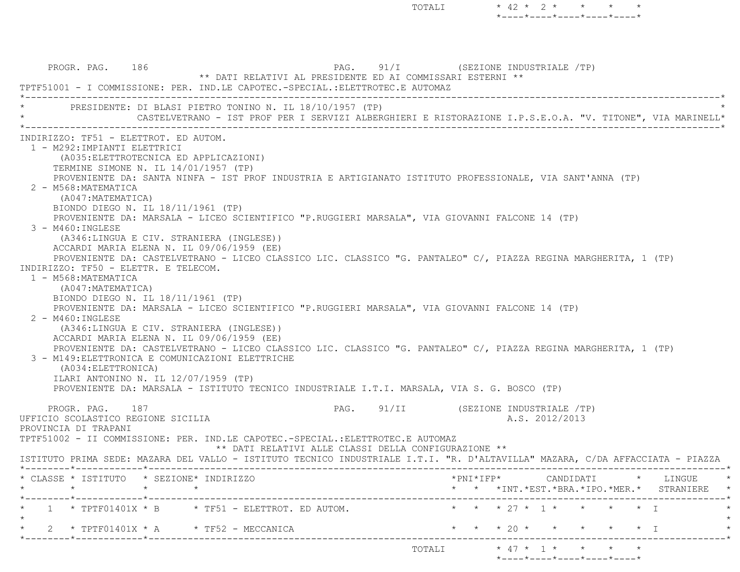| | | INT. | EST. | BRA. | IPO. | MER. |
|---|---|---|---|---|---|---|
| TOTALI | | 42 | 2 | | | |

PROGR. PAG. 186 PAG. 91/I (SEZIONE INDUSTRIALE /TP)

** DATI RELATIVI AL PRESIDENTE ED AI COMMISSARI ESTERNI **

TPTF51001 - I COMMISSIONE: PER. IND.LE CAPOTEC.-SPECIAL.:ELETTROTEC.E AUTOMAZ

PRESIDENTE: DI BLASI PIETRO TONINO N. IL 18/10/1957 (TP)
CASTELVETRANO - IST PROF PER I SERVIZI ALBERGHIERI E RISTORAZIONE I.P.S.E.O.A. "V. TITONE", VIA MARINELL

INDIRIZZO: TF51 - ELETTROT. ED AUTOM.

1 - M292:IMPIANTI ELETTRICI
 (A035:ELETTROTECNICA ED APPLICAZIONI)
 TERMINE SIMONE N. IL 14/01/1957 (TP)
 PROVENIENTE DA: SANTA NINFA - IST PROF INDUSTRIA E ARTIGIANATO ISTITUTO PROFESSIONALE, VIA SANT'ANNA (TP)

2 - M568:MATEMATICA
 (A047:MATEMATICA)
 BIONDO DIEGO N. IL 18/11/1961 (TP)
 PROVENIENTE DA: MARSALA - LICEO SCIENTIFICO "P.RUGGIERI MARSALA", VIA GIOVANNI FALCONE 14 (TP)

3 - M460:INGLESE
 (A346:LINGUA E CIV. STRANIERA (INGLESE))
 ACCARDI MARIA ELENA N. IL 09/06/1959 (EE)
 PROVENIENTE DA: CASTELVETRANO - LICEO CLASSICO LIC. CLASSICO "G. PANTALEO" C/, PIAZZA REGINA MARGHERITA, 1 (TP)

INDIRIZZO: TF50 - ELETTR. E TELECOM.

1 - M568:MATEMATICA
 (A047:MATEMATICA)
 BIONDO DIEGO N. IL 18/11/1961 (TP)
 PROVENIENTE DA: MARSALA - LICEO SCIENTIFICO "P.RUGGIERI MARSALA", VIA GIOVANNI FALCONE 14 (TP)

2 - M460:INGLESE
 (A346:LINGUA E CIV. STRANIERA (INGLESE))
 ACCARDI MARIA ELENA N. IL 09/06/1959 (EE)
 PROVENIENTE DA: CASTELVETRANO - LICEO CLASSICO LIC. CLASSICO "G. PANTALEO" C/, PIAZZA REGINA MARGHERITA, 1 (TP)

3 - M149:ELETTRONICA E COMUNICAZIONI ELETTRICHE
 (A034:ELETTRONICA)
 ILARI ANTONINO N. IL 12/07/1959 (TP)
 PROVENIENTE DA: MARSALA - ISTITUTO TECNICO INDUSTRIALE I.T.I. MARSALA, VIA S. G. BOSCO (TP)

PROGR. PAG. 187 PAG. 91/II (SEZIONE INDUSTRIALE /TP)

UFFICIO SCOLASTICO REGIONE SICILIA A.S. 2012/2013

PROVINCIA DI TRAPANI

TPTF51002 - II COMMISSIONE: PER. IND.LE CAPOTEC.-SPECIAL.:ELETTROTEC.E AUTOMAZ

** DATI RELATIVI ALLE CLASSI DELLA CONFIGURAZIONE **

ISTITUTO PRIMA SEDE: MAZARA DEL VALLO - ISTITUTO TECNICO INDUSTRIALE I.T.I. "R. D'ALTAVILLA" MAZARA, C/DA AFFACCIATA - PIAZZA

| CLASSE | ISTITUTO | SEZIONE | INDIRIZZO | PNI | IFP | CANDIDATI INT. | EST. | BRA. | IPO. | MER. | LINGUE STRANIERE |
|---|---|---|---|---|---|---|---|---|---|---|---|
| 1 | TPTF01401X | B | TF51 - ELETTROT. ED AUTOM. | | | 27 | 1 | | | | I |
| 2 | TPTF01401X | A | TF52 - MECCANICA | | | 20 | | | | | I |
| | | | TOTALI | | | 47 | 1 | | | | |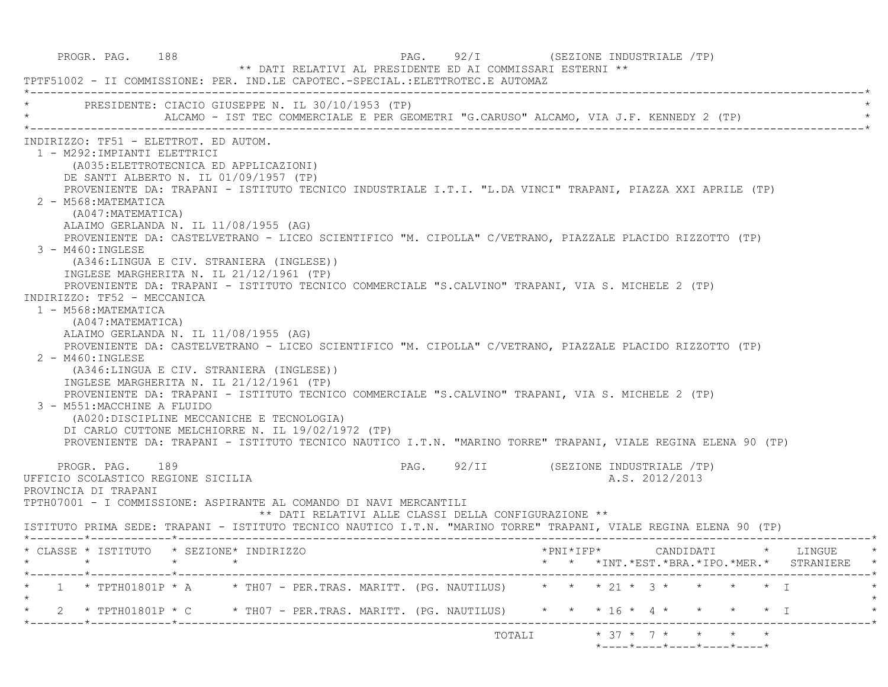PROGR. PAG. 188 PAG. 92/I (SEZIONE INDUSTRIALE /TP)

** DATI RELATIVI AL PRESIDENTE ED AI COMMISSARI ESTERNI **

TPTF51002 - II COMMISSIONE: PER. IND.LE CAPOTEC.-SPECIAL.:ELETTROTEC.E AUTOMAZ

PRESIDENTE: CIACIO GIUSEPPE N. IL 30/10/1953 (TP)
ALCAMO - IST TEC COMMERCIALE E PER GEOMETRI "G.CARUSO" ALCAMO, VIA J.F. KENNEDY 2 (TP)

INDIRIZZO: TF51 - ELETTROT. ED AUTOM.

1 - M292:IMPIANTI ELETTRICI
(A035:ELETTROTECNICA ED APPLICAZIONI)
DE SANTI ALBERTO N. IL 01/09/1957 (TP)
PROVENIENTE DA: TRAPANI - ISTITUTO TECNICO INDUSTRIALE I.T.I. "L.DA VINCI" TRAPANI, PIAZZA XXI APRILE (TP)

2 - M568:MATEMATICA
(A047:MATEMATICA)
ALAIMO GERLANDA N. IL 11/08/1955 (AG)
PROVENIENTE DA: CASTELVETRANO - LICEO SCIENTIFICO "M. CIPOLLA" C/VETRANO, PIAZZALE PLACIDO RIZZOTTO (TP)

3 - M460:INGLESE
(A346:LINGUA E CIV. STRANIERA (INGLESE))
INGLESE MARGHERITA N. IL 21/12/1961 (TP)
PROVENIENTE DA: TRAPANI - ISTITUTO TECNICO COMMERCIALE "S.CALVINO" TRAPANI, VIA S. MICHELE 2 (TP)

INDIRIZZO: TF52 - MECCANICA

1 - M568:MATEMATICA
(A047:MATEMATICA)
ALAIMO GERLANDA N. IL 11/08/1955 (AG)
PROVENIENTE DA: CASTELVETRANO - LICEO SCIENTIFICO "M. CIPOLLA" C/VETRANO, PIAZZALE PLACIDO RIZZOTTO (TP)

2 - M460:INGLESE
(A346:LINGUA E CIV. STRANIERA (INGLESE))
INGLESE MARGHERITA N. IL 21/12/1961 (TP)
PROVENIENTE DA: TRAPANI - ISTITUTO TECNICO COMMERCIALE "S.CALVINO" TRAPANI, VIA S. MICHELE 2 (TP)

3 - M551:MACCHINE A FLUIDO
(A020:DISCIPLINE MECCANICHE E TECNOLOGIA)
DI CARLO CUTTONE MELCHIORRE N. IL 19/02/1972 (TP)
PROVENIENTE DA: TRAPANI - ISTITUTO TECNICO NAUTICO I.T.N. "MARINO TORRE" TRAPANI, VIALE REGINA ELENA 90 (TP)

PROGR. PAG. 189 PAG. 92/II (SEZIONE INDUSTRIALE /TP)

UFFICIO SCOLASTICO REGIONE SICILIA A.S. 2012/2013

PROVINCIA DI TRAPANI

TPTH07001 - I COMMISSIONE: ASPIRANTE AL COMANDO DI NAVI MERCANTILI

** DATI RELATIVI ALLE CLASSI DELLA CONFIGURAZIONE **

ISTITUTO PRIMA SEDE: TRAPANI - ISTITUTO TECNICO NAUTICO I.T.N. "MARINO TORRE" TRAPANI, VIALE REGINA ELENA 90 (TP)

| CLASSE | ISTITUTO | SEZIONE | INDIRIZZO | PNI | IFP | CANDIDATI INT. | CANDIDATI EST. | CANDIDATI BRA. | CANDIDATI IPO. | CANDIDATI MER. | LINGUE STRANIERE |
|---|---|---|---|---|---|---|---|---|---|---|---|
| 1 | TPTH01801P | A | TH07 - PER.TRAS. MARITT. (PG. NAUTILUS) | | | 21 | 3 | | | | I |
| 2 | TPTH01801P | C | TH07 - PER.TRAS. MARITT. (PG. NAUTILUS) | | | 16 | 4 | | | | I |
| | | | TOTALI | | | 37 | 7 | | | | |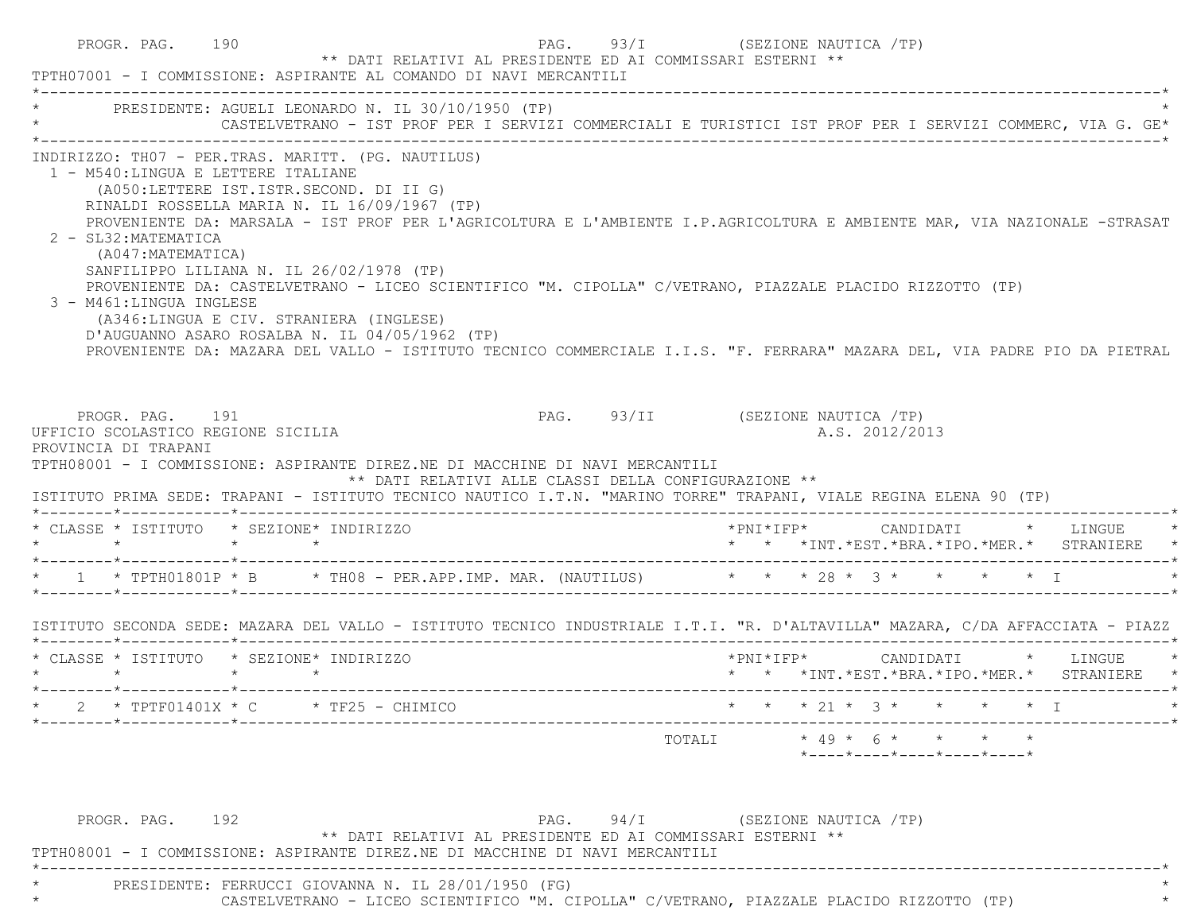PROGR. PAG. 190 PAG. 93/I (SEZIONE NAUTICA /TP)

** DATI RELATIVI AL PRESIDENTE ED AI COMMISSARI ESTERNI **

TPTH07001 - I COMMISSIONE: ASPIRANTE AL COMANDO DI NAVI MERCANTILI

PRESIDENTE: AGUELI LEONARDO N. IL 30/10/1950 (TP)
CASTELVETRANO - IST PROF PER I SERVIZI COMMERCIALI E TURISTICI IST PROF PER I SERVIZI COMMERC, VIA G. GE*

INDIRIZZO: TH07 - PER.TRAS. MARITT. (PG. NAUTILUS)

1 - M540:LINGUA E LETTERE ITALIANE
(A050:LETTERE IST.ISTR.SECOND. DI II G)
RINALDI ROSSELLA MARIA N. IL 16/09/1967 (TP)
PROVENIENTE DA: MARSALA - IST PROF PER L'AGRICOLTURA E L'AMBIENTE I.P.AGRICOLTURA E AMBIENTE MAR, VIA NAZIONALE -STRASAT

2 - SL32:MATEMATICA
(A047:MATEMATICA)
SANFILIPPO LILIANA N. IL 26/02/1978 (TP)
PROVENIENTE DA: CASTELVETRANO - LICEO SCIENTIFICO "M. CIPOLLA" C/VETRANO, PIAZZALE PLACIDO RIZZOTTO (TP)

3 - M461:LINGUA INGLESE
(A346:LINGUA E CIV. STRANIERA (INGLESE)
D'AUGUANNO ASARO ROSALBA N. IL 04/05/1962 (TP)
PROVENIENTE DA: MAZARA DEL VALLO - ISTITUTO TECNICO COMMERCIALE I.I.S. "F. FERRARA" MAZARA DEL, VIA PADRE PIO DA PIETRAL

PROGR. PAG. 191 PAG. 93/II (SEZIONE NAUTICA /TP)

UFFICIO SCOLASTICO REGIONE SICILIA A.S. 2012/2013

PROVINCIA DI TRAPANI

TPTH08001 - I COMMISSIONE: ASPIRANTE DIREZ.NE DI MACCHINE DI NAVI MERCANTILI

** DATI RELATIVI ALLE CLASSI DELLA CONFIGURAZIONE **

ISTITUTO PRIMA SEDE: TRAPANI - ISTITUTO TECNICO NAUTICO I.T.N. "MARINO TORRE" TRAPANI, VIALE REGINA ELENA 90 (TP)

| CLASSE | ISTITUTO | SEZIONE | INDIRIZZO | PNI | IFP | CANDIDATI INT. | EST. | BRA. | IPO. | MER. | LINGUE STRANIERE |
|---|---|---|---|---|---|---|---|---|---|---|---|
| 1 | TPTH01801P | B | TH08 - PER.APP.IMP. MAR. (NAUTILUS) | | | 28 | 3 | | | | I |

ISTITUTO SECONDA SEDE: MAZARA DEL VALLO - ISTITUTO TECNICO INDUSTRIALE I.T.I. "R. D'ALTAVILLA" MAZARA, C/DA AFFACCIATA - PIAZZ

| CLASSE | ISTITUTO | SEZIONE | INDIRIZZO | PNI | IFP | CANDIDATI INT. | EST. | BRA. | IPO. | MER. | LINGUE STRANIERE |
|---|---|---|---|---|---|---|---|---|---|---|---|
| 2 | TPTF01401X | C | TF25 - CHIMICO | | | 21 | 3 | | | | I |
| | | | TOTALI | | | 49 | 6 | | | | |

PROGR. PAG. 192 PAG. 94/I (SEZIONE NAUTICA /TP)

** DATI RELATIVI AL PRESIDENTE ED AI COMMISSARI ESTERNI **

TPTH08001 - I COMMISSIONE: ASPIRANTE DIREZ.NE DI MACCHINE DI NAVI MERCANTILI

PRESIDENTE: FERRUCCI GIOVANNA N. IL 28/01/1950 (FG)
CASTELVETRANO - LICEO SCIENTIFICO "M. CIPOLLA" C/VETRANO, PIAZZALE PLACIDO RIZZOTTO (TP)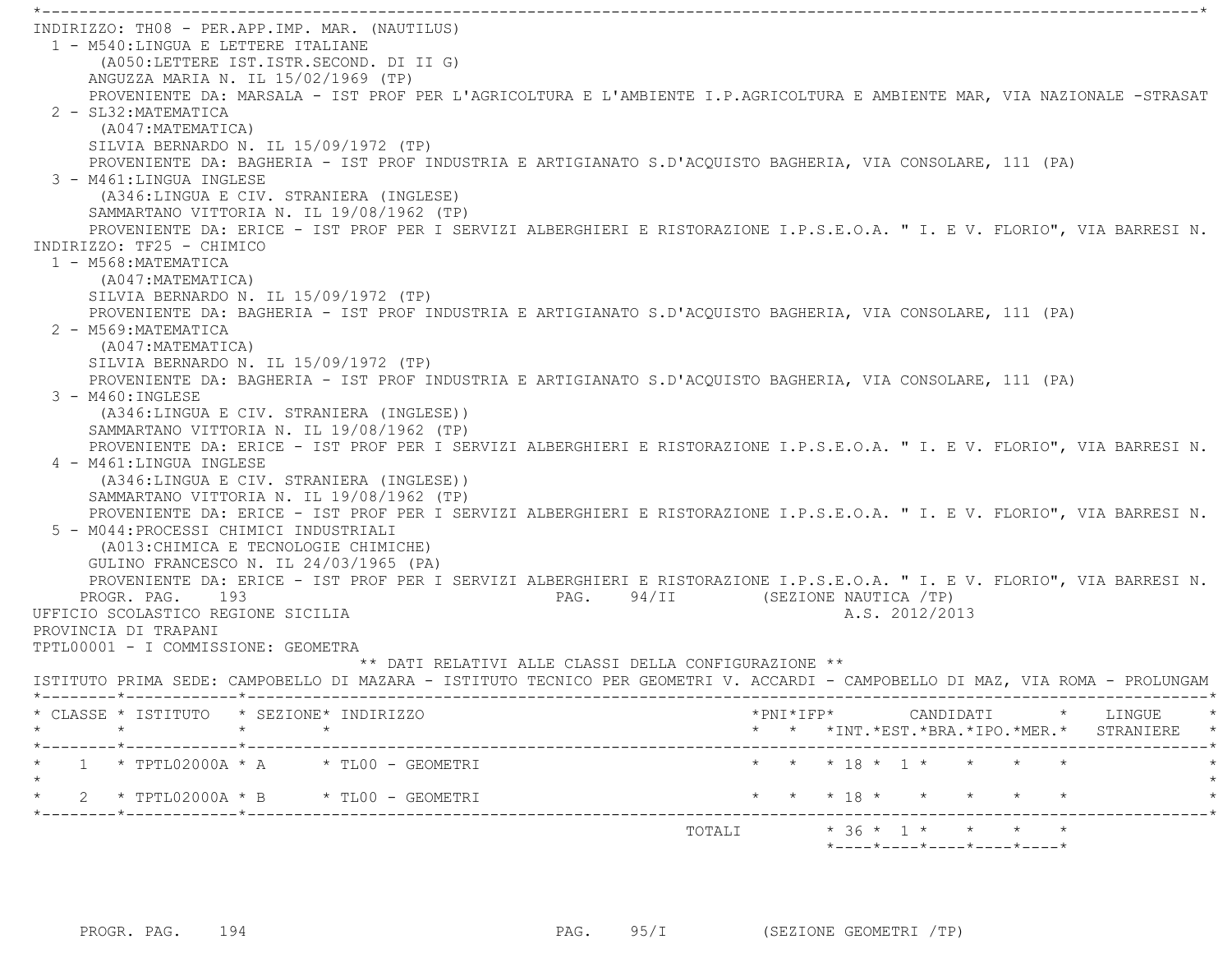INDIRIZZO: TH08 - PER.APP.IMP. MAR. (NAUTILUS)

1 - M540:LINGUA E LETTERE ITALIANE
 (A050:LETTERE IST.ISTR.SECOND. DI II G)
 ANGUZZA MARIA N. IL 15/02/1969 (TP)
 PROVENIENTE DA: MARSALA - IST PROF PER L'AGRICOLTURA E L'AMBIENTE I.P.AGRICOLTURA E AMBIENTE MAR, VIA NAZIONALE -STRASAT

2 - SL32:MATEMATICA
 (A047:MATEMATICA)
 SILVIA BERNARDO N. IL 15/09/1972 (TP)
 PROVENIENTE DA: BAGHERIA - IST PROF INDUSTRIA E ARTIGIANATO S.D'ACQUISTO BAGHERIA, VIA CONSOLARE, 111 (PA)

3 - M461:LINGUA INGLESE
 (A346:LINGUA E CIV. STRANIERA (INGLESE)
 SAMMARTANO VITTORIA N. IL 19/08/1962 (TP)
 PROVENIENTE DA: ERICE - IST PROF PER I SERVIZI ALBERGHIERI E RISTORAZIONE I.P.S.E.O.A. " I. E V. FLORIO", VIA BARRESI N.

INDIRIZZO: TF25 - CHIMICO

1 - M568:MATEMATICA
 (A047:MATEMATICA)
 SILVIA BERNARDO N. IL 15/09/1972 (TP)
 PROVENIENTE DA: BAGHERIA - IST PROF INDUSTRIA E ARTIGIANATO S.D'ACQUISTO BAGHERIA, VIA CONSOLARE, 111 (PA)

2 - M569:MATEMATICA
 (A047:MATEMATICA)
 SILVIA BERNARDO N. IL 15/09/1972 (TP)
 PROVENIENTE DA: BAGHERIA - IST PROF INDUSTRIA E ARTIGIANATO S.D'ACQUISTO BAGHERIA, VIA CONSOLARE, 111 (PA)

3 - M460:INGLESE
 (A346:LINGUA E CIV. STRANIERA (INGLESE))
 SAMMARTANO VITTORIA N. IL 19/08/1962 (TP)
 PROVENIENTE DA: ERICE - IST PROF PER I SERVIZI ALBERGHIERI E RISTORAZIONE I.P.S.E.O.A. " I. E V. FLORIO", VIA BARRESI N.

4 - M461:LINGUA INGLESE
 (A346:LINGUA E CIV. STRANIERA (INGLESE))
 SAMMARTANO VITTORIA N. IL 19/08/1962 (TP)
 PROVENIENTE DA: ERICE - IST PROF PER I SERVIZI ALBERGHIERI E RISTORAZIONE I.P.S.E.O.A. " I. E V. FLORIO", VIA BARRESI N.

5 - M044:PROCESSI CHIMICI INDUSTRIALI
 (A013:CHIMICA E TECNOLOGIE CHIMICHE)
 GULINO FRANCESCO N. IL 24/03/1965 (PA)
 PROVENIENTE DA: ERICE - IST PROF PER I SERVIZI ALBERGHIERI E RISTORAZIONE I.P.S.E.O.A. " I. E V. FLORIO", VIA BARRESI N.

UFFICIO SCOLASTICO REGIONE SICILIA — A.S. 2012/2013

PROVINCIA DI TRAPANI

TPTL00001 - I COMMISSIONE: GEOMETRA

** DATI RELATIVI ALLE CLASSI DELLA CONFIGURAZIONE **

ISTITUTO PRIMA SEDE: CAMPOBELLO DI MAZARA - ISTITUTO TECNICO PER GEOMETRI V. ACCARDI - CAMPOBELLO DI MAZ, VIA ROMA - PROLUNGAM

| CLASSE | ISTITUTO | SEZIONE | INDIRIZZO | PNI | IFP | CANDIDATI INT. | EST. | BRA. | IPO. | MER. | LINGUE STRANIERE |
|---|---|---|---|---|---|---|---|---|---|---|---|
| 1 | TPTL02000A | A | TL00 - GEOMETRI | | | 18 | 1 | | | | |
| 2 | TPTL02000A | B | TL00 - GEOMETRI | | | 18 | | | | | |
| | | | TOTALI | | | 36 | 1 | | | | |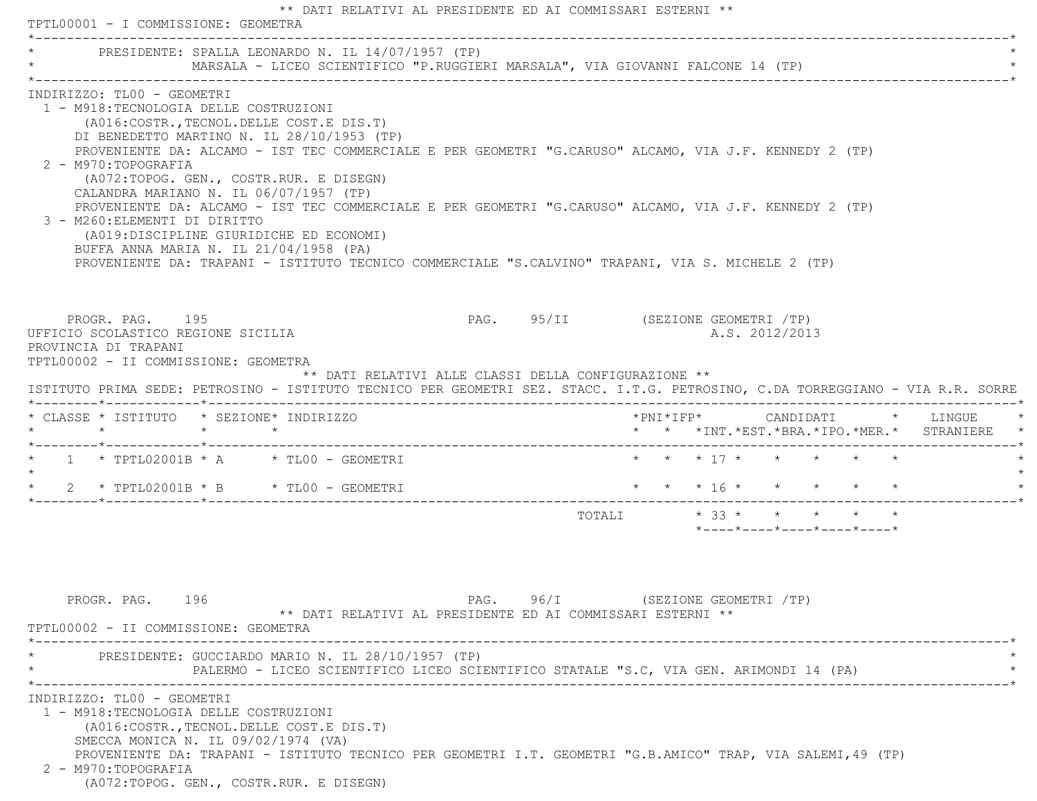** DATI RELATIVI AL PRESIDENTE ED AI COMMISSARI ESTERNI **

TPTL00001 - I COMMISSIONE: GEOMETRA

PRESIDENTE: SPALLA LEONARDO N. IL 14/07/1957 (TP)
MARSALA - LICEO SCIENTIFICO "P.RUGGIERI MARSALA", VIA GIOVANNI FALCONE 14 (TP)

INDIRIZZO: TL00 - GEOMETRI

1 - M918:TECNOLOGIA DELLE COSTRUZIONI
(A016:COSTR.,TECNOL.DELLE COST.E DIS.T)
DI BENEDETTO MARTINO N. IL 28/10/1953 (TP)
PROVENIENTE DA: ALCAMO - IST TEC COMMERCIALE E PER GEOMETRI "G.CARUSO" ALCAMO, VIA J.F. KENNEDY 2 (TP)

2 - M970:TOPOGRAFIA
(A072:TOPOG. GEN., COSTR.RUR. E DISEGN)
CALANDRA MARIANO N. IL 06/07/1957 (TP)
PROVENIENTE DA: ALCAMO - IST TEC COMMERCIALE E PER GEOMETRI "G.CARUSO" ALCAMO, VIA J.F. KENNEDY 2 (TP)

3 - M260:ELEMENTI DI DIRITTO
(A019:DISCIPLINE GIURIDICHE ED ECONOMI)
BUFFA ANNA MARIA N. IL 21/04/1958 (PA)
PROVENIENTE DA: TRAPANI - ISTITUTO TECNICO COMMERCIALE "S.CALVINO" TRAPANI, VIA S. MICHELE 2 (TP)

PROGR. PAG. 195 PAG. 95/II (SEZIONE GEOMETRI /TP)
UFFICIO SCOLASTICO REGIONE SICILIA A.S. 2012/2013
PROVINCIA DI TRAPANI

TPTL00002 - II COMMISSIONE: GEOMETRA

** DATI RELATIVI ALLE CLASSI DELLA CONFIGURAZIONE **

ISTITUTO PRIMA SEDE: PETROSINO - ISTITUTO TECNICO PER GEOMETRI SEZ. STACC. I.T.G. PETROSINO, C.DA TORREGGIANO - VIA R.R. SORRE

| CLASSE | ISTITUTO | SEZIONE | INDIRIZZO | PNI | IFP | CANDIDATI INT. | EST. | BRA. | IPO. | MER. | LINGUE STRANIERE |
|---|---|---|---|---|---|---|---|---|---|---|---|
| 1 | TPTL02001B | A | TL00 - GEOMETRI | | | 17 | | | | | |
| 2 | TPTL02001B | B | TL00 - GEOMETRI | | | 16 | | | | | |
| | | | TOTALI | | | 33 | | | | | |

PROGR. PAG. 196 PAG. 96/I (SEZIONE GEOMETRI /TP)

** DATI RELATIVI AL PRESIDENTE ED AI COMMISSARI ESTERNI **

TPTL00002 - II COMMISSIONE: GEOMETRA

PRESIDENTE: GUCCIARDO MARIO N. IL 28/10/1957 (TP)
PALERMO - LICEO SCIENTIFICO LICEO SCIENTIFICO STATALE "S.C, VIA GEN. ARIMONDI 14 (PA)

INDIRIZZO: TL00 - GEOMETRI

1 - M918:TECNOLOGIA DELLE COSTRUZIONI
(A016:COSTR.,TECNOL.DELLE COST.E DIS.T)
SMECCA MONICA N. IL 09/02/1974 (VA)
PROVENIENTE DA: TRAPANI - ISTITUTO TECNICO PER GEOMETRI I.T. GEOMETRI "G.B.AMICO" TRAP, VIA SALEMI,49 (TP)

2 - M970:TOPOGRAFIA
(A072:TOPOG. GEN., COSTR.RUR. E DISEGN)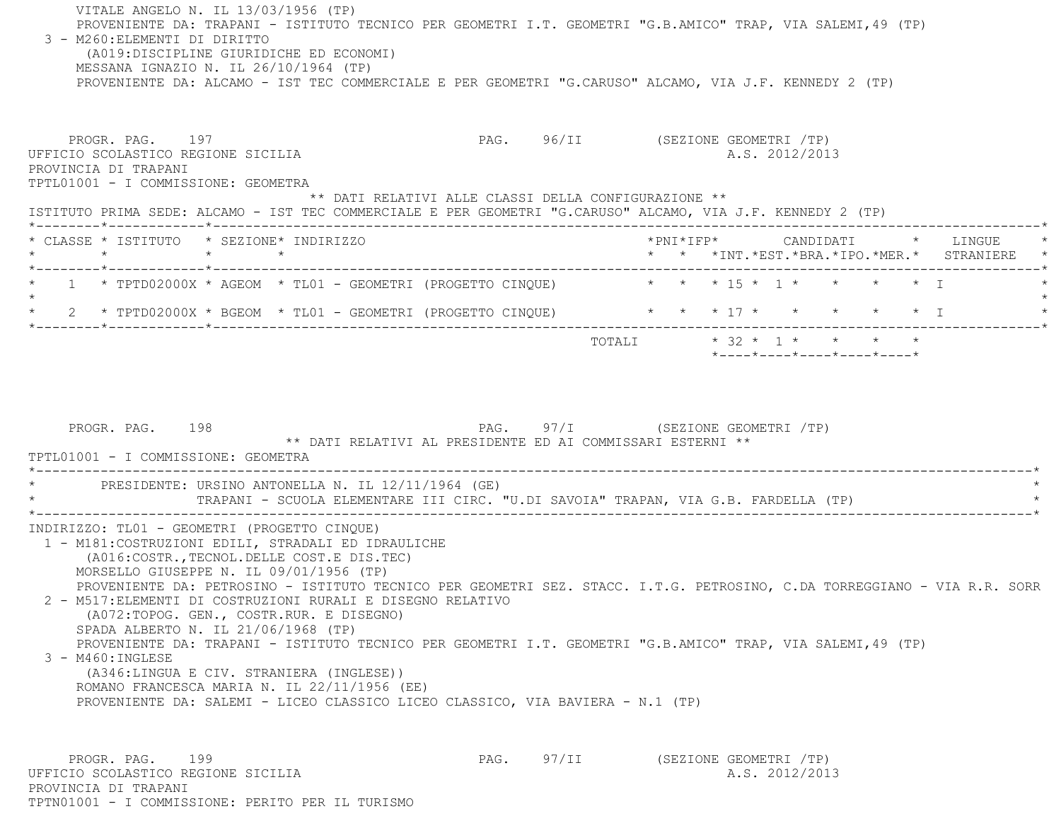VITALE ANGELO N. IL 13/03/1956 (TP)
PROVENIENTE DA: TRAPANI - ISTITUTO TECNICO PER GEOMETRI I.T. GEOMETRI "G.B.AMICO" TRAP, VIA SALEMI,49 (TP)

3 - M260:ELEMENTI DI DIRITTO
(A019:DISCIPLINE GIURIDICHE ED ECONOMI)
MESSANA IGNAZIO N. IL 26/10/1964 (TP)
PROVENIENTE DA: ALCAMO - IST TEC COMMERCIALE E PER GEOMETRI "G.CARUSO" ALCAMO, VIA J.F. KENNEDY 2 (TP)

PROGR. PAG. 197 PAG. 96/II (SEZIONE GEOMETRI /TP)
UFFICIO SCOLASTICO REGIONE SICILIA A.S. 2012/2013
PROVINCIA DI TRAPANI
TPTL01001 - I COMMISSIONE: GEOMETRA

** DATI RELATIVI ALLE CLASSI DELLA CONFIGURAZIONE **

ISTITUTO PRIMA SEDE: ALCAMO - IST TEC COMMERCIALE E PER GEOMETRI "G.CARUSO" ALCAMO, VIA J.F. KENNEDY 2 (TP)

| CLASSE | ISTITUTO | SEZIONE | INDIRIZZO | PNI | IFP | CANDIDATI INT. | EST. | BRA. | IPO. | MER. | LINGUE STRANIERE |
|---|---|---|---|---|---|---|---|---|---|---|---|
| 1 | TPTD02000X | AGEOM | TL01 - GEOMETRI (PROGETTO CINQUE) | | | 15 | 1 | | | | I |
| 2 | TPTD02000X | BGEOM | TL01 - GEOMETRI (PROGETTO CINQUE) | | | 17 | | | | | I |
| | | | TOTALI | | | 32 | 1 | | | | |

PROGR. PAG. 198 PAG. 97/I (SEZIONE GEOMETRI /TP)

** DATI RELATIVI AL PRESIDENTE ED AI COMMISSARI ESTERNI **

TPTL01001 - I COMMISSIONE: GEOMETRA

PRESIDENTE: URSINO ANTONELLA N. IL 12/11/1964 (GE)
TRAPANI - SCUOLA ELEMENTARE III CIRC. "U.DI SAVOIA" TRAPAN, VIA G.B. FARDELLA (TP)

INDIRIZZO: TL01 - GEOMETRI (PROGETTO CINQUE)

1 - M181:COSTRUZIONI EDILI, STRADALI ED IDRAULICHE
(A016:COSTR.,TECNOL.DELLE COST.E DIS.TEC)
MORSELLO GIUSEPPE N. IL 09/01/1956 (TP)
PROVENIENTE DA: PETROSINO - ISTITUTO TECNICO PER GEOMETRI SEZ. STACC. I.T.G. PETROSINO, C.DA TORREGGIANO - VIA R.R. SORR

2 - M517:ELEMENTI DI COSTRUZIONI RURALI E DISEGNO RELATIVO
(A072:TOPOG. GEN., COSTR.RUR. E DISEGNO)
SPADA ALBERTO N. IL 21/06/1968 (TP)
PROVENIENTE DA: TRAPANI - ISTITUTO TECNICO PER GEOMETRI I.T. GEOMETRI "G.B.AMICO" TRAP, VIA SALEMI,49 (TP)

3 - M460:INGLESE
(A346:LINGUA E CIV. STRANIERA (INGLESE))
ROMANO FRANCESCA MARIA N. IL 22/11/1956 (EE)
PROVENIENTE DA: SALEMI - LICEO CLASSICO LICEO CLASSICO, VIA BAVIERA - N.1 (TP)

PROGR. PAG. 199 PAG. 97/II (SEZIONE GEOMETRI /TP)
UFFICIO SCOLASTICO REGIONE SICILIA A.S. 2012/2013
PROVINCIA DI TRAPANI
TPTN01001 - I COMMISSIONE: PERITO PER IL TURISMO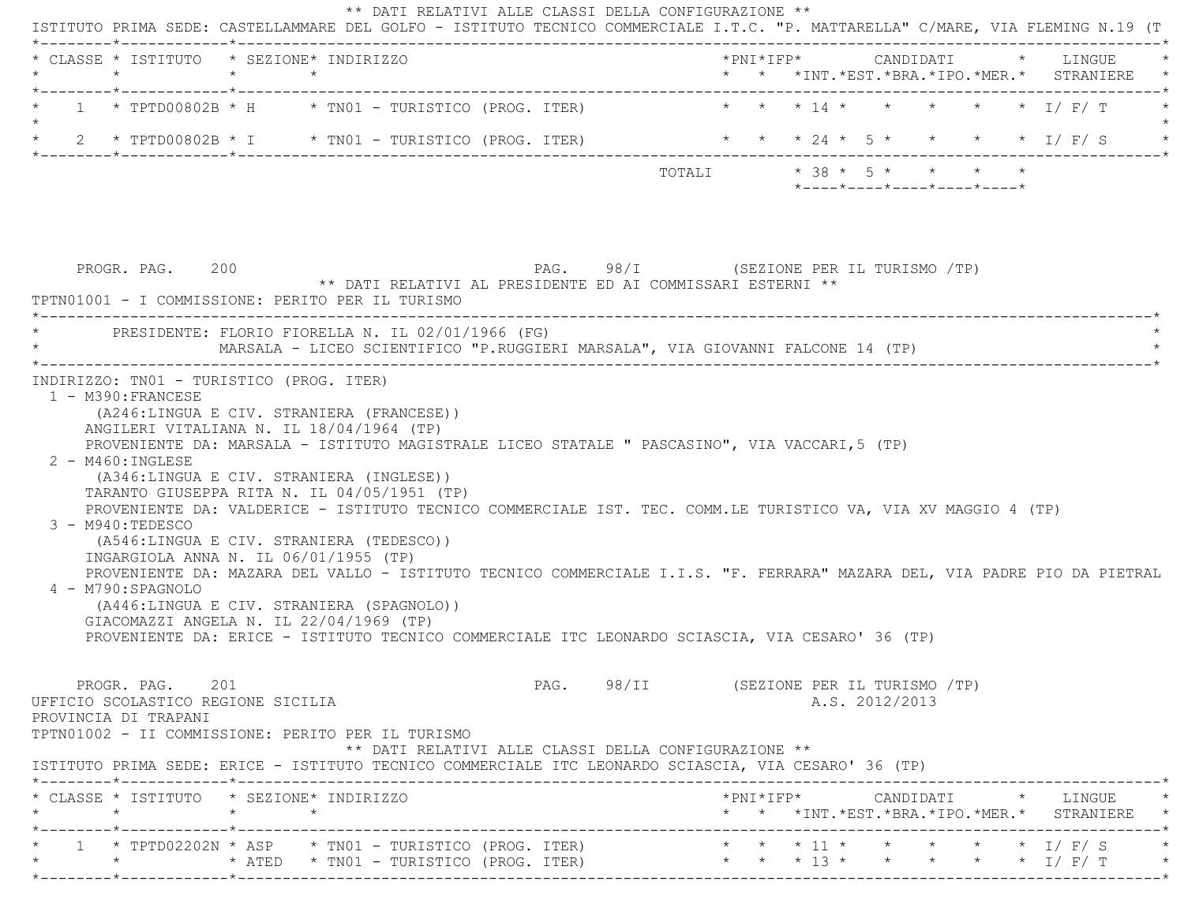** DATI RELATIVI ALLE CLASSI DELLA CONFIGURAZIONE **

ISTITUTO PRIMA SEDE: CASTELLAMMARE DEL GOLFO - ISTITUTO TECNICO COMMERCIALE I.T.C. "P. MATTARELLA" C/MARE, VIA FLEMING N.19 (T

| CLASSE | ISTITUTO | SEZIONE | INDIRIZZO | PNI | IFP | INT. | EST. | BRA. | IPO. | MER. | LINGUE STRANIERE |
|---|---|---|---|---|---|---|---|---|---|---|---|
| 1 | TPTD00802B | H | TN01 - TURISTICO (PROG. ITER) | | | 14 | | | | | I/ F/ T |
| 2 | TPTD00802B | I | TN01 - TURISTICO (PROG. ITER) | | | 24 | 5 | | | | I/ F/ S |
| | | | TOTALI | | | 38 | 5 | | | | |

PROGR. PAG. 200 PAG. 98/I (SEZIONE PER IL TURISMO /TP)

** DATI RELATIVI AL PRESIDENTE ED AI COMMISSARI ESTERNI **

TPTN01001 - I COMMISSIONE: PERITO PER IL TURISMO

PRESIDENTE: FLORIO FIORELLA N. IL 02/01/1966 (FG)
MARSALA - LICEO SCIENTIFICO "P.RUGGIERI MARSALA", VIA GIOVANNI FALCONE 14 (TP)

INDIRIZZO: TN01 - TURISTICO (PROG. ITER)

1 - M390:FRANCESE
(A246:LINGUA E CIV. STRANIERA (FRANCESE))
ANGILERI VITALIANA N. IL 18/04/1964 (TP)
PROVENIENTE DA: MARSALA - ISTITUTO MAGISTRALE LICEO STATALE " PASCASINO", VIA VACCARI,5 (TP)

2 - M460:INGLESE
(A346:LINGUA E CIV. STRANIERA (INGLESE))
TARANTO GIUSEPPA RITA N. IL 04/05/1951 (TP)
PROVENIENTE DA: VALDERICE - ISTITUTO TECNICO COMMERCIALE IST. TEC. COMM.LE TURISTICO VA, VIA XV MAGGIO 4 (TP)

3 - M940:TEDESCO
(A546:LINGUA E CIV. STRANIERA (TEDESCO))
INGARGIOLA ANNA N. IL 06/01/1955 (TP)
PROVENIENTE DA: MAZARA DEL VALLO - ISTITUTO TECNICO COMMERCIALE I.I.S. "F. FERRARA" MAZARA DEL, VIA PADRE PIO DA PIETRAL

4 - M790:SPAGNOLO
(A446:LINGUA E CIV. STRANIERA (SPAGNOLO))
GIACOMAZZI ANGELA N. IL 22/04/1969 (TP)
PROVENIENTE DA: ERICE - ISTITUTO TECNICO COMMERCIALE ITC LEONARDO SCIASCIA, VIA CESARO' 36 (TP)

PROGR. PAG. 201 PAG. 98/II (SEZIONE PER IL TURISMO /TP)

UFFICIO SCOLASTICO REGIONE SICILIA A.S. 2012/2013

PROVINCIA DI TRAPANI

TPTN01002 - II COMMISSIONE: PERITO PER IL TURISMO

** DATI RELATIVI ALLE CLASSI DELLA CONFIGURAZIONE **

ISTITUTO PRIMA SEDE: ERICE - ISTITUTO TECNICO COMMERCIALE ITC LEONARDO SCIASCIA, VIA CESARO' 36 (TP)

| CLASSE | ISTITUTO | SEZIONE | INDIRIZZO | PNI | IFP | INT. | EST. | BRA. | IPO. | MER. | LINGUE STRANIERE |
|---|---|---|---|---|---|---|---|---|---|---|---|
| 1 | TPTD02202N | ASP | TN01 - TURISTICO (PROG. ITER) | | | 11 | | | | | I/ F/ S |
| | | ATED | TN01 - TURISTICO (PROG. ITER) | | | 13 | | | | | I/ F/ T |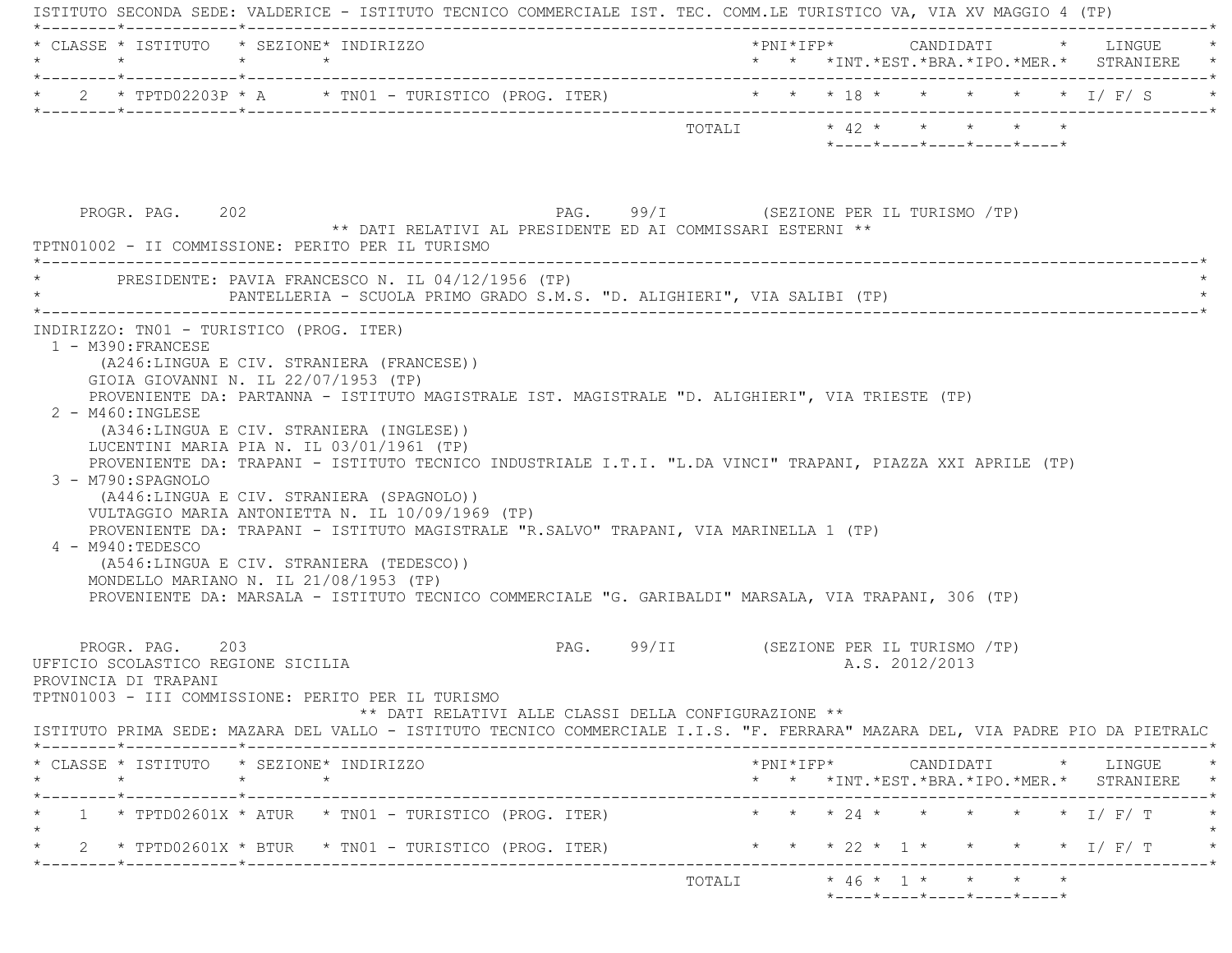ISTITUTO SECONDA SEDE: VALDERICE - ISTITUTO TECNICO COMMERCIALE IST. TEC. COMM.LE TURISTICO VA, VIA XV MAGGIO 4 (TP)

| CLASSE | ISTITUTO | SEZIONE | INDIRIZZO | PNI | IFP | CANDIDATI INT. | EST. | BRA. | IPO. | MER. | LINGUE STRANIERE |
|---|---|---|---|---|---|---|---|---|---|---|---|
| 2 | TPTD02203P | A | TN01 - TURISTICO (PROG. ITER) | | | 18 | | | | | I/ F/ S |
| | | | TOTALI | | | 42 | | | | | |

PROGR. PAG. 202 PAG. 99/I (SEZIONE PER IL TURISMO /TP)

** DATI RELATIVI AL PRESIDENTE ED AI COMMISSARI ESTERNI **

TPTN01002 - II COMMISSIONE: PERITO PER IL TURISMO

PRESIDENTE: PAVIA FRANCESCO N. IL 04/12/1956 (TP)
PANTELLERIA - SCUOLA PRIMO GRADO S.M.S. "D. ALIGHIERI", VIA SALIBI (TP)

INDIRIZZO: TN01 - TURISTICO (PROG. ITER)

1 - M390:FRANCESE
(A246:LINGUA E CIV. STRANIERA (FRANCESE))
GIOIA GIOVANNI N. IL 22/07/1953 (TP)
PROVENIENTE DA: PARTANNA - ISTITUTO MAGISTRALE IST. MAGISTRALE "D. ALIGHIERI", VIA TRIESTE (TP)

2 - M460:INGLESE
(A346:LINGUA E CIV. STRANIERA (INGLESE))
LUCENTINI MARIA PIA N. IL 03/01/1961 (TP)
PROVENIENTE DA: TRAPANI - ISTITUTO TECNICO INDUSTRIALE I.T.I. "L.DA VINCI" TRAPANI, PIAZZA XXI APRILE (TP)

3 - M790:SPAGNOLO
(A446:LINGUA E CIV. STRANIERA (SPAGNOLO))
VULTAGGIO MARIA ANTONIETTA N. IL 10/09/1969 (TP)
PROVENIENTE DA: TRAPANI - ISTITUTO MAGISTRALE "R.SALVO" TRAPANI, VIA MARINELLA 1 (TP)

4 - M940:TEDESCO
(A546:LINGUA E CIV. STRANIERA (TEDESCO))
MONDELLO MARIANO N. IL 21/08/1953 (TP)
PROVENIENTE DA: MARSALA - ISTITUTO TECNICO COMMERCIALE "G. GARIBALDI" MARSALA, VIA TRAPANI, 306 (TP)

PROGR. PAG. 203 PAG. 99/II (SEZIONE PER IL TURISMO /TP)

UFFICIO SCOLASTICO REGIONE SICILIA A.S. 2012/2013
PROVINCIA DI TRAPANI
TPTN01003 - III COMMISSIONE: PERITO PER IL TURISMO

** DATI RELATIVI ALLE CLASSI DELLA CONFIGURAZIONE **

ISTITUTO PRIMA SEDE: MAZARA DEL VALLO - ISTITUTO TECNICO COMMERCIALE I.I.S. "F. FERRARA" MAZARA DEL, VIA PADRE PIO DA PIETRALC

| CLASSE | ISTITUTO | SEZIONE | INDIRIZZO | PNI | IFP | CANDIDATI INT. | EST. | BRA. | IPO. | MER. | LINGUE STRANIERE |
|---|---|---|---|---|---|---|---|---|---|---|---|
| 1 | TPTD02601X | ATUR | TN01 - TURISTICO (PROG. ITER) | | | 24 | | | | | I/ F/ T |
| 2 | TPTD02601X | BTUR | TN01 - TURISTICO (PROG. ITER) | | | 22 | 1 | | | | I/ F/ T |
| | | | TOTALI | | | 46 | 1 | | | | |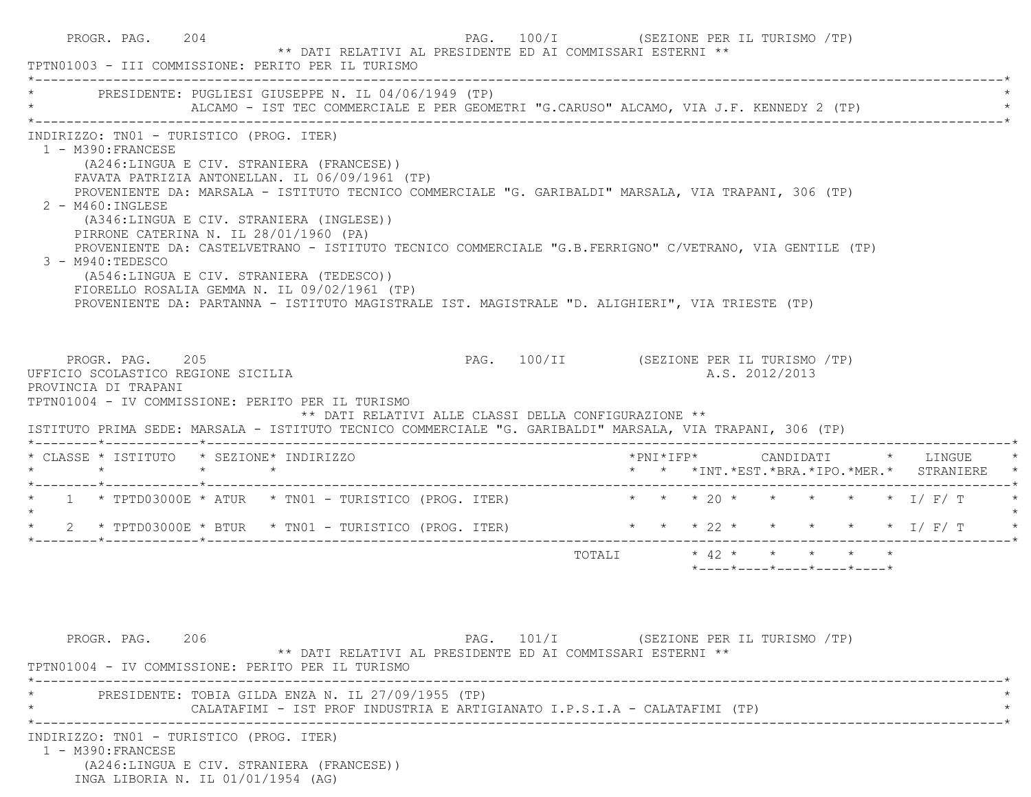PROGR. PAG. 204 PAG. 100/I (SEZIONE PER IL TURISMO /TP)

** DATI RELATIVI AL PRESIDENTE ED AI COMMISSARI ESTERNI **

TPTN01003 - III COMMISSIONE: PERITO PER IL TURISMO

PRESIDENTE: PUGLIESI GIUSEPPE N. IL 04/06/1949 (TP)
ALCAMO - IST TEC COMMERCIALE E PER GEOMETRI "G.CARUSO" ALCAMO, VIA J.F. KENNEDY 2 (TP)

INDIRIZZO: TN01 - TURISTICO (PROG. ITER)

1 - M390:FRANCESE
(A246:LINGUA E CIV. STRANIERA (FRANCESE))
FAVATA PATRIZIA ANTONELLAN. IL 06/09/1961 (TP)
PROVENIENTE DA: MARSALA - ISTITUTO TECNICO COMMERCIALE "G. GARIBALDI" MARSALA, VIA TRAPANI, 306 (TP)

2 - M460:INGLESE
(A346:LINGUA E CIV. STRANIERA (INGLESE))
PIRRONE CATERINA N. IL 28/01/1960 (PA)
PROVENIENTE DA: CASTELVETRANO - ISTITUTO TECNICO COMMERCIALE "G.B.FERRIGNO" C/VETRANO, VIA GENTILE (TP)

3 - M940:TEDESCO
(A546:LINGUA E CIV. STRANIERA (TEDESCO))
FIORELLO ROSALIA GEMMA N. IL 09/02/1961 (TP)
PROVENIENTE DA: PARTANNA - ISTITUTO MAGISTRALE IST. MAGISTRALE "D. ALIGHIERI", VIA TRIESTE (TP)

PROGR. PAG. 205 PAG. 100/II (SEZIONE PER IL TURISMO /TP)

UFFICIO SCOLASTICO REGIONE SICILIA A.S. 2012/2013

PROVINCIA DI TRAPANI

TPTN01004 - IV COMMISSIONE: PERITO PER IL TURISMO

** DATI RELATIVI ALLE CLASSI DELLA CONFIGURAZIONE **

ISTITUTO PRIMA SEDE: MARSALA - ISTITUTO TECNICO COMMERCIALE "G. GARIBALDI" MARSALA, VIA TRAPANI, 306 (TP)

| CLASSE | ISTITUTO | SEZIONE | INDIRIZZO | PNI | IFP | CANDIDATI INT. | EST. | BRA. | IPO. | MER. | LINGUE STRANIERE |
|---|---|---|---|---|---|---|---|---|---|---|---|
| 1 | TPTD03000E | ATUR | TN01 - TURISTICO (PROG. ITER) | | | 20 | | | | | I/ F/ T |
| 2 | TPTD03000E | BTUR | TN01 - TURISTICO (PROG. ITER) | | | 22 | | | | | I/ F/ T |
| | | | TOTALI | | | 42 | | | | | |

PROGR. PAG. 206 PAG. 101/I (SEZIONE PER IL TURISMO /TP)

** DATI RELATIVI AL PRESIDENTE ED AI COMMISSARI ESTERNI **

TPTN01004 - IV COMMISSIONE: PERITO PER IL TURISMO

PRESIDENTE: TOBIA GILDA ENZA N. IL 27/09/1955 (TP)
CALATAFIMI - IST PROF INDUSTRIA E ARTIGIANATO I.P.S.I.A - CALATAFIMI (TP)

INDIRIZZO: TN01 - TURISTICO (PROG. ITER)

1 - M390:FRANCESE
(A246:LINGUA E CIV. STRANIERA (FRANCESE))
INGA LIBORIA N. IL 01/01/1954 (AG)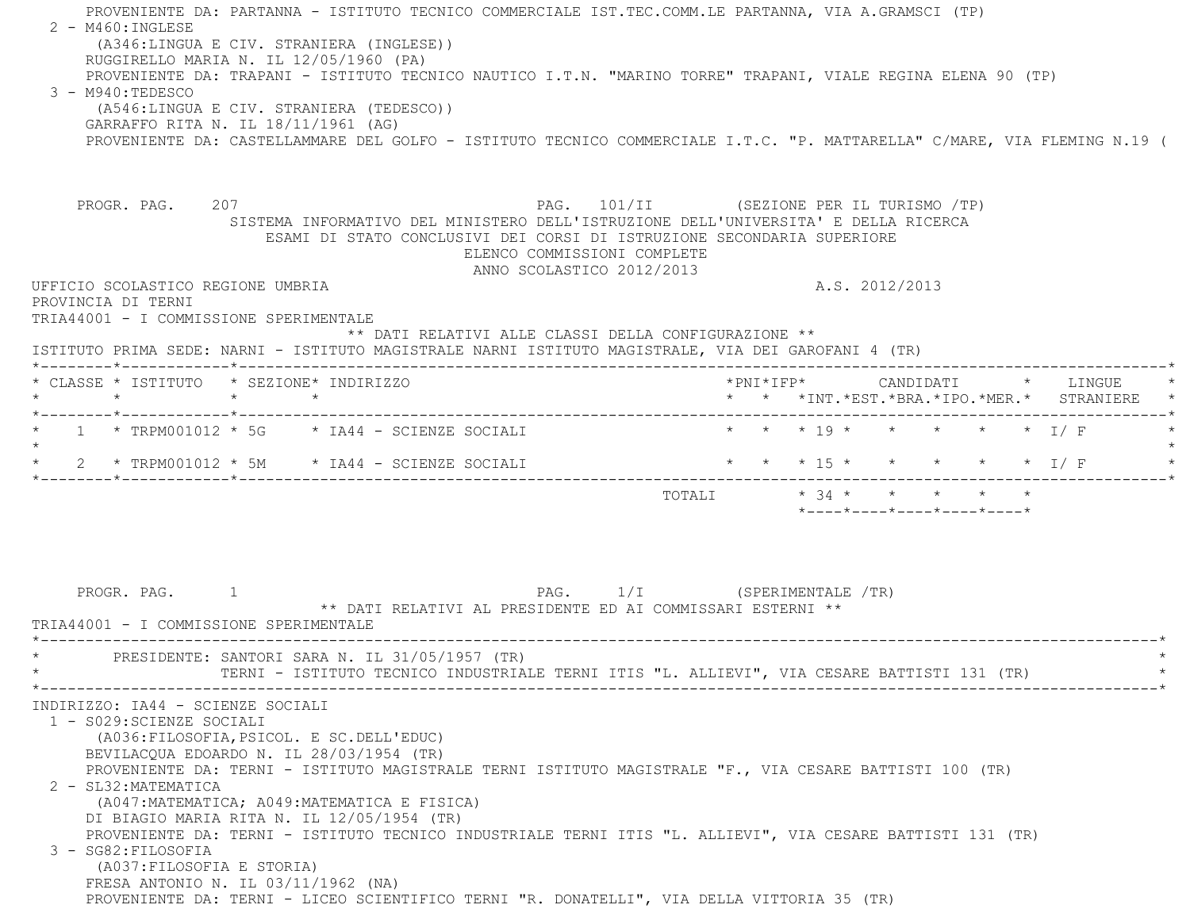PROVENIENTE DA: PARTANNA - ISTITUTO TECNICO COMMERCIALE IST.TEC.COMM.LE PARTANNA, VIA A.GRAMSCI (TP)

2 - M460:INGLESE
(A346:LINGUA E CIV. STRANIERA (INGLESE))
RUGGIRELLO MARIA N. IL 12/05/1960 (PA)
PROVENIENTE DA: TRAPANI - ISTITUTO TECNICO NAUTICO I.T.N. "MARINO TORRE" TRAPANI, VIALE REGINA ELENA 90 (TP)

3 - M940:TEDESCO
(A546:LINGUA E CIV. STRANIERA (TEDESCO))
GARRAFFO RITA N. IL 18/11/1961 (AG)
PROVENIENTE DA: CASTELLAMMARE DEL GOLFO - ISTITUTO TECNICO COMMERCIALE I.T.C. "P. MATTARELLA" C/MARE, VIA FLEMING N.19 (

SISTEMA INFORMATIVO DEL MINISTERO DELL'ISTRUZIONE DELL'UNIVERSITA' E DELLA RICERCA
ESAMI DI STATO CONCLUSIVI DEI CORSI DI ISTRUZIONE SECONDARIA SUPERIORE
ELENCO COMMISSIONI COMPLETE
ANNO SCOLASTICO 2012/2013

UFFICIO SCOLASTICO REGIONE UMBRIA — A.S. 2012/2013
PROVINCIA DI TERNI
TRIA44001 - I COMMISSIONE SPERIMENTALE

** DATI RELATIVI ALLE CLASSI DELLA CONFIGURAZIONE **

ISTITUTO PRIMA SEDE: NARNI - ISTITUTO MAGISTRALE NARNI ISTITUTO MAGISTRALE, VIA DEI GAROFANI 4 (TR)

| CLASSE | ISTITUTO | SEZIONE | INDIRIZZO | PNI | IFP | INT. | EST. | BRA. | IPO. | MER. | LINGUE STRANIERE |
|---|---|---|---|---|---|---|---|---|---|---|---|
| 1 | TRPM001012 | 5G | IA44 - SCIENZE SOCIALI | | | 19 | | | | | I/ F |
| 2 | TRPM001012 | 5M | IA44 - SCIENZE SOCIALI | | | 15 | | | | | I/ F |
| | | | TOTALI | | | 34 | | | | | |

** DATI RELATIVI AL PRESIDENTE ED AI COMMISSARI ESTERNI **

TRIA44001 - I COMMISSIONE SPERIMENTALE

PRESIDENTE: SANTORI SARA N. IL 31/05/1957 (TR)
TERNI - ISTITUTO TECNICO INDUSTRIALE TERNI ITIS "L. ALLIEVI", VIA CESARE BATTISTI 131 (TR)

INDIRIZZO: IA44 - SCIENZE SOCIALI

1 - S029:SCIENZE SOCIALI
(A036:FILOSOFIA,PSICOL. E SC.DELL'EDUC)
BEVILACQUA EDOARDO N. IL 28/03/1954 (TR)
PROVENIENTE DA: TERNI - ISTITUTO MAGISTRALE TERNI ISTITUTO MAGISTRALE "F., VIA CESARE BATTISTI 100 (TR)

2 - SL32:MATEMATICA
(A047:MATEMATICA; A049:MATEMATICA E FISICA)
DI BIAGIO MARIA RITA N. IL 12/05/1954 (TR)
PROVENIENTE DA: TERNI - ISTITUTO TECNICO INDUSTRIALE TERNI ITIS "L. ALLIEVI", VIA CESARE BATTISTI 131 (TR)

3 - SG82:FILOSOFIA
(A037:FILOSOFIA E STORIA)
FRESA ANTONIO N. IL 03/11/1962 (NA)
PROVENIENTE DA: TERNI - LICEO SCIENTIFICO TERNI "R. DONATELLI", VIA DELLA VITTORIA 35 (TR)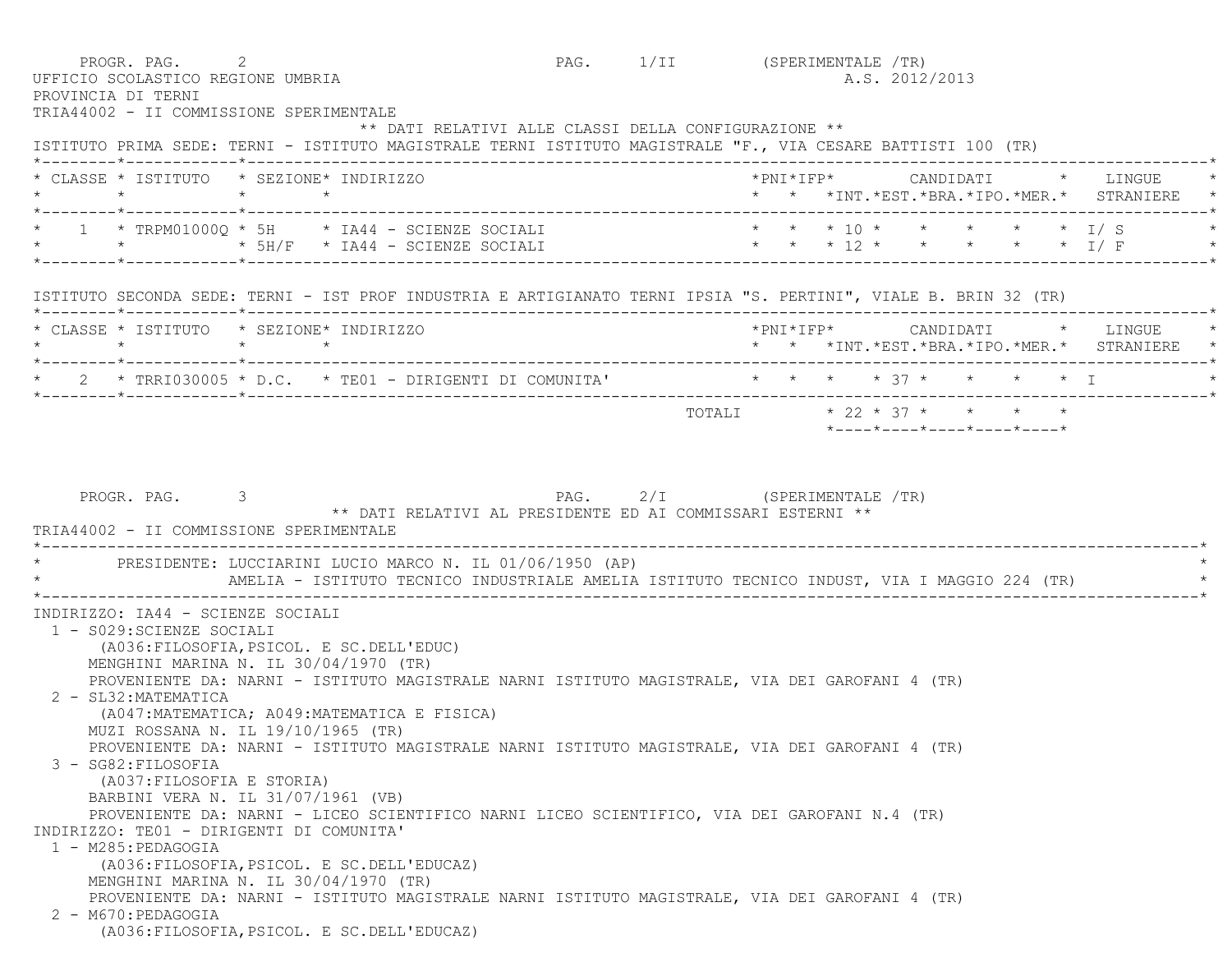UFFICIO SCOLASTICO REGIONE UMBRIA — A.S. 2012/2013

PROVINCIA DI TERNI

TRIA44002 - II COMMISSIONE SPERIMENTALE

** DATI RELATIVI ALLE CLASSI DELLA CONFIGURAZIONE **

ISTITUTO PRIMA SEDE: TERNI - ISTITUTO MAGISTRALE TERNI ISTITUTO MAGISTRALE "F., VIA CESARE BATTISTI 100 (TR)

| CLASSE | ISTITUTO | SEZIONE | INDIRIZZO | PNI | IFP | CANDIDATI INT. | CANDIDATI EST. | CANDIDATI BRA. | CANDIDATI IPO. | CANDIDATI MER. | LINGUE STRANIERE |
|---|---|---|---|---|---|---|---|---|---|---|---|
| 1 | TRPM01000Q | 5H | IA44 - SCIENZE SOCIALI | | | 10 | | | | | I/ S |
| | | 5H/F | IA44 - SCIENZE SOCIALI | | | 12 | | | | | I/ F |

ISTITUTO SECONDA SEDE: TERNI - IST PROF INDUSTRIA E ARTIGIANATO TERNI IPSIA "S. PERTINI", VIALE B. BRIN 32 (TR)

| CLASSE | ISTITUTO | SEZIONE | INDIRIZZO | PNI | IFP | CANDIDATI INT. | CANDIDATI EST. | CANDIDATI BRA. | CANDIDATI IPO. | CANDIDATI MER. | LINGUE STRANIERE |
|---|---|---|---|---|---|---|---|---|---|---|---|
| 2 | TRRI030005 | D.C. | TE01 - DIRIGENTI DI COMUNITA' | | | | 37 | | | | I |
| | | | TOTALI | | | 22 | 37 | | | | |

** DATI RELATIVI AL PRESIDENTE ED AI COMMISSARI ESTERNI **

TRIA44002 - II COMMISSIONE SPERIMENTALE

PRESIDENTE: LUCCIARINI LUCIO MARCO N. IL 01/06/1950 (AP)
AMELIA - ISTITUTO TECNICO INDUSTRIALE AMELIA ISTITUTO TECNICO INDUST, VIA I MAGGIO 224 (TR)

INDIRIZZO: IA44 - SCIENZE SOCIALI

1 - S029:SCIENZE SOCIALI
(A036:FILOSOFIA,PSICOL. E SC.DELL'EDUC)
MENGHINI MARINA N. IL 30/04/1970 (TR)
PROVENIENTE DA: NARNI - ISTITUTO MAGISTRALE NARNI ISTITUTO MAGISTRALE, VIA DEI GAROFANI 4 (TR)

2 - SL32:MATEMATICA
(A047:MATEMATICA; A049:MATEMATICA E FISICA)
MUZI ROSSANA N. IL 19/10/1965 (TR)
PROVENIENTE DA: NARNI - ISTITUTO MAGISTRALE NARNI ISTITUTO MAGISTRALE, VIA DEI GAROFANI 4 (TR)

3 - SG82:FILOSOFIA
(A037:FILOSOFIA E STORIA)
BARBINI VERA N. IL 31/07/1961 (VB)
PROVENIENTE DA: NARNI - LICEO SCIENTIFICO NARNI LICEO SCIENTIFICO, VIA DEI GAROFANI N.4 (TR)

INDIRIZZO: TE01 - DIRIGENTI DI COMUNITA'

1 - M285:PEDAGOGIA
(A036:FILOSOFIA,PSICOL. E SC.DELL'EDUCAZ)
MENGHINI MARINA N. IL 30/04/1970 (TR)
PROVENIENTE DA: NARNI - ISTITUTO MAGISTRALE NARNI ISTITUTO MAGISTRALE, VIA DEI GAROFANI 4 (TR)

2 - M670:PEDAGOGIA
(A036:FILOSOFIA,PSICOL. E SC.DELL'EDUCAZ)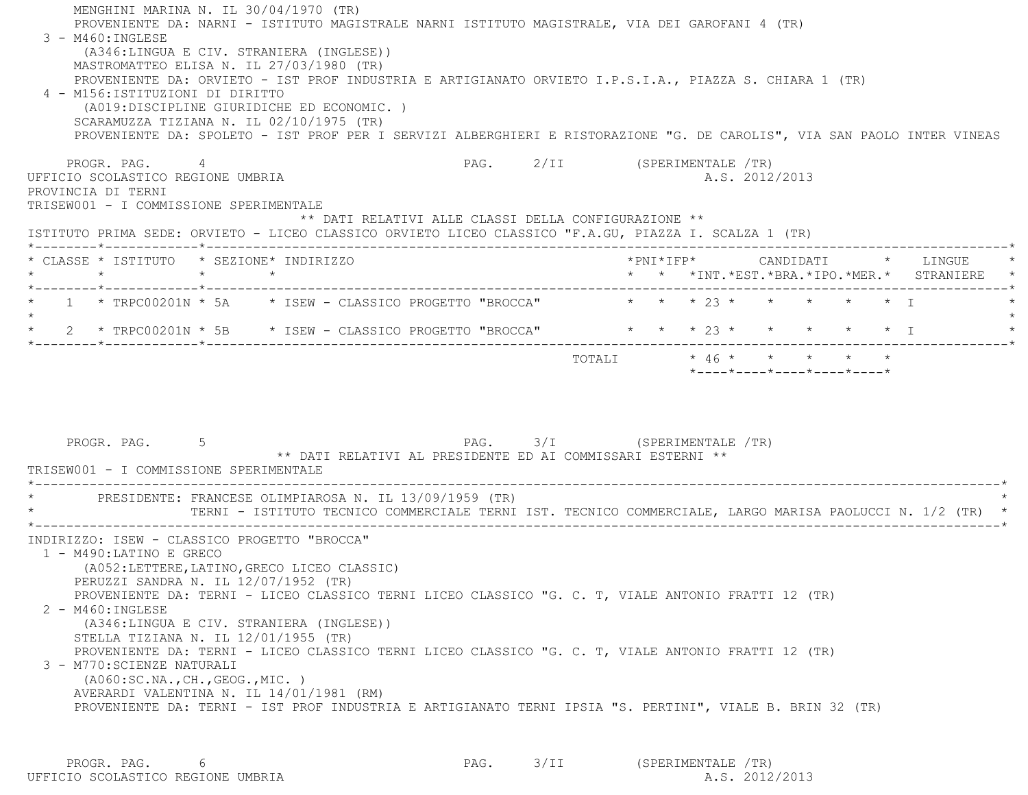MENGHINI MARINA N. IL 30/04/1970 (TR)
PROVENIENTE DA: NARNI - ISTITUTO MAGISTRALE NARNI ISTITUTO MAGISTRALE, VIA DEI GAROFANI 4 (TR)

3 - M460:INGLESE
(A346:LINGUA E CIV. STRANIERA (INGLESE))
MASTROMATTEO ELISA N. IL 27/03/1980 (TR)
PROVENIENTE DA: ORVIETO - IST PROF INDUSTRIA E ARTIGIANATO ORVIETO I.P.S.I.A., PIAZZA S. CHIARA 1 (TR)

4 - M156:ISTITUZIONI DI DIRITTO
(A019:DISCIPLINE GIURIDICHE ED ECONOMIC. )
SCARAMUZZA TIZIANA N. IL 02/10/1975 (TR)
PROVENIENTE DA: SPOLETO - IST PROF PER I SERVIZI ALBERGHIERI E RISTORAZIONE "G. DE CAROLIS", VIA SAN PAOLO INTER VINEAS

PROGR. PAG. 4 PAG. 2/II (SPERIMENTALE /TR)

UFFICIO SCOLASTICO REGIONE UMBRIA A.S. 2012/2013

PROVINCIA DI TERNI

TRISEW001 - I COMMISSIONE SPERIMENTALE

** DATI RELATIVI ALLE CLASSI DELLA CONFIGURAZIONE **

ISTITUTO PRIMA SEDE: ORVIETO - LICEO CLASSICO ORVIETO LICEO CLASSICO "F.A.GU, PIAZZA I. SCALZA 1 (TR)

| CLASSE | ISTITUTO | SEZIONE | INDIRIZZO | PNI | IFP | CANDIDATI INT. | EST. | BRA. | IPO. | MER. | LINGUE STRANIERE |
|---|---|---|---|---|---|---|---|---|---|---|---|
| 1 | TRPC00201N | 5A | ISEW - CLASSICO PROGETTO "BROCCA" | | | 23 | | | | | I |
| 2 | TRPC00201N | 5B | ISEW - CLASSICO PROGETTO "BROCCA" | | | 23 | | | | | I |
| | | | TOTALI | | | 46 | | | | | |

PROGR. PAG. 5 PAG. 3/I (SPERIMENTALE /TR)

** DATI RELATIVI AL PRESIDENTE ED AI COMMISSARI ESTERNI **

TRISEW001 - I COMMISSIONE SPERIMENTALE

PRESIDENTE: FRANCESE OLIMPIAROSA N. IL 13/09/1959 (TR)
TERNI - ISTITUTO TECNICO COMMERCIALE TERNI IST. TECNICO COMMERCIALE, LARGO MARISA PAOLUCCI N. 1/2 (TR)

INDIRIZZO: ISEW - CLASSICO PROGETTO "BROCCA"

1 - M490:LATINO E GRECO
(A052:LETTERE,LATINO,GRECO LICEO CLASSIC)
PERUZZI SANDRA N. IL 12/07/1952 (TR)
PROVENIENTE DA: TERNI - LICEO CLASSICO TERNI LICEO CLASSICO "G. C. T, VIALE ANTONIO FRATTI 12 (TR)

2 - M460:INGLESE
(A346:LINGUA E CIV. STRANIERA (INGLESE))
STELLA TIZIANA N. IL 12/01/1955 (TR)
PROVENIENTE DA: TERNI - LICEO CLASSICO TERNI LICEO CLASSICO "G. C. T, VIALE ANTONIO FRATTI 12 (TR)

3 - M770:SCIENZE NATURALI
(A060:SC.NA.,CH.,GEOG.,MIC. )
AVERARDI VALENTINA N. IL 14/01/1981 (RM)
PROVENIENTE DA: TERNI - IST PROF INDUSTRIA E ARTIGIANATO TERNI IPSIA "S. PERTINI", VIALE B. BRIN 32 (TR)

PROGR. PAG. 6 PAG. 3/II (SPERIMENTALE /TR)

UFFICIO SCOLASTICO REGIONE UMBRIA A.S. 2012/2013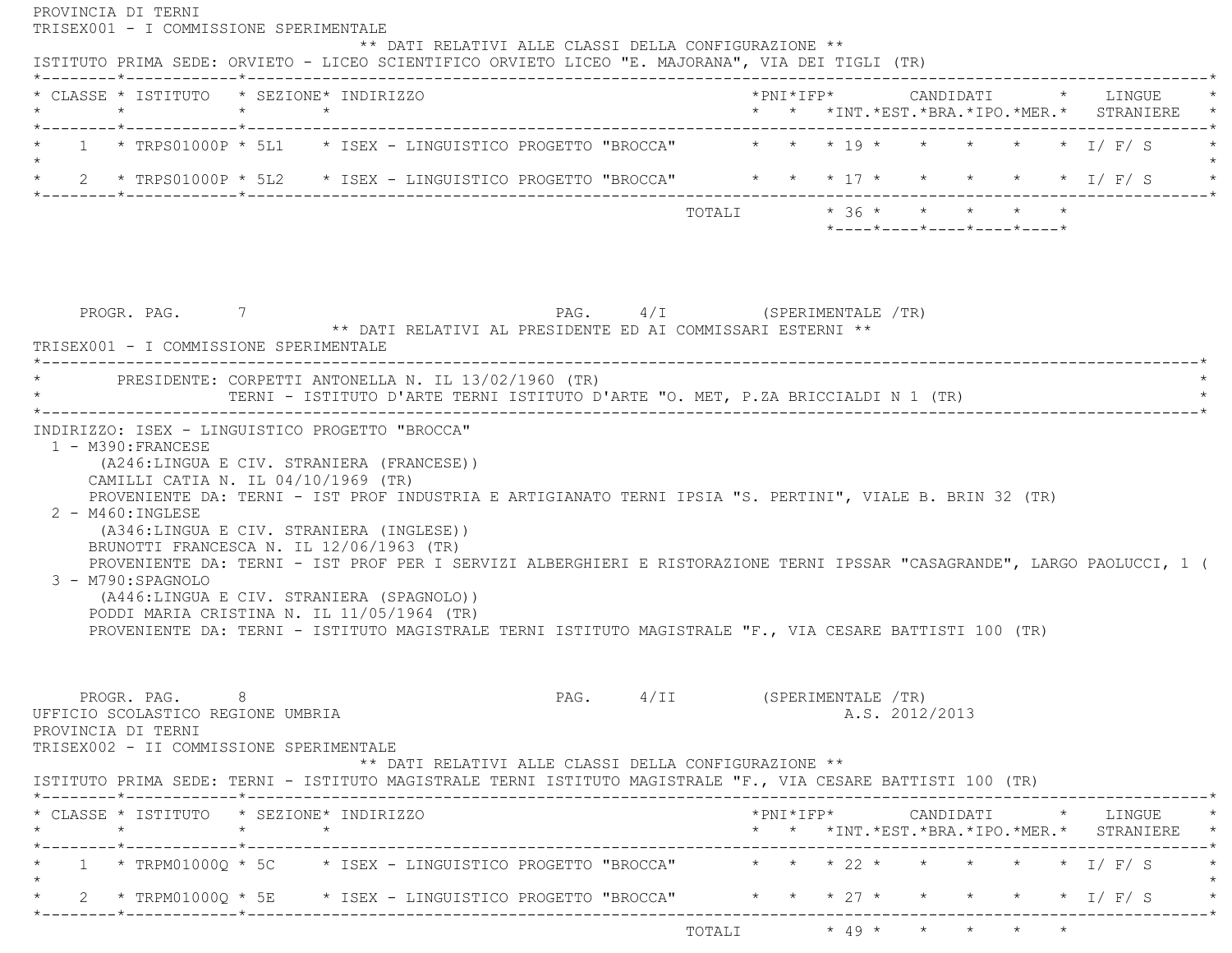PROVINCIA DI TERNI

TRISEX001 - I COMMISSIONE SPERIMENTALE

** DATI RELATIVI ALLE CLASSI DELLA CONFIGURAZIONE **

ISTITUTO PRIMA SEDE: ORVIETO - LICEO SCIENTIFICO ORVIETO LICEO "E. MAJORANA", VIA DEI TIGLI (TR)

| CLASSE | ISTITUTO | SEZIONE | INDIRIZZO | PNI | IFP | CANDIDATI INT. | EST. | BRA. | IPO. | MER. | LINGUE STRANIERE |
|---|---|---|---|---|---|---|---|---|---|---|---|
| 1 | TRPS01000P | 5L1 | ISEX - LINGUISTICO PROGETTO "BROCCA" | | | 19 | | | | | I/ F/ S |
| 2 | TRPS01000P | 5L2 | ISEX - LINGUISTICO PROGETTO "BROCCA" | | | 17 | | | | | I/ F/ S |
| | | | TOTALI | | | 36 | | | | | |

PROGR. PAG. 7 PAG. 4/I (SPERIMENTALE /TR)

** DATI RELATIVI AL PRESIDENTE ED AI COMMISSARI ESTERNI **

TRISEX001 - I COMMISSIONE SPERIMENTALE

PRESIDENTE: CORPETTI ANTONELLA N. IL 13/02/1960 (TR)
TERNI - ISTITUTO D'ARTE TERNI ISTITUTO D'ARTE "O. MET, P.ZA BRICCIALDI N 1 (TR)

INDIRIZZO: ISEX - LINGUISTICO PROGETTO "BROCCA"

1 - M390:FRANCESE
(A246:LINGUA E CIV. STRANIERA (FRANCESE))
CAMILLI CATIA N. IL 04/10/1969 (TR)
PROVENIENTE DA: TERNI - IST PROF INDUSTRIA E ARTIGIANATO TERNI IPSIA "S. PERTINI", VIALE B. BRIN 32 (TR)

2 - M460:INGLESE
(A346:LINGUA E CIV. STRANIERA (INGLESE))
BRUNOTTI FRANCESCA N. IL 12/06/1963 (TR)
PROVENIENTE DA: TERNI - IST PROF PER I SERVIZI ALBERGHIERI E RISTORAZIONE TERNI IPSSAR "CASAGRANDE", LARGO PAOLUCCI, 1 (

3 - M790:SPAGNOLO
(A446:LINGUA E CIV. STRANIERA (SPAGNOLO))
PODDI MARIA CRISTINA N. IL 11/05/1964 (TR)
PROVENIENTE DA: TERNI - ISTITUTO MAGISTRALE TERNI ISTITUTO MAGISTRALE "F., VIA CESARE BATTISTI 100 (TR)

PROGR. PAG. 8 PAG. 4/II (SPERIMENTALE /TR)

UFFICIO SCOLASTICO REGIONE UMBRIA A.S. 2012/2013

PROVINCIA DI TERNI

TRISEX002 - II COMMISSIONE SPERIMENTALE

** DATI RELATIVI ALLE CLASSI DELLA CONFIGURAZIONE **

ISTITUTO PRIMA SEDE: TERNI - ISTITUTO MAGISTRALE TERNI ISTITUTO MAGISTRALE "F., VIA CESARE BATTISTI 100 (TR)

| CLASSE | ISTITUTO | SEZIONE | INDIRIZZO | PNI | IFP | CANDIDATI INT. | EST. | BRA. | IPO. | MER. | LINGUE STRANIERE |
|---|---|---|---|---|---|---|---|---|---|---|---|
| 1 | TRPM01000Q | 5C | ISEX - LINGUISTICO PROGETTO "BROCCA" | | | 22 | | | | | I/ F/ S |
| 2 | TRPM01000Q | 5E | ISEX - LINGUISTICO PROGETTO "BROCCA" | | | 27 | | | | | I/ F/ S |
| | | | TOTALI | | | 49 | | | | | |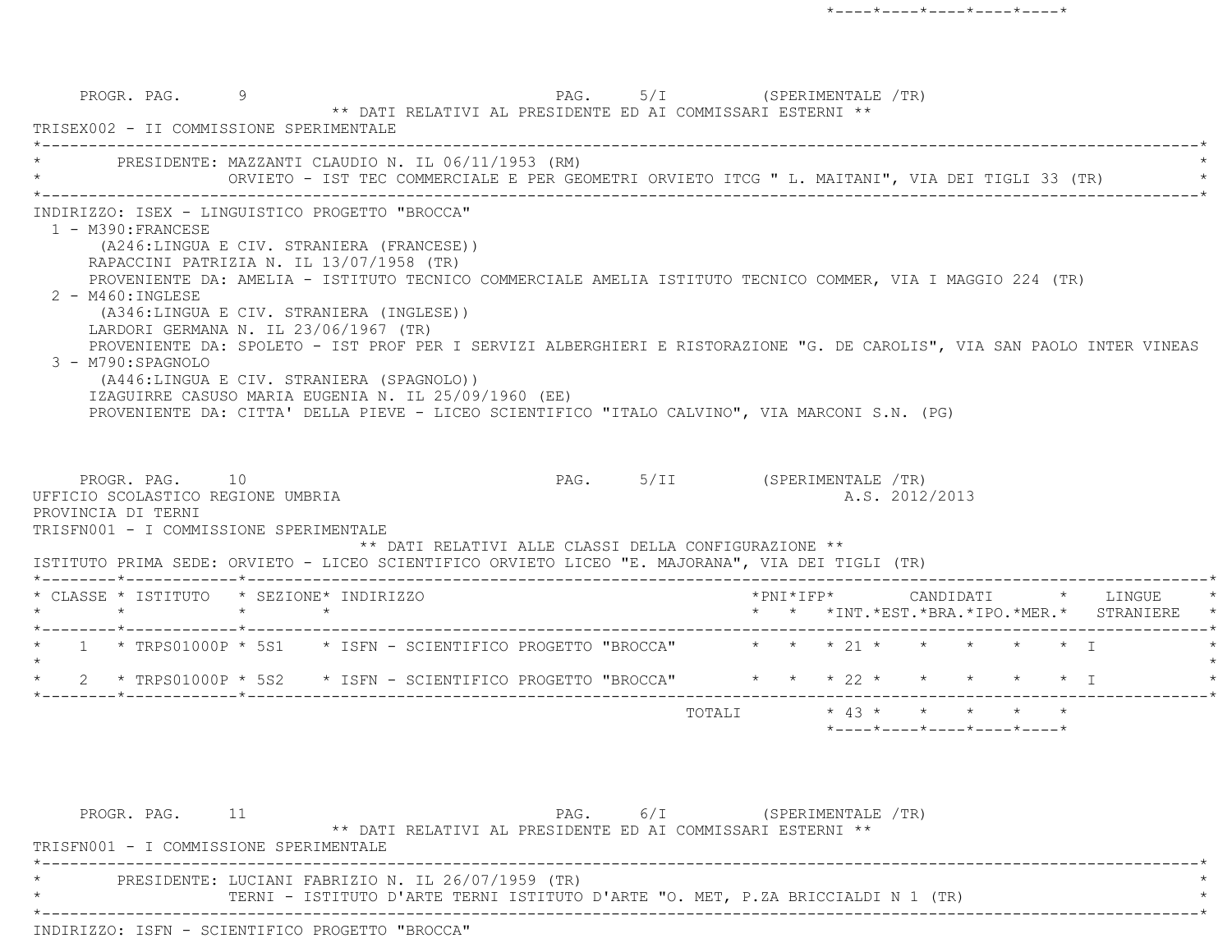PROGR. PAG. 9 PAG. 5/I (SPERIMENTALE /TR)

** DATI RELATIVI AL PRESIDENTE ED AI COMMISSARI ESTERNI **

TRISEX002 - II COMMISSIONE SPERIMENTALE

PRESIDENTE: MAZZANTI CLAUDIO N. IL 06/11/1953 (RM)
ORVIETO - IST TEC COMMERCIALE E PER GEOMETRI ORVIETO ITCG " L. MAITANI", VIA DEI TIGLI 33 (TR)

INDIRIZZO: ISEX - LINGUISTICO PROGETTO "BROCCA"

1 - M390:FRANCESE
(A246:LINGUA E CIV. STRANIERA (FRANCESE))
RAPACCINI PATRIZIA N. IL 13/07/1958 (TR)
PROVENIENTE DA: AMELIA - ISTITUTO TECNICO COMMERCIALE AMELIA ISTITUTO TECNICO COMMER, VIA I MAGGIO 224 (TR)

2 - M460:INGLESE
(A346:LINGUA E CIV. STRANIERA (INGLESE))
LARDORI GERMANA N. IL 23/06/1967 (TR)
PROVENIENTE DA: SPOLETO - IST PROF PER I SERVIZI ALBERGHIERI E RISTORAZIONE "G. DE CAROLIS", VIA SAN PAOLO INTER VINEAS

3 - M790:SPAGNOLO
(A446:LINGUA E CIV. STRANIERA (SPAGNOLO))
IZAGUIRRE CASUSO MARIA EUGENIA N. IL 25/09/1960 (EE)
PROVENIENTE DA: CITTA' DELLA PIEVE - LICEO SCIENTIFICO "ITALO CALVINO", VIA MARCONI S.N. (PG)

PROGR. PAG. 10 PAG. 5/II (SPERIMENTALE /TR)

UFFICIO SCOLASTICO REGIONE UMBRIA A.S. 2012/2013

PROVINCIA DI TERNI

TRISFN001 - I COMMISSIONE SPERIMENTALE

** DATI RELATIVI ALLE CLASSI DELLA CONFIGURAZIONE **

ISTITUTO PRIMA SEDE: ORVIETO - LICEO SCIENTIFICO ORVIETO LICEO "E. MAJORANA", VIA DEI TIGLI (TR)

| CLASSE | ISTITUTO | SEZIONE | INDIRIZZO | PNI | IFP | CANDIDATI INT. | EST. | BRA. | IPO. | MER. | LINGUE STRANIERE |
|---|---|---|---|---|---|---|---|---|---|---|---|
| 1 | TRPS01000P | 5S1 | ISFN - SCIENTIFICO PROGETTO "BROCCA" | | | 21 | | | | | I |
| 2 | TRPS01000P | 5S2 | ISFN - SCIENTIFICO PROGETTO "BROCCA" | | | 22 | | | | | I |
| | | | TOTALI | | | 43 | | | | | |

PROGR. PAG. 11 PAG. 6/I (SPERIMENTALE /TR)

** DATI RELATIVI AL PRESIDENTE ED AI COMMISSARI ESTERNI **

TRISFN001 - I COMMISSIONE SPERIMENTALE

PRESIDENTE: LUCIANI FABRIZIO N. IL 26/07/1959 (TR)
TERNI - ISTITUTO D'ARTE TERNI ISTITUTO D'ARTE "O. MET, P.ZA BRICCIALDI N 1 (TR)

INDIRIZZO: ISFN - SCIENTIFICO PROGETTO "BROCCA"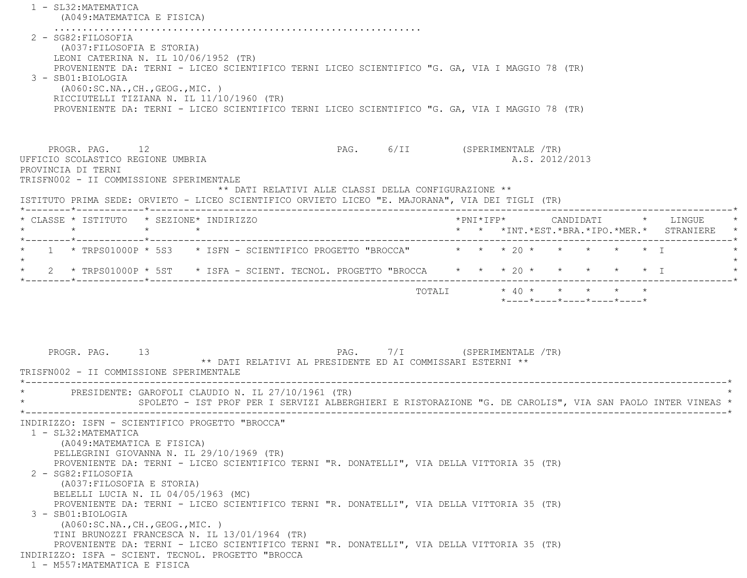1 - SL32:MATEMATICA
(A049:MATEMATICA E FISICA)
..............................................................

2 - SG82:FILOSOFIA
(A037:FILOSOFIA E STORIA)
LEONI CATERINA N. IL 10/06/1952 (TR)
PROVENIENTE DA: TERNI - LICEO SCIENTIFICO TERNI LICEO SCIENTIFICO "G. GA, VIA I MAGGIO 78 (TR)

3 - SB01:BIOLOGIA
(A060:SC.NA.,CH.,GEOG.,MIC. )
RICCIUTELLI TIZIANA N. IL 11/10/1960 (TR)
PROVENIENTE DA: TERNI - LICEO SCIENTIFICO TERNI LICEO SCIENTIFICO "G. GA, VIA I MAGGIO 78 (TR)

PROGR. PAG. 12 PAG. 6/II (SPERIMENTALE /TR)

UFFICIO SCOLASTICO REGIONE UMBRIA A.S. 2012/2013

PROVINCIA DI TERNI

TRISFN002 - II COMMISSIONE SPERIMENTALE

** DATI RELATIVI ALLE CLASSI DELLA CONFIGURAZIONE **

ISTITUTO PRIMA SEDE: ORVIETO - LICEO SCIENTIFICO ORVIETO LICEO "E. MAJORANA", VIA DEI TIGLI (TR)

| CLASSE | ISTITUTO | SEZIONE | INDIRIZZO | PNI | IFP | CANDIDATI INT. | EST. | BRA. | IPO. | MER. | LINGUE STRANIERE |
|---|---|---|---|---|---|---|---|---|---|---|---|
| 1 | TRPS01000P | 5S3 | ISFN - SCIENTIFICO PROGETTO "BROCCA" | | | 20 | | | | | I |
| 2 | TRPS01000P | 5ST | ISFA - SCIENT. TECNOL. PROGETTO "BROCCA | | | 20 | | | | | I |
| | | | TOTALI | | | 40 | | | | | |

PROGR. PAG. 13 PAG. 7/I (SPERIMENTALE /TR)

** DATI RELATIVI AL PRESIDENTE ED AI COMMISSARI ESTERNI **

TRISFN002 - II COMMISSIONE SPERIMENTALE

PRESIDENTE: GAROFOLI CLAUDIO N. IL 27/10/1961 (TR)
SPOLETO - IST PROF PER I SERVIZI ALBERGHIERI E RISTORAZIONE "G. DE CAROLIS", VIA SAN PAOLO INTER VINEAS

INDIRIZZO: ISFN - SCIENTIFICO PROGETTO "BROCCA"

1 - SL32:MATEMATICA
(A049:MATEMATICA E FISICA)
PELLEGRINI GIOVANNA N. IL 29/10/1969 (TR)
PROVENIENTE DA: TERNI - LICEO SCIENTIFICO TERNI "R. DONATELLI", VIA DELLA VITTORIA 35 (TR)

2 - SG82:FILOSOFIA
(A037:FILOSOFIA E STORIA)
BELELLI LUCIA N. IL 04/05/1963 (MC)
PROVENIENTE DA: TERNI - LICEO SCIENTIFICO TERNI "R. DONATELLI", VIA DELLA VITTORIA 35 (TR)

3 - SB01:BIOLOGIA
(A060:SC.NA.,CH.,GEOG.,MIC. )
TINI BRUNOZZI FRANCESCA N. IL 13/01/1964 (TR)
PROVENIENTE DA: TERNI - LICEO SCIENTIFICO TERNI "R. DONATELLI", VIA DELLA VITTORIA 35 (TR)

INDIRIZZO: ISFA - SCIENT. TECNOL. PROGETTO "BROCCA

1 - M557:MATEMATICA E FISICA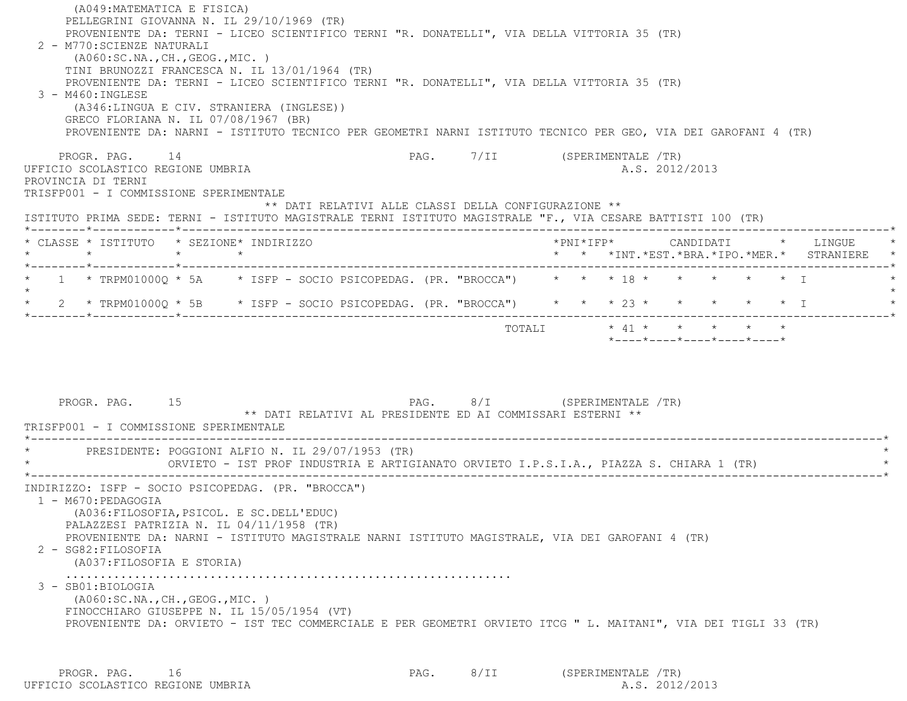(A049:MATEMATICA E FISICA)
PELLEGRINI GIOVANNA N. IL 29/10/1969 (TR)
PROVENIENTE DA: TERNI - LICEO SCIENTIFICO TERNI "R. DONATELLI", VIA DELLA VITTORIA 35 (TR)

2 - M770:SCIENZE NATURALI
(A060:SC.NA.,CH.,GEOG.,MIC. )
TINI BRUNOZZI FRANCESCA N. IL 13/01/1964 (TR)
PROVENIENTE DA: TERNI - LICEO SCIENTIFICO TERNI "R. DONATELLI", VIA DELLA VITTORIA 35 (TR)

3 - M460:INGLESE
(A346:LINGUA E CIV. STRANIERA (INGLESE))
GRECO FLORIANA N. IL 07/08/1967 (BR)
PROVENIENTE DA: NARNI - ISTITUTO TECNICO PER GEOMETRI NARNI ISTITUTO TECNICO PER GEO, VIA DEI GAROFANI 4 (TR)

UFFICIO SCOLASTICO REGIONE UMBRIA
A.S. 2012/2013
PROVINCIA DI TERNI
TRISFP001 - I COMMISSIONE SPERIMENTALE

** DATI RELATIVI ALLE CLASSI DELLA CONFIGURAZIONE **

ISTITUTO PRIMA SEDE: TERNI - ISTITUTO MAGISTRALE TERNI ISTITUTO MAGISTRALE "F., VIA CESARE BATTISTI 100 (TR)

| CLASSE | ISTITUTO | SEZIONE | INDIRIZZO | PNI | IFP | CANDIDATI INT. | EST. | BRA. | IPO. | MER. | LINGUE STRANIERE |
|---|---|---|---|---|---|---|---|---|---|---|---|
| 1 | TRPM01000Q | 5A | ISFP - SOCIO PSICOPEDAG. (PR. "BROCCA") | | | 18 | | | | | I |
| 2 | TRPM01000Q | 5B | ISFP - SOCIO PSICOPEDAG. (PR. "BROCCA") | | | 23 | | | | | I |
| | | | TOTALI | | | 41 | | | | | |

** DATI RELATIVI AL PRESIDENTE ED AI COMMISSARI ESTERNI **

TRISFP001 - I COMMISSIONE SPERIMENTALE

PRESIDENTE: POGGIONI ALFIO N. IL 29/07/1953 (TR)
ORVIETO - IST PROF INDUSTRIA E ARTIGIANATO ORVIETO I.P.S.I.A., PIAZZA S. CHIARA 1 (TR)

INDIRIZZO: ISFP - SOCIO PSICOPEDAG. (PR. "BROCCA")

1 - M670:PEDAGOGIA
(A036:FILOSOFIA,PSICOL. E SC.DELL'EDUC)
PALAZZESI PATRIZIA N. IL 04/11/1958 (TR)
PROVENIENTE DA: NARNI - ISTITUTO MAGISTRALE NARNI ISTITUTO MAGISTRALE, VIA DEI GAROFANI 4 (TR)

2 - SG82:FILOSOFIA
(A037:FILOSOFIA E STORIA)
...............................................................

3 - SB01:BIOLOGIA
(A060:SC.NA.,CH.,GEOG.,MIC. )
FINOCCHIARO GIUSEPPE N. IL 15/05/1954 (VT)
PROVENIENTE DA: ORVIETO - IST TEC COMMERCIALE E PER GEOMETRI ORVIETO ITCG " L. MAITANI", VIA DEI TIGLI 33 (TR)

UFFICIO SCOLASTICO REGIONE UMBRIA
A.S. 2012/2013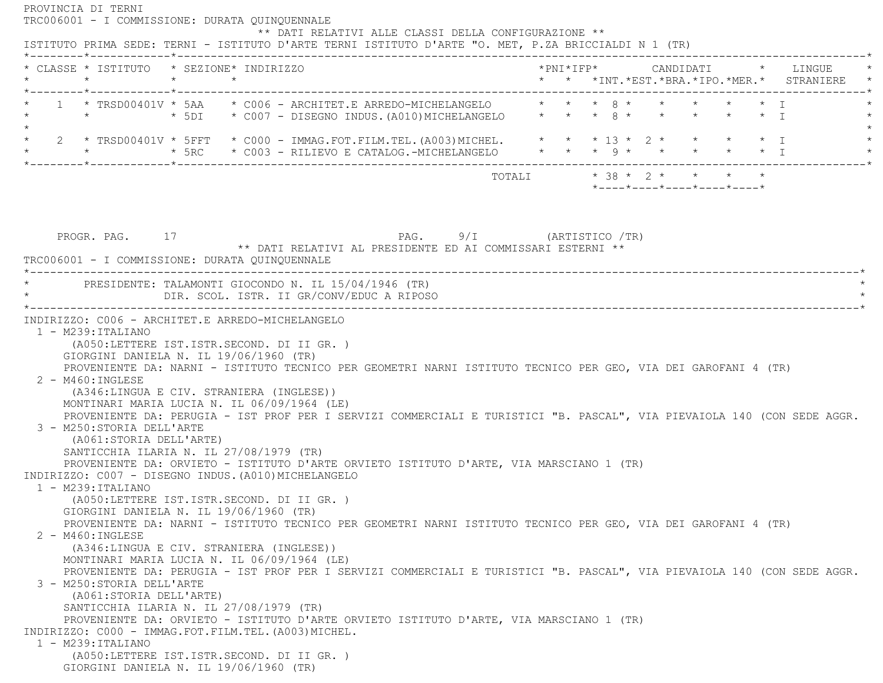PROVINCIA DI TERNI

TRC006001 - I COMMISSIONE: DURATA QUINQUENNALE

** DATI RELATIVI ALLE CLASSI DELLA CONFIGURAZIONE **

ISTITUTO PRIMA SEDE: TERNI - ISTITUTO D'ARTE TERNI ISTITUTO D'ARTE "O. MET, P.ZA BRICCIALDI N 1 (TR)

| CLASSE | ISTITUTO | SEZIONE | INDIRIZZO | PNI | IFP | CANDIDATI INT. | CANDIDATI EST. | CANDIDATI BRA. | CANDIDATI IPO. | CANDIDATI MER. | LINGUE STRANIERE |
|---|---|---|---|---|---|---|---|---|---|---|---|
| 1 | TRSD00401V | 5AA | C006 - ARCHITET.E ARREDO-MICHELANGELO | | | 8 | | | | | I |
| | | 5DI | C007 - DISEGNO INDUS.(A010)MICHELANGELO | | | 8 | | | | | I |
| 2 | TRSD00401V | 5FFT | C000 - IMMAG.FOT.FILM.TEL.(A003)MICHEL. | | | 13 | 2 | | | | I |
| | | 5RC | C003 - RILIEVO E CATALOG.-MICHELANGELO | | | 9 | | | | | I |
| | | | TOTALI | | | 38 | 2 | | | | |

PROGR. PAG. 17 PAG. 9/I (ARTISTICO /TR)

** DATI RELATIVI AL PRESIDENTE ED AI COMMISSARI ESTERNI **

TRC006001 - I COMMISSIONE: DURATA QUINQUENNALE

PRESIDENTE: TALAMONTI GIOCONDO N. IL 15/04/1946 (TR)
DIR. SCOL. ISTR. II GR/CONV/EDUC A RIPOSO

INDIRIZZO: C006 - ARCHITET.E ARREDO-MICHELANGELO

1 - M239:ITALIANO
(A050:LETTERE IST.ISTR.SECOND. DI II GR. )
GIORGINI DANIELA N. IL 19/06/1960 (TR)
PROVENIENTE DA: NARNI - ISTITUTO TECNICO PER GEOMETRI NARNI ISTITUTO TECNICO PER GEO, VIA DEI GAROFANI 4 (TR)

2 - M460:INGLESE
(A346:LINGUA E CIV. STRANIERA (INGLESE))
MONTINARI MARIA LUCIA N. IL 06/09/1964 (LE)
PROVENIENTE DA: PERUGIA - IST PROF PER I SERVIZI COMMERCIALI E TURISTICI "B. PASCAL", VIA PIEVAIOLA 140 (CON SEDE AGGR.

3 - M250:STORIA DELL'ARTE
(A061:STORIA DELL'ARTE)
SANTICCHIA ILARIA N. IL 27/08/1979 (TR)
PROVENIENTE DA: ORVIETO - ISTITUTO D'ARTE ORVIETO ISTITUTO D'ARTE, VIA MARSCIANO 1 (TR)

INDIRIZZO: C007 - DISEGNO INDUS.(A010)MICHELANGELO

1 - M239:ITALIANO
(A050:LETTERE IST.ISTR.SECOND. DI II GR. )
GIORGINI DANIELA N. IL 19/06/1960 (TR)
PROVENIENTE DA: NARNI - ISTITUTO TECNICO PER GEOMETRI NARNI ISTITUTO TECNICO PER GEO, VIA DEI GAROFANI 4 (TR)

2 - M460:INGLESE
(A346:LINGUA E CIV. STRANIERA (INGLESE))
MONTINARI MARIA LUCIA N. IL 06/09/1964 (LE)
PROVENIENTE DA: PERUGIA - IST PROF PER I SERVIZI COMMERCIALI E TURISTICI "B. PASCAL", VIA PIEVAIOLA 140 (CON SEDE AGGR.

3 - M250:STORIA DELL'ARTE
(A061:STORIA DELL'ARTE)
SANTICCHIA ILARIA N. IL 27/08/1979 (TR)
PROVENIENTE DA: ORVIETO - ISTITUTO D'ARTE ORVIETO ISTITUTO D'ARTE, VIA MARSCIANO 1 (TR)

INDIRIZZO: C000 - IMMAG.FOT.FILM.TEL.(A003)MICHEL.

1 - M239:ITALIANO
(A050:LETTERE IST.ISTR.SECOND. DI II GR. )
GIORGINI DANIELA N. IL 19/06/1960 (TR)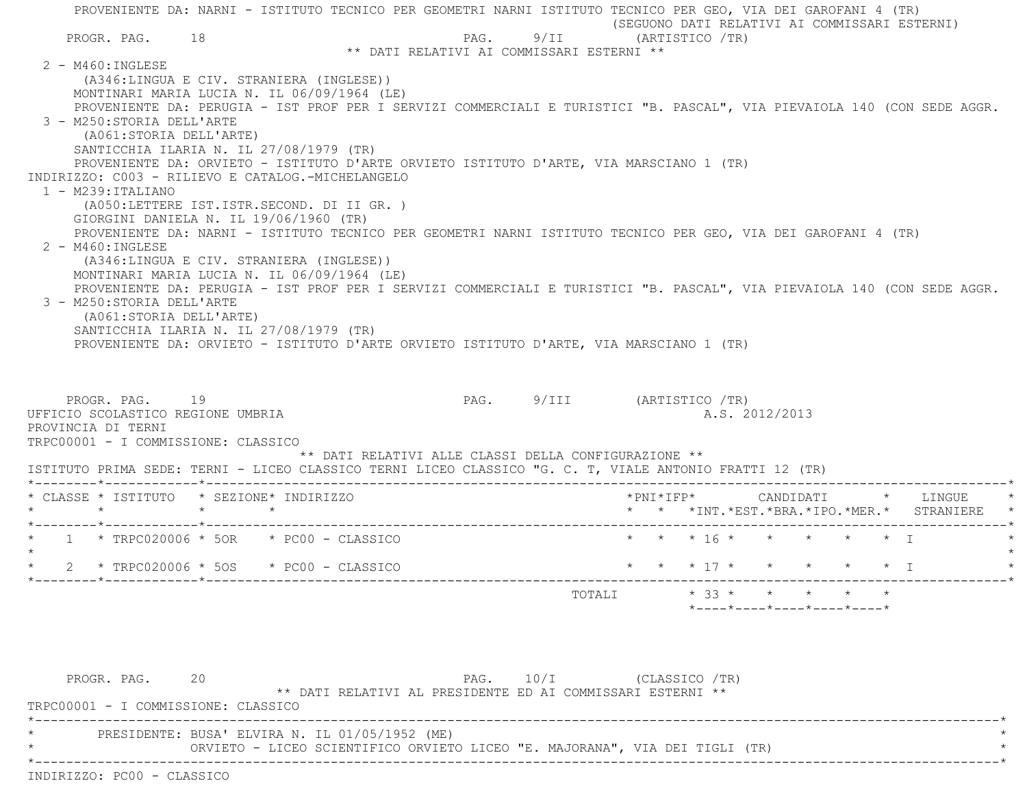PROVENIENTE DA: NARNI - ISTITUTO TECNICO PER GEOMETRI NARNI ISTITUTO TECNICO PER GEO, VIA DEI GAROFANI 4 (TR)

(SEGUONO DATI RELATIVI AI COMMISSARI ESTERNI)

PROGR. PAG. 18 PAG. 9/II (ARTISTICO /TR)

** DATI RELATIVI AI COMMISSARI ESTERNI **

2 - M460:INGLESE
(A346:LINGUA E CIV. STRANIERA (INGLESE))
MONTINARI MARIA LUCIA N. IL 06/09/1964 (LE)
PROVENIENTE DA: PERUGIA - IST PROF PER I SERVIZI COMMERCIALI E TURISTICI "B. PASCAL", VIA PIEVAIOLA 140 (CON SEDE AGGR.

3 - M250:STORIA DELL'ARTE
(A061:STORIA DELL'ARTE)
SANTICCHIA ILARIA N. IL 27/08/1979 (TR)
PROVENIENTE DA: ORVIETO - ISTITUTO D'ARTE ORVIETO ISTITUTO D'ARTE, VIA MARSCIANO 1 (TR)

INDIRIZZO: C003 - RILIEVO E CATALOG.-MICHELANGELO

1 - M239:ITALIANO
(A050:LETTERE IST.ISTR.SECOND. DI II GR. )
GIORGINI DANIELA N. IL 19/06/1960 (TR)
PROVENIENTE DA: NARNI - ISTITUTO TECNICO PER GEOMETRI NARNI ISTITUTO TECNICO PER GEO, VIA DEI GAROFANI 4 (TR)

2 - M460:INGLESE
(A346:LINGUA E CIV. STRANIERA (INGLESE))
MONTINARI MARIA LUCIA N. IL 06/09/1964 (LE)
PROVENIENTE DA: PERUGIA - IST PROF PER I SERVIZI COMMERCIALI E TURISTICI "B. PASCAL", VIA PIEVAIOLA 140 (CON SEDE AGGR.

3 - M250:STORIA DELL'ARTE
(A061:STORIA DELL'ARTE)
SANTICCHIA ILARIA N. IL 27/08/1979 (TR)
PROVENIENTE DA: ORVIETO - ISTITUTO D'ARTE ORVIETO ISTITUTO D'ARTE, VIA MARSCIANO 1 (TR)

PROGR. PAG. 19 PAG. 9/III (ARTISTICO /TR)

UFFICIO SCOLASTICO REGIONE UMBRIA A.S. 2012/2013

PROVINCIA DI TERNI

TRPC00001 - I COMMISSIONE: CLASSICO

** DATI RELATIVI ALLE CLASSI DELLA CONFIGURAZIONE **

ISTITUTO PRIMA SEDE: TERNI - LICEO CLASSICO TERNI LICEO CLASSICO "G. C. T, VIALE ANTONIO FRATTI 12 (TR)

| CLASSE | ISTITUTO | SEZIONE | INDIRIZZO | PNI | IFP | CANDIDATI INT. | EST. | BRA. | IPO. | MER. | LINGUE STRANIERE |
|---|---|---|---|---|---|---|---|---|---|---|---|
| 1 | TRPC020006 | 5OR | PC00 - CLASSICO | | | 16 | | | | | I |
| 2 | TRPC020006 | 5OS | PC00 - CLASSICO | | | 17 | | | | | I |
| | | | TOTALI | | | 33 | | | | | |

PROGR. PAG. 20 PAG. 10/I (CLASSICO /TR)

** DATI RELATIVI AL PRESIDENTE ED AI COMMISSARI ESTERNI **

TRPC00001 - I COMMISSIONE: CLASSICO

PRESIDENTE: BUSA' ELVIRA N. IL 01/05/1952 (ME)
ORVIETO - LICEO SCIENTIFICO ORVIETO LICEO "E. MAJORANA", VIA DEI TIGLI (TR)

INDIRIZZO: PC00 - CLASSICO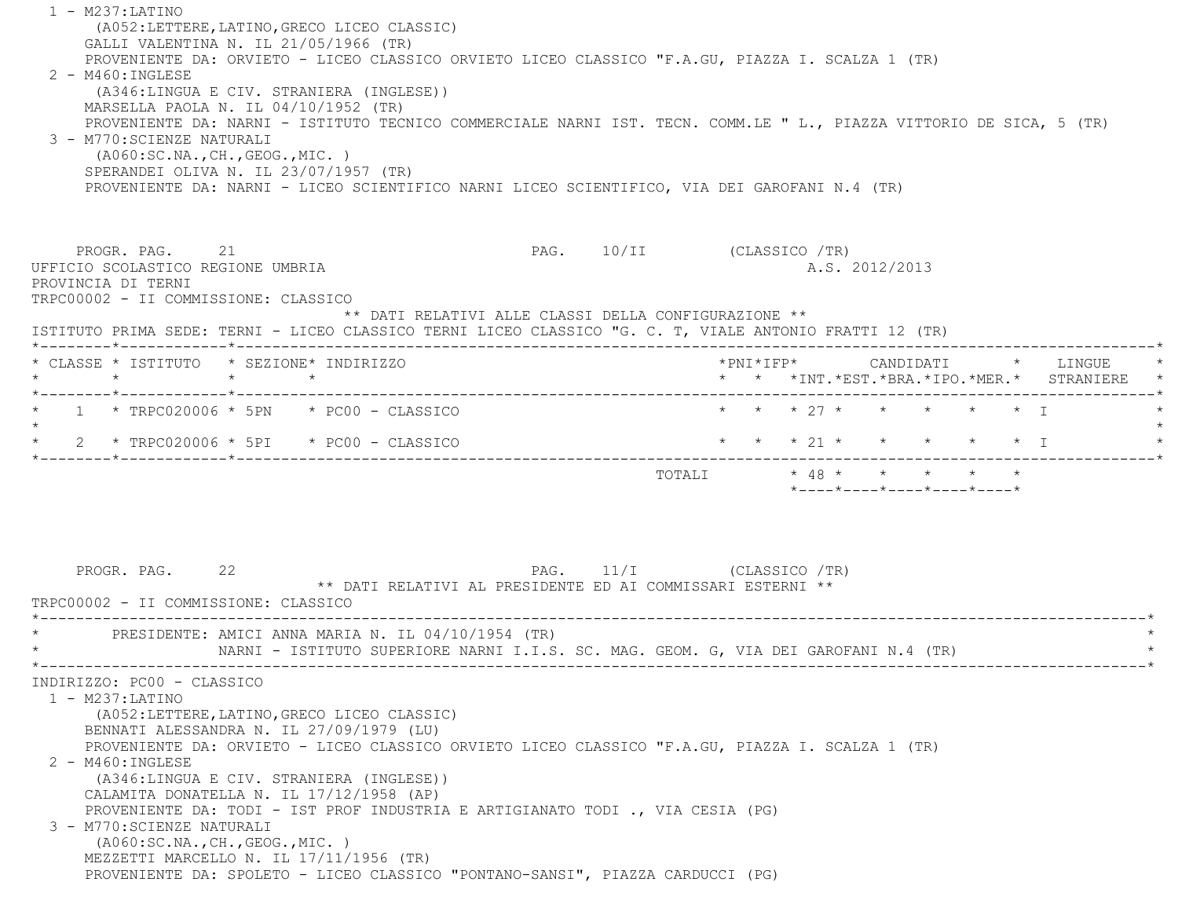1 - M237:LATINO
   (A052:LETTERE,LATINO,GRECO LICEO CLASSIC)
   GALLI VALENTINA N. IL 21/05/1966 (TR)
   PROVENIENTE DA: ORVIETO - LICEO CLASSICO ORVIETO LICEO CLASSICO "F.A.GU, PIAZZA I. SCALZA 1 (TR)
2 - M460:INGLESE
   (A346:LINGUA E CIV. STRANIERA (INGLESE))
   MARSELLA PAOLA N. IL 04/10/1952 (TR)
   PROVENIENTE DA: NARNI - ISTITUTO TECNICO COMMERCIALE NARNI IST. TECN. COMM.LE " L., PIAZZA VITTORIO DE SICA, 5 (TR)
3 - M770:SCIENZE NATURALI
   (A060:SC.NA.,CH.,GEOG.,MIC. )
   SPERANDEI OLIVA N. IL 23/07/1957 (TR)
   PROVENIENTE DA: NARNI - LICEO SCIENTIFICO NARNI LICEO SCIENTIFICO, VIA DEI GAROFANI N.4 (TR)

PROGR. PAG. 21 PAG. 10/II (CLASSICO /TR)

UFFICIO SCOLASTICO REGIONE UMBRIA A.S. 2012/2013

PROVINCIA DI TERNI

TRPC00002 - II COMMISSIONE: CLASSICO

** DATI RELATIVI ALLE CLASSI DELLA CONFIGURAZIONE **

ISTITUTO PRIMA SEDE: TERNI - LICEO CLASSICO TERNI LICEO CLASSICO "G. C. T, VIALE ANTONIO FRATTI 12 (TR)

| CLASSE | ISTITUTO | SEZIONE | INDIRIZZO | PNI | IFP | CANDIDATI INT. | EST. | BRA. | IPO. | MER. | LINGUE STRANIERE |
|---|---|---|---|---|---|---|---|---|---|---|---|
| 1 | TRPC020006 | 5PN | PC00 - CLASSICO | | | 27 | | | | | I |
| 2 | TRPC020006 | 5PI | PC00 - CLASSICO | | | 21 | | | | | I |
| | | | TOTALI | | | 48 | | | | | |

PROGR. PAG. 22 PAG. 11/I (CLASSICO /TR)

** DATI RELATIVI AL PRESIDENTE ED AI COMMISSARI ESTERNI **

TRPC00002 - II COMMISSIONE: CLASSICO

PRESIDENTE: AMICI ANNA MARIA N. IL 04/10/1954 (TR)
NARNI - ISTITUTO SUPERIORE NARNI I.I.S. SC. MAG. GEOM. G, VIA DEI GAROFANI N.4 (TR)

INDIRIZZO: PC00 - CLASSICO

1 - M237:LATINO
   (A052:LETTERE,LATINO,GRECO LICEO CLASSIC)
   BENNATI ALESSANDRA N. IL 27/09/1979 (LU)
   PROVENIENTE DA: ORVIETO - LICEO CLASSICO ORVIETO LICEO CLASSICO "F.A.GU, PIAZZA I. SCALZA 1 (TR)
2 - M460:INGLESE
   (A346:LINGUA E CIV. STRANIERA (INGLESE))
   CALAMITA DONATELLA N. IL 17/12/1958 (AP)
   PROVENIENTE DA: TODI - IST PROF INDUSTRIA E ARTIGIANATO TODI ., VIA CESIA (PG)
3 - M770:SCIENZE NATURALI
   (A060:SC.NA.,CH.,GEOG.,MIC. )
   MEZZETTI MARCELLO N. IL 17/11/1956 (TR)
   PROVENIENTE DA: SPOLETO - LICEO CLASSICO "PONTANO-SANSI", PIAZZA CARDUCCI (PG)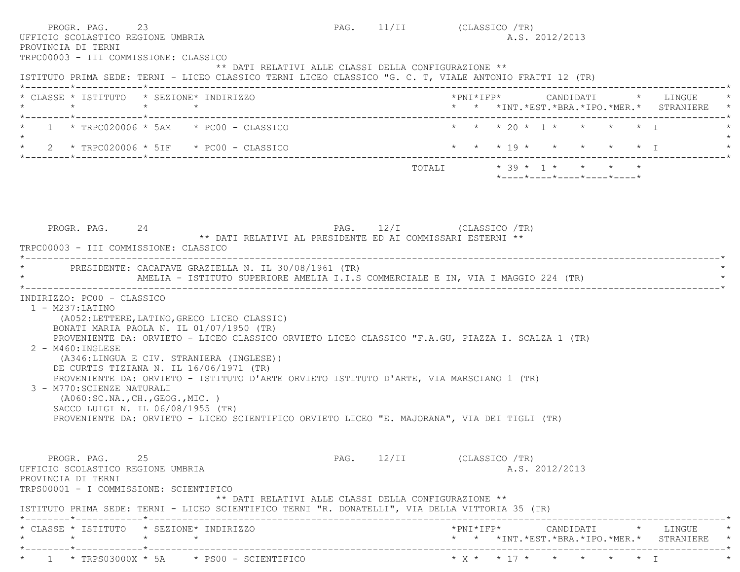PROGR. PAG. 23 PAG. 11/II (CLASSICO /TR)

UFFICIO SCOLASTICO REGIONE UMBRIA A.S. 2012/2013

PROVINCIA DI TERNI

TRPC00003 - III COMMISSIONE: CLASSICO

** DATI RELATIVI ALLE CLASSI DELLA CONFIGURAZIONE **

ISTITUTO PRIMA SEDE: TERNI - LICEO CLASSICO TERNI LICEO CLASSICO "G. C. T, VIALE ANTONIO FRATTI 12 (TR)

| CLASSE | ISTITUTO | SEZIONE | INDIRIZZO | PNI | IFP | INT. | EST. | BRA. | IPO. | MER. | LINGUE STRANIERE |
|---|---|---|---|---|---|---|---|---|---|---|---|
| 1 | TRPC020006 | 5AM | PC00 - CLASSICO | | | 20 | 1 | | | | I |
| 2 | TRPC020006 | 5IF | PC00 - CLASSICO | | | 19 | | | | | I |
| | | | TOTALI | | | 39 | 1 | | | | |

PROGR. PAG. 24 PAG. 12/I (CLASSICO /TR)

** DATI RELATIVI AL PRESIDENTE ED AI COMMISSARI ESTERNI **

TRPC00003 - III COMMISSIONE: CLASSICO

PRESIDENTE: CACAFAVE GRAZIELLA N. IL 30/08/1961 (TR)
AMELIA - ISTITUTO SUPERIORE AMELIA I.I.S COMMERCIALE E IN, VIA I MAGGIO 224 (TR)

INDIRIZZO: PC00 - CLASSICO

1 - M237:LATINO
(A052:LETTERE,LATINO,GRECO LICEO CLASSIC)
BONATI MARIA PAOLA N. IL 01/07/1950 (TR)
PROVENIENTE DA: ORVIETO - LICEO CLASSICO ORVIETO LICEO CLASSICO "F.A.GU, PIAZZA I. SCALZA 1 (TR)

2 - M460:INGLESE
(A346:LINGUA E CIV. STRANIERA (INGLESE))
DE CURTIS TIZIANA N. IL 16/06/1971 (TR)
PROVENIENTE DA: ORVIETO - ISTITUTO D'ARTE ORVIETO ISTITUTO D'ARTE, VIA MARSCIANO 1 (TR)

3 - M770:SCIENZE NATURALI
(A060:SC.NA.,CH.,GEOG.,MIC. )
SACCO LUIGI N. IL 06/08/1955 (TR)
PROVENIENTE DA: ORVIETO - LICEO SCIENTIFICO ORVIETO LICEO "E. MAJORANA", VIA DEI TIGLI (TR)

PROGR. PAG. 25 PAG. 12/II (CLASSICO /TR)

UFFICIO SCOLASTICO REGIONE UMBRIA A.S. 2012/2013

PROVINCIA DI TERNI

TRPS00001 - I COMMISSIONE: SCIENTIFICO

** DATI RELATIVI ALLE CLASSI DELLA CONFIGURAZIONE **

ISTITUTO PRIMA SEDE: TERNI - LICEO SCIENTIFICO TERNI "R. DONATELLI", VIA DELLA VITTORIA 35 (TR)

| CLASSE | ISTITUTO | SEZIONE | INDIRIZZO | PNI | IFP | INT. | EST. | BRA. | IPO. | MER. | LINGUE STRANIERE |
|---|---|---|---|---|---|---|---|---|---|---|---|
| 1 | TRPS03000X | 5A | PS00 - SCIENTIFICO | X | | 17 | | | | | I |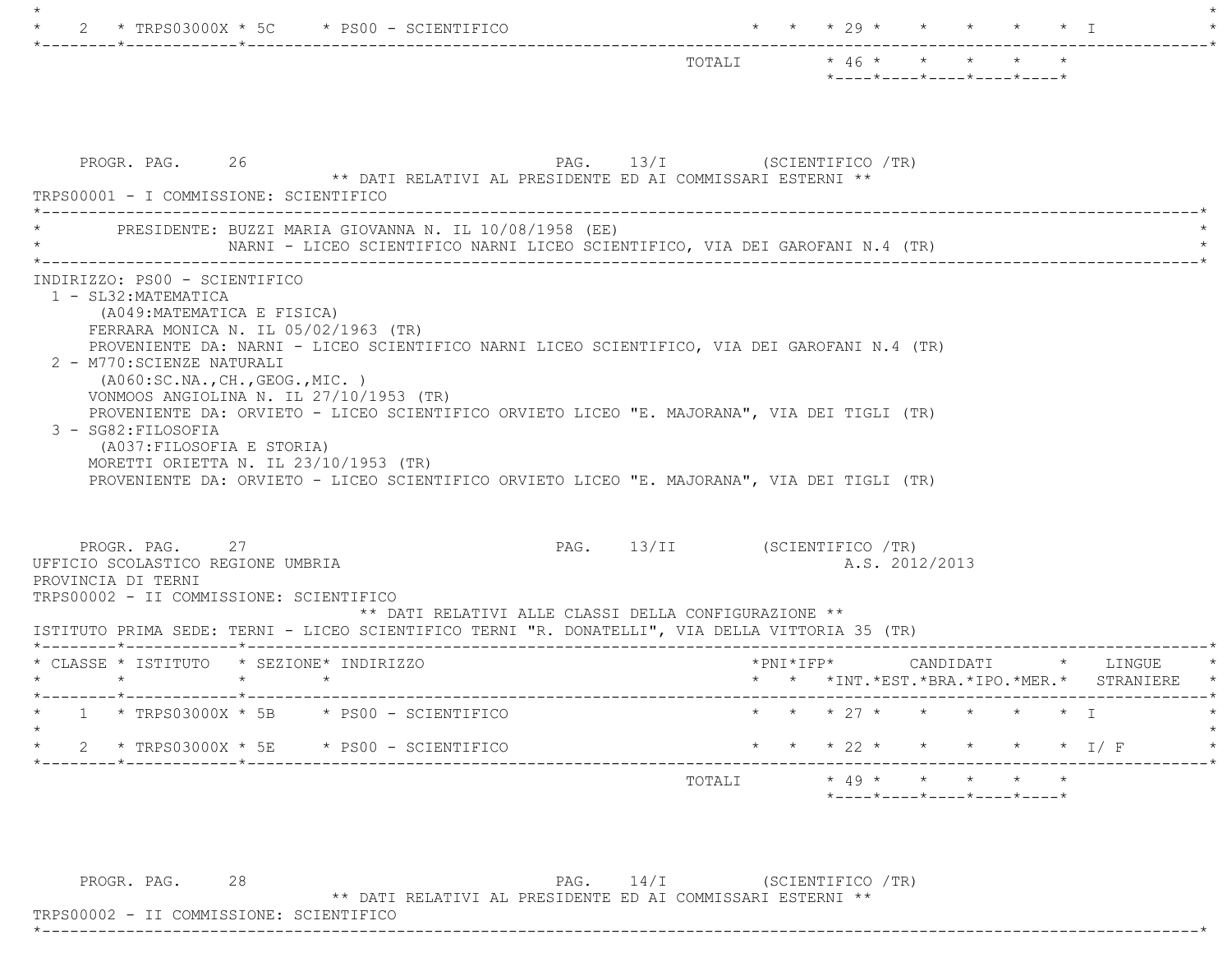| CLASSE | ISTITUTO | SEZIONE | INDIRIZZO | PNI | IFP | INT. | EST. | BRA. | IPO. | MER. | LINGUE STRANIERE |
|---|---|---|---|---|---|---|---|---|---|---|---|
| 2 | TRPS03000X | 5C | PS00 - SCIENTIFICO | | | 29 | | | | | I |
| | | | TOTALI | | | 46 | | | | | |

PROGR. PAG. 26 PAG. 13/I (SCIENTIFICO /TR)

** DATI RELATIVI AL PRESIDENTE ED AI COMMISSARI ESTERNI **

TRPS00001 - I COMMISSIONE: SCIENTIFICO

PRESIDENTE: BUZZI MARIA GIOVANNA N. IL 10/08/1958 (EE)
NARNI - LICEO SCIENTIFICO NARNI LICEO SCIENTIFICO, VIA DEI GAROFANI N.4 (TR)

INDIRIZZO: PS00 - SCIENTIFICO

1 - SL32:MATEMATICA
(A049:MATEMATICA E FISICA)
FERRARA MONICA N. IL 05/02/1963 (TR)
PROVENIENTE DA: NARNI - LICEO SCIENTIFICO NARNI LICEO SCIENTIFICO, VIA DEI GAROFANI N.4 (TR)

2 - M770:SCIENZE NATURALI
(A060:SC.NA.,CH.,GEOG.,MIC. )
VONMOOS ANGIOLINA N. IL 27/10/1953 (TR)
PROVENIENTE DA: ORVIETO - LICEO SCIENTIFICO ORVIETO LICEO "E. MAJORANA", VIA DEI TIGLI (TR)

3 - SG82:FILOSOFIA
(A037:FILOSOFIA E STORIA)
MORETTI ORIETTA N. IL 23/10/1953 (TR)
PROVENIENTE DA: ORVIETO - LICEO SCIENTIFICO ORVIETO LICEO "E. MAJORANA", VIA DEI TIGLI (TR)

PROGR. PAG. 27 PAG. 13/II (SCIENTIFICO /TR)

UFFICIO SCOLASTICO REGIONE UMBRIA A.S. 2012/2013

PROVINCIA DI TERNI

TRPS00002 - II COMMISSIONE: SCIENTIFICO

** DATI RELATIVI ALLE CLASSI DELLA CONFIGURAZIONE **

ISTITUTO PRIMA SEDE: TERNI - LICEO SCIENTIFICO TERNI "R. DONATELLI", VIA DELLA VITTORIA 35 (TR)

| CLASSE | ISTITUTO | SEZIONE | INDIRIZZO | PNI | IFP | INT. | EST. | BRA. | IPO. | MER. | LINGUE STRANIERE |
|---|---|---|---|---|---|---|---|---|---|---|---|
| 1 | TRPS03000X | 5B | PS00 - SCIENTIFICO | | | 27 | | | | | I |
| 2 | TRPS03000X | 5E | PS00 - SCIENTIFICO | | | 22 | | | | | I/ F |
| | | | TOTALI | | | 49 | | | | | |

PROGR. PAG. 28 PAG. 14/I (SCIENTIFICO /TR)

** DATI RELATIVI AL PRESIDENTE ED AI COMMISSARI ESTERNI **

TRPS00002 - II COMMISSIONE: SCIENTIFICO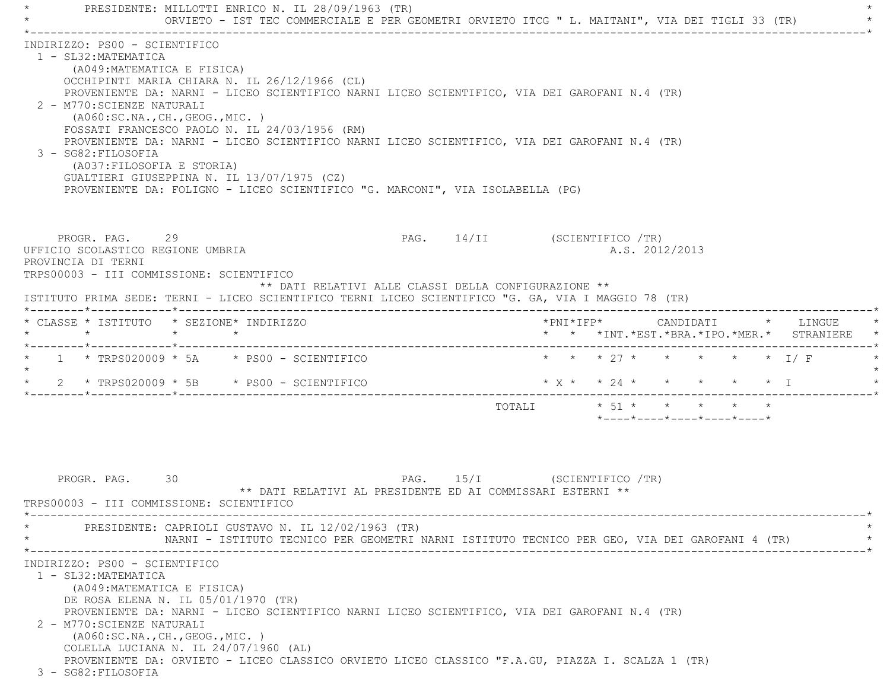PRESIDENTE: MILLOTTI ENRICO N. IL 28/09/1963 (TR)
ORVIETO - IST TEC COMMERCIALE E PER GEOMETRI ORVIETO ITCG " L. MAITANI", VIA DEI TIGLI 33 (TR)

INDIRIZZO: PS00 - SCIENTIFICO

1 - SL32:MATEMATICA
(A049:MATEMATICA E FISICA)
OCCHIPINTI MARIA CHIARA N. IL 26/12/1966 (CL)
PROVENIENTE DA: NARNI - LICEO SCIENTIFICO NARNI LICEO SCIENTIFICO, VIA DEI GAROFANI N.4 (TR)

2 - M770:SCIENZE NATURALI
(A060:SC.NA.,CH.,GEOG.,MIC. )
FOSSATI FRANCESCO PAOLO N. IL 24/03/1956 (RM)
PROVENIENTE DA: NARNI - LICEO SCIENTIFICO NARNI LICEO SCIENTIFICO, VIA DEI GAROFANI N.4 (TR)

3 - SG82:FILOSOFIA
(A037:FILOSOFIA E STORIA)
GUALTIERI GIUSEPPINA N. IL 13/07/1975 (CZ)
PROVENIENTE DA: FOLIGNO - LICEO SCIENTIFICO "G. MARCONI", VIA ISOLABELLA (PG)

PROGR. PAG. 29 PAG. 14/II (SCIENTIFICO /TR)

UFFICIO SCOLASTICO REGIONE UMBRIA A.S. 2012/2013
PROVINCIA DI TERNI
TRPS00003 - III COMMISSIONE: SCIENTIFICO

** DATI RELATIVI ALLE CLASSI DELLA CONFIGURAZIONE **

ISTITUTO PRIMA SEDE: TERNI - LICEO SCIENTIFICO TERNI LICEO SCIENTIFICO "G. GA, VIA I MAGGIO 78 (TR)

| CLASSE | ISTITUTO | SEZIONE | INDIRIZZO | PNI | IFP | CANDIDATI INT. | EST. | BRA. | IPO. | MER. | LINGUE STRANIERE |
|---|---|---|---|---|---|---|---|---|---|---|---|
| 1 | TRPS020009 | 5A | PS00 - SCIENTIFICO | | | 27 | | | | | I/ F |
| 2 | TRPS020009 | 5B | PS00 - SCIENTIFICO | X | | 24 | | | | | I |
| | | | TOTALI | | | 51 | | | | | |

PROGR. PAG. 30 PAG. 15/I (SCIENTIFICO /TR)

** DATI RELATIVI AL PRESIDENTE ED AI COMMISSARI ESTERNI **

TRPS00003 - III COMMISSIONE: SCIENTIFICO

PRESIDENTE: CAPRIOLI GUSTAVO N. IL 12/02/1963 (TR)
NARNI - ISTITUTO TECNICO PER GEOMETRI NARNI ISTITUTO TECNICO PER GEO, VIA DEI GAROFANI 4 (TR)

INDIRIZZO: PS00 - SCIENTIFICO

1 - SL32:MATEMATICA
(A049:MATEMATICA E FISICA)
DE ROSA ELENA N. IL 05/01/1970 (TR)
PROVENIENTE DA: NARNI - LICEO SCIENTIFICO NARNI LICEO SCIENTIFICO, VIA DEI GAROFANI N.4 (TR)

2 - M770:SCIENZE NATURALI
(A060:SC.NA.,CH.,GEOG.,MIC. )
COLELLA LUCIANA N. IL 24/07/1960 (AL)
PROVENIENTE DA: ORVIETO - LICEO CLASSICO ORVIETO LICEO CLASSICO "F.A.GU, PIAZZA I. SCALZA 1 (TR)

3 - SG82:FILOSOFIA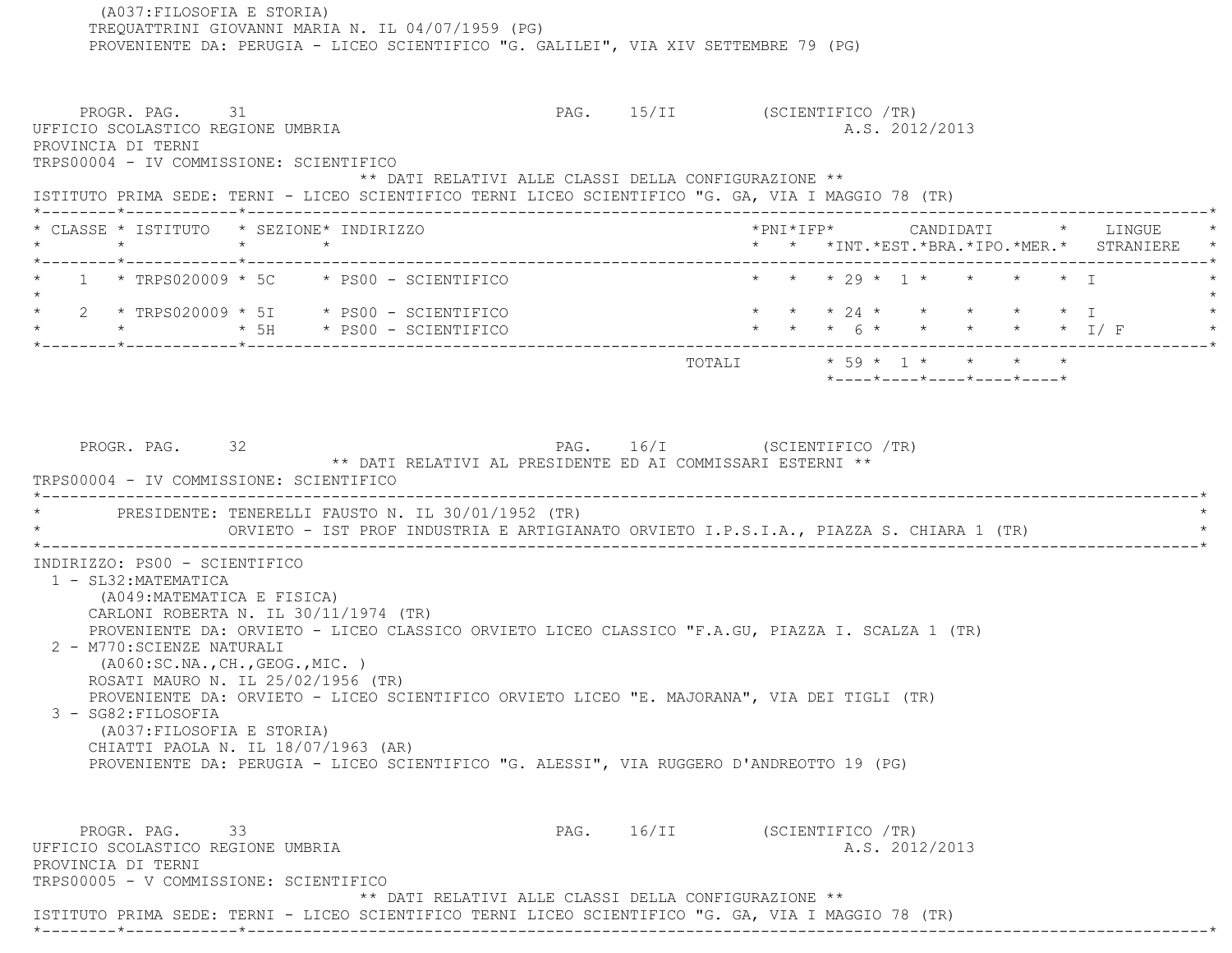(A037:FILOSOFIA E STORIA)
TREQUATTRINI GIOVANNI MARIA N. IL 04/07/1959 (PG)
PROVENIENTE DA: PERUGIA - LICEO SCIENTIFICO "G. GALILEI", VIA XIV SETTEMBRE 79 (PG)

PROGR. PAG. 31 PAG. 15/II (SCIENTIFICO /TR)
UFFICIO SCOLASTICO REGIONE UMBRIA A.S. 2012/2013
PROVINCIA DI TERNI
TRPS00004 - IV COMMISSIONE: SCIENTIFICO

** DATI RELATIVI ALLE CLASSI DELLA CONFIGURAZIONE **

ISTITUTO PRIMA SEDE: TERNI - LICEO SCIENTIFICO TERNI LICEO SCIENTIFICO "G. GA, VIA I MAGGIO 78 (TR)

| CLASSE | ISTITUTO | SEZIONE | INDIRIZZO | PNI | IFP | CANDIDATI INT. | EST. | BRA. | IPO. | MER. | LINGUE STRANIERE |
|---|---|---|---|---|---|---|---|---|---|---|---|
| 1 | TRPS020009 | 5C | PS00 - SCIENTIFICO | | | 29 | 1 | | | | I |
| 2 | TRPS020009 | 5I | PS00 - SCIENTIFICO | | | 24 | | | | | I |
| | | 5H | PS00 - SCIENTIFICO | | | 6 | | | | | I/ F |
| | | | TOTALI | | | 59 | 1 | | | | |

PROGR. PAG. 32 PAG. 16/I (SCIENTIFICO /TR)

** DATI RELATIVI AL PRESIDENTE ED AI COMMISSARI ESTERNI **

TRPS00004 - IV COMMISSIONE: SCIENTIFICO

PRESIDENTE: TENERELLI FAUSTO N. IL 30/01/1952 (TR)
ORVIETO - IST PROF INDUSTRIA E ARTIGIANATO ORVIETO I.P.S.I.A., PIAZZA S. CHIARA 1 (TR)

INDIRIZZO: PS00 - SCIENTIFICO

1 - SL32:MATEMATICA
(A049:MATEMATICA E FISICA)
CARLONI ROBERTA N. IL 30/11/1974 (TR)
PROVENIENTE DA: ORVIETO - LICEO CLASSICO ORVIETO LICEO CLASSICO "F.A.GU, PIAZZA I. SCALZA 1 (TR)

2 - M770:SCIENZE NATURALI
(A060:SC.NA.,CH.,GEOG.,MIC. )
ROSATI MAURO N. IL 25/02/1956 (TR)
PROVENIENTE DA: ORVIETO - LICEO SCIENTIFICO ORVIETO LICEO "E. MAJORANA", VIA DEI TIGLI (TR)

3 - SG82:FILOSOFIA
(A037:FILOSOFIA E STORIA)
CHIATTI PAOLA N. IL 18/07/1963 (AR)
PROVENIENTE DA: PERUGIA - LICEO SCIENTIFICO "G. ALESSI", VIA RUGGERO D'ANDREOTTO 19 (PG)

PROGR. PAG. 33 PAG. 16/II (SCIENTIFICO /TR)
UFFICIO SCOLASTICO REGIONE UMBRIA A.S. 2012/2013
PROVINCIA DI TERNI
TRPS00005 - V COMMISSIONE: SCIENTIFICO

** DATI RELATIVI ALLE CLASSI DELLA CONFIGURAZIONE **

ISTITUTO PRIMA SEDE: TERNI - LICEO SCIENTIFICO TERNI LICEO SCIENTIFICO "G. GA, VIA I MAGGIO 78 (TR)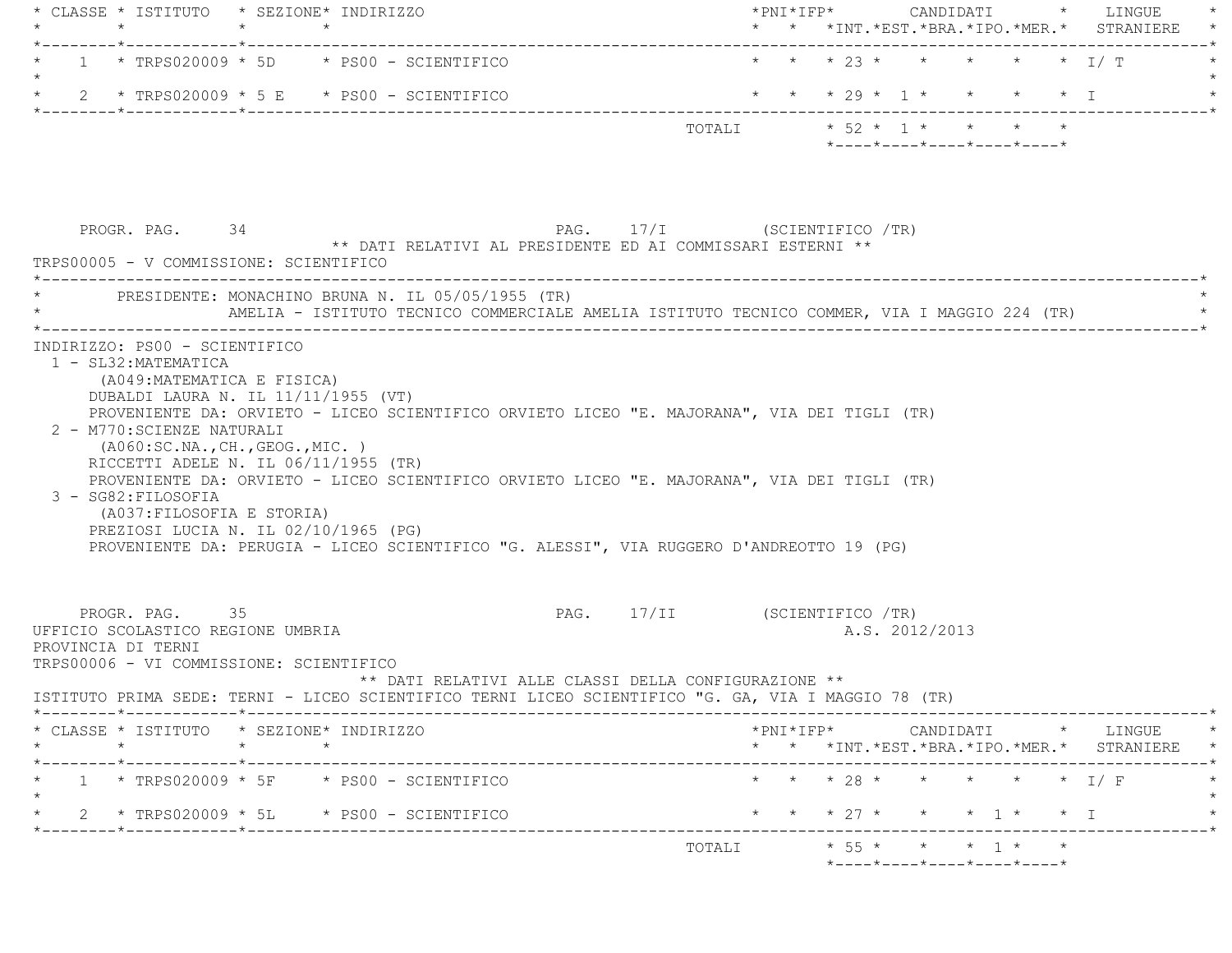| CLASSE | ISTITUTO | SEZIONE | INDIRIZZO | PNI | IFP | INT. | EST. | BRA. | IPO. | MER. | LINGUE STRANIERE |
|---|---|---|---|---|---|---|---|---|---|---|---|
| 1 | TRPS020009 | 5D | PS00 - SCIENTIFICO | | | 23 | | | | | I/ T |
| 2 | TRPS020009 | 5 E | PS00 - SCIENTIFICO | | | 29 | 1 | | | | I |
| | | | TOTALI | | | 52 | 1 | | | | |

PROGR. PAG. 34 PAG. 17/I (SCIENTIFICO /TR)

** DATI RELATIVI AL PRESIDENTE ED AI COMMISSARI ESTERNI **

TRPS00005 - V COMMISSIONE: SCIENTIFICO

PRESIDENTE: MONACHINO BRUNA N. IL 05/05/1955 (TR)
AMELIA - ISTITUTO TECNICO COMMERCIALE AMELIA ISTITUTO TECNICO COMMER, VIA I MAGGIO 224 (TR)

INDIRIZZO: PS00 - SCIENTIFICO

1 - SL32:MATEMATICA
(A049:MATEMATICA E FISICA)
DUBALDI LAURA N. IL 11/11/1955 (VT)
PROVENIENTE DA: ORVIETO - LICEO SCIENTIFICO ORVIETO LICEO "E. MAJORANA", VIA DEI TIGLI (TR)

2 - M770:SCIENZE NATURALI
(A060:SC.NA.,CH.,GEOG.,MIC. )
RICCETTI ADELE N. IL 06/11/1955 (TR)
PROVENIENTE DA: ORVIETO - LICEO SCIENTIFICO ORVIETO LICEO "E. MAJORANA", VIA DEI TIGLI (TR)

3 - SG82:FILOSOFIA
(A037:FILOSOFIA E STORIA)
PREZIOSI LUCIA N. IL 02/10/1965 (PG)
PROVENIENTE DA: PERUGIA - LICEO SCIENTIFICO "G. ALESSI", VIA RUGGERO D'ANDREOTTO 19 (PG)

PROGR. PAG. 35 PAG. 17/II (SCIENTIFICO /TR)

UFFICIO SCOLASTICO REGIONE UMBRIA A.S. 2012/2013

PROVINCIA DI TERNI

TRPS00006 - VI COMMISSIONE: SCIENTIFICO

** DATI RELATIVI ALLE CLASSI DELLA CONFIGURAZIONE **

ISTITUTO PRIMA SEDE: TERNI - LICEO SCIENTIFICO TERNI LICEO SCIENTIFICO "G. GA, VIA I MAGGIO 78 (TR)

| CLASSE | ISTITUTO | SEZIONE | INDIRIZZO | PNI | IFP | INT. | EST. | BRA. | IPO. | MER. | LINGUE STRANIERE |
|---|---|---|---|---|---|---|---|---|---|---|---|
| 1 | TRPS020009 | 5F | PS00 - SCIENTIFICO | | | 28 | | | | | I/ F |
| 2 | TRPS020009 | 5L | PS00 - SCIENTIFICO | | | 27 | | | 1 | | I |
| | | | TOTALI | | | 55 | | | 1 | | |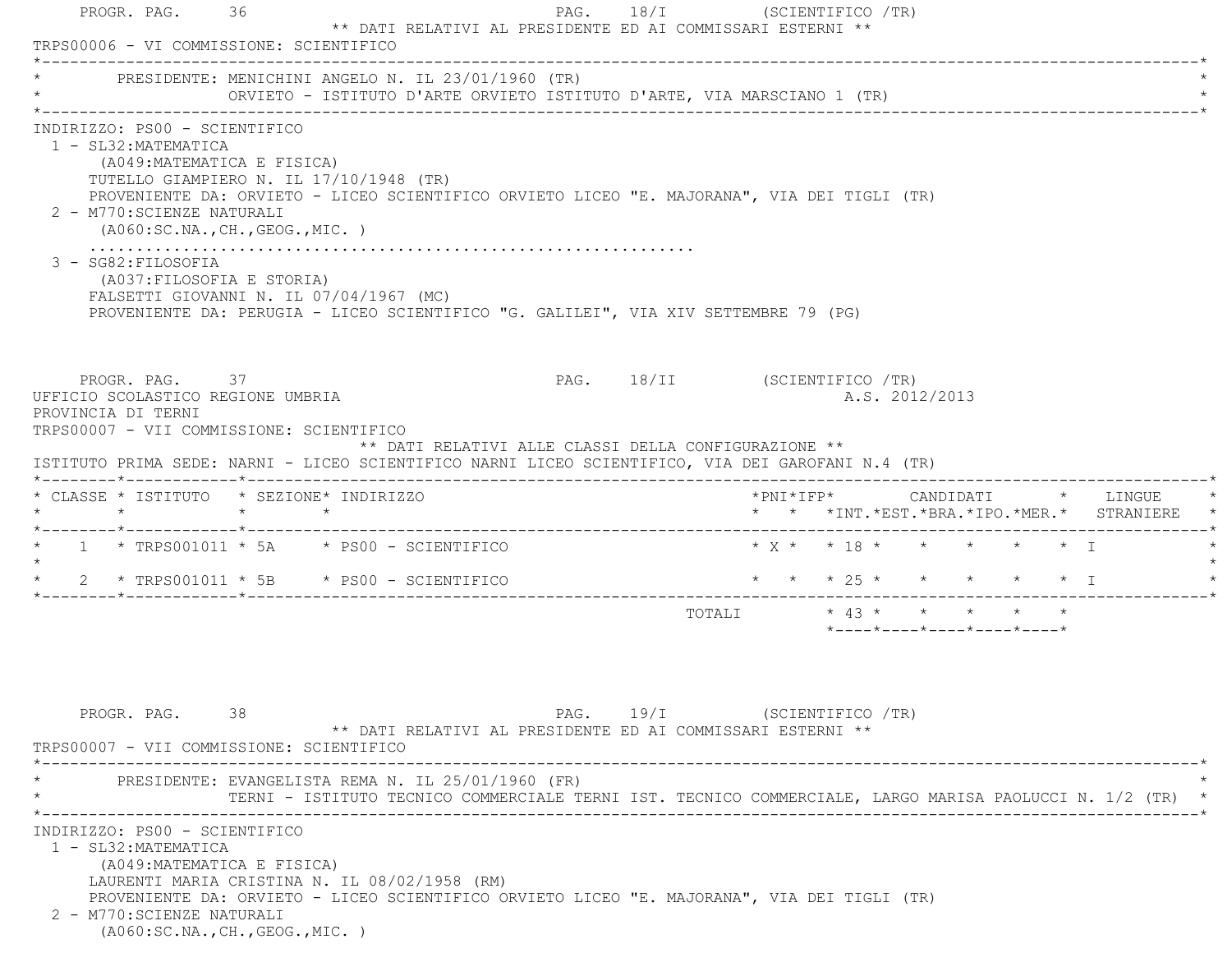** DATI RELATIVI AL PRESIDENTE ED AI COMMISSARI ESTERNI **

TRPS00006 - VI COMMISSIONE: SCIENTIFICO

PRESIDENTE: MENICHINI ANGELO N. IL 23/01/1960 (TR)
ORVIETO - ISTITUTO D'ARTE ORVIETO ISTITUTO D'ARTE, VIA MARSCIANO 1 (TR)

INDIRIZZO: PS00 - SCIENTIFICO

1 - SL32:MATEMATICA
(A049:MATEMATICA E FISICA)
TUTELLO GIAMPIERO N. IL 17/10/1948 (TR)
PROVENIENTE DA: ORVIETO - LICEO SCIENTIFICO ORVIETO LICEO "E. MAJORANA", VIA DEI TIGLI (TR)

2 - M770:SCIENZE NATURALI
(A060:SC.NA.,CH.,GEOG.,MIC. )
..................................................................

3 - SG82:FILOSOFIA
(A037:FILOSOFIA E STORIA)
FALSETTI GIOVANNI N. IL 07/04/1967 (MC)
PROVENIENTE DA: PERUGIA - LICEO SCIENTIFICO "G. GALILEI", VIA XIV SETTEMBRE 79 (PG)

UFFICIO SCOLASTICO REGIONE UMBRIA — A.S. 2012/2013
PROVINCIA DI TERNI

TRPS00007 - VII COMMISSIONE: SCIENTIFICO

** DATI RELATIVI ALLE CLASSI DELLA CONFIGURAZIONE **

ISTITUTO PRIMA SEDE: NARNI - LICEO SCIENTIFICO NARNI LICEO SCIENTIFICO, VIA DEI GAROFANI N.4 (TR)

| CLASSE | ISTITUTO | SEZIONE | INDIRIZZO | PNI | IFP | CANDIDATI INT. | EST. | BRA. | IPO. | MER. | LINGUE STRANIERE |
|---|---|---|---|---|---|---|---|---|---|---|---|
| 1 | TRPS001011 | 5A | PS00 - SCIENTIFICO | X | | 18 | | | | | I |
| 2 | TRPS001011 | 5B | PS00 - SCIENTIFICO | | | 25 | | | | | I |
| | | | | | TOTALI | 43 | | | | | |

** DATI RELATIVI AL PRESIDENTE ED AI COMMISSARI ESTERNI **

TRPS00007 - VII COMMISSIONE: SCIENTIFICO

PRESIDENTE: EVANGELISTA REMA N. IL 25/01/1960 (FR)
TERNI - ISTITUTO TECNICO COMMERCIALE TERNI IST. TECNICO COMMERCIALE, LARGO MARISA PAOLUCCI N. 1/2 (TR)

INDIRIZZO: PS00 - SCIENTIFICO

1 - SL32:MATEMATICA
(A049:MATEMATICA E FISICA)
LAURENTI MARIA CRISTINA N. IL 08/02/1958 (RM)
PROVENIENTE DA: ORVIETO - LICEO SCIENTIFICO ORVIETO LICEO "E. MAJORANA", VIA DEI TIGLI (TR)

2 - M770:SCIENZE NATURALI
(A060:SC.NA.,CH.,GEOG.,MIC. )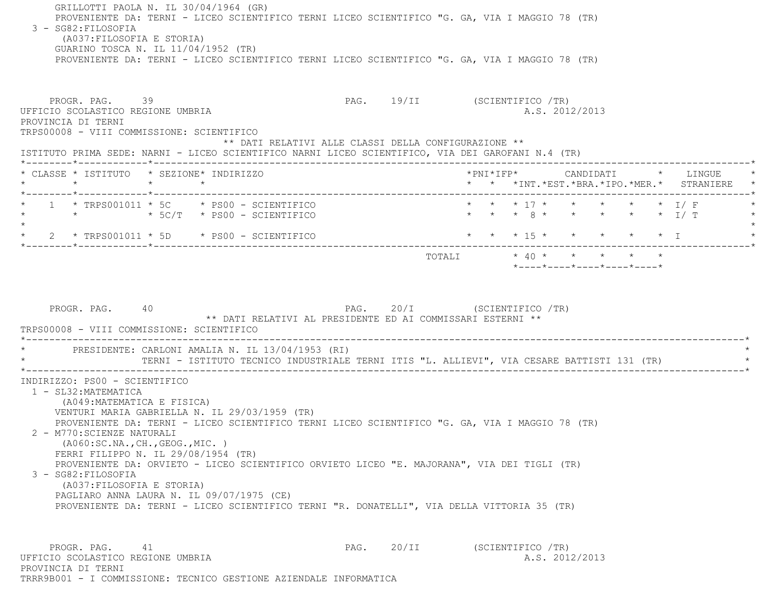GRILLOTTI PAOLA N. IL 30/04/1964 (GR)
PROVENIENTE DA: TERNI - LICEO SCIENTIFICO TERNI LICEO SCIENTIFICO "G. GA, VIA I MAGGIO 78 (TR)

3 - SG82:FILOSOFIA
(A037:FILOSOFIA E STORIA)
GUARINO TOSCA N. IL 11/04/1952 (TR)
PROVENIENTE DA: TERNI - LICEO SCIENTIFICO TERNI LICEO SCIENTIFICO "G. GA, VIA I MAGGIO 78 (TR)

PROGR. PAG. 39 — PAG. 19/II (SCIENTIFICO /TR)

UFFICIO SCOLASTICO REGIONE UMBRIA — A.S. 2012/2013
PROVINCIA DI TERNI
TRPS00008 - VIII COMMISSIONE: SCIENTIFICO

** DATI RELATIVI ALLE CLASSI DELLA CONFIGURAZIONE **

ISTITUTO PRIMA SEDE: NARNI - LICEO SCIENTIFICO NARNI LICEO SCIENTIFICO, VIA DEI GAROFANI N.4 (TR)

| CLASSE | ISTITUTO | SEZIONE | INDIRIZZO | PNI | IFP | CANDIDATI INT. | EST. | BRA. | IPO. | MER. | LINGUE STRANIERE |
|---|---|---|---|---|---|---|---|---|---|---|---|
| 1 | TRPS001011 | 5C | PS00 - SCIENTIFICO | | | 17 | | | | | I/ F |
| | | 5C/T | PS00 - SCIENTIFICO | | | 8 | | | | | I/ T |
| 2 | TRPS001011 | 5D | PS00 - SCIENTIFICO | | | 15 | | | | | I |
| | | | TOTALI | | | 40 | | | | | |

PROGR. PAG. 40 — PAG. 20/I (SCIENTIFICO /TR)

** DATI RELATIVI AL PRESIDENTE ED AI COMMISSARI ESTERNI **

TRPS00008 - VIII COMMISSIONE: SCIENTIFICO

PRESIDENTE: CARLONI AMALIA N. IL 13/04/1953 (RI)
TERNI - ISTITUTO TECNICO INDUSTRIALE TERNI ITIS "L. ALLIEVI", VIA CESARE BATTISTI 131 (TR)

INDIRIZZO: PS00 - SCIENTIFICO

1 - SL32:MATEMATICA
(A049:MATEMATICA E FISICA)
VENTURI MARIA GABRIELLA N. IL 29/03/1959 (TR)
PROVENIENTE DA: TERNI - LICEO SCIENTIFICO TERNI LICEO SCIENTIFICO "G. GA, VIA I MAGGIO 78 (TR)

2 - M770:SCIENZE NATURALI
(A060:SC.NA.,CH.,GEOG.,MIC. )
FERRI FILIPPO N. IL 29/08/1954 (TR)
PROVENIENTE DA: ORVIETO - LICEO SCIENTIFICO ORVIETO LICEO "E. MAJORANA", VIA DEI TIGLI (TR)

3 - SG82:FILOSOFIA
(A037:FILOSOFIA E STORIA)
PAGLIARO ANNA LAURA N. IL 09/07/1975 (CE)
PROVENIENTE DA: TERNI - LICEO SCIENTIFICO TERNI "R. DONATELLI", VIA DELLA VITTORIA 35 (TR)

PROGR. PAG. 41 — PAG. 20/II (SCIENTIFICO /TR)

UFFICIO SCOLASTICO REGIONE UMBRIA — A.S. 2012/2013
PROVINCIA DI TERNI
TRRR9B001 - I COMMISSIONE: TECNICO GESTIONE AZIENDALE INFORMATICA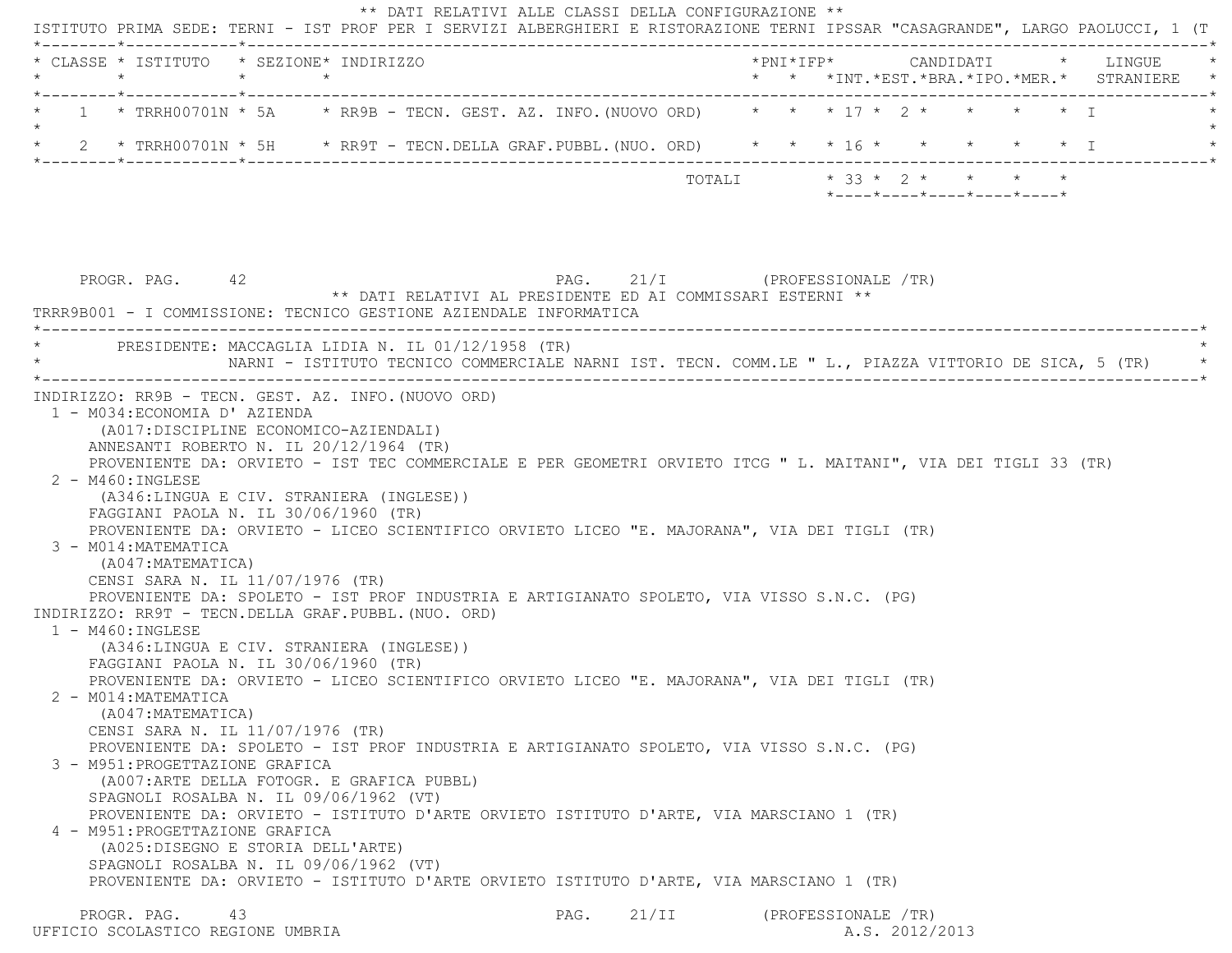** DATI RELATIVI ALLE CLASSI DELLA CONFIGURAZIONE **

ISTITUTO PRIMA SEDE: TERNI - IST PROF PER I SERVIZI ALBERGHIERI E RISTORAZIONE TERNI IPSSAR "CASAGRANDE", LARGO PAOLUCCI, 1 (T

| CLASSE | ISTITUTO | SEZIONE | INDIRIZZO | PNI | IFP | CANDIDATI INT. | CANDIDATI EST. | CANDIDATI BRA. | CANDIDATI IPO. | CANDIDATI MER. | LINGUE STRANIERE |
|---|---|---|---|---|---|---|---|---|---|---|---|
| 1 | TRRH00701N | 5A | RR9B - TECN. GEST. AZ. INFO.(NUOVO ORD) | | | 17 | 2 | | | | I |
| 2 | TRRH00701N | 5H | RR9T - TECN.DELLA GRAF.PUBBL.(NUO. ORD) | | | 16 | | | | | I |
| | | | TOTALI | | | 33 | 2 | | | | |

** DATI RELATIVI AL PRESIDENTE ED AI COMMISSARI ESTERNI **

TRRR9B001 - I COMMISSIONE: TECNICO GESTIONE AZIENDALE INFORMATICA

PRESIDENTE: MACCAGLIA LIDIA N. IL 01/12/1958 (TR)
NARNI - ISTITUTO TECNICO COMMERCIALE NARNI IST. TECN. COMM.LE " L., PIAZZA VITTORIO DE SICA, 5 (TR)

INDIRIZZO: RR9B - TECN. GEST. AZ. INFO.(NUOVO ORD)

1 - M034:ECONOMIA D' AZIENDA
(A017:DISCIPLINE ECONOMICO-AZIENDALI)
ANNESANTI ROBERTO N. IL 20/12/1964 (TR)
PROVENIENTE DA: ORVIETO - IST TEC COMMERCIALE E PER GEOMETRI ORVIETO ITCG " L. MAITANI", VIA DEI TIGLI 33 (TR)

2 - M460:INGLESE
(A346:LINGUA E CIV. STRANIERA (INGLESE))
FAGGIANI PAOLA N. IL 30/06/1960 (TR)
PROVENIENTE DA: ORVIETO - LICEO SCIENTIFICO ORVIETO LICEO "E. MAJORANA", VIA DEI TIGLI (TR)

3 - M014:MATEMATICA
(A047:MATEMATICA)
CENSI SARA N. IL 11/07/1976 (TR)
PROVENIENTE DA: SPOLETO - IST PROF INDUSTRIA E ARTIGIANATO SPOLETO, VIA VISSO S.N.C. (PG)

INDIRIZZO: RR9T - TECN.DELLA GRAF.PUBBL.(NUO. ORD)

1 - M460:INGLESE
(A346:LINGUA E CIV. STRANIERA (INGLESE))
FAGGIANI PAOLA N. IL 30/06/1960 (TR)
PROVENIENTE DA: ORVIETO - LICEO SCIENTIFICO ORVIETO LICEO "E. MAJORANA", VIA DEI TIGLI (TR)

2 - M014:MATEMATICA
(A047:MATEMATICA)
CENSI SARA N. IL 11/07/1976 (TR)
PROVENIENTE DA: SPOLETO - IST PROF INDUSTRIA E ARTIGIANATO SPOLETO, VIA VISSO S.N.C. (PG)

3 - M951:PROGETTAZIONE GRAFICA
(A007:ARTE DELLA FOTOGR. E GRAFICA PUBBL)
SPAGNOLI ROSALBA N. IL 09/06/1962 (VT)
PROVENIENTE DA: ORVIETO - ISTITUTO D'ARTE ORVIETO ISTITUTO D'ARTE, VIA MARSCIANO 1 (TR)

4 - M951:PROGETTAZIONE GRAFICA
(A025:DISEGNO E STORIA DELL'ARTE)
SPAGNOLI ROSALBA N. IL 09/06/1962 (VT)
PROVENIENTE DA: ORVIETO - ISTITUTO D'ARTE ORVIETO ISTITUTO D'ARTE, VIA MARSCIANO 1 (TR)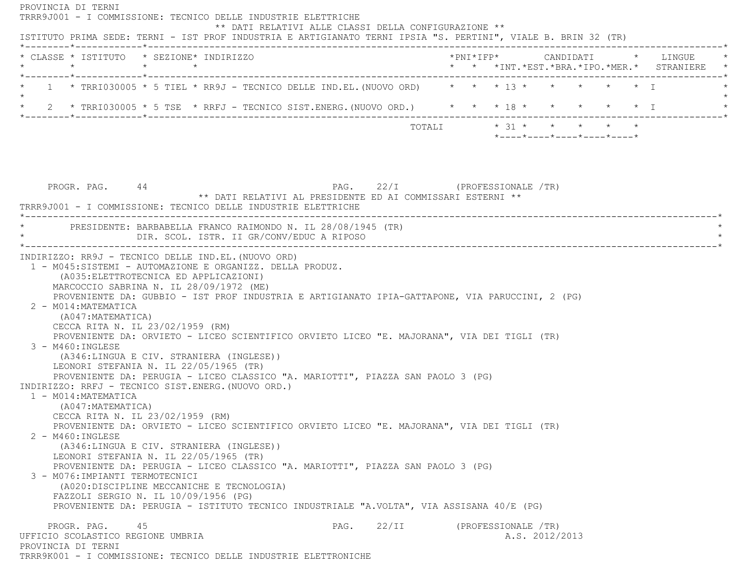PROVINCIA DI TERNI

TRRR9J001 - I COMMISSIONE: TECNICO DELLE INDUSTRIE ELETTRICHE

** DATI RELATIVI ALLE CLASSI DELLA CONFIGURAZIONE **

ISTITUTO PRIMA SEDE: TERNI - IST PROF INDUSTRIA E ARTIGIANATO TERNI IPSIA "S. PERTINI", VIALE B. BRIN 32 (TR)

| CLASSE | ISTITUTO | SEZIONE | INDIRIZZO | PNI | IFP | CANDIDATI INT. | CANDIDATI EST. | CANDIDATI BRA. | CANDIDATI IPO. | CANDIDATI MER. | LINGUE STRANIERE |
|---|---|---|---|---|---|---|---|---|---|---|---|
| 1 | TRRI030005 | 5 TIEL | RR9J - TECNICO DELLE IND.EL.(NUOVO ORD) | | | 13 | | | | | I |
| 2 | TRRI030005 | 5 TSE | RRFJ - TECNICO SIST.ENERG.(NUOVO ORD.) | | | 18 | | | | | I |
| | | | TOTALI | | | 31 | | | | | |

PROGR. PAG. 44 PAG. 22/I (PROFESSIONALE /TR)

** DATI RELATIVI AL PRESIDENTE ED AI COMMISSARI ESTERNI **

TRRR9J001 - I COMMISSIONE: TECNICO DELLE INDUSTRIE ELETTRICHE

PRESIDENTE: BARBABELLA FRANCO RAIMONDO N. IL 28/08/1945 (TR)
DIR. SCOL. ISTR. II GR/CONV/EDUC A RIPOSO

INDIRIZZO: RR9J - TECNICO DELLE IND.EL.(NUOVO ORD)

1 - M045:SISTEMI - AUTOMAZIONE E ORGANIZZ. DELLA PRODUZ.
(A035:ELETTROTECNICA ED APPLICAZIONI)
MARCOCCIO SABRINA N. IL 28/09/1972 (ME)
PROVENIENTE DA: GUBBIO - IST PROF INDUSTRIA E ARTIGIANATO IPIA-GATTAPONE, VIA PARUCCINI, 2 (PG)

2 - M014:MATEMATICA
(A047:MATEMATICA)
CECCA RITA N. IL 23/02/1959 (RM)
PROVENIENTE DA: ORVIETO - LICEO SCIENTIFICO ORVIETO LICEO "E. MAJORANA", VIA DEI TIGLI (TR)

3 - M460:INGLESE
(A346:LINGUA E CIV. STRANIERA (INGLESE))
LEONORI STEFANIA N. IL 22/05/1965 (TR)
PROVENIENTE DA: PERUGIA - LICEO CLASSICO "A. MARIOTTI", PIAZZA SAN PAOLO 3 (PG)

INDIRIZZO: RRFJ - TECNICO SIST.ENERG.(NUOVO ORD.)

1 - M014:MATEMATICA
(A047:MATEMATICA)
CECCA RITA N. IL 23/02/1959 (RM)
PROVENIENTE DA: ORVIETO - LICEO SCIENTIFICO ORVIETO LICEO "E. MAJORANA", VIA DEI TIGLI (TR)

2 - M460:INGLESE
(A346:LINGUA E CIV. STRANIERA (INGLESE))
LEONORI STEFANIA N. IL 22/05/1965 (TR)
PROVENIENTE DA: PERUGIA - LICEO CLASSICO "A. MARIOTTI", PIAZZA SAN PAOLO 3 (PG)

3 - M076:IMPIANTI TERMOTECNICI
(A020:DISCIPLINE MECCANICHE E TECNOLOGIA)
FAZZOLI SERGIO N. IL 10/09/1956 (PG)
PROVENIENTE DA: PERUGIA - ISTITUTO TECNICO INDUSTRIALE "A.VOLTA", VIA ASSISANA 40/E (PG)

PROGR. PAG. 45 PAG. 22/II (PROFESSIONALE /TR)

UFFICIO SCOLASTICO REGIONE UMBRIA A.S. 2012/2013

PROVINCIA DI TERNI

TRRR9K001 - I COMMISSIONE: TECNICO DELLE INDUSTRIE ELETTRONICHE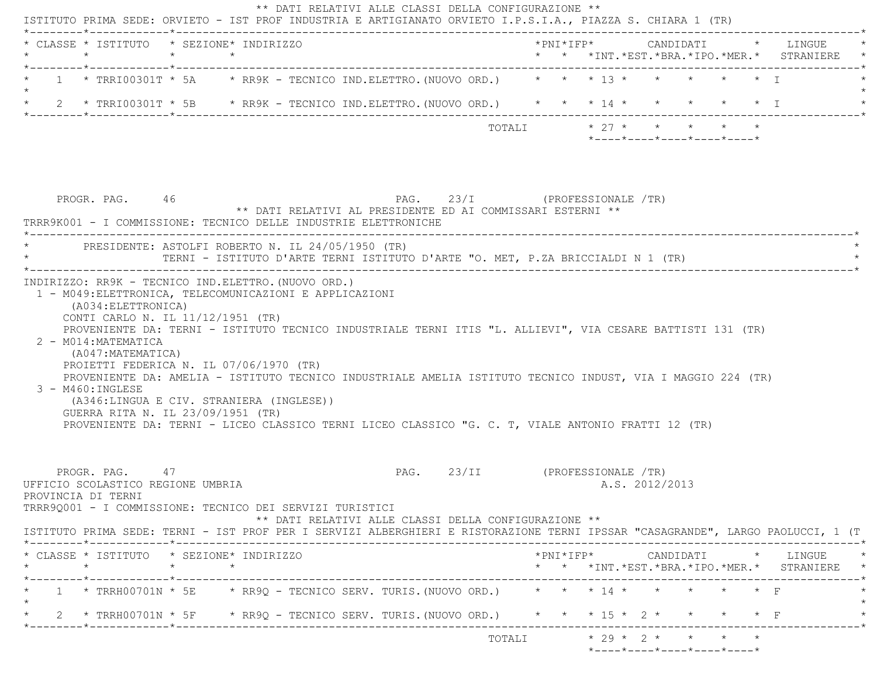** DATI RELATIVI ALLE CLASSI DELLA CONFIGURAZIONE **

ISTITUTO PRIMA SEDE: ORVIETO - IST PROF INDUSTRIA E ARTIGIANATO ORVIETO I.P.S.I.A., PIAZZA S. CHIARA 1 (TR)

| CLASSE | ISTITUTO | SEZIONE | INDIRIZZO | PNI | IFP | CANDIDATI INT. | CANDIDATI EST. | CANDIDATI BRA. | CANDIDATI IPO. | CANDIDATI MER. | LINGUE STRANIERE |
|---|---|---|---|---|---|---|---|---|---|---|---|
| 1 | TRRI00301T | 5A | RR9K - TECNICO IND.ELETTRO.(NUOVO ORD.) | | | 13 | | | | | I |
| 2 | TRRI00301T | 5B | RR9K - TECNICO IND.ELETTRO.(NUOVO ORD.) | | | 14 | | | | | I |
| | | | TOTALI | | | 27 | | | | | |

PROGR. PAG. 46 PAG. 23/I (PROFESSIONALE /TR)

** DATI RELATIVI AL PRESIDENTE ED AI COMMISSARI ESTERNI **

TRRR9K001 - I COMMISSIONE: TECNICO DELLE INDUSTRIE ELETTRONICHE

PRESIDENTE: ASTOLFI ROBERTO N. IL 24/05/1950 (TR)
TERNI - ISTITUTO D'ARTE TERNI ISTITUTO D'ARTE "O. MET, P.ZA BRICCIALDI N 1 (TR)

INDIRIZZO: RR9K - TECNICO IND.ELETTRO.(NUOVO ORD.)

1 - M049:ELETTRONICA, TELECOMUNICAZIONI E APPLICAZIONI
(A034:ELETTRONICA)
CONTI CARLO N. IL 11/12/1951 (TR)
PROVENIENTE DA: TERNI - ISTITUTO TECNICO INDUSTRIALE TERNI ITIS "L. ALLIEVI", VIA CESARE BATTISTI 131 (TR)

2 - M014:MATEMATICA
(A047:MATEMATICA)
PROIETTI FEDERICA N. IL 07/06/1970 (TR)
PROVENIENTE DA: AMELIA - ISTITUTO TECNICO INDUSTRIALE AMELIA ISTITUTO TECNICO INDUST, VIA I MAGGIO 224 (TR)

3 - M460:INGLESE
(A346:LINGUA E CIV. STRANIERA (INGLESE))
GUERRA RITA N. IL 23/09/1951 (TR)
PROVENIENTE DA: TERNI - LICEO CLASSICO TERNI LICEO CLASSICO "G. C. T, VIALE ANTONIO FRATTI 12 (TR)

PROGR. PAG. 47 PAG. 23/II (PROFESSIONALE /TR)

UFFICIO SCOLASTICO REGIONE UMBRIA A.S. 2012/2013

PROVINCIA DI TERNI

TRRR9Q001 - I COMMISSIONE: TECNICO DEI SERVIZI TURISTICI

** DATI RELATIVI ALLE CLASSI DELLA CONFIGURAZIONE **

ISTITUTO PRIMA SEDE: TERNI - IST PROF PER I SERVIZI ALBERGHIERI E RISTORAZIONE TERNI IPSSAR "CASAGRANDE", LARGO PAOLUCCI, 1 (T

| CLASSE | ISTITUTO | SEZIONE | INDIRIZZO | PNI | IFP | CANDIDATI INT. | CANDIDATI EST. | CANDIDATI BRA. | CANDIDATI IPO. | CANDIDATI MER. | LINGUE STRANIERE |
|---|---|---|---|---|---|---|---|---|---|---|---|
| 1 | TRRH00701N | 5E | RR9Q - TECNICO SERV. TURIS.(NUOVO ORD.) | | | 14 | | | | | F |
| 2 | TRRH00701N | 5F | RR9Q - TECNICO SERV. TURIS.(NUOVO ORD.) | | | 15 | 2 | | | | F |
| | | | TOTALI | | | 29 | 2 | | | | |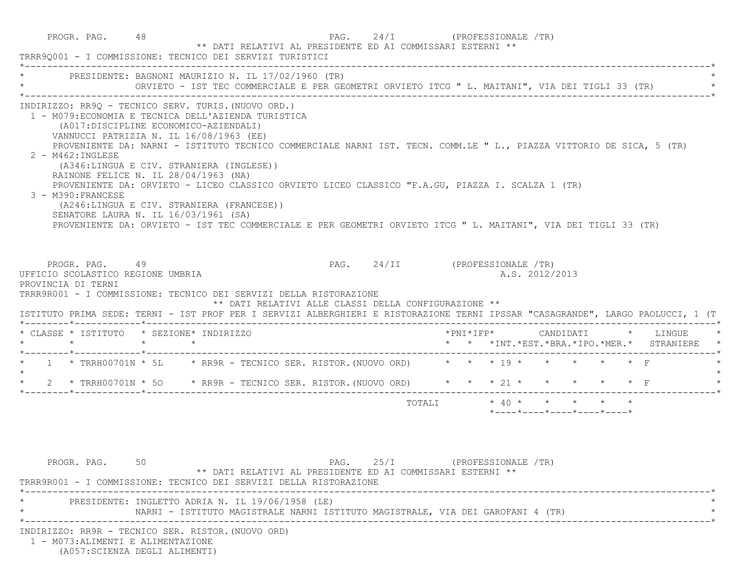PROGR. PAG. 48 PAG. 24/I (PROFESSIONALE /TR)

** DATI RELATIVI AL PRESIDENTE ED AI COMMISSARI ESTERNI **

TRRR9Q001 - I COMMISSIONE: TECNICO DEI SERVIZI TURISTICI

PRESIDENTE: BAGNONI MAURIZIO N. IL 17/02/1960 (TR)
ORVIETO - IST TEC COMMERCIALE E PER GEOMETRI ORVIETO ITCG " L. MAITANI", VIA DEI TIGLI 33 (TR)

INDIRIZZO: RR9Q - TECNICO SERV. TURIS.(NUOVO ORD.)

1 - M079:ECONOMIA E TECNICA DELL'AZIENDA TURISTICA
(A017:DISCIPLINE ECONOMICO-AZIENDALI)
VANNUCCI PATRIZIA N. IL 16/08/1963 (EE)
PROVENIENTE DA: NARNI - ISTITUTO TECNICO COMMERCIALE NARNI IST. TECN. COMM.LE " L., PIAZZA VITTORIO DE SICA, 5 (TR)

2 - M462:INGLESE
(A346:LINGUA E CIV. STRANIERA (INGLESE))
RAINONE FELICE N. IL 28/04/1963 (NA)
PROVENIENTE DA: ORVIETO - LICEO CLASSICO ORVIETO LICEO CLASSICO "F.A.GU, PIAZZA I. SCALZA 1 (TR)

3 - M390:FRANCESE
(A246:LINGUA E CIV. STRANIERA (FRANCESE))
SENATORE LAURA N. IL 16/03/1961 (SA)
PROVENIENTE DA: ORVIETO - IST TEC COMMERCIALE E PER GEOMETRI ORVIETO ITCG " L. MAITANI", VIA DEI TIGLI 33 (TR)

PROGR. PAG. 49 PAG. 24/II (PROFESSIONALE /TR)

UFFICIO SCOLASTICO REGIONE UMBRIA A.S. 2012/2013

PROVINCIA DI TERNI

TRRR9R001 - I COMMISSIONE: TECNICO DEI SERVIZI DELLA RISTORAZIONE

** DATI RELATIVI ALLE CLASSI DELLA CONFIGURAZIONE **

ISTITUTO PRIMA SEDE: TERNI - IST PROF PER I SERVIZI ALBERGHIERI E RISTORAZIONE TERNI IPSSAR "CASAGRANDE", LARGO PAOLUCCI, 1 (T

| CLASSE | ISTITUTO | SEZIONE | INDIRIZZO | PNI | IFP | CANDIDATI INT. | EST. | BRA. | IPO. | MER. | LINGUE STRANIERE |
|---|---|---|---|---|---|---|---|---|---|---|---|
| 1 | TRRH00701N | 5L | RR9R - TECNICO SER. RISTOR.(NUOVO ORD) | | | 19 | | | | | F |
| 2 | TRRH00701N | 5O | RR9R - TECNICO SER. RISTOR.(NUOVO ORD) | | | 21 | | | | | F |
| | | | TOTALI | | | 40 | | | | | |

PROGR. PAG. 50 PAG. 25/I (PROFESSIONALE /TR)

** DATI RELATIVI AL PRESIDENTE ED AI COMMISSARI ESTERNI **

TRRR9R001 - I COMMISSIONE: TECNICO DEI SERVIZI DELLA RISTORAZIONE

PRESIDENTE: INGLETTO ADRIA N. IL 19/06/1958 (LE)
NARNI - ISTITUTO MAGISTRALE NARNI ISTITUTO MAGISTRALE, VIA DEI GAROFANI 4 (TR)

INDIRIZZO: RR9R - TECNICO SER. RISTOR.(NUOVO ORD)

1 - M073:ALIMENTI E ALIMENTAZIONE
(A057:SCIENZA DEGLI ALIMENTI)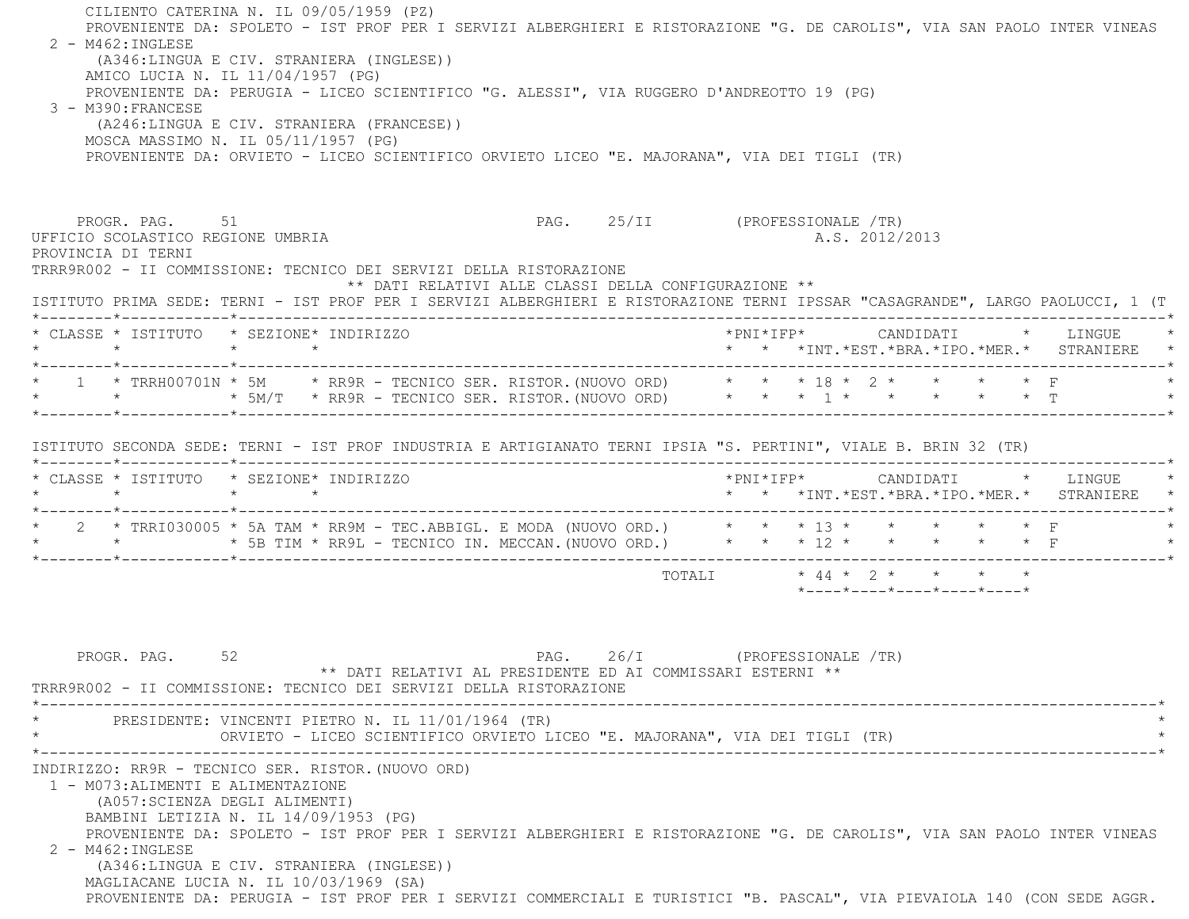CILIENTO CATERINA N. IL 09/05/1959 (PZ)
PROVENIENTE DA: SPOLETO - IST PROF PER I SERVIZI ALBERGHIERI E RISTORAZIONE "G. DE CAROLIS", VIA SAN PAOLO INTER VINEAS

2 - M462:INGLESE
(A346:LINGUA E CIV. STRANIERA (INGLESE))
AMICO LUCIA N. IL 11/04/1957 (PG)
PROVENIENTE DA: PERUGIA - LICEO SCIENTIFICO "G. ALESSI", VIA RUGGERO D'ANDREOTTO 19 (PG)

3 - M390:FRANCESE
(A246:LINGUA E CIV. STRANIERA (FRANCESE))
MOSCA MASSIMO N. IL 05/11/1957 (PG)
PROVENIENTE DA: ORVIETO - LICEO SCIENTIFICO ORVIETO LICEO "E. MAJORANA", VIA DEI TIGLI (TR)

PROGR. PAG. 51 PAG. 25/II (PROFESSIONALE /TR)

UFFICIO SCOLASTICO REGIONE UMBRIA A.S. 2012/2013

PROVINCIA DI TERNI

TRRR9R002 - II COMMISSIONE: TECNICO DEI SERVIZI DELLA RISTORAZIONE

** DATI RELATIVI ALLE CLASSI DELLA CONFIGURAZIONE **

ISTITUTO PRIMA SEDE: TERNI - IST PROF PER I SERVIZI ALBERGHIERI E RISTORAZIONE TERNI IPSSAR "CASAGRANDE", LARGO PAOLUCCI, 1 (T

| CLASSE | ISTITUTO | SEZIONE | INDIRIZZO | PNI | IFP | CANDIDATI INT. | EST. | BRA. | IPO. | MER. | LINGUE STRANIERE |
|---|---|---|---|---|---|---|---|---|---|---|---|
| 1 | TRRH00701N | 5M | RR9R - TECNICO SER. RISTOR.(NUOVO ORD) | | | 18 | 2 | | | | F |
| | | 5M/T | RR9R - TECNICO SER. RISTOR.(NUOVO ORD) | | | 1 | | | | | T |

ISTITUTO SECONDA SEDE: TERNI - IST PROF INDUSTRIA E ARTIGIANATO TERNI IPSIA "S. PERTINI", VIALE B. BRIN 32 (TR)

| CLASSE | ISTITUTO | SEZIONE | INDIRIZZO | PNI | IFP | CANDIDATI INT. | EST. | BRA. | IPO. | MER. | LINGUE STRANIERE |
|---|---|---|---|---|---|---|---|---|---|---|---|
| 2 | TRRI030005 | 5A TAM | RR9M - TEC.ABBIGL. E MODA (NUOVO ORD.) | | | 13 | | | | | F |
| | | 5B TIM | RR9L - TECNICO IN. MECCAN.(NUOVO ORD.) | | | 12 | | | | | F |
| | | | TOTALI | | | 44 | 2 | | | | |

PROGR. PAG. 52 PAG. 26/I (PROFESSIONALE /TR)

** DATI RELATIVI AL PRESIDENTE ED AI COMMISSARI ESTERNI **

TRRR9R002 - II COMMISSIONE: TECNICO DEI SERVIZI DELLA RISTORAZIONE

PRESIDENTE: VINCENTI PIETRO N. IL 11/01/1964 (TR)
ORVIETO - LICEO SCIENTIFICO ORVIETO LICEO "E. MAJORANA", VIA DEI TIGLI (TR)

INDIRIZZO: RR9R - TECNICO SER. RISTOR.(NUOVO ORD)

1 - M073:ALIMENTI E ALIMENTAZIONE
(A057:SCIENZA DEGLI ALIMENTI)
BAMBINI LETIZIA N. IL 14/09/1953 (PG)
PROVENIENTE DA: SPOLETO - IST PROF PER I SERVIZI ALBERGHIERI E RISTORAZIONE "G. DE CAROLIS", VIA SAN PAOLO INTER VINEAS

2 - M462:INGLESE
(A346:LINGUA E CIV. STRANIERA (INGLESE))
MAGLIACANE LUCIA N. IL 10/03/1969 (SA)
PROVENIENTE DA: PERUGIA - IST PROF PER I SERVIZI COMMERCIALI E TURISTICI "B. PASCAL", VIA PIEVAIOLA 140 (CON SEDE AGGR.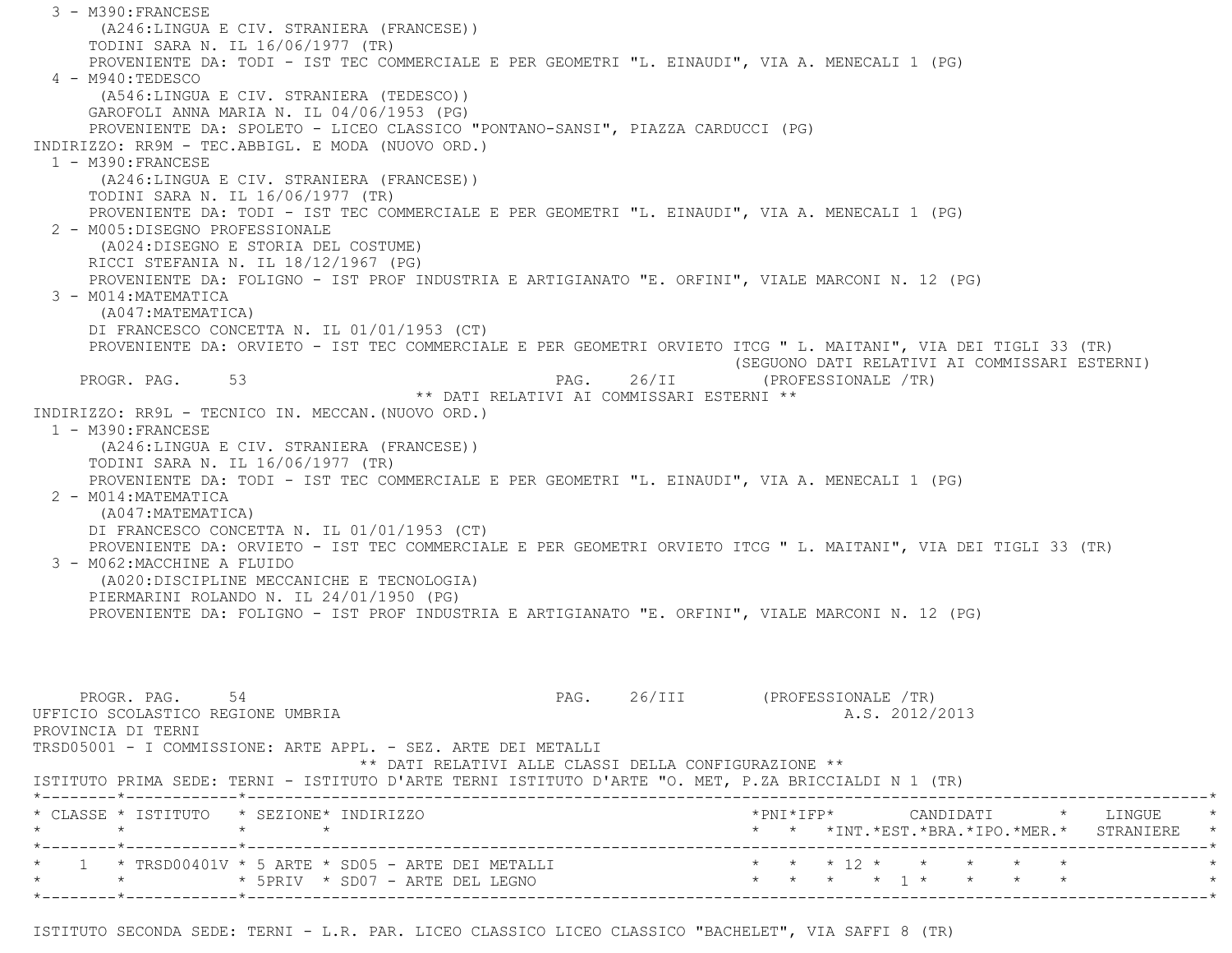3 - M390:FRANCESE
(A246:LINGUA E CIV. STRANIERA (FRANCESE))
TODINI SARA N. IL 16/06/1977 (TR)
PROVENIENTE DA: TODI - IST TEC COMMERCIALE E PER GEOMETRI "L. EINAUDI", VIA A. MENECALI 1 (PG)

4 - M940:TEDESCO
(A546:LINGUA E CIV. STRANIERA (TEDESCO))
GAROFOLI ANNA MARIA N. IL 04/06/1953 (PG)
PROVENIENTE DA: SPOLETO - LICEO CLASSICO "PONTANO-SANSI", PIAZZA CARDUCCI (PG)

INDIRIZZO: RR9M - TEC.ABBIGL. E MODA (NUOVO ORD.)

1 - M390:FRANCESE
(A246:LINGUA E CIV. STRANIERA (FRANCESE))
TODINI SARA N. IL 16/06/1977 (TR)
PROVENIENTE DA: TODI - IST TEC COMMERCIALE E PER GEOMETRI "L. EINAUDI", VIA A. MENECALI 1 (PG)

2 - M005:DISEGNO PROFESSIONALE
(A024:DISEGNO E STORIA DEL COSTUME)
RICCI STEFANIA N. IL 18/12/1967 (PG)
PROVENIENTE DA: FOLIGNO - IST PROF INDUSTRIA E ARTIGIANATO "E. ORFINI", VIALE MARCONI N. 12 (PG)

3 - M014:MATEMATICA
(A047:MATEMATICA)
DI FRANCESCO CONCETTA N. IL 01/01/1953 (CT)
PROVENIENTE DA: ORVIETO - IST TEC COMMERCIALE E PER GEOMETRI ORVIETO ITCG " L. MAITANI", VIA DEI TIGLI 33 (TR)

(SEGUONO DATI RELATIVI AI COMMISSARI ESTERNI)

PROGR. PAG. 53 PAG. 26/II (PROFESSIONALE /TR)

** DATI RELATIVI AI COMMISSARI ESTERNI **

INDIRIZZO: RR9L - TECNICO IN. MECCAN.(NUOVO ORD.)

1 - M390:FRANCESE
(A246:LINGUA E CIV. STRANIERA (FRANCESE))
TODINI SARA N. IL 16/06/1977 (TR)
PROVENIENTE DA: TODI - IST TEC COMMERCIALE E PER GEOMETRI "L. EINAUDI", VIA A. MENECALI 1 (PG)

2 - M014:MATEMATICA
(A047:MATEMATICA)
DI FRANCESCO CONCETTA N. IL 01/01/1953 (CT)
PROVENIENTE DA: ORVIETO - IST TEC COMMERCIALE E PER GEOMETRI ORVIETO ITCG " L. MAITANI", VIA DEI TIGLI 33 (TR)

3 - M062:MACCHINE A FLUIDO
(A020:DISCIPLINE MECCANICHE E TECNOLOGIA)
PIERMARINI ROLANDO N. IL 24/01/1950 (PG)
PROVENIENTE DA: FOLIGNO - IST PROF INDUSTRIA E ARTIGIANATO "E. ORFINI", VIALE MARCONI N. 12 (PG)

PROGR. PAG. 54 PAG. 26/III (PROFESSIONALE /TR)

UFFICIO SCOLASTICO REGIONE UMBRIA A.S. 2012/2013

PROVINCIA DI TERNI

TRSD05001 - I COMMISSIONE: ARTE APPL. - SEZ. ARTE DEI METALLI

** DATI RELATIVI ALLE CLASSI DELLA CONFIGURAZIONE **

ISTITUTO PRIMA SEDE: TERNI - ISTITUTO D'ARTE TERNI ISTITUTO D'ARTE "O. MET, P.ZA BRICCIALDI N 1 (TR)

| CLASSE | ISTITUTO | SEZIONE | INDIRIZZO | PNI | IFP | CANDIDATI INT. | EST. | BRA. | IPO. | MER. | LINGUE STRANIERE |
|---|---|---|---|---|---|---|---|---|---|---|---|
| 1 | TRSD00401V | 5 ARTE | SD05 - ARTE DEI METALLI | | | 12 | | | | | |
| | | 5PRIV | SD07 - ARTE DEL LEGNO | | | | 1 | | | | |

ISTITUTO SECONDA SEDE: TERNI - L.R. PAR. LICEO CLASSICO LICEO CLASSICO "BACHELET", VIA SAFFI 8 (TR)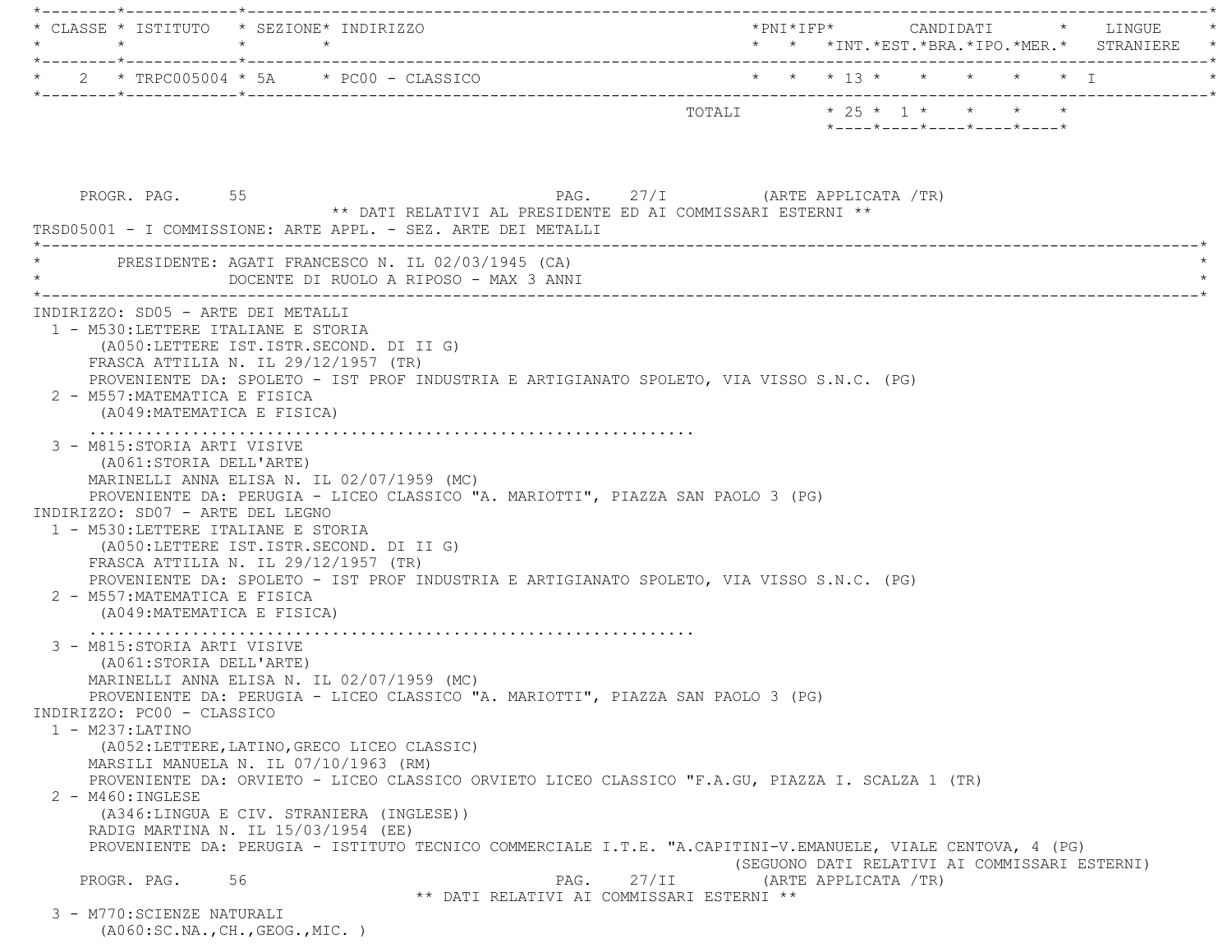| CLASSE | ISTITUTO | SEZIONE | INDIRIZZO | PNI | IFP | CANDIDATI INT. | EST. | BRA. | IPO. | MER. | LINGUE STRANIERE |
|---|---|---|---|---|---|---|---|---|---|---|---|
| 2 | TRPC005004 | 5A | PC00 - CLASSICO | | | 13 | | | | | I |
| | | | TOTALI | | | 25 | 1 | | | | |

PROGR. PAG. 55 PAG. 27/I (ARTE APPLICATA /TR)

** DATI RELATIVI AL PRESIDENTE ED AI COMMISSARI ESTERNI **

TRSD05001 - I COMMISSIONE: ARTE APPL. - SEZ. ARTE DEI METALLI

PRESIDENTE: AGATI FRANCESCO N. IL 02/03/1945 (CA)
DOCENTE DI RUOLO A RIPOSO - MAX 3 ANNI

INDIRIZZO: SD05 - ARTE DEI METALLI

1 - M530:LETTERE ITALIANE E STORIA
(A050:LETTERE IST.ISTR.SECOND. DI II G)
FRASCA ATTILIA N. IL 29/12/1957 (TR)
PROVENIENTE DA: SPOLETO - IST PROF INDUSTRIA E ARTIGIANATO SPOLETO, VIA VISSO S.N.C. (PG)

2 - M557:MATEMATICA E FISICA
(A049:MATEMATICA E FISICA)
..............................................................

3 - M815:STORIA ARTI VISIVE
(A061:STORIA DELL'ARTE)
MARINELLI ANNA ELISA N. IL 02/07/1959 (MC)
PROVENIENTE DA: PERUGIA - LICEO CLASSICO "A. MARIOTTI", PIAZZA SAN PAOLO 3 (PG)

INDIRIZZO: SD07 - ARTE DEL LEGNO

1 - M530:LETTERE ITALIANE E STORIA
(A050:LETTERE IST.ISTR.SECOND. DI II G)
FRASCA ATTILIA N. IL 29/12/1957 (TR)
PROVENIENTE DA: SPOLETO - IST PROF INDUSTRIA E ARTIGIANATO SPOLETO, VIA VISSO S.N.C. (PG)

2 - M557:MATEMATICA E FISICA
(A049:MATEMATICA E FISICA)
..............................................................

3 - M815:STORIA ARTI VISIVE
(A061:STORIA DELL'ARTE)
MARINELLI ANNA ELISA N. IL 02/07/1959 (MC)
PROVENIENTE DA: PERUGIA - LICEO CLASSICO "A. MARIOTTI", PIAZZA SAN PAOLO 3 (PG)

INDIRIZZO: PC00 - CLASSICO

1 - M237:LATINO
(A052:LETTERE,LATINO,GRECO LICEO CLASSIC)
MARSILI MANUELA N. IL 07/10/1963 (RM)
PROVENIENTE DA: ORVIETO - LICEO CLASSICO ORVIETO LICEO CLASSICO "F.A.GU, PIAZZA I. SCALZA 1 (TR)

2 - M460:INGLESE
(A346:LINGUA E CIV. STRANIERA (INGLESE))
RADIG MARTINA N. IL 15/03/1954 (EE)
PROVENIENTE DA: PERUGIA - ISTITUTO TECNICO COMMERCIALE I.T.E. "A.CAPITINI-V.EMANUELE, VIALE CENTOVA, 4 (PG)

(SEGUONO DATI RELATIVI AI COMMISSARI ESTERNI)

PROGR. PAG. 56 PAG. 27/II (ARTE APPLICATA /TR)

** DATI RELATIVI AI COMMISSARI ESTERNI **

3 - M770:SCIENZE NATURALI
(A060:SC.NA.,CH.,GEOG.,MIC. )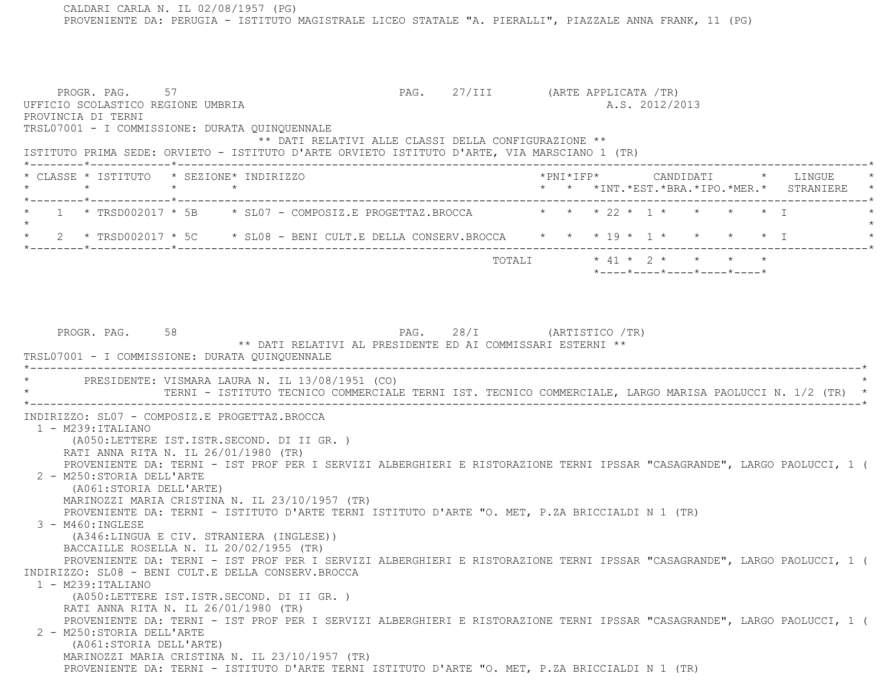CALDARI CARLA N. IL 02/08/1957 (PG)
PROVENIENTE DA: PERUGIA - ISTITUTO MAGISTRALE LICEO STATALE "A. PIERALLI", PIAZZALE ANNA FRANK, 11 (PG)

PROGR. PAG. 57 PAG. 27/III (ARTE APPLICATA /TR)
UFFICIO SCOLASTICO REGIONE UMBRIA A.S. 2012/2013
PROVINCIA DI TERNI
TRSL07001 - I COMMISSIONE: DURATA QUINQUENNALE

** DATI RELATIVI ALLE CLASSI DELLA CONFIGURAZIONE **

ISTITUTO PRIMA SEDE: ORVIETO - ISTITUTO D'ARTE ORVIETO ISTITUTO D'ARTE, VIA MARSCIANO 1 (TR)

| CLASSE | ISTITUTO | SEZIONE | INDIRIZZO | PNI | IFP | CANDIDATI INT. | EST. | BRA. | IPO. | MER. | LINGUE STRANIERE |
|---|---|---|---|---|---|---|---|---|---|---|---|
| 1 | TRSD002017 | 5B | SL07 - COMPOSIZ.E PROGETTAZ.BROCCA | | | 22 | 1 | | | | I |
| 2 | TRSD002017 | 5C | SL08 - BENI CULT.E DELLA CONSERV.BROCCA | | | 19 | 1 | | | | I |
| | | | TOTALI | | | 41 | 2 | | | | |

PROGR. PAG. 58 PAG. 28/I (ARTISTICO /TR)

** DATI RELATIVI AL PRESIDENTE ED AI COMMISSARI ESTERNI **

TRSL07001 - I COMMISSIONE: DURATA QUINQUENNALE

PRESIDENTE: VISMARA LAURA N. IL 13/08/1951 (CO)
TERNI - ISTITUTO TECNICO COMMERCIALE TERNI IST. TECNICO COMMERCIALE, LARGO MARISA PAOLUCCI N. 1/2 (TR)

INDIRIZZO: SL07 - COMPOSIZ.E PROGETTAZ.BROCCA

1 - M239:ITALIANO
(A050:LETTERE IST.ISTR.SECOND. DI II GR. )
RATI ANNA RITA N. IL 26/01/1980 (TR)
PROVENIENTE DA: TERNI - IST PROF PER I SERVIZI ALBERGHIERI E RISTORAZIONE TERNI IPSSAR "CASAGRANDE", LARGO PAOLUCCI, 1 (

2 - M250:STORIA DELL'ARTE
(A061:STORIA DELL'ARTE)
MARINOZZI MARIA CRISTINA N. IL 23/10/1957 (TR)
PROVENIENTE DA: TERNI - ISTITUTO D'ARTE TERNI ISTITUTO D'ARTE "O. MET, P.ZA BRICCIALDI N 1 (TR)

3 - M460:INGLESE
(A346:LINGUA E CIV. STRANIERA (INGLESE))
BACCAILLE ROSELLA N. IL 20/02/1955 (TR)
PROVENIENTE DA: TERNI - IST PROF PER I SERVIZI ALBERGHIERI E RISTORAZIONE TERNI IPSSAR "CASAGRANDE", LARGO PAOLUCCI, 1 (

INDIRIZZO: SL08 - BENI CULT.E DELLA CONSERV.BROCCA

1 - M239:ITALIANO
(A050:LETTERE IST.ISTR.SECOND. DI II GR. )
RATI ANNA RITA N. IL 26/01/1980 (TR)
PROVENIENTE DA: TERNI - IST PROF PER I SERVIZI ALBERGHIERI E RISTORAZIONE TERNI IPSSAR "CASAGRANDE", LARGO PAOLUCCI, 1 (

2 - M250:STORIA DELL'ARTE
(A061:STORIA DELL'ARTE)
MARINOZZI MARIA CRISTINA N. IL 23/10/1957 (TR)
PROVENIENTE DA: TERNI - ISTITUTO D'ARTE TERNI ISTITUTO D'ARTE "O. MET, P.ZA BRICCIALDI N 1 (TR)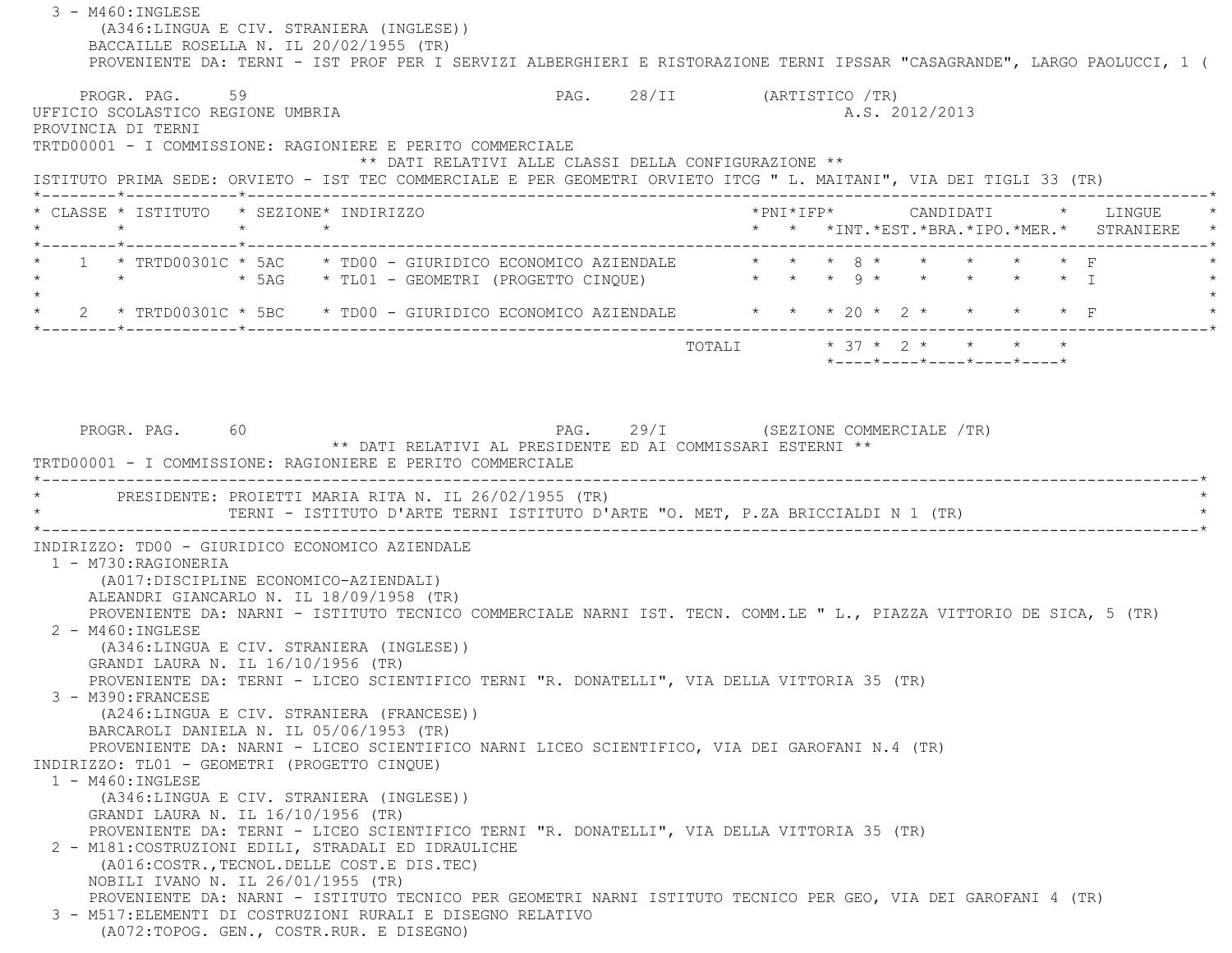3 - M460:INGLESE
(A346:LINGUA E CIV. STRANIERA (INGLESE))
BACCAILLE ROSELLA N. IL 20/02/1955 (TR)
PROVENIENTE DA: TERNI - IST PROF PER I SERVIZI ALBERGHIERI E RISTORAZIONE TERNI IPSSAR "CASAGRANDE", LARGO PAOLUCCI, 1 (

PROGR. PAG. 59 PAG. 28/II (ARTISTICO /TR)

UFFICIO SCOLASTICO REGIONE UMBRIA A.S. 2012/2013

PROVINCIA DI TERNI

TRTD00001 - I COMMISSIONE: RAGIONIERE E PERITO COMMERCIALE

** DATI RELATIVI ALLE CLASSI DELLA CONFIGURAZIONE **

ISTITUTO PRIMA SEDE: ORVIETO - IST TEC COMMERCIALE E PER GEOMETRI ORVIETO ITCG " L. MAITANI", VIA DEI TIGLI 33 (TR)

| CLASSE | ISTITUTO | SEZIONE | INDIRIZZO | PNI | IFP | CANDIDATI INT. | EST. | BRA. | IPO. | MER. | LINGUE STRANIERE |
|---|---|---|---|---|---|---|---|---|---|---|---|
| 1 | TRTD00301C | 5AC | TD00 - GIURIDICO ECONOMICO AZIENDALE | | | 8 | | | | | F |
| | | 5AG | TL01 - GEOMETRI (PROGETTO CINQUE) | | | 9 | | | | | I |
| 2 | TRTD00301C | 5BC | TD00 - GIURIDICO ECONOMICO AZIENDALE | | | 20 | 2 | | | | F |
| | | | TOTALI | | | 37 | 2 | | | | |

PROGR. PAG. 60 PAG. 29/I (SEZIONE COMMERCIALE /TR)

** DATI RELATIVI AL PRESIDENTE ED AI COMMISSARI ESTERNI **

TRTD00001 - I COMMISSIONE: RAGIONIERE E PERITO COMMERCIALE

PRESIDENTE: PROIETTI MARIA RITA N. IL 26/02/1955 (TR)
TERNI - ISTITUTO D'ARTE TERNI ISTITUTO D'ARTE "O. MET, P.ZA BRICCIALDI N 1 (TR)

INDIRIZZO: TD00 - GIURIDICO ECONOMICO AZIENDALE

1 - M730:RAGIONERIA
(A017:DISCIPLINE ECONOMICO-AZIENDALI)
ALEANDRI GIANCARLO N. IL 18/09/1958 (TR)
PROVENIENTE DA: NARNI - ISTITUTO TECNICO COMMERCIALE NARNI IST. TECN. COMM.LE " L., PIAZZA VITTORIO DE SICA, 5 (TR)

2 - M460:INGLESE
(A346:LINGUA E CIV. STRANIERA (INGLESE))
GRANDI LAURA N. IL 16/10/1956 (TR)
PROVENIENTE DA: TERNI - LICEO SCIENTIFICO TERNI "R. DONATELLI", VIA DELLA VITTORIA 35 (TR)

3 - M390:FRANCESE
(A246:LINGUA E CIV. STRANIERA (FRANCESE))
BARCAROLI DANIELA N. IL 05/06/1953 (TR)
PROVENIENTE DA: NARNI - LICEO SCIENTIFICO NARNI LICEO SCIENTIFICO, VIA DEI GAROFANI N.4 (TR)

INDIRIZZO: TL01 - GEOMETRI (PROGETTO CINQUE)

1 - M460:INGLESE
(A346:LINGUA E CIV. STRANIERA (INGLESE))
GRANDI LAURA N. IL 16/10/1956 (TR)
PROVENIENTE DA: TERNI - LICEO SCIENTIFICO TERNI "R. DONATELLI", VIA DELLA VITTORIA 35 (TR)

2 - M181:COSTRUZIONI EDILI, STRADALI ED IDRAULICHE
(A016:COSTR.,TECNOL.DELLE COST.E DIS.TEC)
NOBILI IVANO N. IL 26/01/1955 (TR)
PROVENIENTE DA: NARNI - ISTITUTO TECNICO PER GEOMETRI NARNI ISTITUTO TECNICO PER GEO, VIA DEI GAROFANI 4 (TR)

3 - M517:ELEMENTI DI COSTRUZIONI RURALI E DISEGNO RELATIVO
(A072:TOPOG. GEN., COSTR.RUR. E DISEGNO)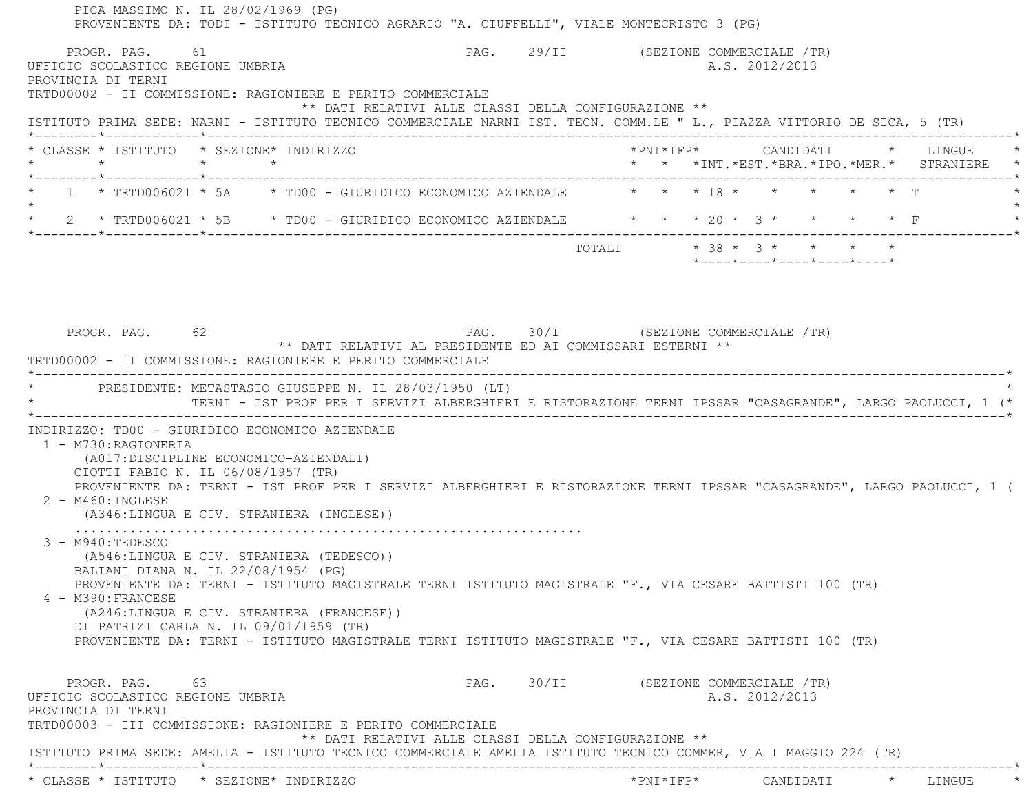PICA MASSIMO N. IL 28/02/1969 (PG)
PROVENIENTE DA: TODI - ISTITUTO TECNICO AGRARIO "A. CIUFFELLI", VIALE MONTECRISTO 3 (PG)

PROGR. PAG. 61 PAG. 29/II (SEZIONE COMMERCIALE /TR)
UFFICIO SCOLASTICO REGIONE UMBRIA A.S. 2012/2013
PROVINCIA DI TERNI
TRTD00002 - II COMMISSIONE: RAGIONIERE E PERITO COMMERCIALE

** DATI RELATIVI ALLE CLASSI DELLA CONFIGURAZIONE **

ISTITUTO PRIMA SEDE: NARNI - ISTITUTO TECNICO COMMERCIALE NARNI IST. TECN. COMM.LE " L., PIAZZA VITTORIO DE SICA, 5 (TR)

| CLASSE | ISTITUTO | SEZIONE | INDIRIZZO | PNI | IFP | CANDIDATI INT. | EST. | BRA. | IPO. | MER. | LINGUE STRANIERE |
|---|---|---|---|---|---|---|---|---|---|---|---|
| 1 | TRTD006021 | 5A | TD00 - GIURIDICO ECONOMICO AZIENDALE | | | 18 | | | | | T |
| 2 | TRTD006021 | 5B | TD00 - GIURIDICO ECONOMICO AZIENDALE | | | 20 | 3 | | | | F |
| | | | TOTALI | | | 38 | 3 | | | | |

PROGR. PAG. 62 PAG. 30/I (SEZIONE COMMERCIALE /TR)

** DATI RELATIVI AL PRESIDENTE ED AI COMMISSARI ESTERNI **

TRTD00002 - II COMMISSIONE: RAGIONIERE E PERITO COMMERCIALE

PRESIDENTE: METASTASIO GIUSEPPE N. IL 28/03/1950 (LT)
TERNI - IST PROF PER I SERVIZI ALBERGHIERI E RISTORAZIONE TERNI IPSSAR "CASAGRANDE", LARGO PAOLUCCI, 1 (

INDIRIZZO: TD00 - GIURIDICO ECONOMICO AZIENDALE

1 - M730:RAGIONERIA
(A017:DISCIPLINE ECONOMICO-AZIENDALI)
CIOTTI FABIO N. IL 06/08/1957 (TR)
PROVENIENTE DA: TERNI - IST PROF PER I SERVIZI ALBERGHIERI E RISTORAZIONE TERNI IPSSAR "CASAGRANDE", LARGO PAOLUCCI, 1 (

2 - M460:INGLESE
(A346:LINGUA E CIV. STRANIERA (INGLESE))
..............................................................

3 - M940:TEDESCO
(A546:LINGUA E CIV. STRANIERA (TEDESCO))
BALIANI DIANA N. IL 22/08/1954 (PG)
PROVENIENTE DA: TERNI - ISTITUTO MAGISTRALE TERNI ISTITUTO MAGISTRALE "F., VIA CESARE BATTISTI 100 (TR)

4 - M390:FRANCESE
(A246:LINGUA E CIV. STRANIERA (FRANCESE))
DI PATRIZI CARLA N. IL 09/01/1959 (TR)
PROVENIENTE DA: TERNI - ISTITUTO MAGISTRALE TERNI ISTITUTO MAGISTRALE "F., VIA CESARE BATTISTI 100 (TR)

PROGR. PAG. 63 PAG. 30/II (SEZIONE COMMERCIALE /TR)
UFFICIO SCOLASTICO REGIONE UMBRIA A.S. 2012/2013
PROVINCIA DI TERNI
TRTD00003 - III COMMISSIONE: RAGIONIERE E PERITO COMMERCIALE

** DATI RELATIVI ALLE CLASSI DELLA CONFIGURAZIONE **

ISTITUTO PRIMA SEDE: AMELIA - ISTITUTO TECNICO COMMERCIALE AMELIA ISTITUTO TECNICO COMMER, VIA I MAGGIO 224 (TR)

| CLASSE | ISTITUTO | SEZIONE | INDIRIZZO | PNI | IFP | CANDIDATI | LINGUE |
|---|---|---|---|---|---|---|---|